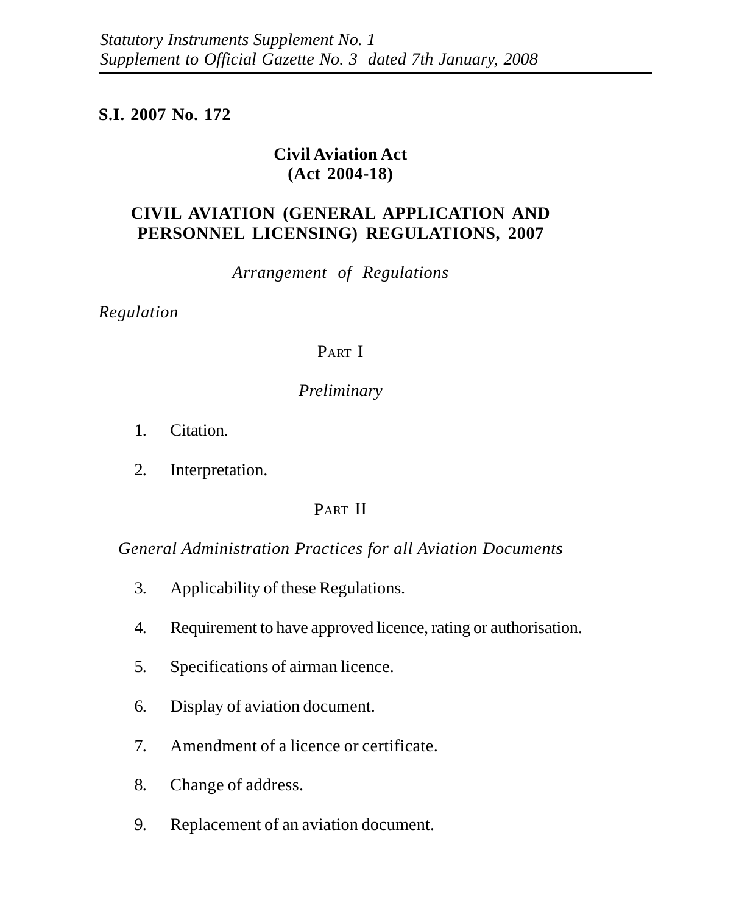*Statutory Instruments Supplement No. 1*
*Supplement to Official Gazette No. 3 dated 7th January, 2008*

**S.I. 2007 No. 172**

**Civil Aviation Act**
**(Act 2004-18)**

# CIVIL AVIATION (GENERAL APPLICATION AND PERSONNEL LICENSING) REGULATIONS, 2007

*Arrangement of Regulations*

*Regulation*

## PART I

*Preliminary*

1. Citation.

2. Interpretation.

## PART II

*General Administration Practices for all Aviation Documents*

3. Applicability of these Regulations.

4. Requirement to have approved licence, rating or authorisation.

5. Specifications of airman licence.

6. Display of aviation document.

7. Amendment of a licence or certificate.

8. Change of address.

9. Replacement of an aviation document.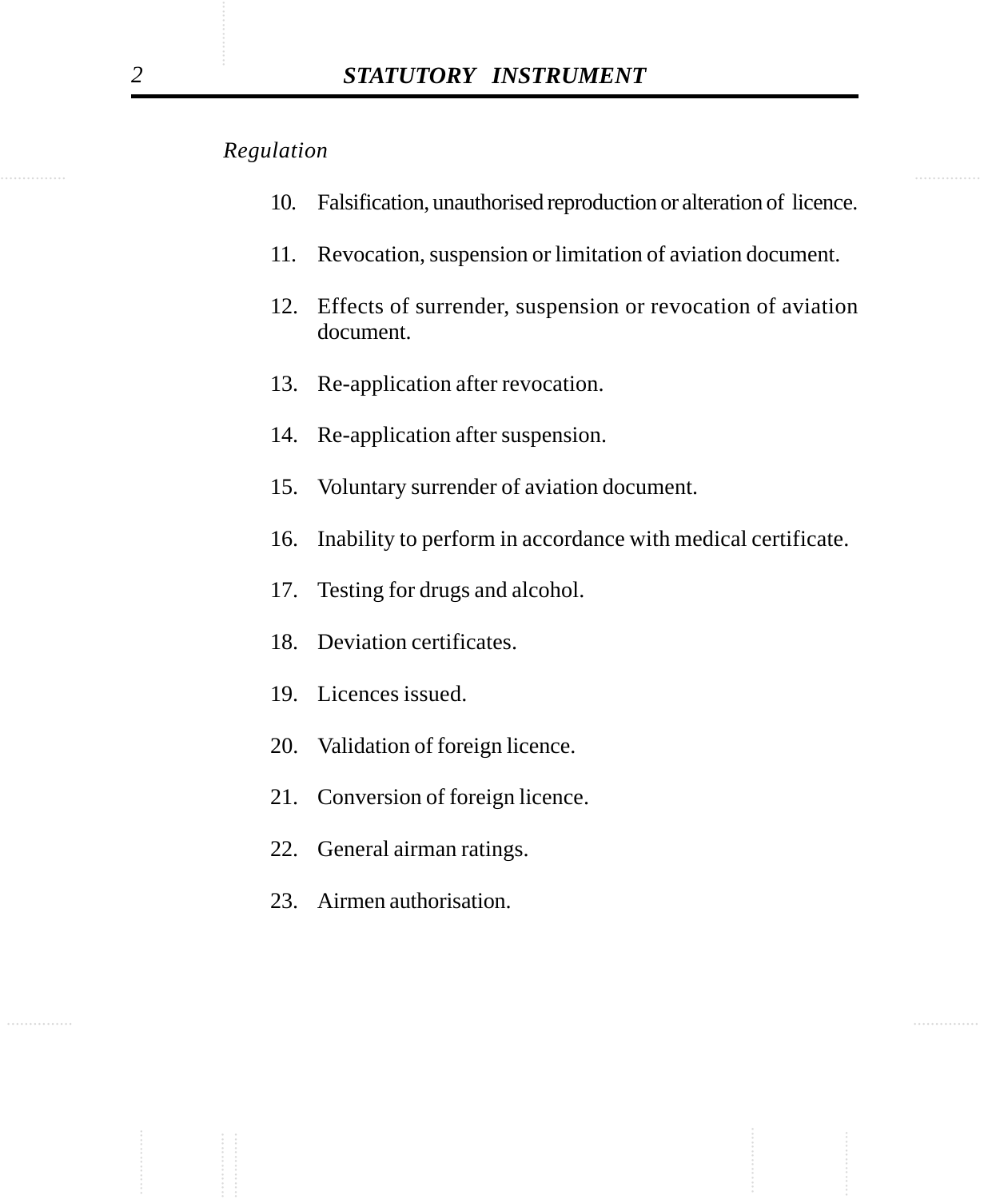*Regulation*

10. Falsification, unauthorised reproduction or alteration of licence.

11. Revocation, suspension or limitation of aviation document.

12. Effects of surrender, suspension or revocation of aviation document.

13. Re-application after revocation.

14. Re-application after suspension.

15. Voluntary surrender of aviation document.

16. Inability to perform in accordance with medical certificate.

17. Testing for drugs and alcohol.

18. Deviation certificates.

19. Licences issued.

20. Validation of foreign licence.

21. Conversion of foreign licence.

22. General airman ratings.

23. Airmen authorisation.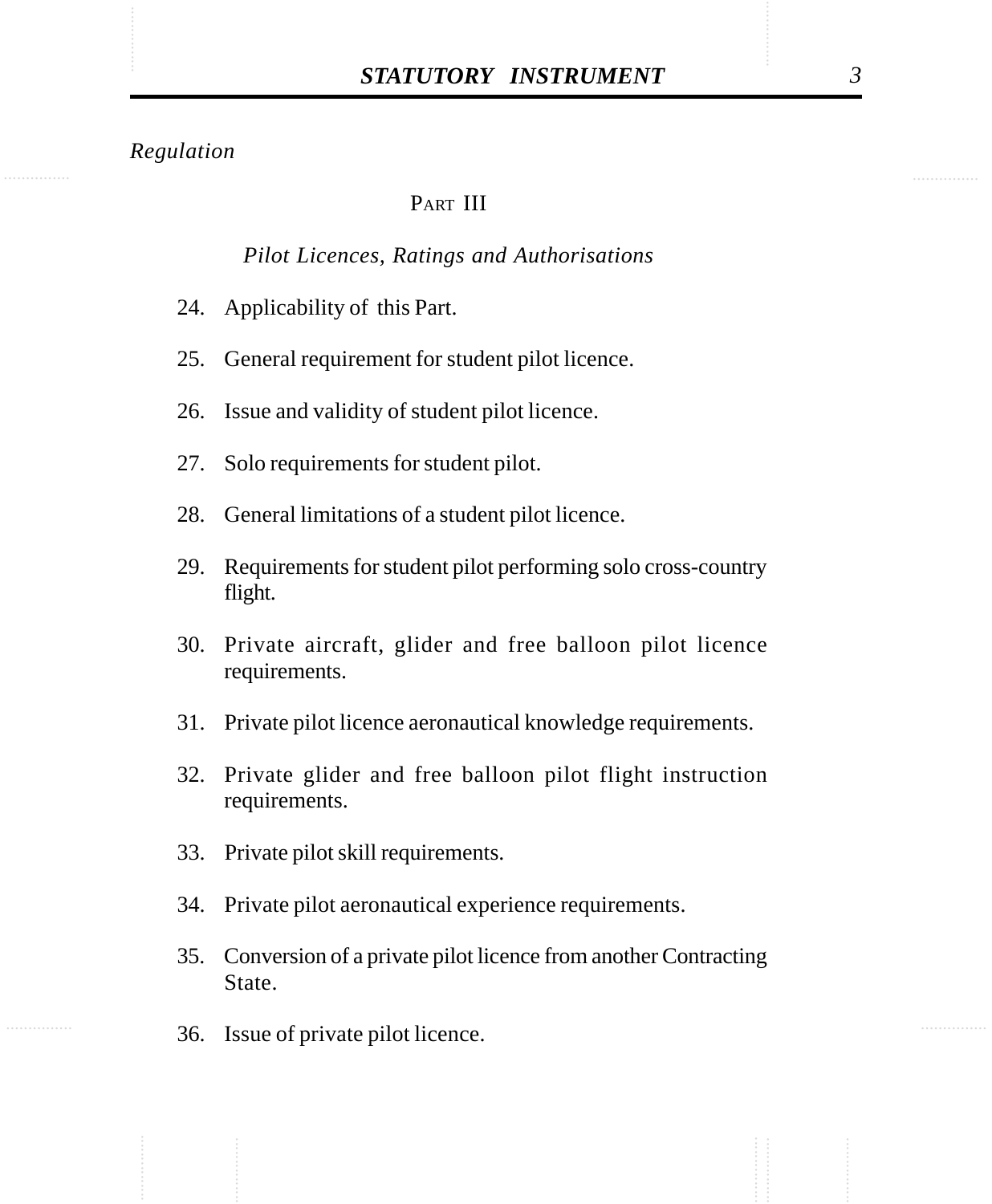*Regulation*

## PART III

### *Pilot Licences, Ratings and Authorisations*

24. Applicability of this Part.
25. General requirement for student pilot licence.
26. Issue and validity of student pilot licence.
27. Solo requirements for student pilot.
28. General limitations of a student pilot licence.
29. Requirements for student pilot performing solo cross-country flight.
30. Private aircraft, glider and free balloon pilot licence requirements.
31. Private pilot licence aeronautical knowledge requirements.
32. Private glider and free balloon pilot flight instruction requirements.
33. Private pilot skill requirements.
34. Private pilot aeronautical experience requirements.
35. Conversion of a private pilot licence from another Contracting State.
36. Issue of private pilot licence.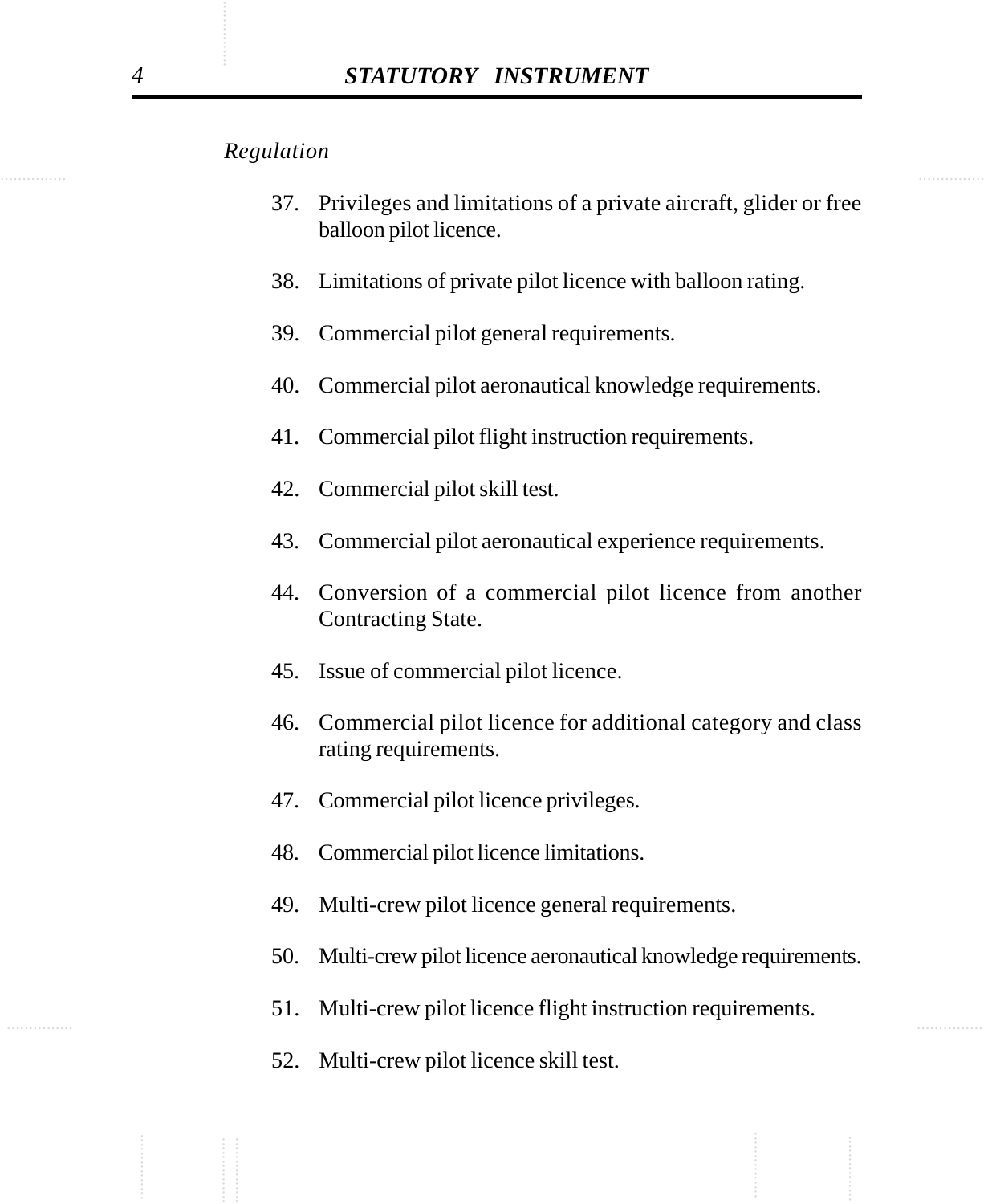*Regulation*

37. Privileges and limitations of a private aircraft, glider or free balloon pilot licence.

38. Limitations of private pilot licence with balloon rating.

39. Commercial pilot general requirements.

40. Commercial pilot aeronautical knowledge requirements.

41. Commercial pilot flight instruction requirements.

42. Commercial pilot skill test.

43. Commercial pilot aeronautical experience requirements.

44. Conversion of a commercial pilot licence from another Contracting State.

45. Issue of commercial pilot licence.

46. Commercial pilot licence for additional category and class rating requirements.

47. Commercial pilot licence privileges.

48. Commercial pilot licence limitations.

49. Multi-crew pilot licence general requirements.

50. Multi-crew pilot licence aeronautical knowledge requirements.

51. Multi-crew pilot licence flight instruction requirements.

52. Multi-crew pilot licence skill test.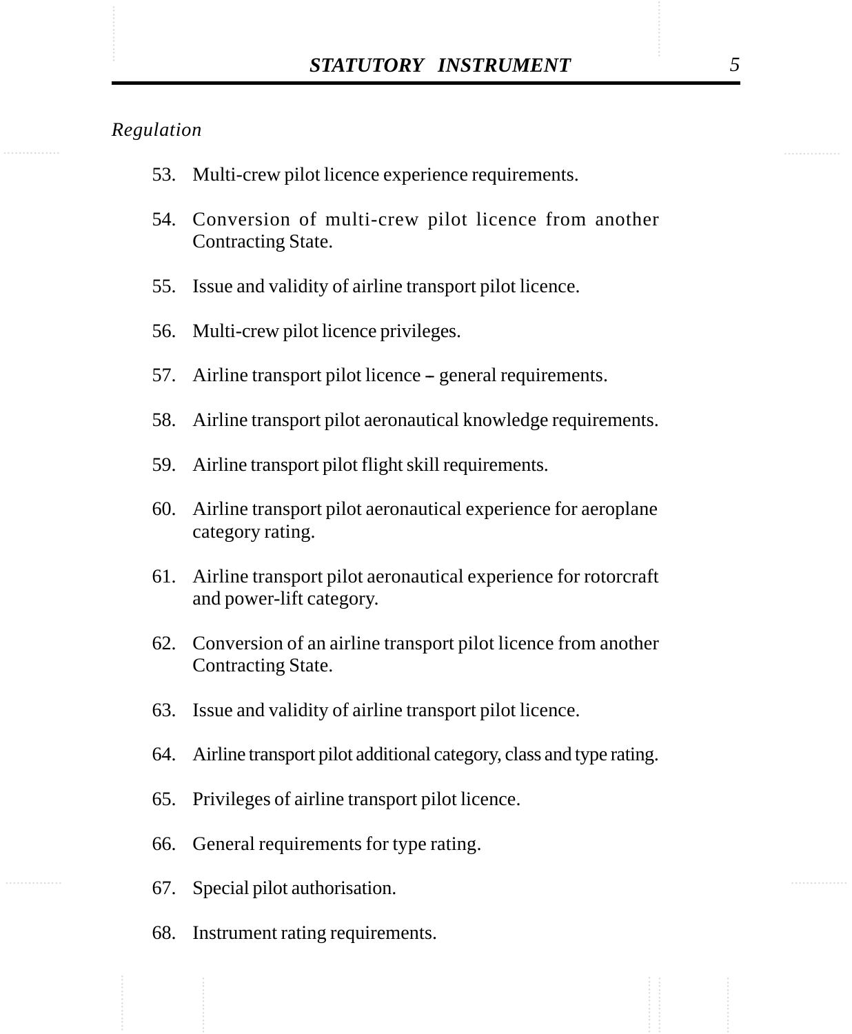*Regulation*

53. Multi-crew pilot licence experience requirements.

54. Conversion of multi-crew pilot licence from another Contracting State.

55. Issue and validity of airline transport pilot licence.

56. Multi-crew pilot licence privileges.

57. Airline transport pilot licence – general requirements.

58. Airline transport pilot aeronautical knowledge requirements.

59. Airline transport pilot flight skill requirements.

60. Airline transport pilot aeronautical experience for aeroplane category rating.

61. Airline transport pilot aeronautical experience for rotorcraft and power-lift category.

62. Conversion of an airline transport pilot licence from another Contracting State.

63. Issue and validity of airline transport pilot licence.

64. Airline transport pilot additional category, class and type rating.

65. Privileges of airline transport pilot licence.

66. General requirements for type rating.

67. Special pilot authorisation.

68. Instrument rating requirements.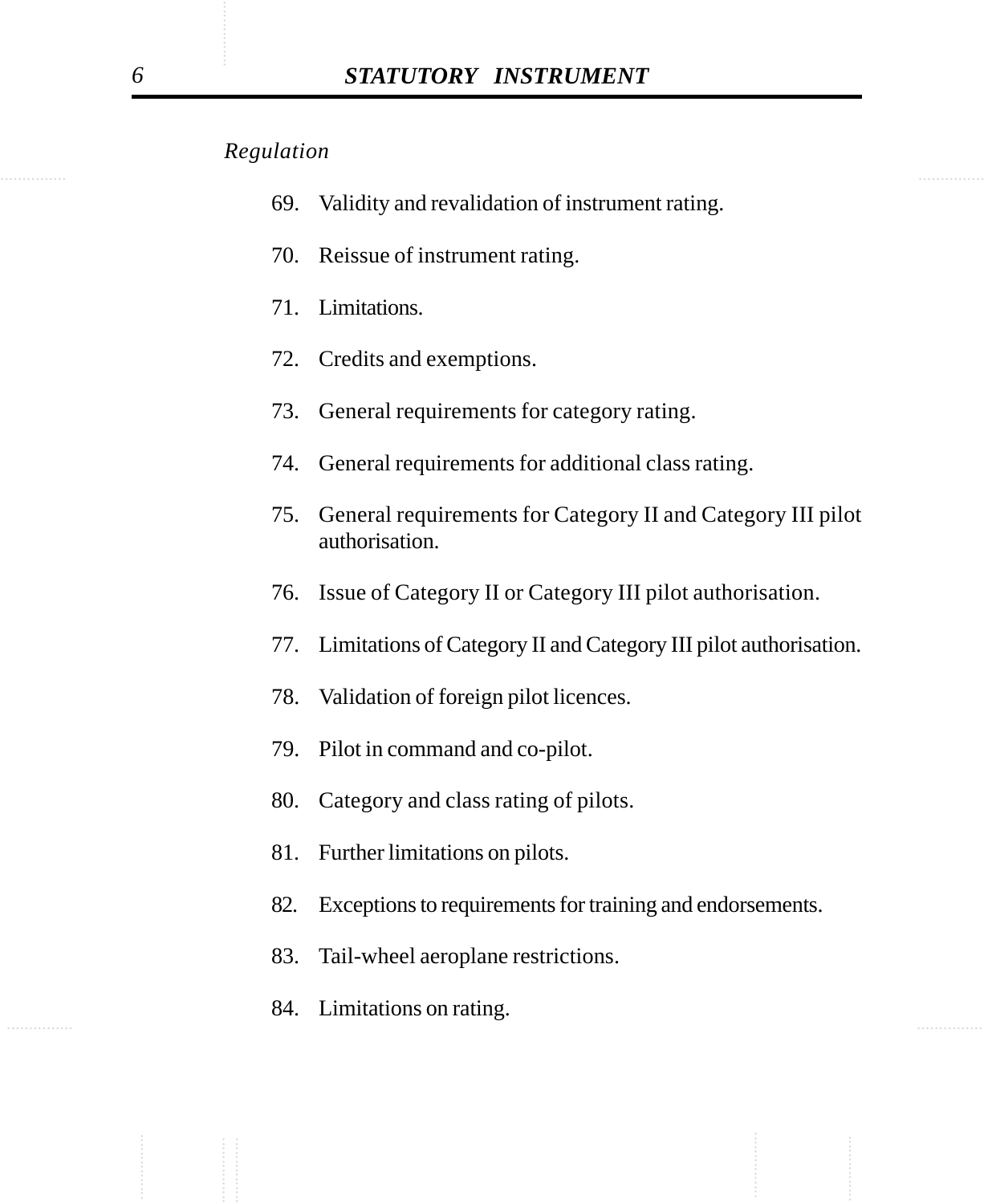*Regulation*

69. Validity and revalidation of instrument rating.

70. Reissue of instrument rating.

71. Limitations.

72. Credits and exemptions.

73. General requirements for category rating.

74. General requirements for additional class rating.

75. General requirements for Category II and Category III pilot authorisation.

76. Issue of Category II or Category III pilot authorisation.

77. Limitations of Category II and Category III pilot authorisation.

78. Validation of foreign pilot licences.

79. Pilot in command and co-pilot.

80. Category and class rating of pilots.

81. Further limitations on pilots.

82. Exceptions to requirements for training and endorsements.

83. Tail-wheel aeroplane restrictions.

84. Limitations on rating.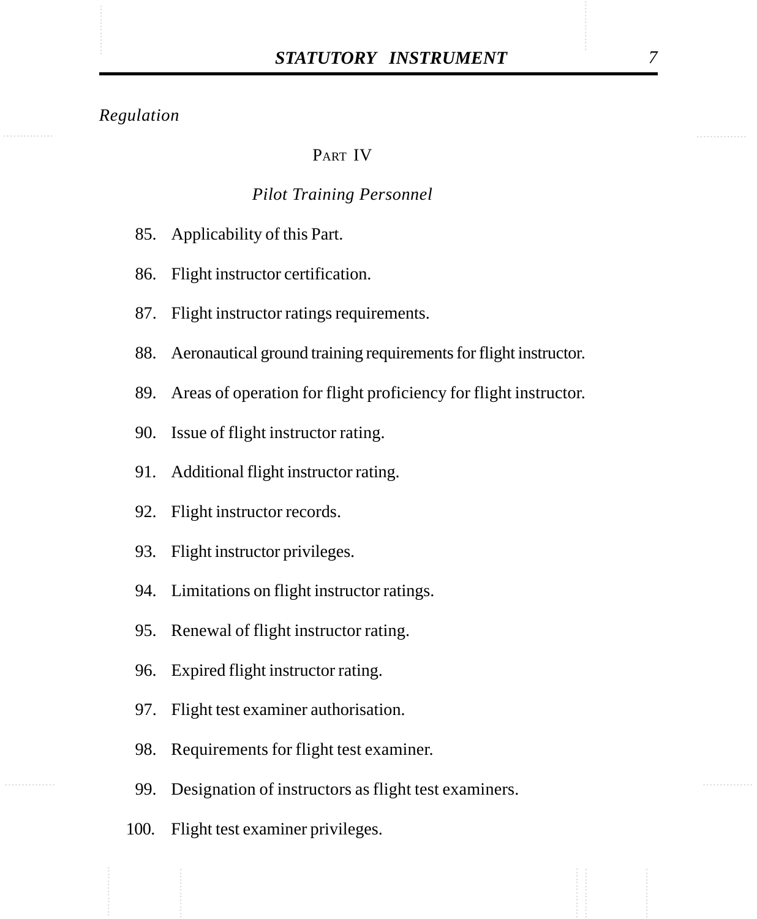*Regulation*

PART IV

*Pilot Training Personnel*

85. Applicability of this Part.
86. Flight instructor certification.
87. Flight instructor ratings requirements.
88. Aeronautical ground training requirements for flight instructor.
89. Areas of operation for flight proficiency for flight instructor.
90. Issue of flight instructor rating.
91. Additional flight instructor rating.
92. Flight instructor records.
93. Flight instructor privileges.
94. Limitations on flight instructor ratings.
95. Renewal of flight instructor rating.
96. Expired flight instructor rating.
97. Flight test examiner authorisation.
98. Requirements for flight test examiner.
99. Designation of instructors as flight test examiners.
100. Flight test examiner privileges.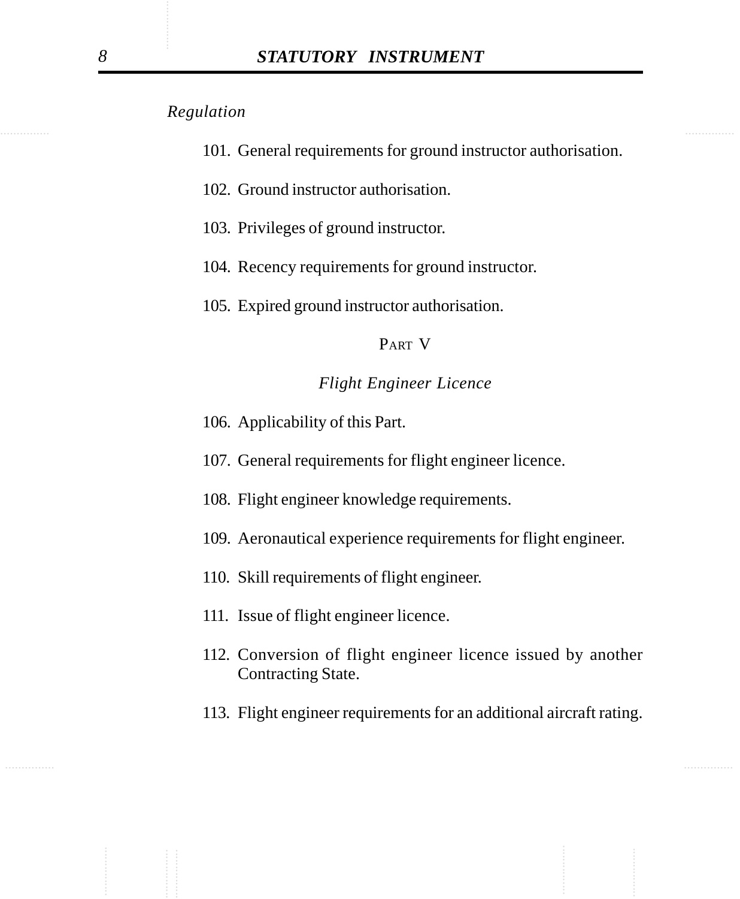*Regulation*

101. General requirements for ground instructor authorisation.

102. Ground instructor authorisation.

103. Privileges of ground instructor.

104. Recency requirements for ground instructor.

105. Expired ground instructor authorisation.

PART V

*Flight Engineer Licence*

106. Applicability of this Part.

107. General requirements for flight engineer licence.

108. Flight engineer knowledge requirements.

109. Aeronautical experience requirements for flight engineer.

110. Skill requirements of flight engineer.

111. Issue of flight engineer licence.

112. Conversion of flight engineer licence issued by another Contracting State.

113. Flight engineer requirements for an additional aircraft rating.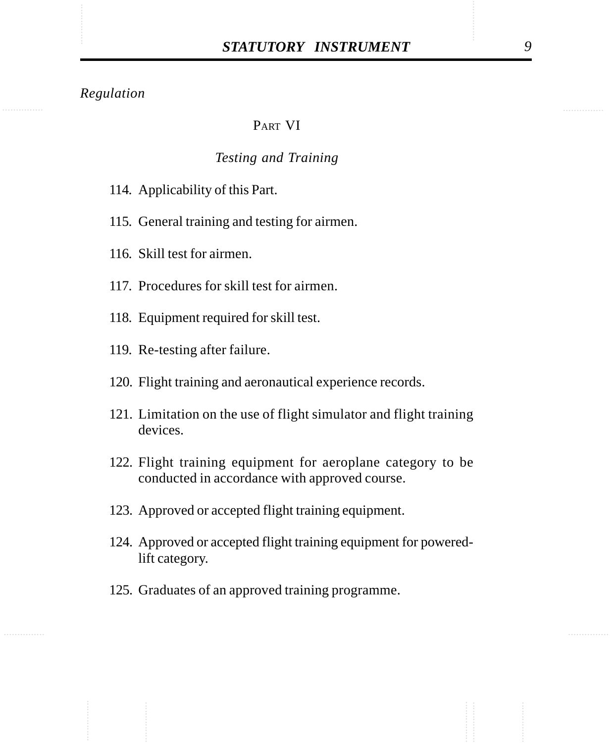*Regulation*

PART VI

*Testing and Training*

114. Applicability of this Part.

115. General training and testing for airmen.

116. Skill test for airmen.

117. Procedures for skill test for airmen.

118. Equipment required for skill test.

119. Re-testing after failure.

120. Flight training and aeronautical experience records.

121. Limitation on the use of flight simulator and flight training devices.

122. Flight training equipment for aeroplane category to be conducted in accordance with approved course.

123. Approved or accepted flight training equipment.

124. Approved or accepted flight training equipment for powered-lift category.

125. Graduates of an approved training programme.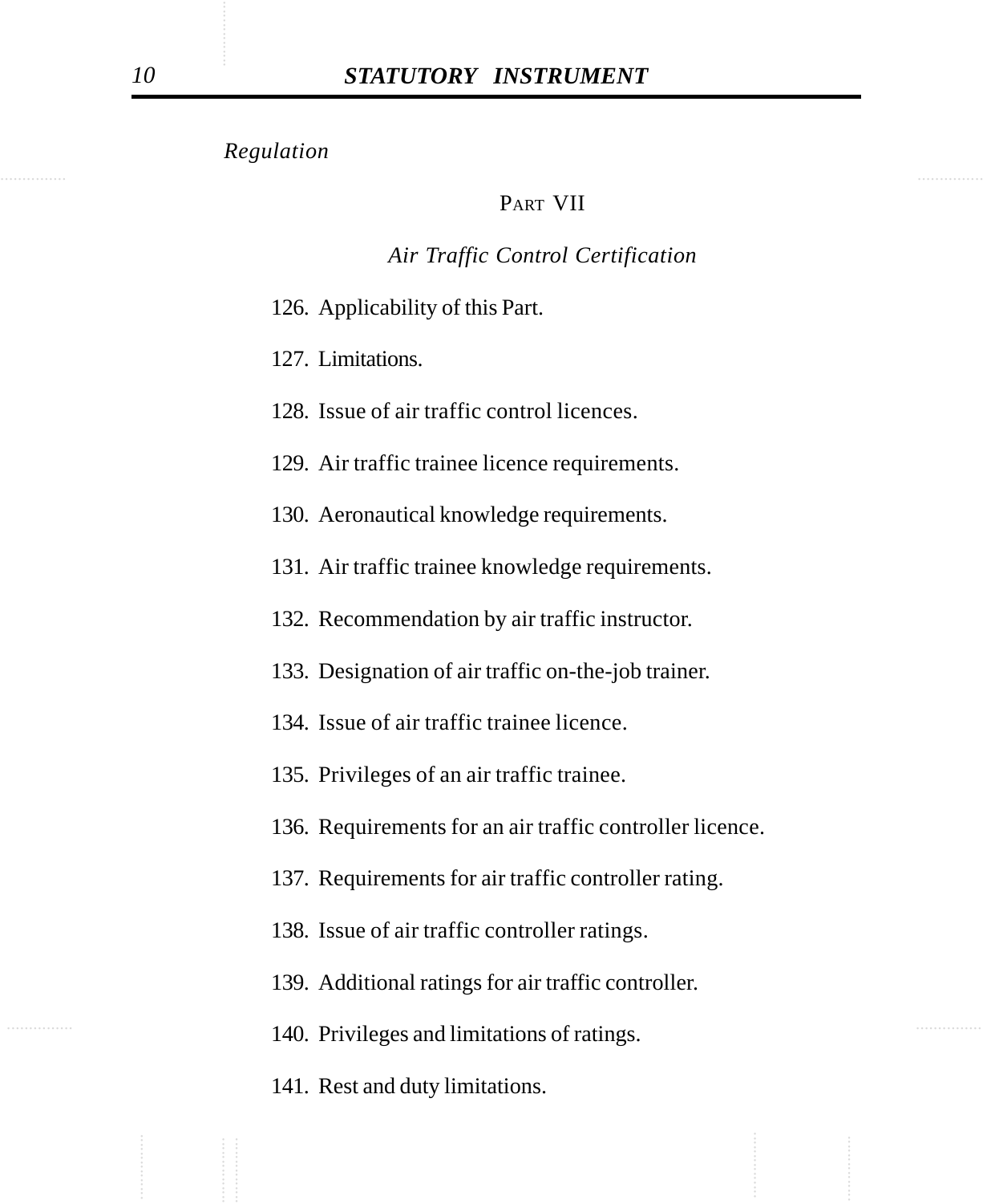*Regulation*

## PART VII

### *Air Traffic Control Certification*

126. Applicability of this Part.

127. Limitations.

128. Issue of air traffic control licences.

129. Air traffic trainee licence requirements.

130. Aeronautical knowledge requirements.

131. Air traffic trainee knowledge requirements.

132. Recommendation by air traffic instructor.

133. Designation of air traffic on-the-job trainer.

134. Issue of air traffic trainee licence.

135. Privileges of an air traffic trainee.

136. Requirements for an air traffic controller licence.

137. Requirements for air traffic controller rating.

138. Issue of air traffic controller ratings.

139. Additional ratings for air traffic controller.

140. Privileges and limitations of ratings.

141. Rest and duty limitations.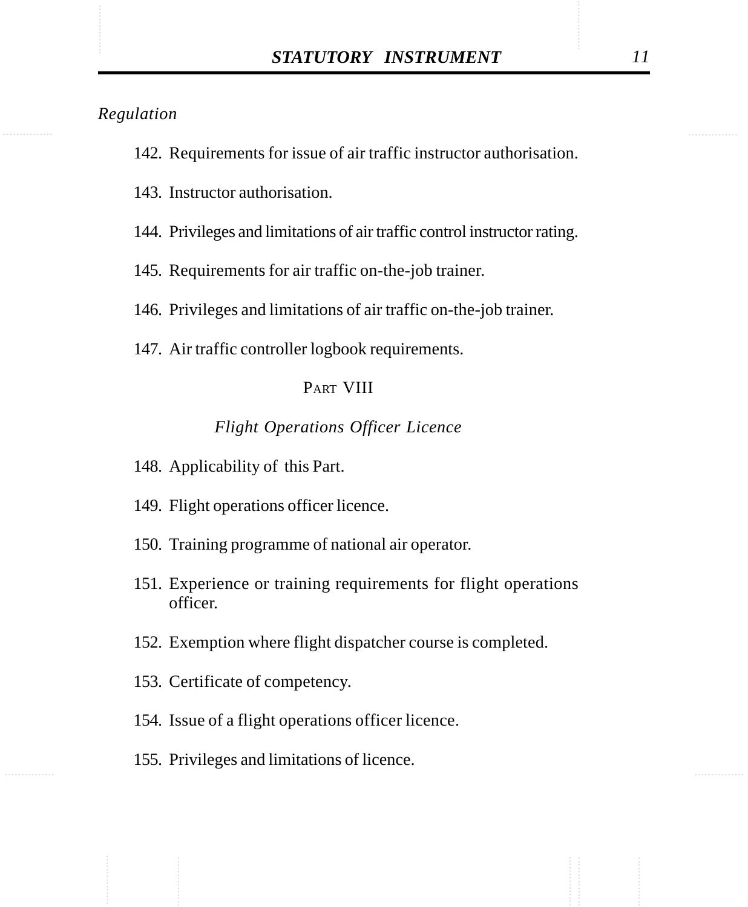*Regulation*

142. Requirements for issue of air traffic instructor authorisation.

143. Instructor authorisation.

144. Privileges and limitations of air traffic control instructor rating.

145. Requirements for air traffic on-the-job trainer.

146. Privileges and limitations of air traffic on-the-job trainer.

147. Air traffic controller logbook requirements.

PART VIII

*Flight Operations Officer Licence*

148. Applicability of this Part.

149. Flight operations officer licence.

150. Training programme of national air operator.

151. Experience or training requirements for flight operations officer.

152. Exemption where flight dispatcher course is completed.

153. Certificate of competency.

154. Issue of a flight operations officer licence.

155. Privileges and limitations of licence.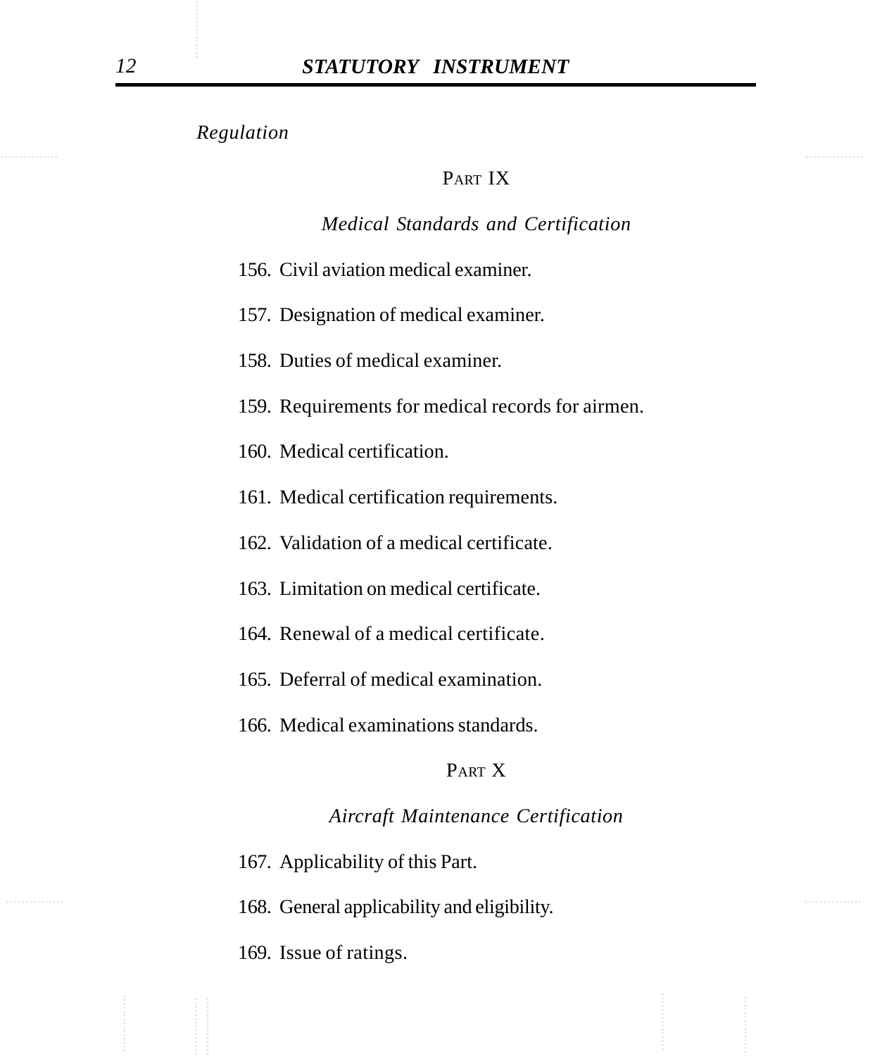*Regulation*

## PART IX

### *Medical Standards and Certification*

156. Civil aviation medical examiner.

157. Designation of medical examiner.

158. Duties of medical examiner.

159. Requirements for medical records for airmen.

160. Medical certification.

161. Medical certification requirements.

162. Validation of a medical certificate.

163. Limitation on medical certificate.

164. Renewal of a medical certificate.

165. Deferral of medical examination.

166. Medical examinations standards.

## PART X

### *Aircraft Maintenance Certification*

167. Applicability of this Part.

168. General applicability and eligibility.

169. Issue of ratings.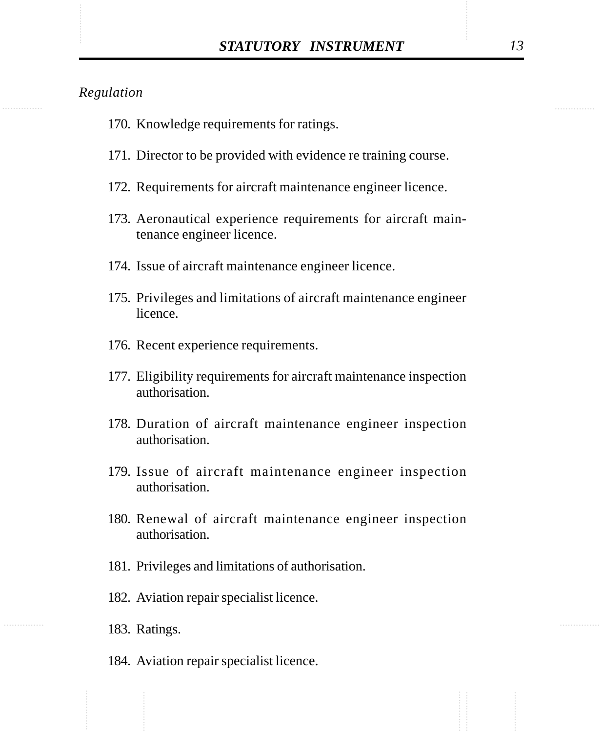*Regulation*

170. Knowledge requirements for ratings.

171. Director to be provided with evidence re training course.

172. Requirements for aircraft maintenance engineer licence.

173. Aeronautical experience requirements for aircraft maintenance engineer licence.

174. Issue of aircraft maintenance engineer licence.

175. Privileges and limitations of aircraft maintenance engineer licence.

176. Recent experience requirements.

177. Eligibility requirements for aircraft maintenance inspection authorisation.

178. Duration of aircraft maintenance engineer inspection authorisation.

179. Issue of aircraft maintenance engineer inspection authorisation.

180. Renewal of aircraft maintenance engineer inspection authorisation.

181. Privileges and limitations of authorisation.

182. Aviation repair specialist licence.

183. Ratings.

184. Aviation repair specialist licence.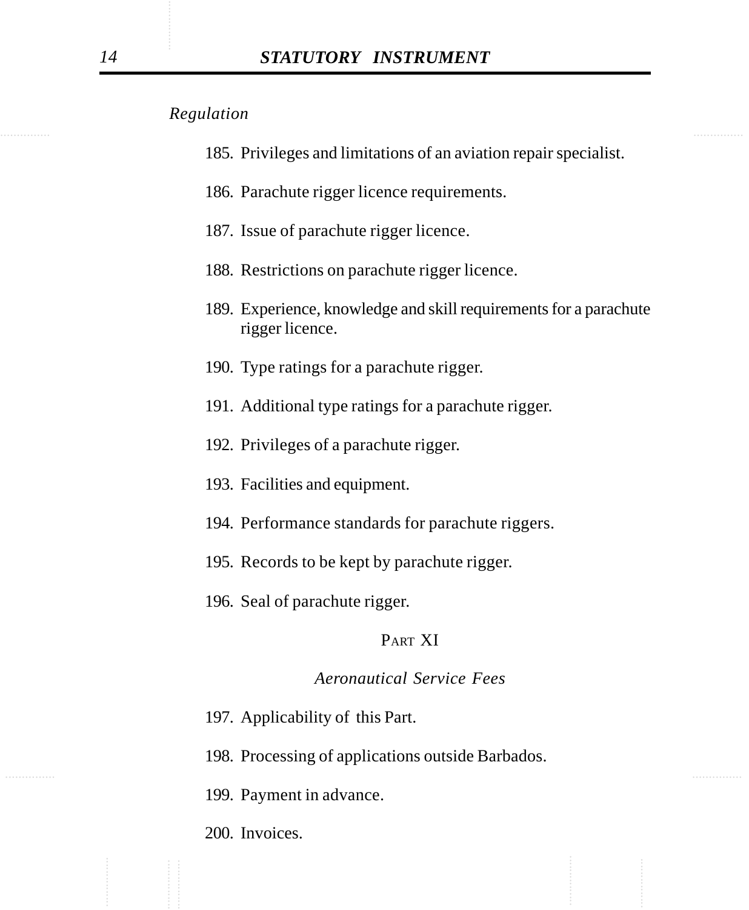*Regulation*

185. Privileges and limitations of an aviation repair specialist.

186. Parachute rigger licence requirements.

187. Issue of parachute rigger licence.

188. Restrictions on parachute rigger licence.

189. Experience, knowledge and skill requirements for a parachute rigger licence.

190. Type ratings for a parachute rigger.

191. Additional type ratings for a parachute rigger.

192. Privileges of a parachute rigger.

193. Facilities and equipment.

194. Performance standards for parachute riggers.

195. Records to be kept by parachute rigger.

196. Seal of parachute rigger.

## PART XI

### *Aeronautical Service Fees*

197. Applicability of this Part.

198. Processing of applications outside Barbados.

199. Payment in advance.

200. Invoices.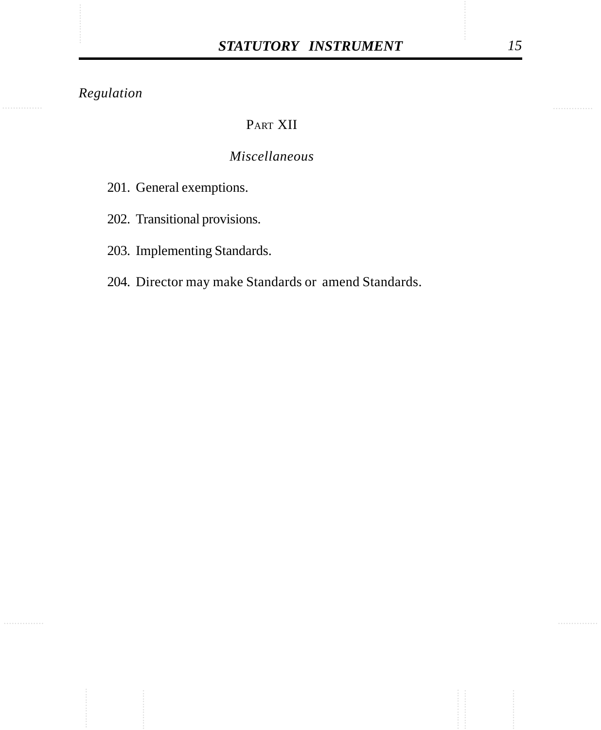*Regulation*

## PART XII

### *Miscellaneous*

201. General exemptions.

202. Transitional provisions.

203. Implementing Standards.

204. Director may make Standards or amend Standards.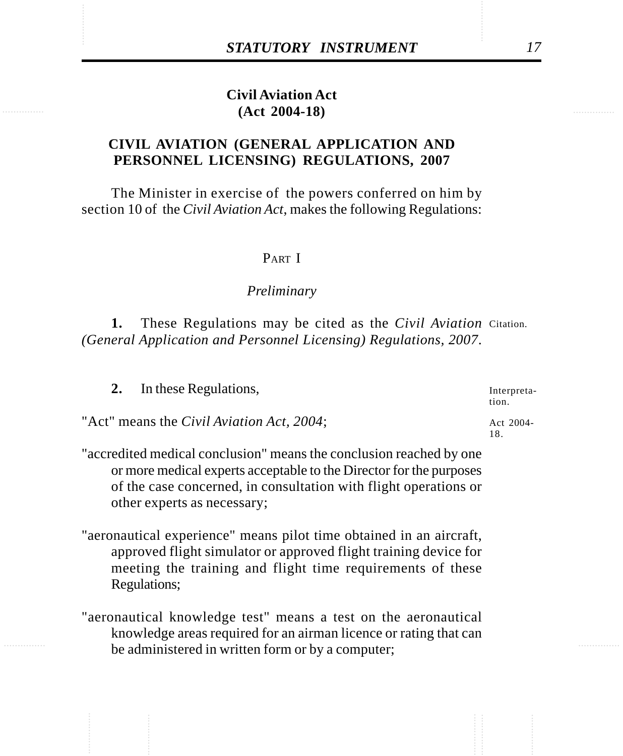**Civil Aviation Act**
**(Act 2004-18)**

## CIVIL AVIATION (GENERAL APPLICATION AND PERSONNEL LICENSING) REGULATIONS, 2007

The Minister in exercise of the powers conferred on him by section 10 of the *Civil Aviation Act*, makes the following Regulations:

### PART I

#### *Preliminary*

Citation.

**1.** These Regulations may be cited as the *Civil Aviation (General Application and Personnel Licensing) Regulations, 2007*.

Interpretation.

**2.** In these Regulations,

Act 2004-18.

"Act" means the *Civil Aviation Act, 2004*;

"accredited medical conclusion" means the conclusion reached by one or more medical experts acceptable to the Director for the purposes of the case concerned, in consultation with flight operations or other experts as necessary;

"aeronautical experience" means pilot time obtained in an aircraft, approved flight simulator or approved flight training device for meeting the training and flight time requirements of these Regulations;

"aeronautical knowledge test" means a test on the aeronautical knowledge areas required for an airman licence or rating that can be administered in written form or by a computer;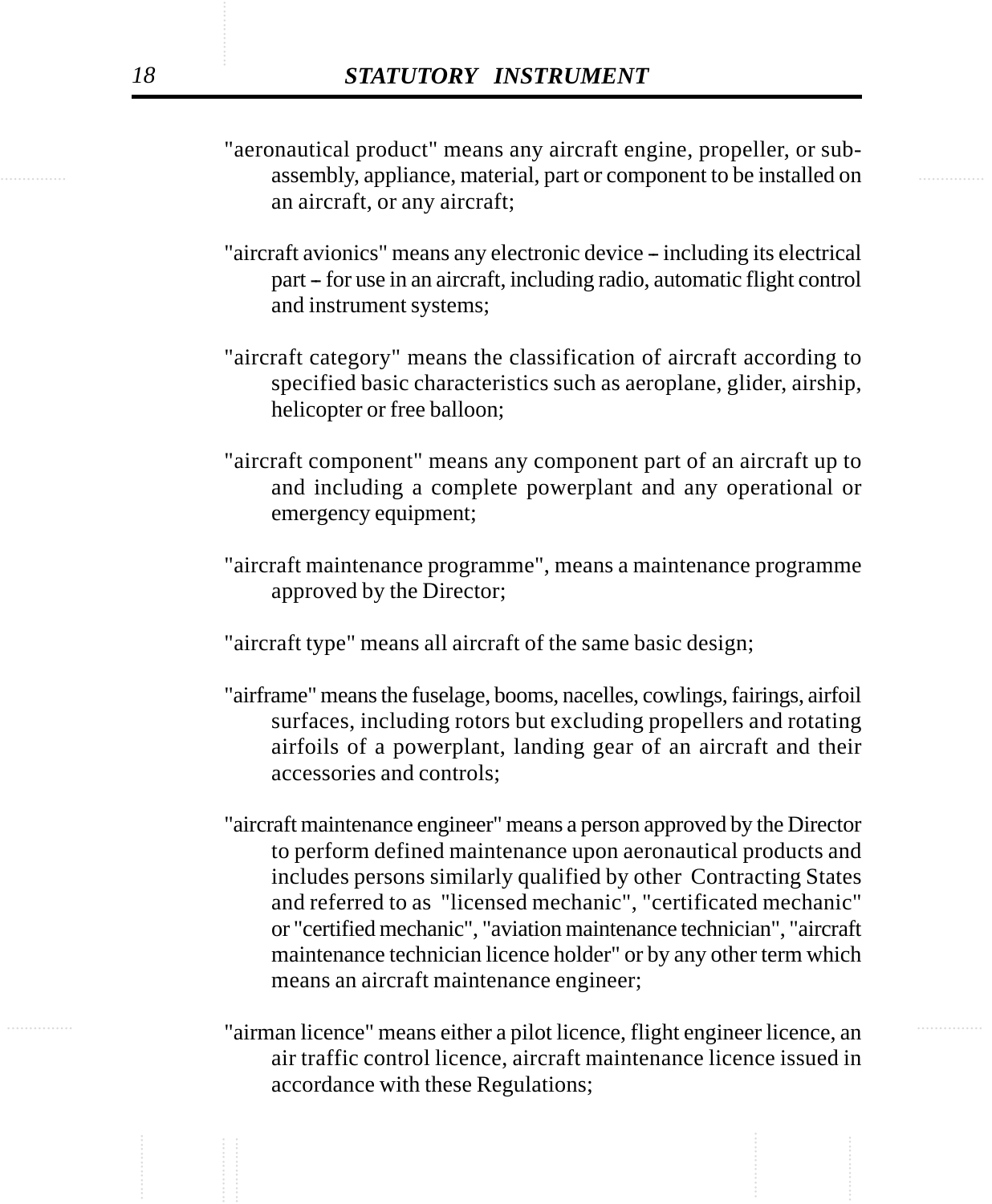"aeronautical product" means any aircraft engine, propeller, or sub-assembly, appliance, material, part or component to be installed on an aircraft, or any aircraft;

"aircraft avionics" means any electronic device – including its electrical part – for use in an aircraft, including radio, automatic flight control and instrument systems;

"aircraft category" means the classification of aircraft according to specified basic characteristics such as aeroplane, glider, airship, helicopter or free balloon;

"aircraft component" means any component part of an aircraft up to and including a complete powerplant and any operational or emergency equipment;

"aircraft maintenance programme", means a maintenance programme approved by the Director;

"aircraft type" means all aircraft of the same basic design;

"airframe" means the fuselage, booms, nacelles, cowlings, fairings, airfoil surfaces, including rotors but excluding propellers and rotating airfoils of a powerplant, landing gear of an aircraft and their accessories and controls;

"aircraft maintenance engineer" means a person approved by the Director to perform defined maintenance upon aeronautical products and includes persons similarly qualified by other Contracting States and referred to as "licensed mechanic", "certificated mechanic" or "certified mechanic", "aviation maintenance technician", "aircraft maintenance technician licence holder" or by any other term which means an aircraft maintenance engineer;

"airman licence" means either a pilot licence, flight engineer licence, an air traffic control licence, aircraft maintenance licence issued in accordance with these Regulations;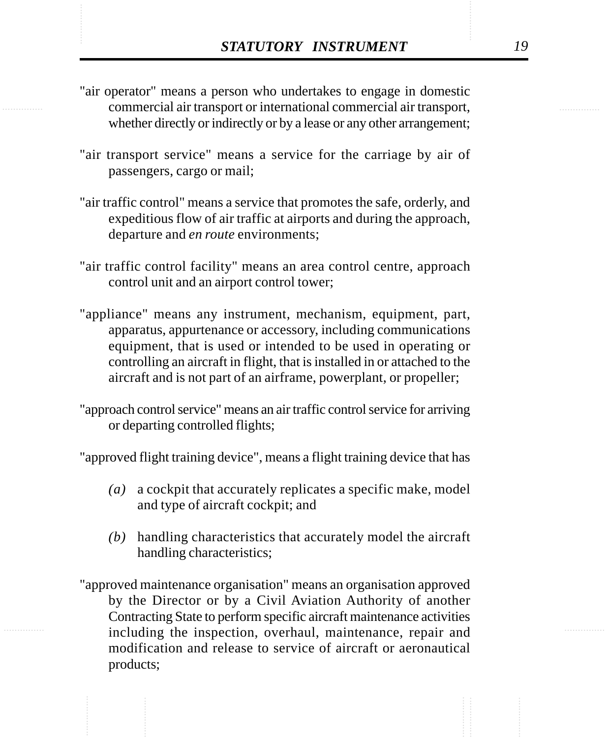"air operator" means a person who undertakes to engage in domestic commercial air transport or international commercial air transport, whether directly or indirectly or by a lease or any other arrangement;

"air transport service" means a service for the carriage by air of passengers, cargo or mail;

"air traffic control" means a service that promotes the safe, orderly, and expeditious flow of air traffic at airports and during the approach, departure and *en route* environments;

"air traffic control facility" means an area control centre, approach control unit and an airport control tower;

"appliance" means any instrument, mechanism, equipment, part, apparatus, appurtenance or accessory, including communications equipment, that is used or intended to be used in operating or controlling an aircraft in flight, that is installed in or attached to the aircraft and is not part of an airframe, powerplant, or propeller;

"approach control service" means an air traffic control service for arriving or departing controlled flights;

"approved flight training device", means a flight training device that has

*(a)* a cockpit that accurately replicates a specific make, model and type of aircraft cockpit; and

*(b)* handling characteristics that accurately model the aircraft handling characteristics;

"approved maintenance organisation" means an organisation approved by the Director or by a Civil Aviation Authority of another Contracting State to perform specific aircraft maintenance activities including the inspection, overhaul, maintenance, repair and modification and release to service of aircraft or aeronautical products;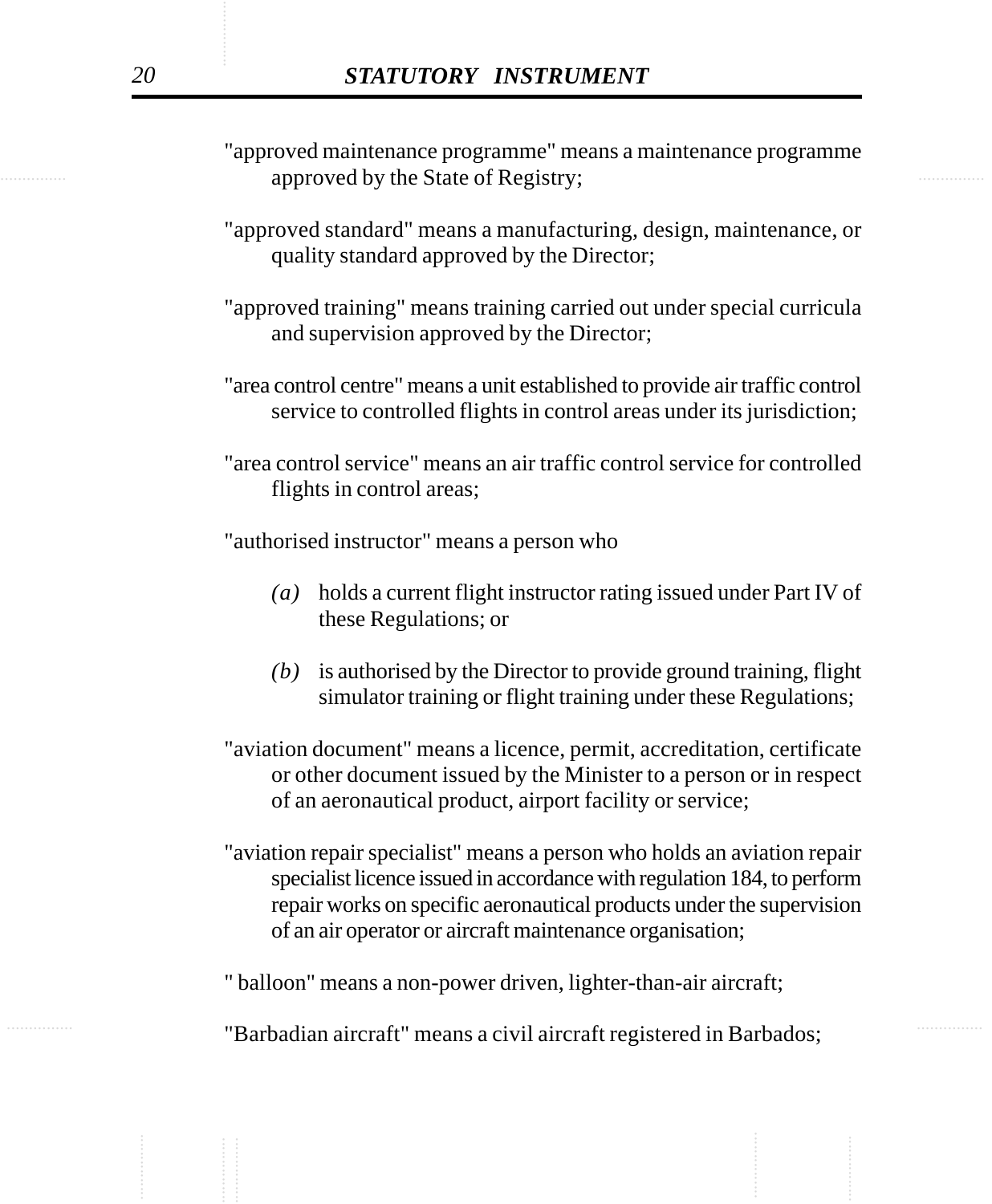"approved maintenance programme" means a maintenance programme approved by the State of Registry;

"approved standard" means a manufacturing, design, maintenance, or quality standard approved by the Director;

"approved training" means training carried out under special curricula and supervision approved by the Director;

"area control centre" means a unit established to provide air traffic control service to controlled flights in control areas under its jurisdiction;

"area control service" means an air traffic control service for controlled flights in control areas;

"authorised instructor" means a person who

*(a)* holds a current flight instructor rating issued under Part IV of these Regulations; or

*(b)* is authorised by the Director to provide ground training, flight simulator training or flight training under these Regulations;

"aviation document" means a licence, permit, accreditation, certificate or other document issued by the Minister to a person or in respect of an aeronautical product, airport facility or service;

"aviation repair specialist" means a person who holds an aviation repair specialist licence issued in accordance with regulation 184, to perform repair works on specific aeronautical products under the supervision of an air operator or aircraft maintenance organisation;

" balloon" means a non-power driven, lighter-than-air aircraft;

"Barbadian aircraft" means a civil aircraft registered in Barbados;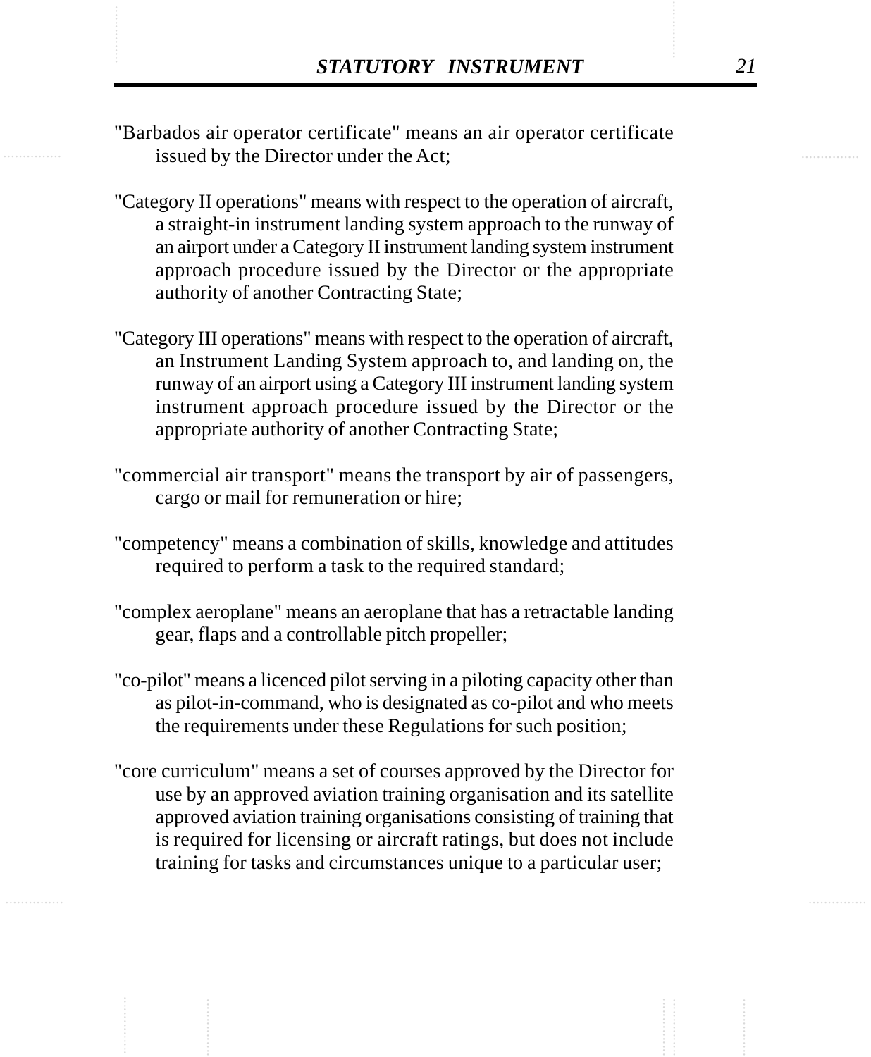"Barbados air operator certificate" means an air operator certificate issued by the Director under the Act;

"Category II operations" means with respect to the operation of aircraft, a straight-in instrument landing system approach to the runway of an airport under a Category II instrument landing system instrument approach procedure issued by the Director or the appropriate authority of another Contracting State;

"Category III operations" means with respect to the operation of aircraft, an Instrument Landing System approach to, and landing on, the runway of an airport using a Category III instrument landing system instrument approach procedure issued by the Director or the appropriate authority of another Contracting State;

"commercial air transport" means the transport by air of passengers, cargo or mail for remuneration or hire;

"competency" means a combination of skills, knowledge and attitudes required to perform a task to the required standard;

"complex aeroplane" means an aeroplane that has a retractable landing gear, flaps and a controllable pitch propeller;

"co-pilot" means a licenced pilot serving in a piloting capacity other than as pilot-in-command, who is designated as co-pilot and who meets the requirements under these Regulations for such position;

"core curriculum" means a set of courses approved by the Director for use by an approved aviation training organisation and its satellite approved aviation training organisations consisting of training that is required for licensing or aircraft ratings, but does not include training for tasks and circumstances unique to a particular user;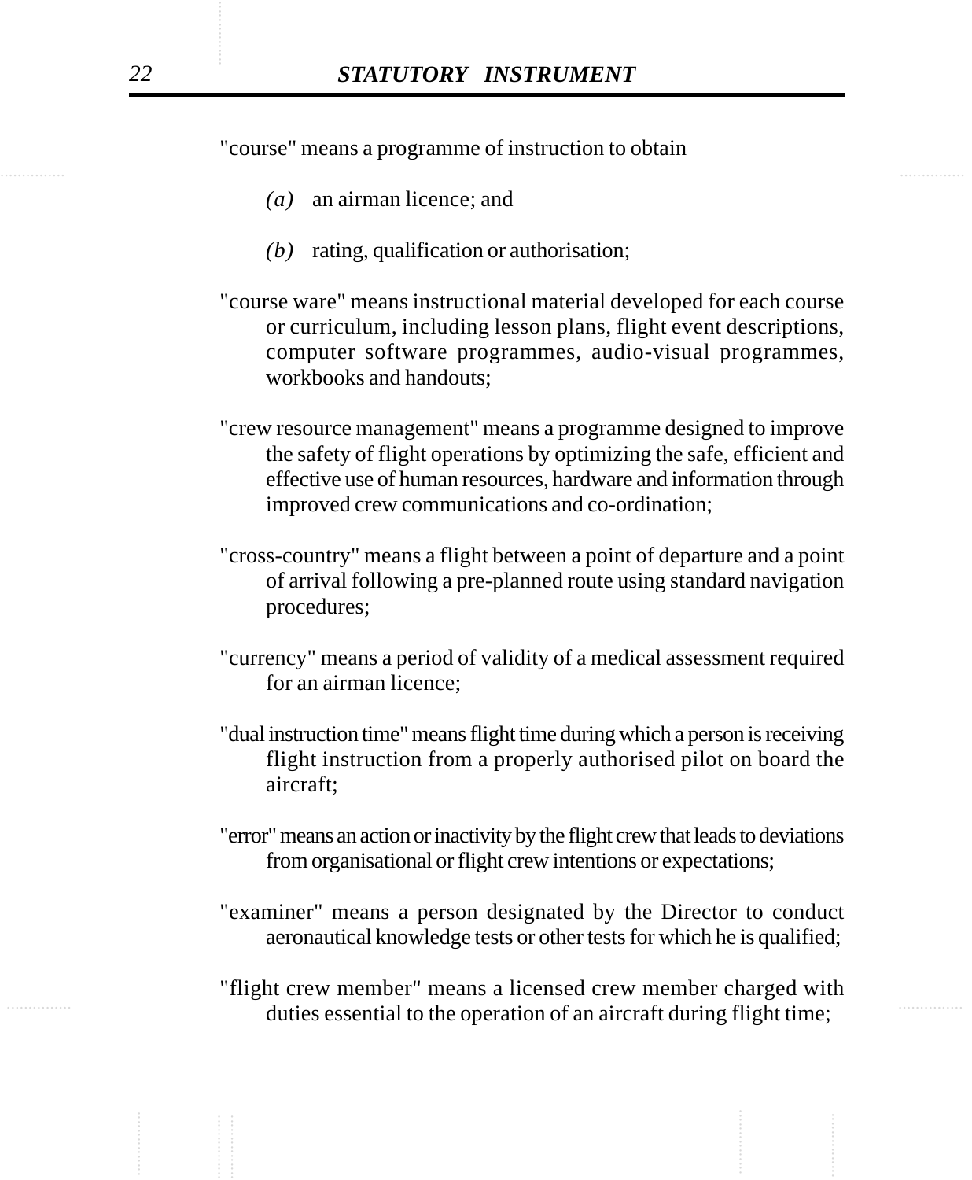"course" means a programme of instruction to obtain

*(a)* an airman licence; and

*(b)* rating, qualification or authorisation;

"course ware" means instructional material developed for each course or curriculum, including lesson plans, flight event descriptions, computer software programmes, audio-visual programmes, workbooks and handouts;

"crew resource management" means a programme designed to improve the safety of flight operations by optimizing the safe, efficient and effective use of human resources, hardware and information through improved crew communications and co-ordination;

"cross-country" means a flight between a point of departure and a point of arrival following a pre-planned route using standard navigation procedures;

"currency" means a period of validity of a medical assessment required for an airman licence;

"dual instruction time" means flight time during which a person is receiving flight instruction from a properly authorised pilot on board the aircraft;

"error" means an action or inactivity by the flight crew that leads to deviations from organisational or flight crew intentions or expectations;

"examiner" means a person designated by the Director to conduct aeronautical knowledge tests or other tests for which he is qualified;

"flight crew member" means a licensed crew member charged with duties essential to the operation of an aircraft during flight time;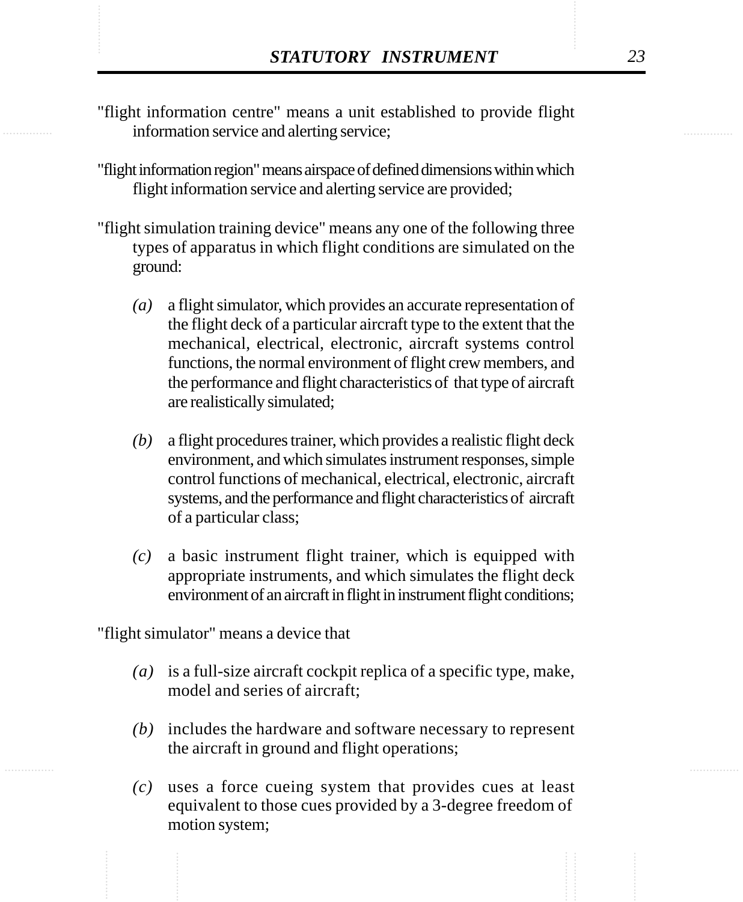"flight information centre" means a unit established to provide flight information service and alerting service;

"flight information region" means airspace of defined dimensions within which flight information service and alerting service are provided;

"flight simulation training device" means any one of the following three types of apparatus in which flight conditions are simulated on the ground:

*(a)* a flight simulator, which provides an accurate representation of the flight deck of a particular aircraft type to the extent that the mechanical, electrical, electronic, aircraft systems control functions, the normal environment of flight crew members, and the performance and flight characteristics of that type of aircraft are realistically simulated;

*(b)* a flight procedures trainer, which provides a realistic flight deck environment, and which simulates instrument responses, simple control functions of mechanical, electrical, electronic, aircraft systems, and the performance and flight characteristics of aircraft of a particular class;

*(c)* a basic instrument flight trainer, which is equipped with appropriate instruments, and which simulates the flight deck environment of an aircraft in flight in instrument flight conditions;

"flight simulator" means a device that

*(a)* is a full-size aircraft cockpit replica of a specific type, make, model and series of aircraft;

*(b)* includes the hardware and software necessary to represent the aircraft in ground and flight operations;

*(c)* uses a force cueing system that provides cues at least equivalent to those cues provided by a 3-degree freedom of motion system;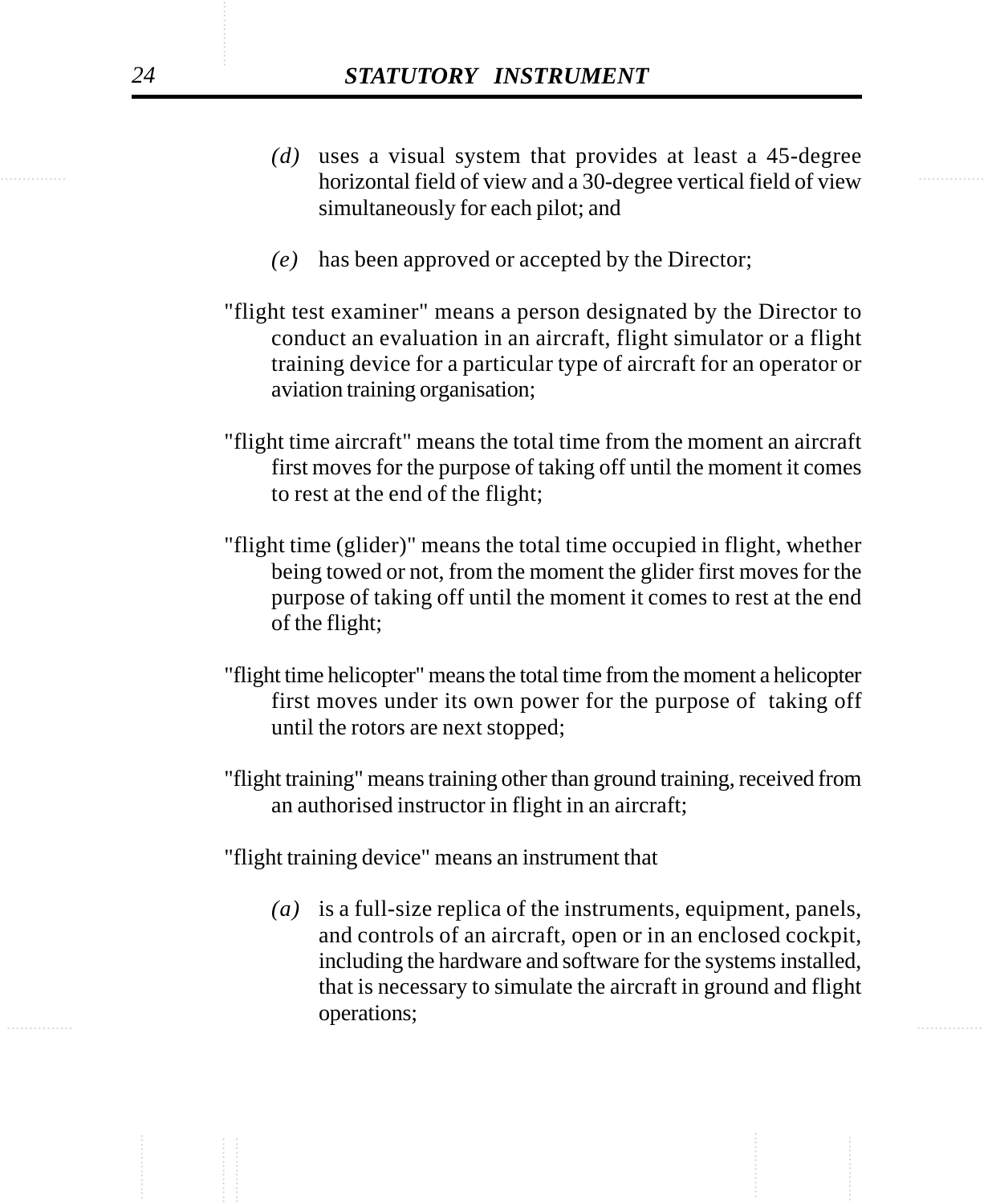*(d)* uses a visual system that provides at least a 45-degree horizontal field of view and a 30-degree vertical field of view simultaneously for each pilot; and

*(e)* has been approved or accepted by the Director;

"flight test examiner" means a person designated by the Director to conduct an evaluation in an aircraft, flight simulator or a flight training device for a particular type of aircraft for an operator or aviation training organisation;

"flight time aircraft" means the total time from the moment an aircraft first moves for the purpose of taking off until the moment it comes to rest at the end of the flight;

"flight time (glider)" means the total time occupied in flight, whether being towed or not, from the moment the glider first moves for the purpose of taking off until the moment it comes to rest at the end of the flight;

"flight time helicopter" means the total time from the moment a helicopter first moves under its own power for the purpose of taking off until the rotors are next stopped;

"flight training" means training other than ground training, received from an authorised instructor in flight in an aircraft;

"flight training device" means an instrument that

*(a)* is a full-size replica of the instruments, equipment, panels, and controls of an aircraft, open or in an enclosed cockpit, including the hardware and software for the systems installed, that is necessary to simulate the aircraft in ground and flight operations;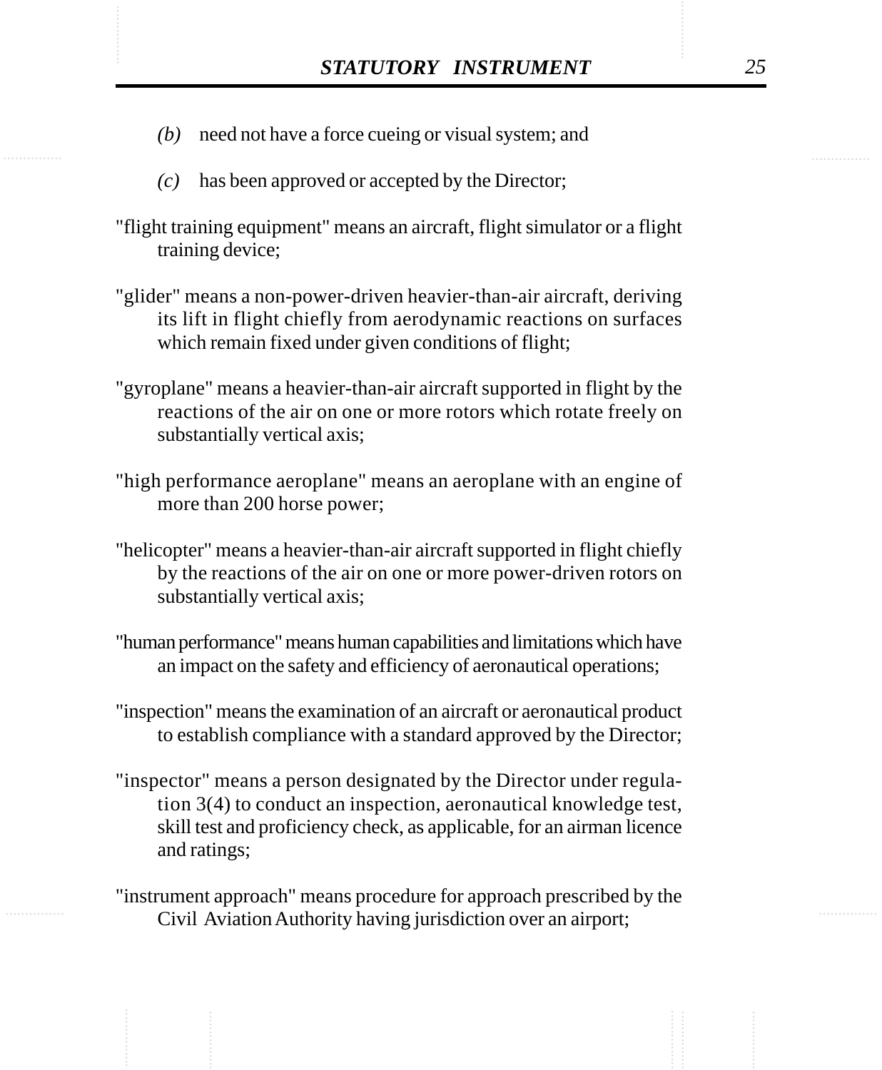*(b)* need not have a force cueing or visual system; and

*(c)* has been approved or accepted by the Director;

"flight training equipment" means an aircraft, flight simulator or a flight training device;

"glider" means a non-power-driven heavier-than-air aircraft, deriving its lift in flight chiefly from aerodynamic reactions on surfaces which remain fixed under given conditions of flight;

"gyroplane" means a heavier-than-air aircraft supported in flight by the reactions of the air on one or more rotors which rotate freely on substantially vertical axis;

"high performance aeroplane" means an aeroplane with an engine of more than 200 horse power;

"helicopter" means a heavier-than-air aircraft supported in flight chiefly by the reactions of the air on one or more power-driven rotors on substantially vertical axis;

"human performance" means human capabilities and limitations which have an impact on the safety and efficiency of aeronautical operations;

"inspection" means the examination of an aircraft or aeronautical product to establish compliance with a standard approved by the Director;

"inspector" means a person designated by the Director under regulation 3(4) to conduct an inspection, aeronautical knowledge test, skill test and proficiency check, as applicable, for an airman licence and ratings;

"instrument approach" means procedure for approach prescribed by the Civil Aviation Authority having jurisdiction over an airport;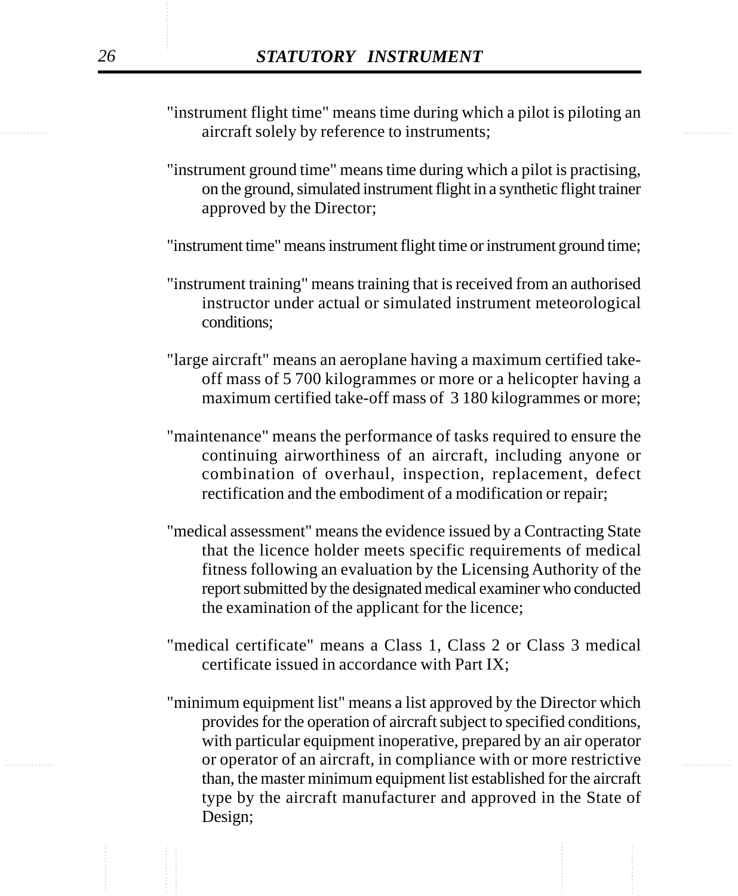"instrument flight time" means time during which a pilot is piloting an aircraft solely by reference to instruments;

"instrument ground time" means time during which a pilot is practising, on the ground, simulated instrument flight in a synthetic flight trainer approved by the Director;

"instrument time" means instrument flight time or instrument ground time;

"instrument training" means training that is received from an authorised instructor under actual or simulated instrument meteorological conditions;

"large aircraft" means an aeroplane having a maximum certified take-off mass of 5 700 kilogrammes or more or a helicopter having a maximum certified take-off mass of 3 180 kilogrammes or more;

"maintenance" means the performance of tasks required to ensure the continuing airworthiness of an aircraft, including anyone or combination of overhaul, inspection, replacement, defect rectification and the embodiment of a modification or repair;

"medical assessment" means the evidence issued by a Contracting State that the licence holder meets specific requirements of medical fitness following an evaluation by the Licensing Authority of the report submitted by the designated medical examiner who conducted the examination of the applicant for the licence;

"medical certificate" means a Class 1, Class 2 or Class 3 medical certificate issued in accordance with Part IX;

"minimum equipment list" means a list approved by the Director which provides for the operation of aircraft subject to specified conditions, with particular equipment inoperative, prepared by an air operator or operator of an aircraft, in compliance with or more restrictive than, the master minimum equipment list established for the aircraft type by the aircraft manufacturer and approved in the State of Design;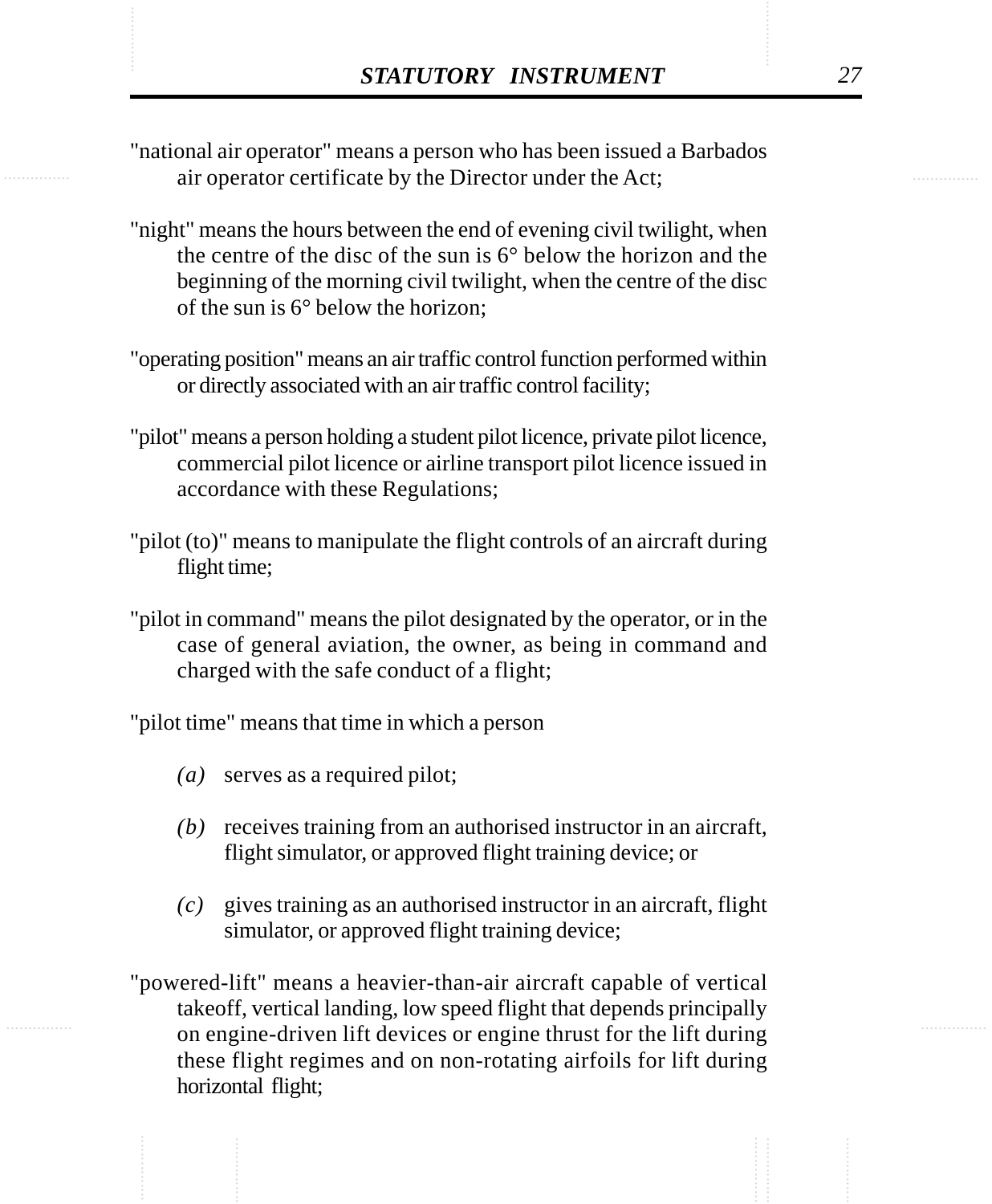"national air operator" means a person who has been issued a Barbados air operator certificate by the Director under the Act;

"night" means the hours between the end of evening civil twilight, when the centre of the disc of the sun is 6° below the horizon and the beginning of the morning civil twilight, when the centre of the disc of the sun is 6° below the horizon;

"operating position" means an air traffic control function performed within or directly associated with an air traffic control facility;

"pilot" means a person holding a student pilot licence, private pilot licence, commercial pilot licence or airline transport pilot licence issued in accordance with these Regulations;

"pilot (to)" means to manipulate the flight controls of an aircraft during flight time;

"pilot in command" means the pilot designated by the operator, or in the case of general aviation, the owner, as being in command and charged with the safe conduct of a flight;

"pilot time" means that time in which a person

- *(a)* serves as a required pilot;
- *(b)* receives training from an authorised instructor in an aircraft, flight simulator, or approved flight training device; or
- *(c)* gives training as an authorised instructor in an aircraft, flight simulator, or approved flight training device;

"powered-lift" means a heavier-than-air aircraft capable of vertical takeoff, vertical landing, low speed flight that depends principally on engine-driven lift devices or engine thrust for the lift during these flight regimes and on non-rotating airfoils for lift during horizontal flight;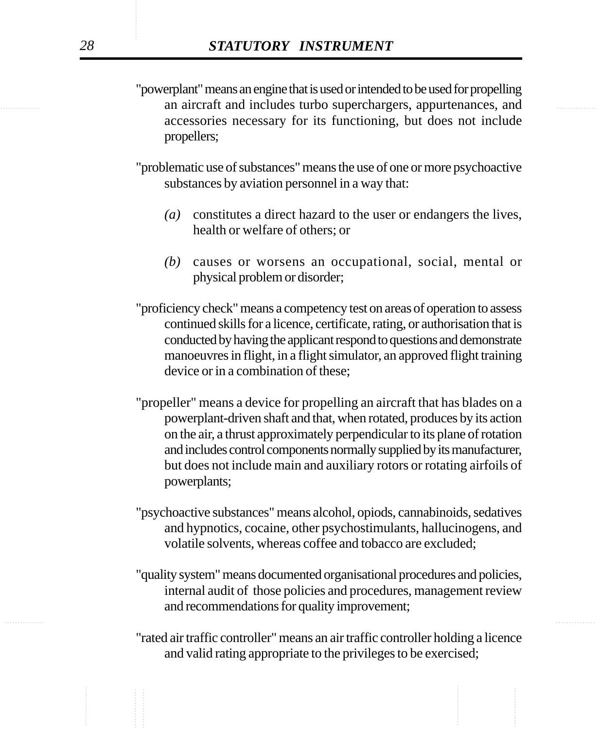"powerplant" means an engine that is used or intended to be used for propelling an aircraft and includes turbo superchargers, appurtenances, and accessories necessary for its functioning, but does not include propellers;

"problematic use of substances" means the use of one or more psychoactive substances by aviation personnel in a way that:

*(a)* constitutes a direct hazard to the user or endangers the lives, health or welfare of others; or

*(b)* causes or worsens an occupational, social, mental or physical problem or disorder;

"proficiency check" means a competency test on areas of operation to assess continued skills for a licence, certificate, rating, or authorisation that is conducted by having the applicant respond to questions and demonstrate manoeuvres in flight, in a flight simulator, an approved flight training device or in a combination of these;

"propeller" means a device for propelling an aircraft that has blades on a powerplant-driven shaft and that, when rotated, produces by its action on the air, a thrust approximately perpendicular to its plane of rotation and includes control components normally supplied by its manufacturer, but does not include main and auxiliary rotors or rotating airfoils of powerplants;

"psychoactive substances" means alcohol, opiods, cannabinoids, sedatives and hypnotics, cocaine, other psychostimulants, hallucinogens, and volatile solvents, whereas coffee and tobacco are excluded;

"quality system" means documented organisational procedures and policies, internal audit of those policies and procedures, management review and recommendations for quality improvement;

"rated air traffic controller" means an air traffic controller holding a licence and valid rating appropriate to the privileges to be exercised;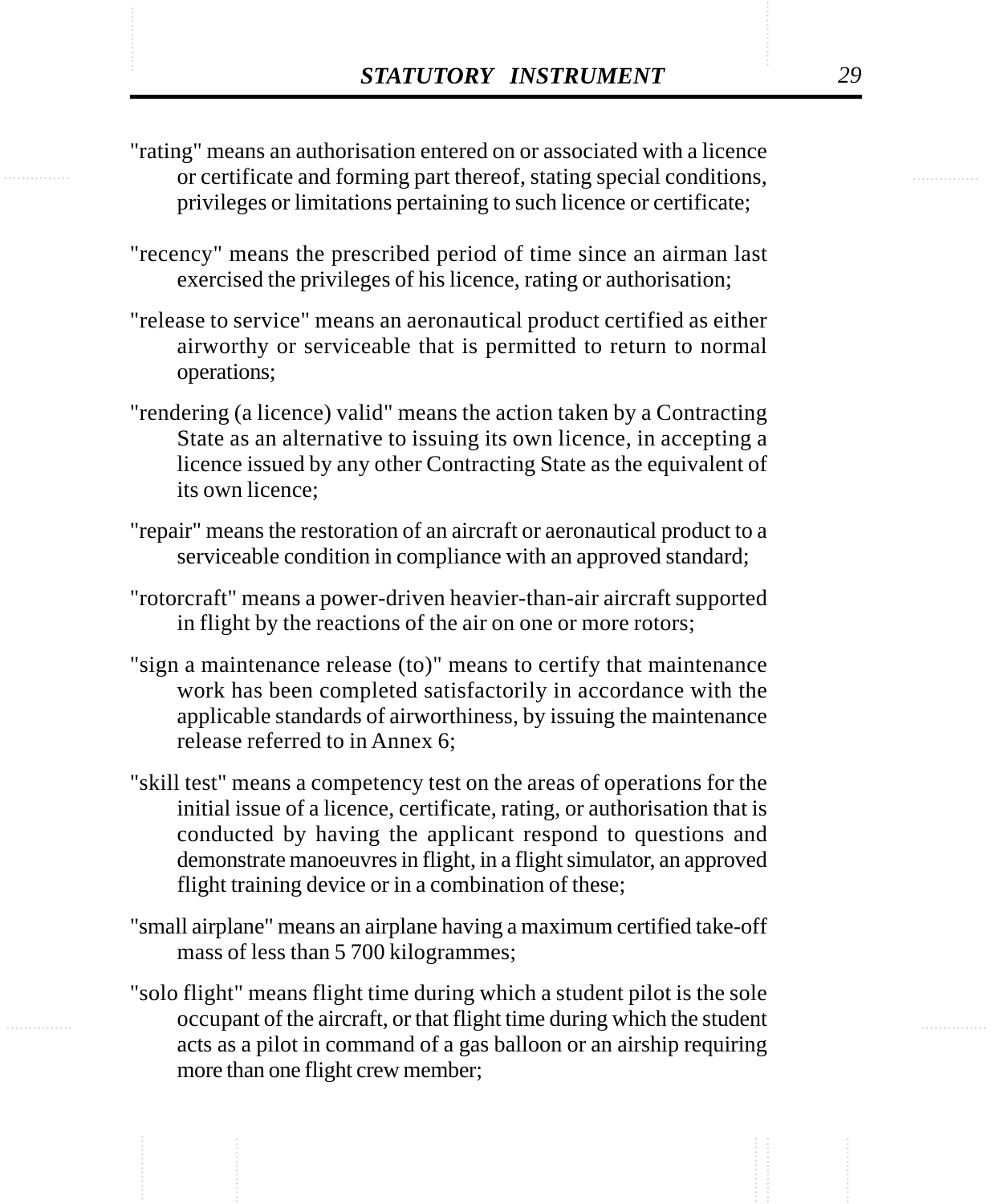"rating" means an authorisation entered on or associated with a licence or certificate and forming part thereof, stating special conditions, privileges or limitations pertaining to such licence or certificate;

"recency" means the prescribed period of time since an airman last exercised the privileges of his licence, rating or authorisation;

"release to service" means an aeronautical product certified as either airworthy or serviceable that is permitted to return to normal operations;

"rendering (a licence) valid" means the action taken by a Contracting State as an alternative to issuing its own licence, in accepting a licence issued by any other Contracting State as the equivalent of its own licence;

"repair" means the restoration of an aircraft or aeronautical product to a serviceable condition in compliance with an approved standard;

"rotorcraft" means a power-driven heavier-than-air aircraft supported in flight by the reactions of the air on one or more rotors;

"sign a maintenance release (to)" means to certify that maintenance work has been completed satisfactorily in accordance with the applicable standards of airworthiness, by issuing the maintenance release referred to in Annex 6;

"skill test" means a competency test on the areas of operations for the initial issue of a licence, certificate, rating, or authorisation that is conducted by having the applicant respond to questions and demonstrate manoeuvres in flight, in a flight simulator, an approved flight training device or in a combination of these;

"small airplane" means an airplane having a maximum certified take-off mass of less than 5 700 kilogrammes;

"solo flight" means flight time during which a student pilot is the sole occupant of the aircraft, or that flight time during which the student acts as a pilot in command of a gas balloon or an airship requiring more than one flight crew member;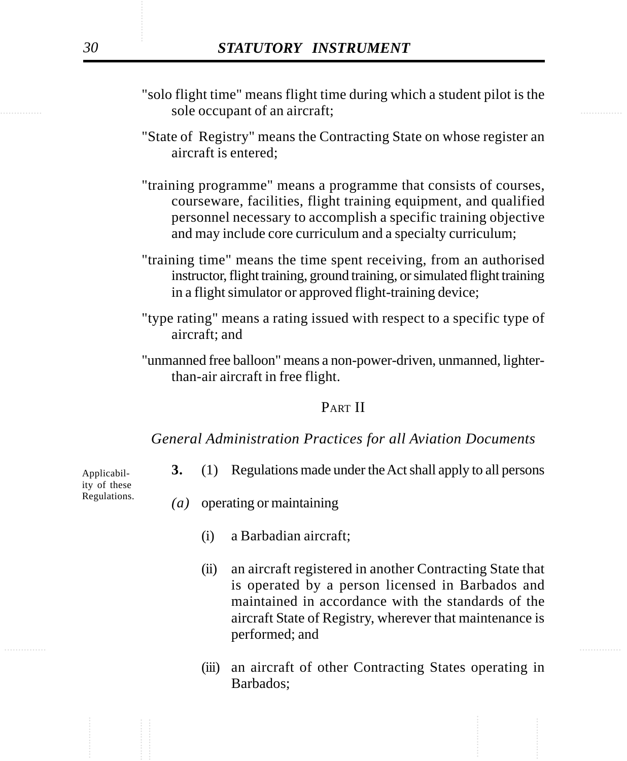"solo flight time" means flight time during which a student pilot is the sole occupant of an aircraft;

"State of Registry" means the Contracting State on whose register an aircraft is entered;

"training programme" means a programme that consists of courses, courseware, facilities, flight training equipment, and qualified personnel necessary to accomplish a specific training objective and may include core curriculum and a specialty curriculum;

"training time" means the time spent receiving, from an authorised instructor, flight training, ground training, or simulated flight training in a flight simulator or approved flight-training device;

"type rating" means a rating issued with respect to a specific type of aircraft; and

"unmanned free balloon" means a non-power-driven, unmanned, lighter-than-air aircraft in free flight.

## PART II

### *General Administration Practices for all Aviation Documents*

Applicability of these Regulations.

**3.** (1) Regulations made under the Act shall apply to all persons

*(a)* operating or maintaining

(i) a Barbadian aircraft;

(ii) an aircraft registered in another Contracting State that is operated by a person licensed in Barbados and maintained in accordance with the standards of the aircraft State of Registry, wherever that maintenance is performed; and

(iii) an aircraft of other Contracting States operating in Barbados;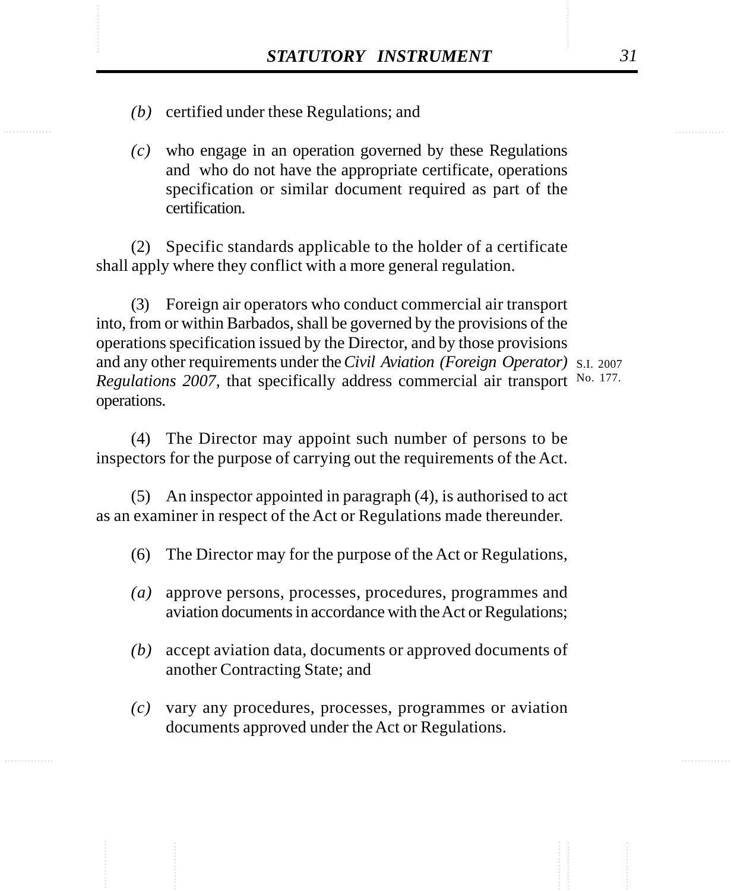*(b)* certified under these Regulations; and

*(c)* who engage in an operation governed by these Regulations and who do not have the appropriate certificate, operations specification or similar document required as part of the certification.

(2) Specific standards applicable to the holder of a certificate shall apply where they conflict with a more general regulation.

(3) Foreign air operators who conduct commercial air transport into, from or within Barbados, shall be governed by the provisions of the operations specification issued by the Director, and by those provisions and any other requirements under the *Civil Aviation (Foreign Operator) Regulations 2007*, that specifically address commercial air transport operations.

S.I. 2007 No. 177.

(4) The Director may appoint such number of persons to be inspectors for the purpose of carrying out the requirements of the Act.

(5) An inspector appointed in paragraph (4), is authorised to act as an examiner in respect of the Act or Regulations made thereunder.

(6) The Director may for the purpose of the Act or Regulations,

*(a)* approve persons, processes, procedures, programmes and aviation documents in accordance with the Act or Regulations;

*(b)* accept aviation data, documents or approved documents of another Contracting State; and

*(c)* vary any procedures, processes, programmes or aviation documents approved under the Act or Regulations.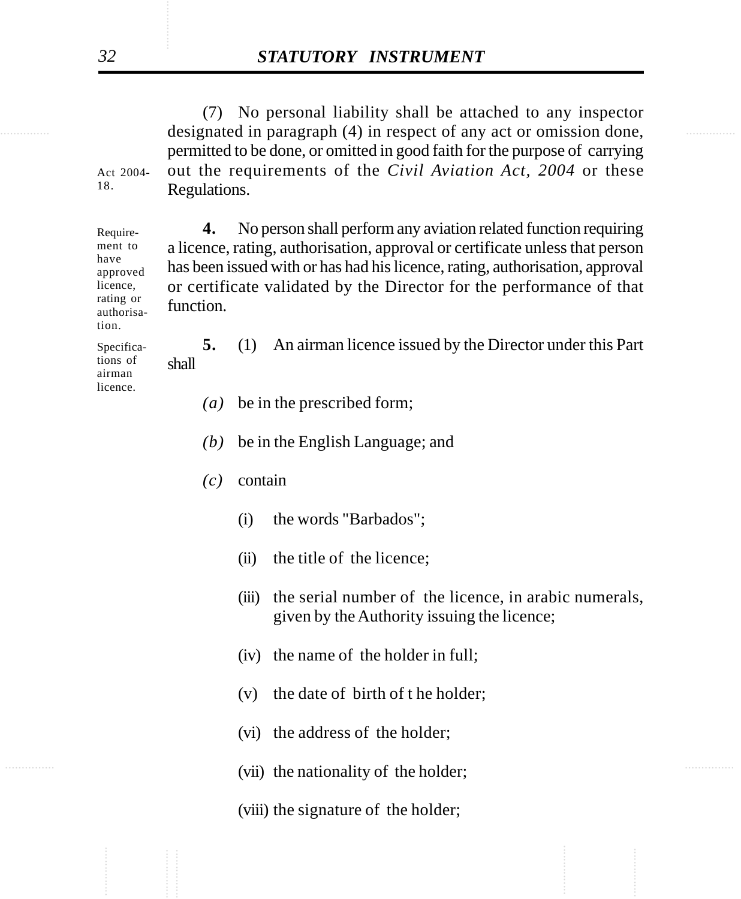(7) No personal liability shall be attached to any inspector designated in paragraph (4) in respect of any act or omission done, permitted to be done, or omitted in good faith for the purpose of carrying out the requirements of the *Civil Aviation Act, 2004* or these Regulations.

Act 2004-18.

Requirement to have approved licence, rating or authorisation.

**4.** No person shall perform any aviation related function requiring a licence, rating, authorisation, approval or certificate unless that person has been issued with or has had his licence, rating, authorisation, approval or certificate validated by the Director for the performance of that function.

Specifications of airman licence.

**5.** (1) An airman licence issued by the Director under this Part shall

*(a)* be in the prescribed form;

*(b)* be in the English Language; and

*(c)* contain

(i) the words "Barbados";

(ii) the title of the licence;

(iii) the serial number of the licence, in arabic numerals, given by the Authority issuing the licence;

(iv) the name of the holder in full;

(v) the date of birth of t he holder;

(vi) the address of the holder;

(vii) the nationality of the holder;

(viii) the signature of the holder;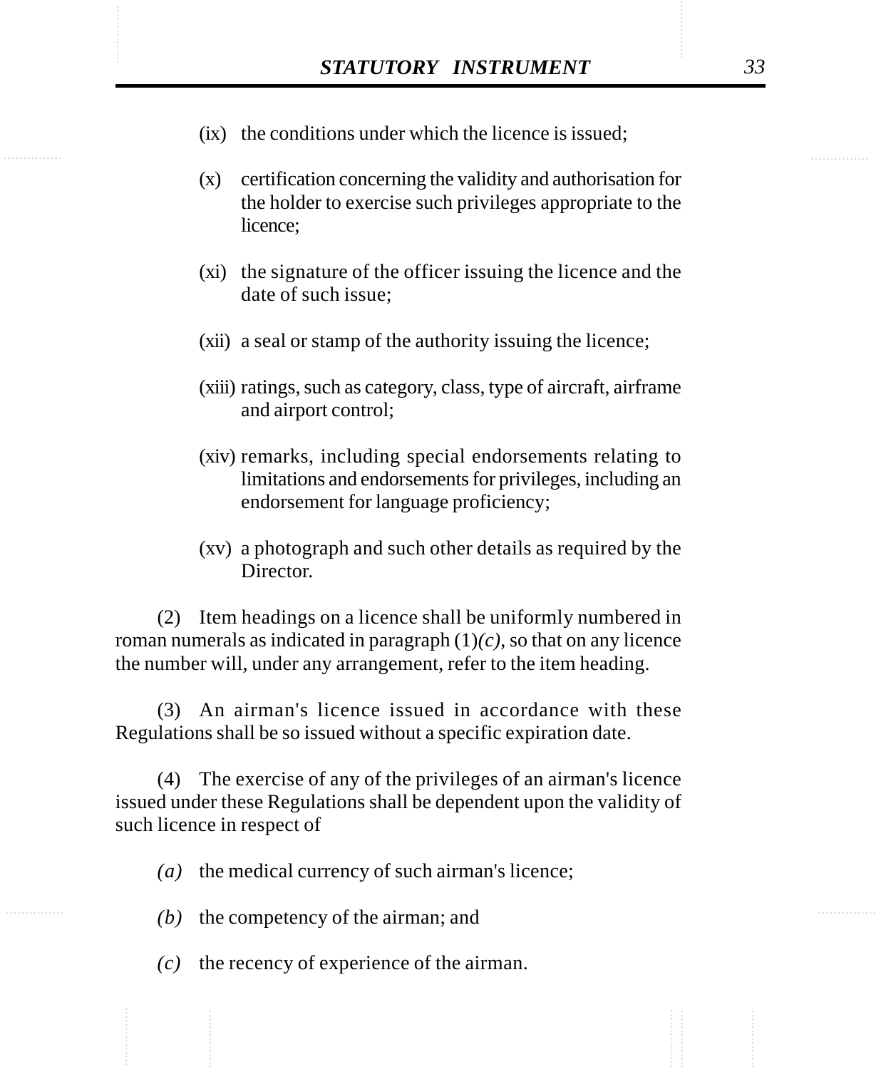(ix) the conditions under which the licence is issued;

(x) certification concerning the validity and authorisation for the holder to exercise such privileges appropriate to the licence;

(xi) the signature of the officer issuing the licence and the date of such issue;

(xii) a seal or stamp of the authority issuing the licence;

(xiii) ratings, such as category, class, type of aircraft, airframe and airport control;

(xiv) remarks, including special endorsements relating to limitations and endorsements for privileges, including an endorsement for language proficiency;

(xv) a photograph and such other details as required by the Director.

(2) Item headings on a licence shall be uniformly numbered in roman numerals as indicated in paragraph (1)*(c)*, so that on any licence the number will, under any arrangement, refer to the item heading.

(3) An airman's licence issued in accordance with these Regulations shall be so issued without a specific expiration date.

(4) The exercise of any of the privileges of an airman's licence issued under these Regulations shall be dependent upon the validity of such licence in respect of

*(a)* the medical currency of such airman's licence;

*(b)* the competency of the airman; and

*(c)* the recency of experience of the airman.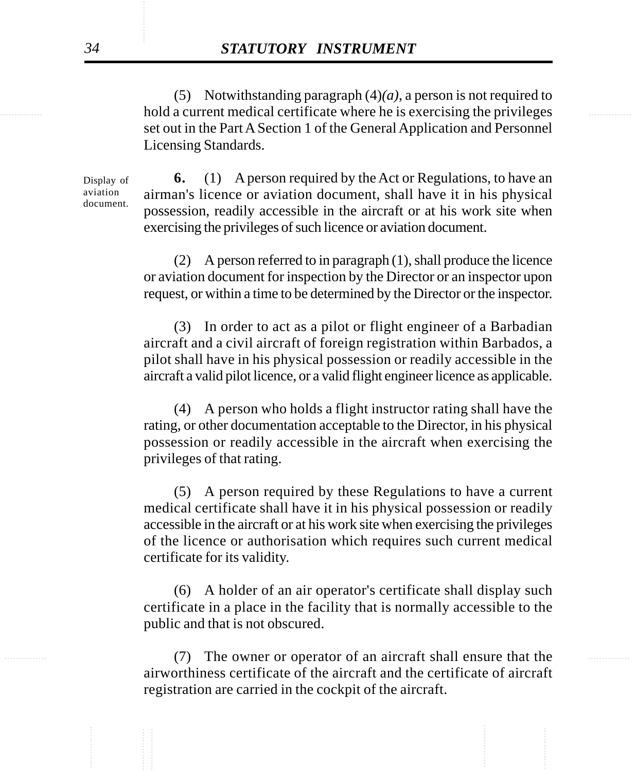(5) Notwithstanding paragraph (4)*(a)*, a person is not required to hold a current medical certificate where he is exercising the privileges set out in the Part A Section 1 of the General Application and Personnel Licensing Standards.

Display of aviation document.

**6.** (1) A person required by the Act or Regulations, to have an airman's licence or aviation document, shall have it in his physical possession, readily accessible in the aircraft or at his work site when exercising the privileges of such licence or aviation document.

(2) A person referred to in paragraph (1), shall produce the licence or aviation document for inspection by the Director or an inspector upon request, or within a time to be determined by the Director or the inspector.

(3) In order to act as a pilot or flight engineer of a Barbadian aircraft and a civil aircraft of foreign registration within Barbados, a pilot shall have in his physical possession or readily accessible in the aircraft a valid pilot licence, or a valid flight engineer licence as applicable.

(4) A person who holds a flight instructor rating shall have the rating, or other documentation acceptable to the Director, in his physical possession or readily accessible in the aircraft when exercising the privileges of that rating.

(5) A person required by these Regulations to have a current medical certificate shall have it in his physical possession or readily accessible in the aircraft or at his work site when exercising the privileges of the licence or authorisation which requires such current medical certificate for its validity.

(6) A holder of an air operator's certificate shall display such certificate in a place in the facility that is normally accessible to the public and that is not obscured.

(7) The owner or operator of an aircraft shall ensure that the airworthiness certificate of the aircraft and the certificate of aircraft registration are carried in the cockpit of the aircraft.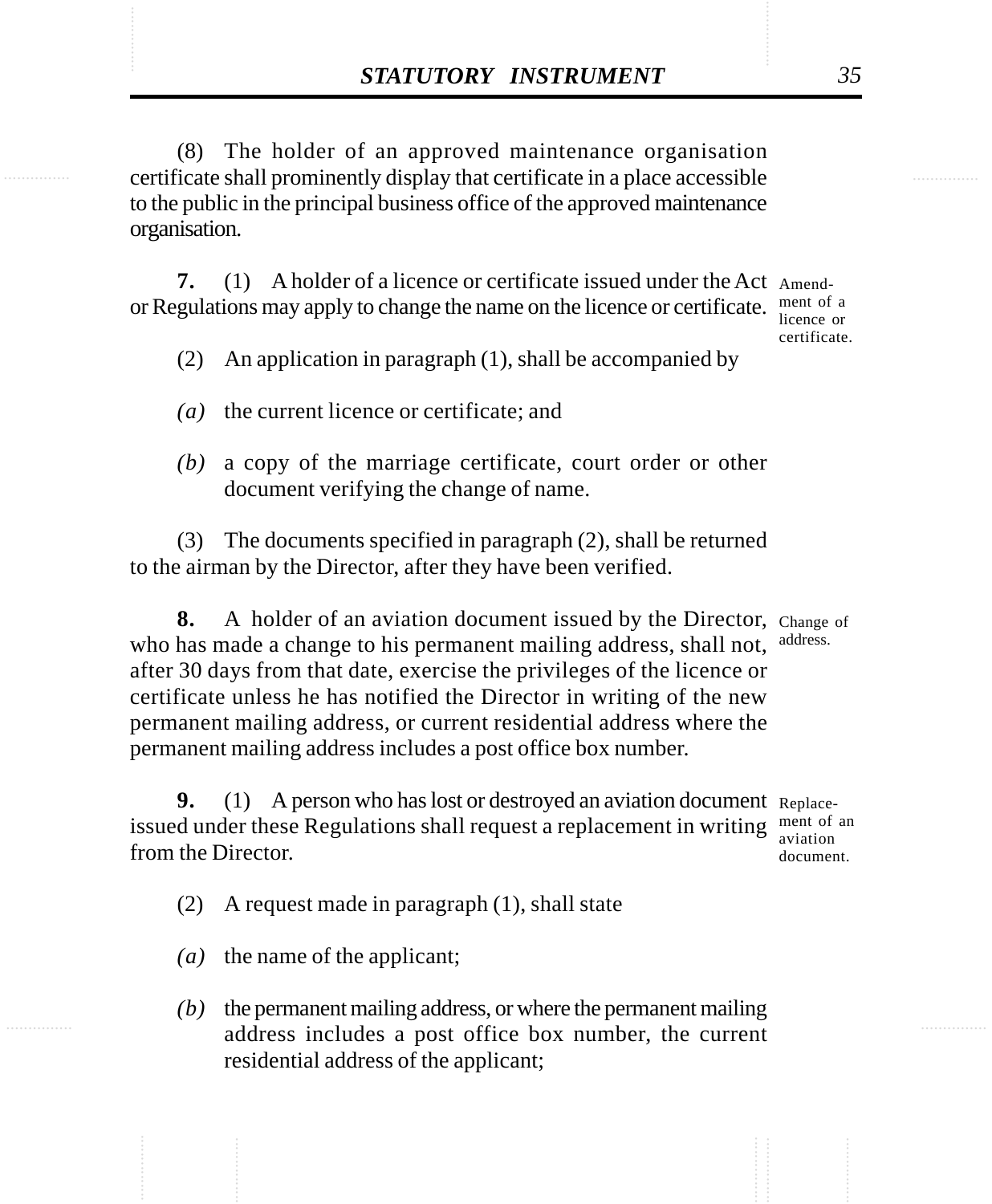(8) The holder of an approved maintenance organisation certificate shall prominently display that certificate in a place accessible to the public in the principal business office of the approved maintenance organisation.

**7.** (1) A holder of a licence or certificate issued under the Act or Regulations may apply to change the name on the licence or certificate.

Amendment of a licence or certificate.

(2) An application in paragraph (1), shall be accompanied by

*(a)* the current licence or certificate; and

*(b)* a copy of the marriage certificate, court order or other document verifying the change of name.

(3) The documents specified in paragraph (2), shall be returned to the airman by the Director, after they have been verified.

**8.** A holder of an aviation document issued by the Director, who has made a change to his permanent mailing address, shall not, after 30 days from that date, exercise the privileges of the licence or certificate unless he has notified the Director in writing of the new permanent mailing address, or current residential address where the permanent mailing address includes a post office box number.

Change of address.

**9.** (1) A person who has lost or destroyed an aviation document issued under these Regulations shall request a replacement in writing from the Director.

Replacement of an aviation document.

(2) A request made in paragraph (1), shall state

*(a)* the name of the applicant;

*(b)* the permanent mailing address, or where the permanent mailing address includes a post office box number, the current residential address of the applicant;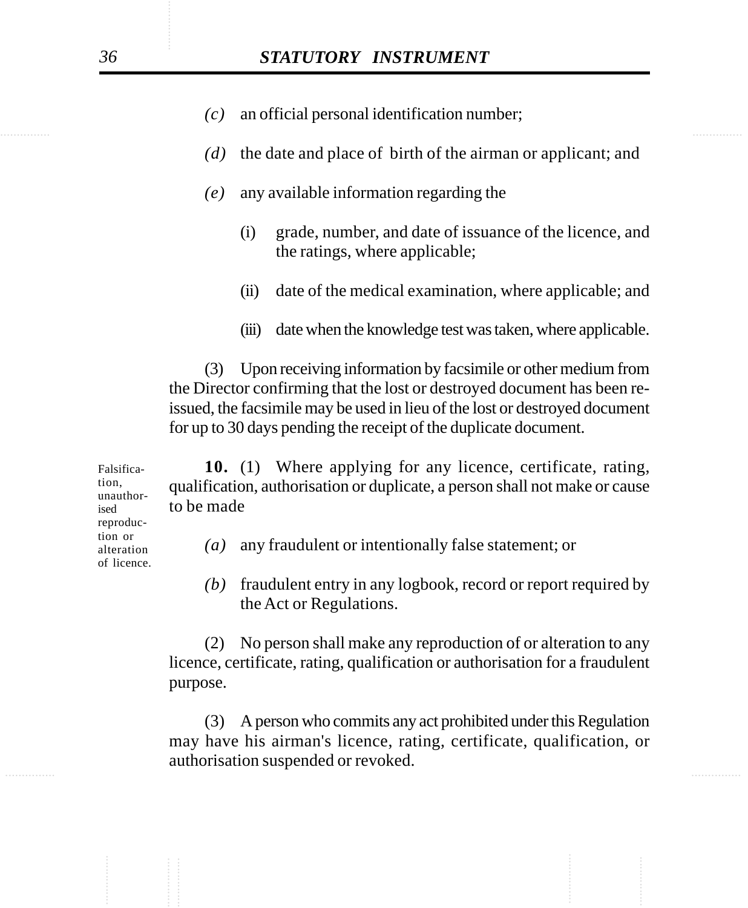*(c)* an official personal identification number;

*(d)* the date and place of birth of the airman or applicant; and

*(e)* any available information regarding the

(i) grade, number, and date of issuance of the licence, and the ratings, where applicable;

(ii) date of the medical examination, where applicable; and

(iii) date when the knowledge test was taken, where applicable.

(3) Upon receiving information by facsimile or other medium from the Director confirming that the lost or destroyed document has been re-issued, the facsimile may be used in lieu of the lost or destroyed document for up to 30 days pending the receipt of the duplicate document.

Falsification, unauthorised reproduction or alteration of licence.

**10.** (1) Where applying for any licence, certificate, rating, qualification, authorisation or duplicate, a person shall not make or cause to be made

*(a)* any fraudulent or intentionally false statement; or

*(b)* fraudulent entry in any logbook, record or report required by the Act or Regulations.

(2) No person shall make any reproduction of or alteration to any licence, certificate, rating, qualification or authorisation for a fraudulent purpose.

(3) A person who commits any act prohibited under this Regulation may have his airman's licence, rating, certificate, qualification, or authorisation suspended or revoked.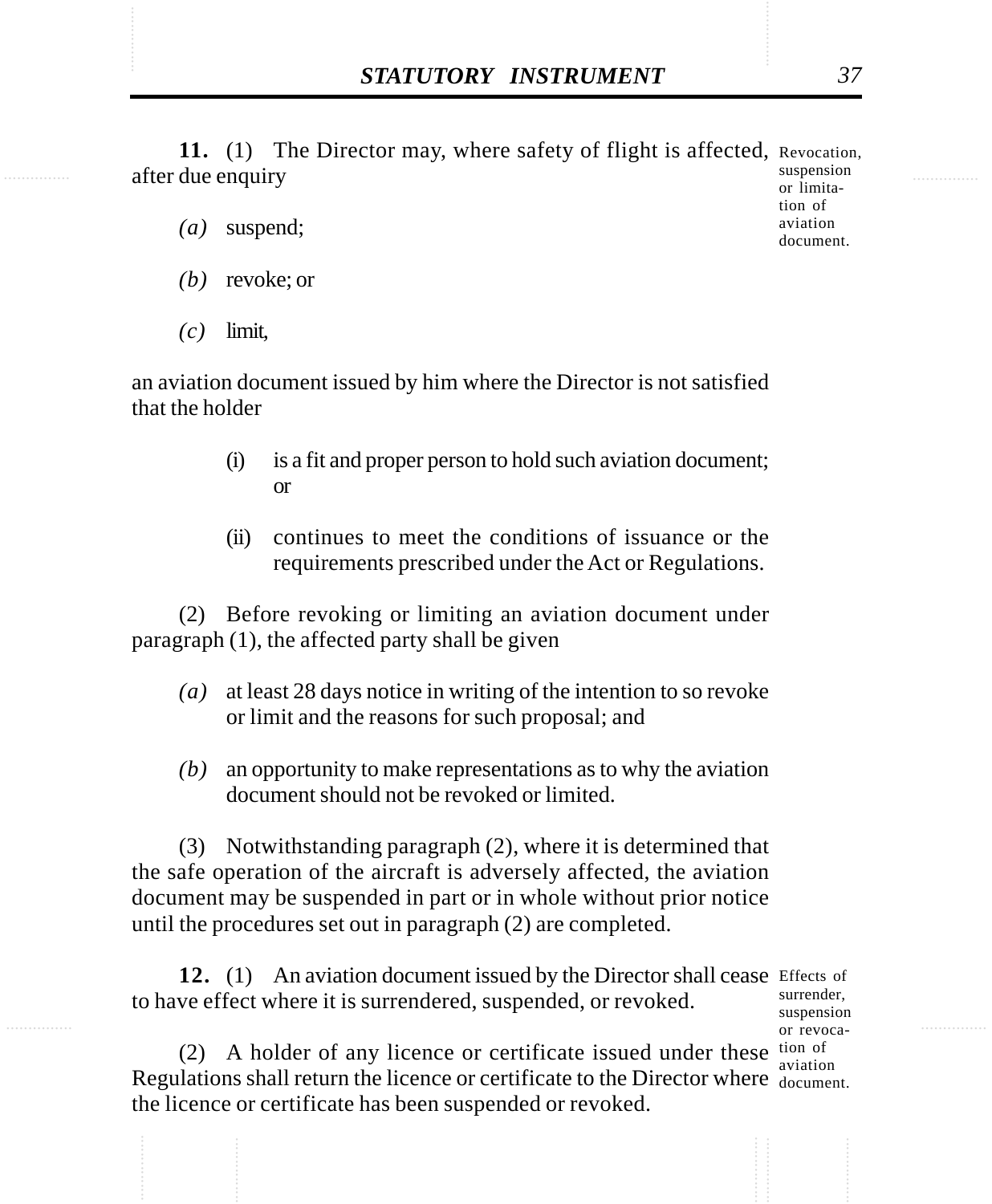**11.** (1) The Director may, where safety of flight is affected, after due enquiry

Revocation, suspension or limitation of aviation document.

*(a)* suspend;

*(b)* revoke; or

*(c)* limit,

an aviation document issued by him where the Director is not satisfied that the holder

(i) is a fit and proper person to hold such aviation document; or

(ii) continues to meet the conditions of issuance or the requirements prescribed under the Act or Regulations.

(2) Before revoking or limiting an aviation document under paragraph (1), the affected party shall be given

*(a)* at least 28 days notice in writing of the intention to so revoke or limit and the reasons for such proposal; and

*(b)* an opportunity to make representations as to why the aviation document should not be revoked or limited.

(3) Notwithstanding paragraph (2), where it is determined that the safe operation of the aircraft is adversely affected, the aviation document may be suspended in part or in whole without prior notice until the procedures set out in paragraph (2) are completed.

**12.** (1) An aviation document issued by the Director shall cease to have effect where it is surrendered, suspended, or revoked.

Effects of surrender, suspension or revocation of aviation document.

(2) A holder of any licence or certificate issued under these Regulations shall return the licence or certificate to the Director where the licence or certificate has been suspended or revoked.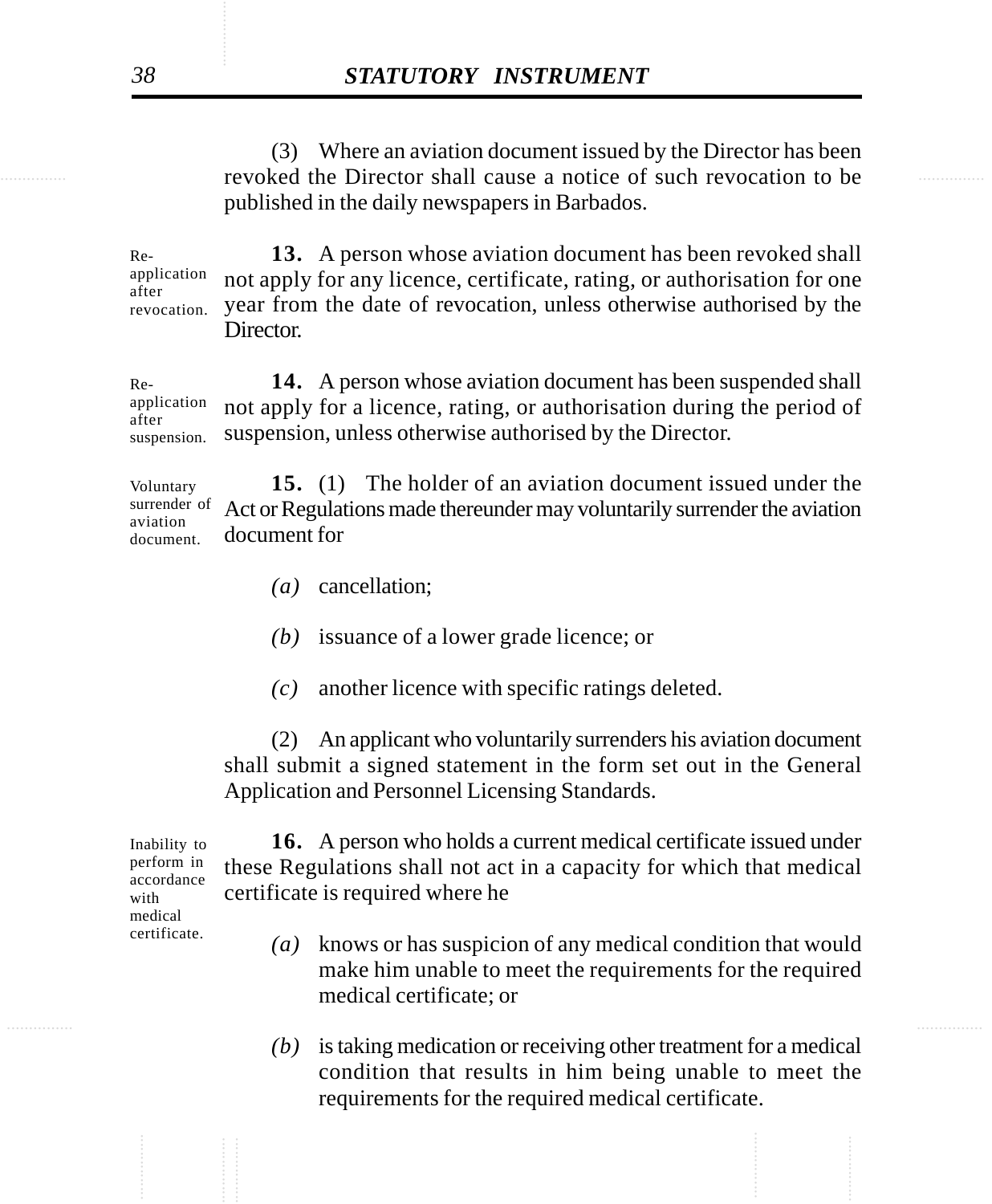(3) Where an aviation document issued by the Director has been revoked the Director shall cause a notice of such revocation to be published in the daily newspapers in Barbados.

Re-application after revocation.

**13.** A person whose aviation document has been revoked shall not apply for any licence, certificate, rating, or authorisation for one year from the date of revocation, unless otherwise authorised by the Director.

Re-application after suspension.

**14.** A person whose aviation document has been suspended shall not apply for a licence, rating, or authorisation during the period of suspension, unless otherwise authorised by the Director.

Voluntary surrender of aviation document.

**15.** (1) The holder of an aviation document issued under the Act or Regulations made thereunder may voluntarily surrender the aviation document for

*(a)* cancellation;

*(b)* issuance of a lower grade licence; or

*(c)* another licence with specific ratings deleted.

(2) An applicant who voluntarily surrenders his aviation document shall submit a signed statement in the form set out in the General Application and Personnel Licensing Standards.

Inability to perform in accordance with medical certificate.

**16.** A person who holds a current medical certificate issued under these Regulations shall not act in a capacity for which that medical certificate is required where he

*(a)* knows or has suspicion of any medical condition that would make him unable to meet the requirements for the required medical certificate; or

*(b)* is taking medication or receiving other treatment for a medical condition that results in him being unable to meet the requirements for the required medical certificate.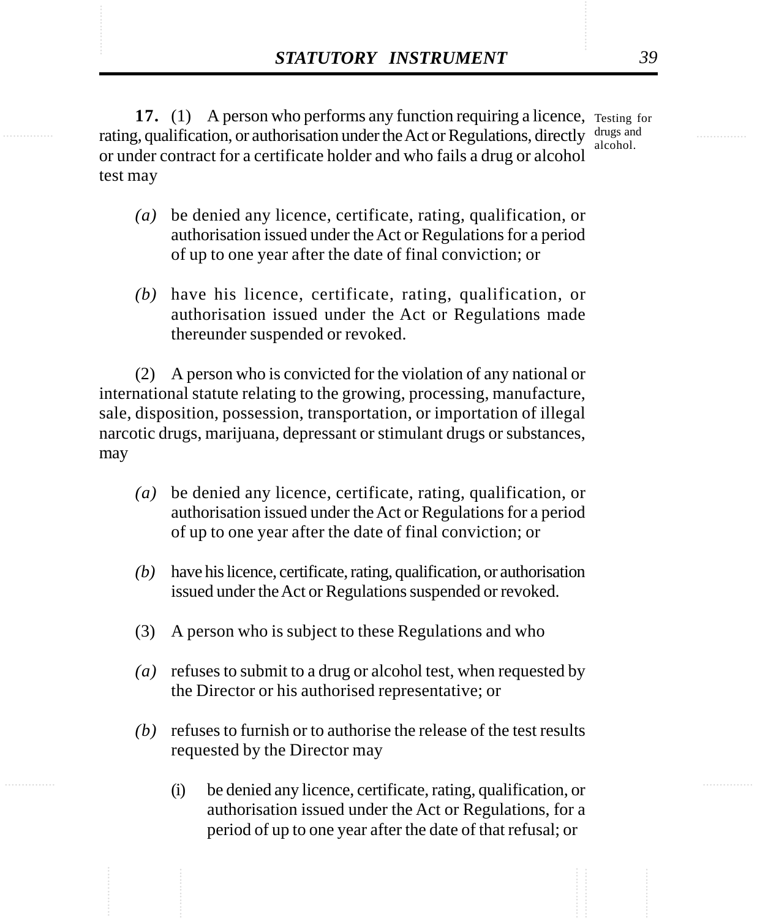**17.** (1) A person who performs any function requiring a licence, rating, qualification, or authorisation under the Act or Regulations, directly or under contract for a certificate holder and who fails a drug or alcohol test may

Testing for drugs and alcohol.

*(a)* be denied any licence, certificate, rating, qualification, or authorisation issued under the Act or Regulations for a period of up to one year after the date of final conviction; or

*(b)* have his licence, certificate, rating, qualification, or authorisation issued under the Act or Regulations made thereunder suspended or revoked.

(2) A person who is convicted for the violation of any national or international statute relating to the growing, processing, manufacture, sale, disposition, possession, transportation, or importation of illegal narcotic drugs, marijuana, depressant or stimulant drugs or substances, may

*(a)* be denied any licence, certificate, rating, qualification, or authorisation issued under the Act or Regulations for a period of up to one year after the date of final conviction; or

*(b)* have his licence, certificate, rating, qualification, or authorisation issued under the Act or Regulations suspended or revoked.

(3) A person who is subject to these Regulations and who

*(a)* refuses to submit to a drug or alcohol test, when requested by the Director or his authorised representative; or

*(b)* refuses to furnish or to authorise the release of the test results requested by the Director may

(i) be denied any licence, certificate, rating, qualification, or authorisation issued under the Act or Regulations, for a period of up to one year after the date of that refusal; or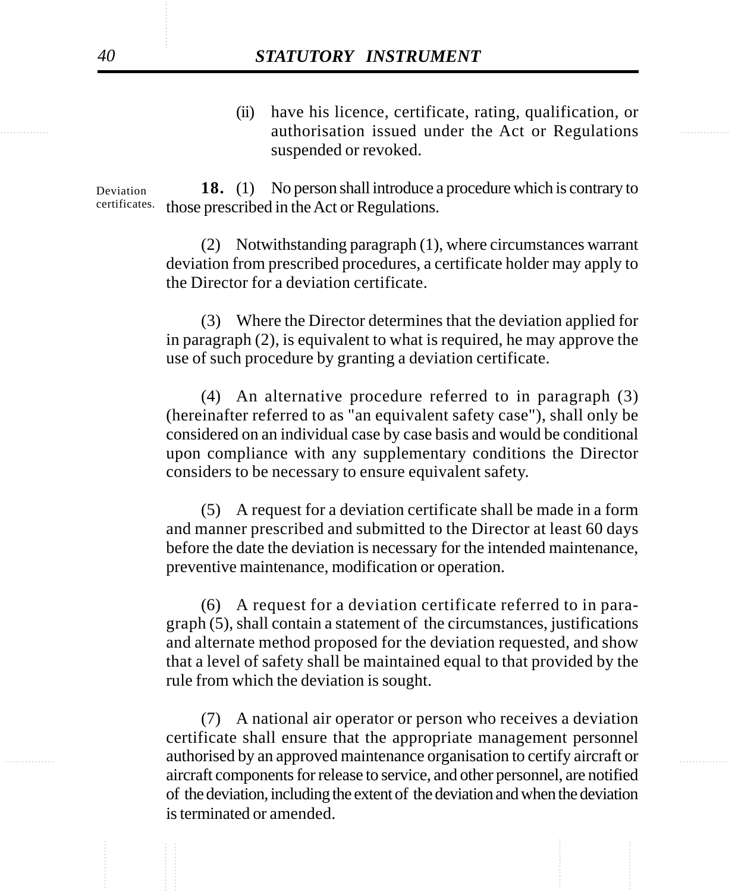(ii) have his licence, certificate, rating, qualification, or authorisation issued under the Act or Regulations suspended or revoked.

Deviation certificates.

**18.** (1) No person shall introduce a procedure which is contrary to those prescribed in the Act or Regulations.

(2) Notwithstanding paragraph (1), where circumstances warrant deviation from prescribed procedures, a certificate holder may apply to the Director for a deviation certificate.

(3) Where the Director determines that the deviation applied for in paragraph (2), is equivalent to what is required, he may approve the use of such procedure by granting a deviation certificate.

(4) An alternative procedure referred to in paragraph (3) (hereinafter referred to as "an equivalent safety case"), shall only be considered on an individual case by case basis and would be conditional upon compliance with any supplementary conditions the Director considers to be necessary to ensure equivalent safety.

(5) A request for a deviation certificate shall be made in a form and manner prescribed and submitted to the Director at least 60 days before the date the deviation is necessary for the intended maintenance, preventive maintenance, modification or operation.

(6) A request for a deviation certificate referred to in paragraph (5), shall contain a statement of the circumstances, justifications and alternate method proposed for the deviation requested, and show that a level of safety shall be maintained equal to that provided by the rule from which the deviation is sought.

(7) A national air operator or person who receives a deviation certificate shall ensure that the appropriate management personnel authorised by an approved maintenance organisation to certify aircraft or aircraft components for release to service, and other personnel, are notified of the deviation, including the extent of the deviation and when the deviation is terminated or amended.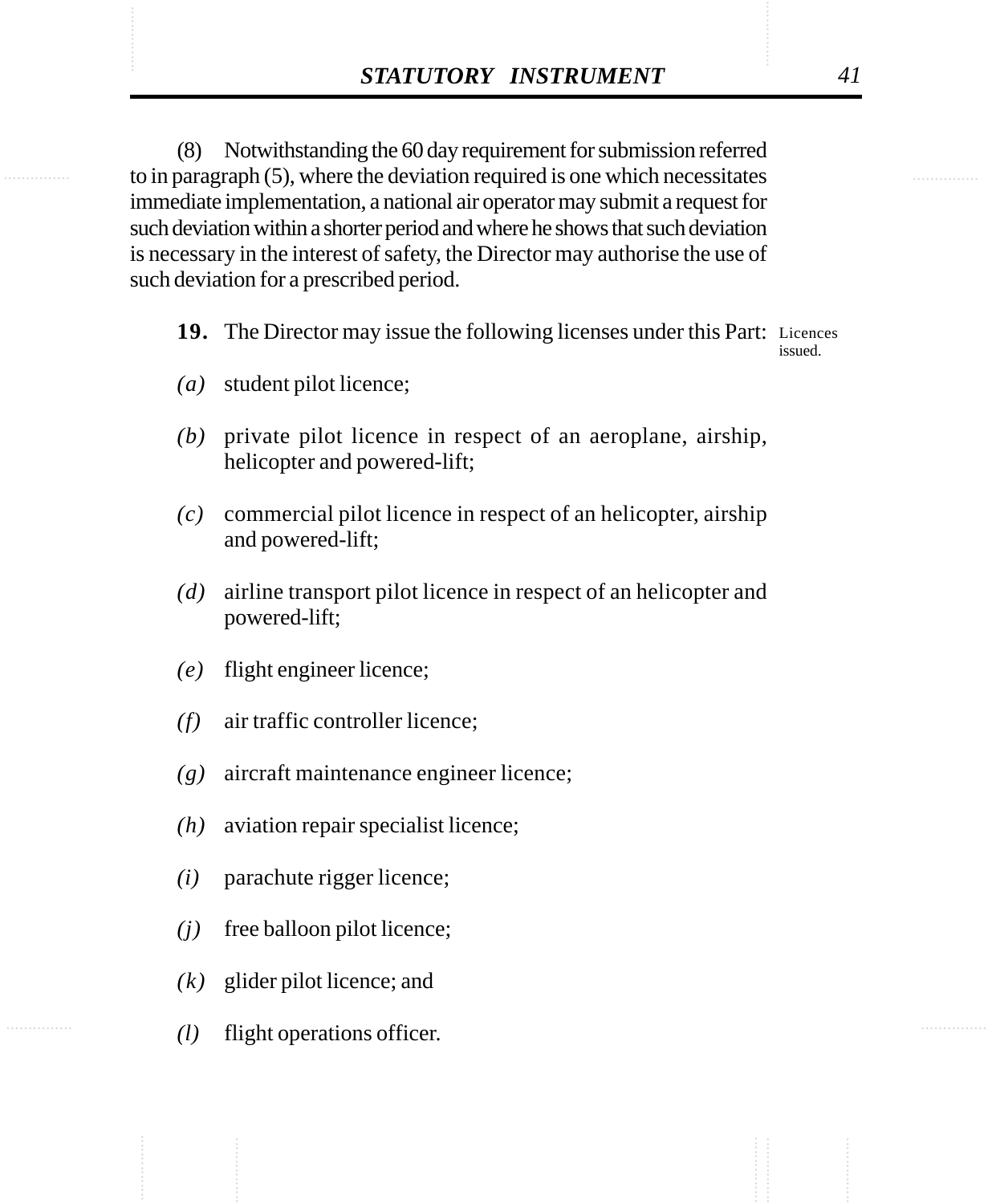(8) Notwithstanding the 60 day requirement for submission referred to in paragraph (5), where the deviation required is one which necessitates immediate implementation, a national air operator may submit a request for such deviation within a shorter period and where he shows that such deviation is necessary in the interest of safety, the Director may authorise the use of such deviation for a prescribed period.

**19.** The Director may issue the following licenses under this Part:

Licences issued.

*(a)* student pilot licence;

*(b)* private pilot licence in respect of an aeroplane, airship, helicopter and powered-lift;

*(c)* commercial pilot licence in respect of an helicopter, airship and powered-lift;

*(d)* airline transport pilot licence in respect of an helicopter and powered-lift;

*(e)* flight engineer licence;

*(f)* air traffic controller licence;

*(g)* aircraft maintenance engineer licence;

*(h)* aviation repair specialist licence;

*(i)* parachute rigger licence;

*(j)* free balloon pilot licence;

*(k)* glider pilot licence; and

*(l)* flight operations officer.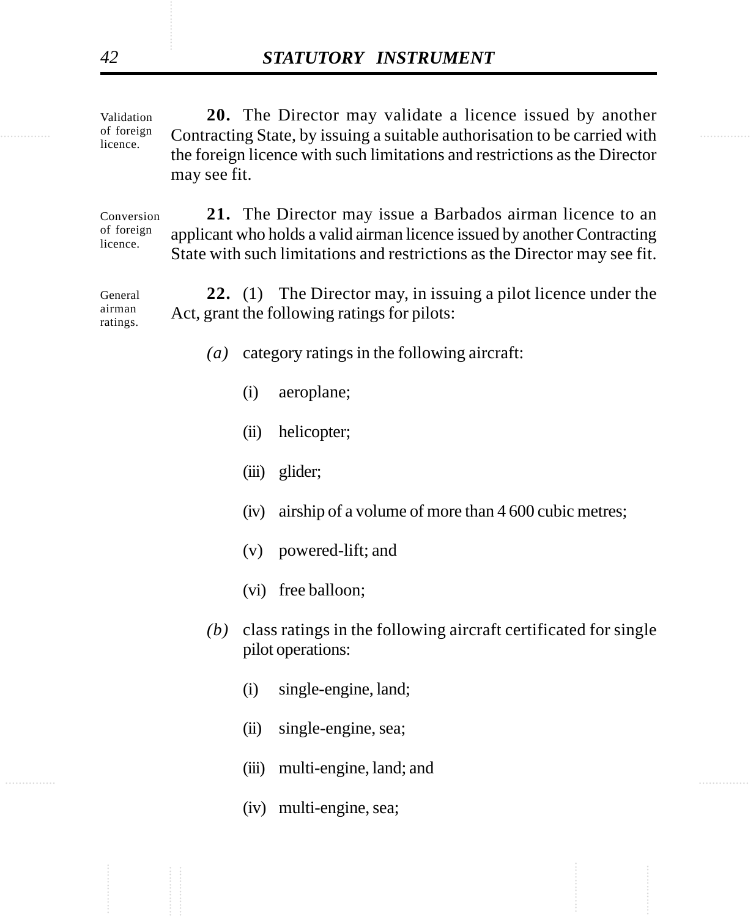Validation of foreign licence.

**20.** The Director may validate a licence issued by another Contracting State, by issuing a suitable authorisation to be carried with the foreign licence with such limitations and restrictions as the Director may see fit.

Conversion of foreign licence.

**21.** The Director may issue a Barbados airman licence to an applicant who holds a valid airman licence issued by another Contracting State with such limitations and restrictions as the Director may see fit.

General airman ratings.

**22.** (1) The Director may, in issuing a pilot licence under the Act, grant the following ratings for pilots:

*(a)* category ratings in the following aircraft:

(i) aeroplane;

(ii) helicopter;

(iii) glider;

(iv) airship of a volume of more than 4 600 cubic metres;

(v) powered-lift; and

(vi) free balloon;

*(b)* class ratings in the following aircraft certificated for single pilot operations:

(i) single-engine, land;

(ii) single-engine, sea;

(iii) multi-engine, land; and

(iv) multi-engine, sea;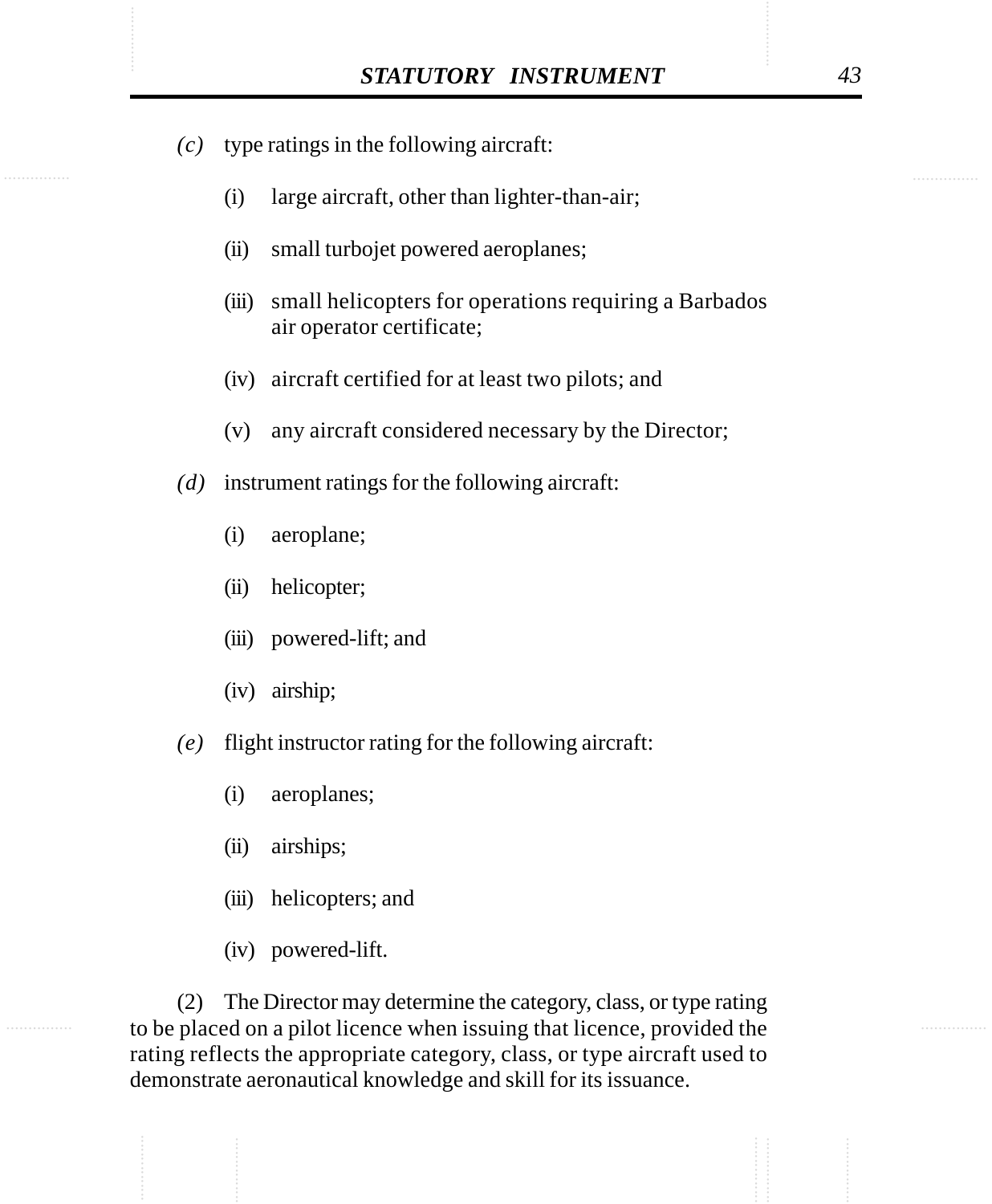*(c)* type ratings in the following aircraft:

(i) large aircraft, other than lighter-than-air;

(ii) small turbojet powered aeroplanes;

(iii) small helicopters for operations requiring a Barbados air operator certificate;

(iv) aircraft certified for at least two pilots; and

(v) any aircraft considered necessary by the Director;

*(d)* instrument ratings for the following aircraft:

(i) aeroplane;

(ii) helicopter;

(iii) powered-lift; and

(iv) airship;

*(e)* flight instructor rating for the following aircraft:

(i) aeroplanes;

(ii) airships;

(iii) helicopters; and

(iv) powered-lift.

(2) The Director may determine the category, class, or type rating to be placed on a pilot licence when issuing that licence, provided the rating reflects the appropriate category, class, or type aircraft used to demonstrate aeronautical knowledge and skill for its issuance.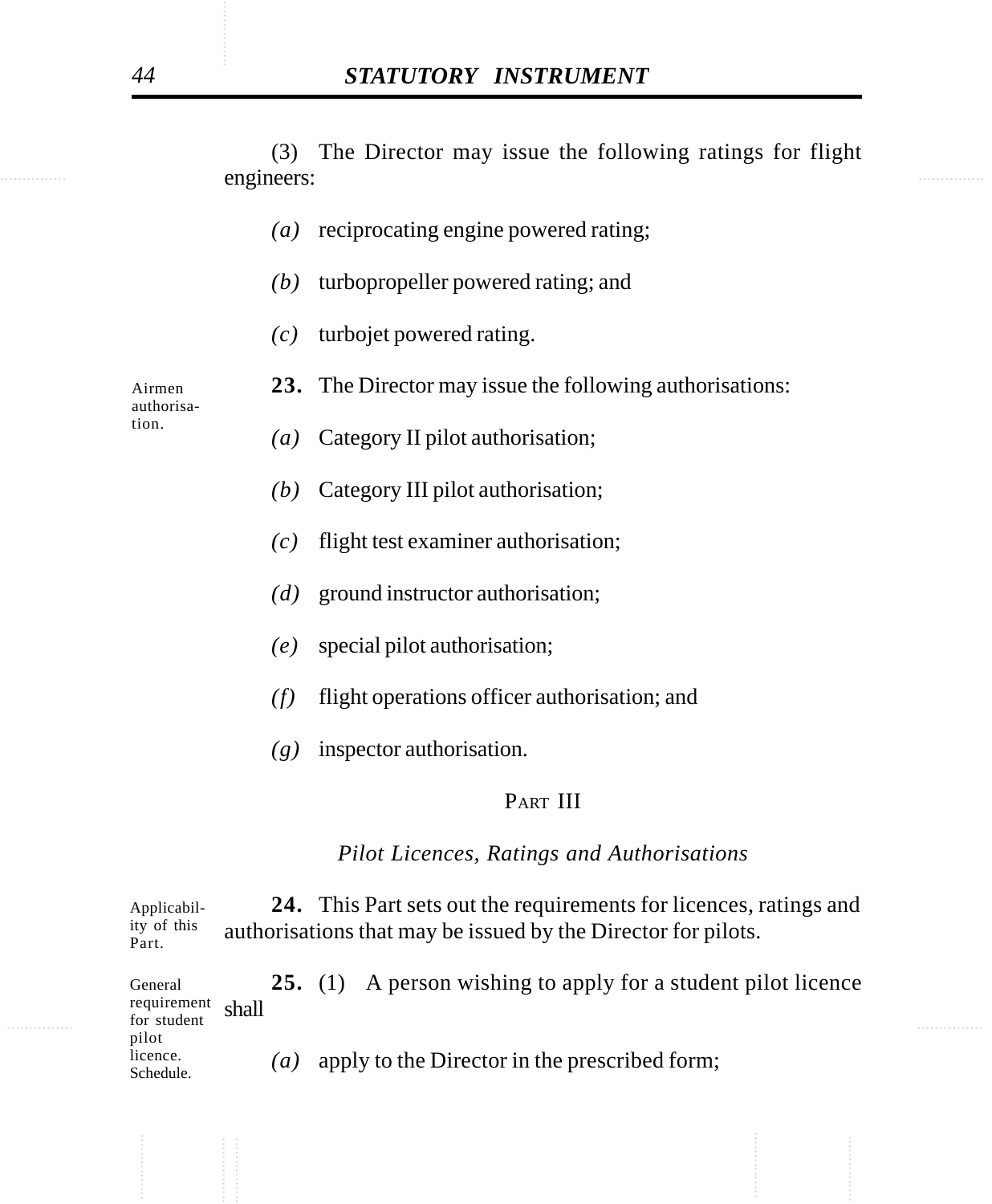(3) The Director may issue the following ratings for flight engineers:

*(a)* reciprocating engine powered rating;

*(b)* turbopropeller powered rating; and

*(c)* turbojet powered rating.

Airmen authorisation.

**23.** The Director may issue the following authorisations:

*(a)* Category II pilot authorisation;

*(b)* Category III pilot authorisation;

*(c)* flight test examiner authorisation;

*(d)* ground instructor authorisation;

*(e)* special pilot authorisation;

*(f)* flight operations officer authorisation; and

*(g)* inspector authorisation.

## PART III

### *Pilot Licences, Ratings and Authorisations*

Applicability of this Part.

**24.** This Part sets out the requirements for licences, ratings and authorisations that may be issued by the Director for pilots.

General requirement for student pilot licence. Schedule.

**25.** (1) A person wishing to apply for a student pilot licence shall

*(a)* apply to the Director in the prescribed form;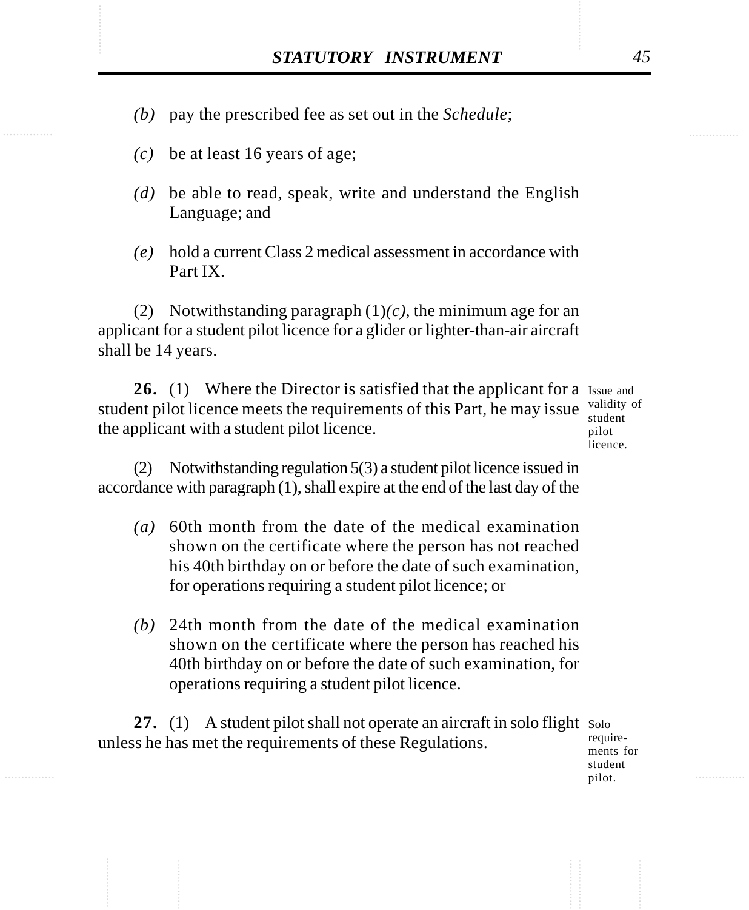*(b)* pay the prescribed fee as set out in the *Schedule*;

*(c)* be at least 16 years of age;

*(d)* be able to read, speak, write and understand the English Language; and

*(e)* hold a current Class 2 medical assessment in accordance with Part IX.

(2) Notwithstanding paragraph (1)*(c)*, the minimum age for an applicant for a student pilot licence for a glider or lighter-than-air aircraft shall be 14 years.

**26.** (1) Where the Director is satisfied that the applicant for a student pilot licence meets the requirements of this Part, he may issue the applicant with a student pilot licence.

Issue and validity of student pilot licence.

(2) Notwithstanding regulation 5(3) a student pilot licence issued in accordance with paragraph (1), shall expire at the end of the last day of the

*(a)* 60th month from the date of the medical examination shown on the certificate where the person has not reached his 40th birthday on or before the date of such examination, for operations requiring a student pilot licence; or

*(b)* 24th month from the date of the medical examination shown on the certificate where the person has reached his 40th birthday on or before the date of such examination, for operations requiring a student pilot licence.

**27.** (1) A student pilot shall not operate an aircraft in solo flight unless he has met the requirements of these Regulations.

Solo requirements for student pilot.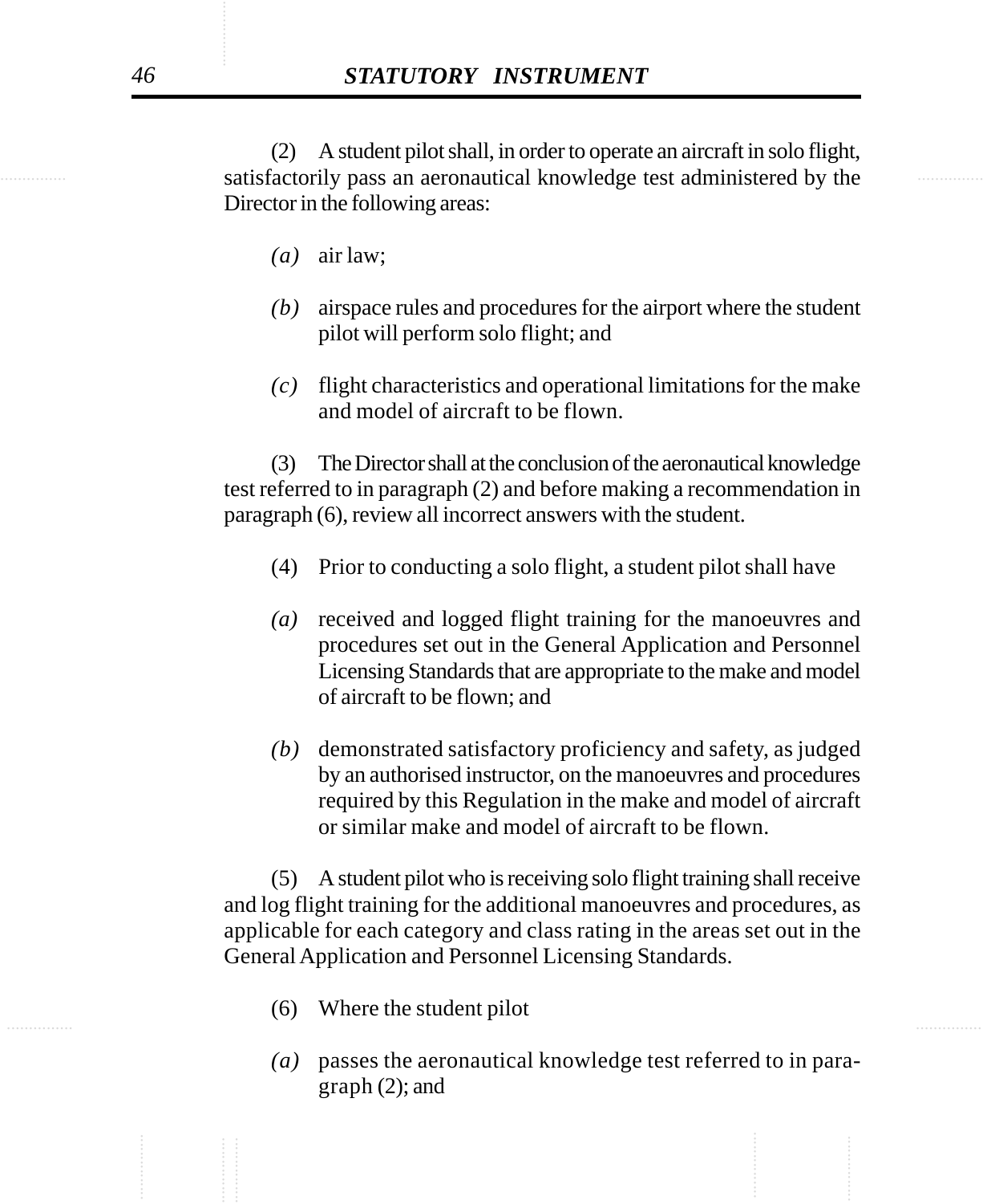(2) A student pilot shall, in order to operate an aircraft in solo flight, satisfactorily pass an aeronautical knowledge test administered by the Director in the following areas:

*(a)* air law;

*(b)* airspace rules and procedures for the airport where the student pilot will perform solo flight; and

*(c)* flight characteristics and operational limitations for the make and model of aircraft to be flown.

(3) The Director shall at the conclusion of the aeronautical knowledge test referred to in paragraph (2) and before making a recommendation in paragraph (6), review all incorrect answers with the student.

(4) Prior to conducting a solo flight, a student pilot shall have

*(a)* received and logged flight training for the manoeuvres and procedures set out in the General Application and Personnel Licensing Standards that are appropriate to the make and model of aircraft to be flown; and

*(b)* demonstrated satisfactory proficiency and safety, as judged by an authorised instructor, on the manoeuvres and procedures required by this Regulation in the make and model of aircraft or similar make and model of aircraft to be flown.

(5) A student pilot who is receiving solo flight training shall receive and log flight training for the additional manoeuvres and procedures, as applicable for each category and class rating in the areas set out in the General Application and Personnel Licensing Standards.

(6) Where the student pilot

*(a)* passes the aeronautical knowledge test referred to in paragraph (2); and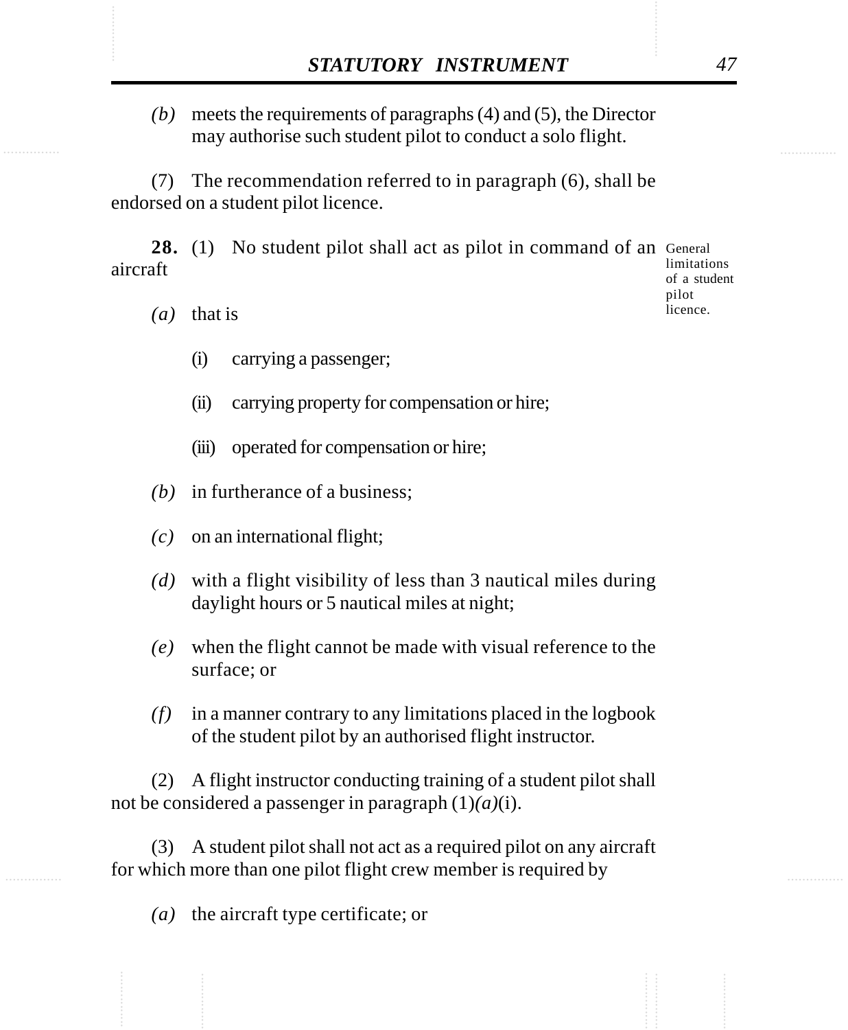*(b)* meets the requirements of paragraphs (4) and (5), the Director may authorise such student pilot to conduct a solo flight.

(7) The recommendation referred to in paragraph (6), shall be endorsed on a student pilot licence.

General limitations of a student pilot licence.

**28.** (1) No student pilot shall act as pilot in command of an aircraft

*(a)* that is

(i) carrying a passenger;

(ii) carrying property for compensation or hire;

(iii) operated for compensation or hire;

*(b)* in furtherance of a business;

*(c)* on an international flight;

*(d)* with a flight visibility of less than 3 nautical miles during daylight hours or 5 nautical miles at night;

*(e)* when the flight cannot be made with visual reference to the surface; or

*(f)* in a manner contrary to any limitations placed in the logbook of the student pilot by an authorised flight instructor.

(2) A flight instructor conducting training of a student pilot shall not be considered a passenger in paragraph (1)*(a)*(i).

(3) A student pilot shall not act as a required pilot on any aircraft for which more than one pilot flight crew member is required by

*(a)* the aircraft type certificate; or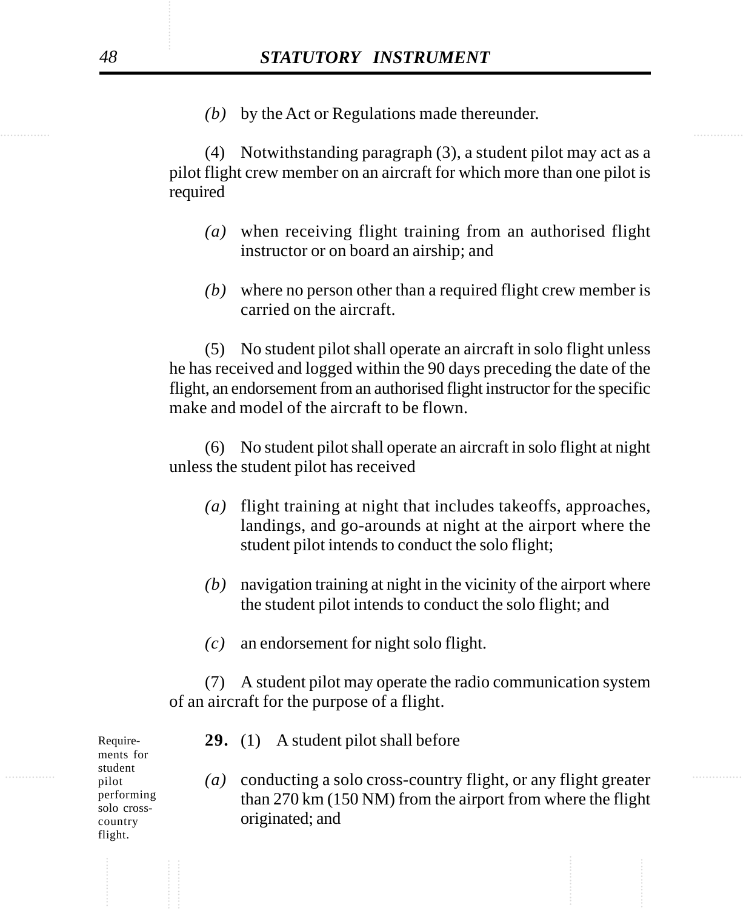*(b)* by the Act or Regulations made thereunder.

(4) Notwithstanding paragraph (3), a student pilot may act as a pilot flight crew member on an aircraft for which more than one pilot is required

*(a)* when receiving flight training from an authorised flight instructor or on board an airship; and

*(b)* where no person other than a required flight crew member is carried on the aircraft.

(5) No student pilot shall operate an aircraft in solo flight unless he has received and logged within the 90 days preceding the date of the flight, an endorsement from an authorised flight instructor for the specific make and model of the aircraft to be flown.

(6) No student pilot shall operate an aircraft in solo flight at night unless the student pilot has received

*(a)* flight training at night that includes takeoffs, approaches, landings, and go-arounds at night at the airport where the student pilot intends to conduct the solo flight;

*(b)* navigation training at night in the vicinity of the airport where the student pilot intends to conduct the solo flight; and

*(c)* an endorsement for night solo flight.

(7) A student pilot may operate the radio communication system of an aircraft for the purpose of a flight.

Requirements for student pilot performing solo cross-country flight.

**29.** (1) A student pilot shall before

*(a)* conducting a solo cross-country flight, or any flight greater than 270 km (150 NM) from the airport from where the flight originated; and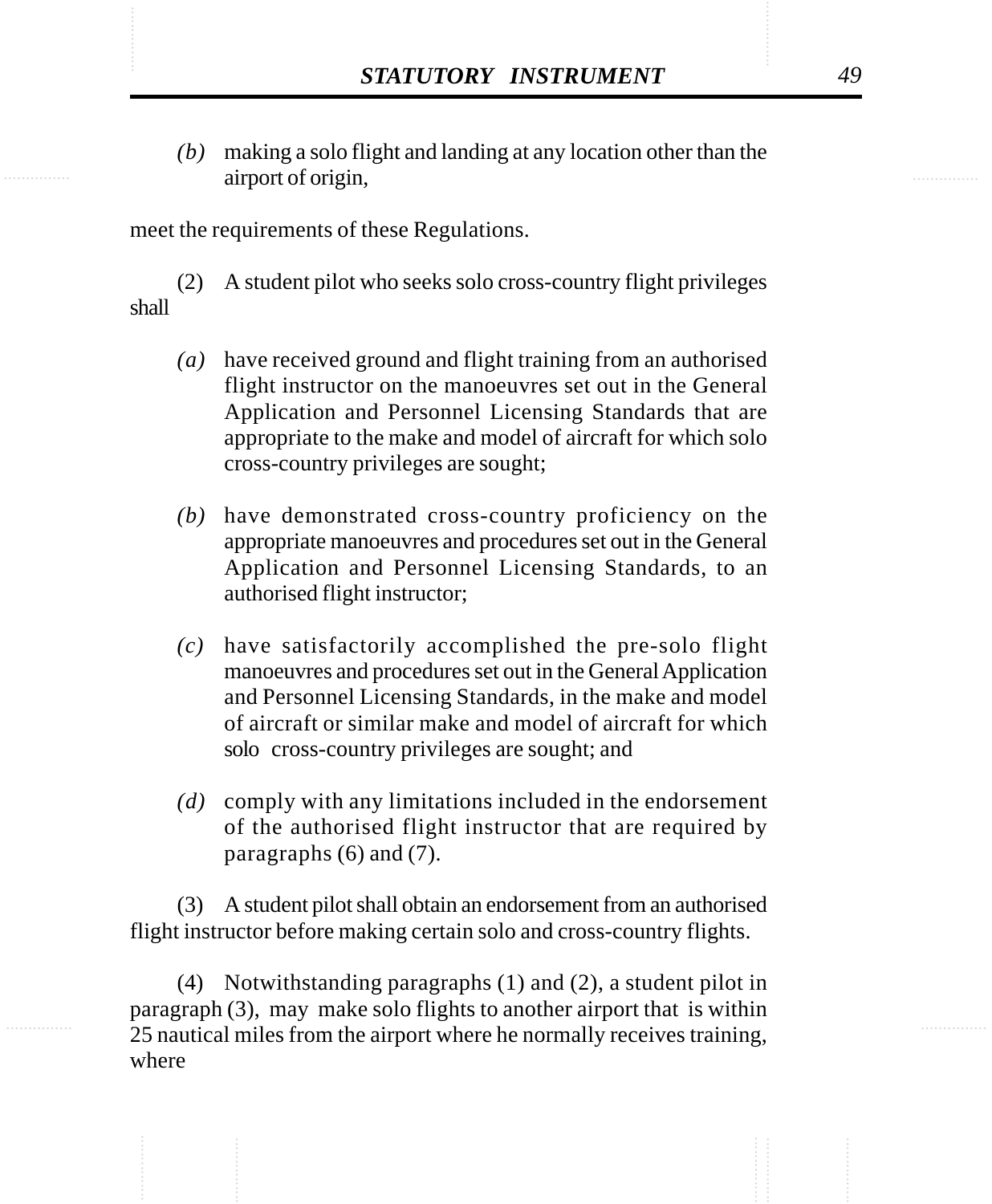*(b)* making a solo flight and landing at any location other than the airport of origin,

meet the requirements of these Regulations.

(2) A student pilot who seeks solo cross-country flight privileges shall

*(a)* have received ground and flight training from an authorised flight instructor on the manoeuvres set out in the General Application and Personnel Licensing Standards that are appropriate to the make and model of aircraft for which solo cross-country privileges are sought;

*(b)* have demonstrated cross-country proficiency on the appropriate manoeuvres and procedures set out in the General Application and Personnel Licensing Standards, to an authorised flight instructor;

*(c)* have satisfactorily accomplished the pre-solo flight manoeuvres and procedures set out in the General Application and Personnel Licensing Standards, in the make and model of aircraft or similar make and model of aircraft for which solo cross-country privileges are sought; and

*(d)* comply with any limitations included in the endorsement of the authorised flight instructor that are required by paragraphs (6) and (7).

(3) A student pilot shall obtain an endorsement from an authorised flight instructor before making certain solo and cross-country flights.

(4) Notwithstanding paragraphs (1) and (2), a student pilot in paragraph (3), may make solo flights to another airport that is within 25 nautical miles from the airport where he normally receives training, where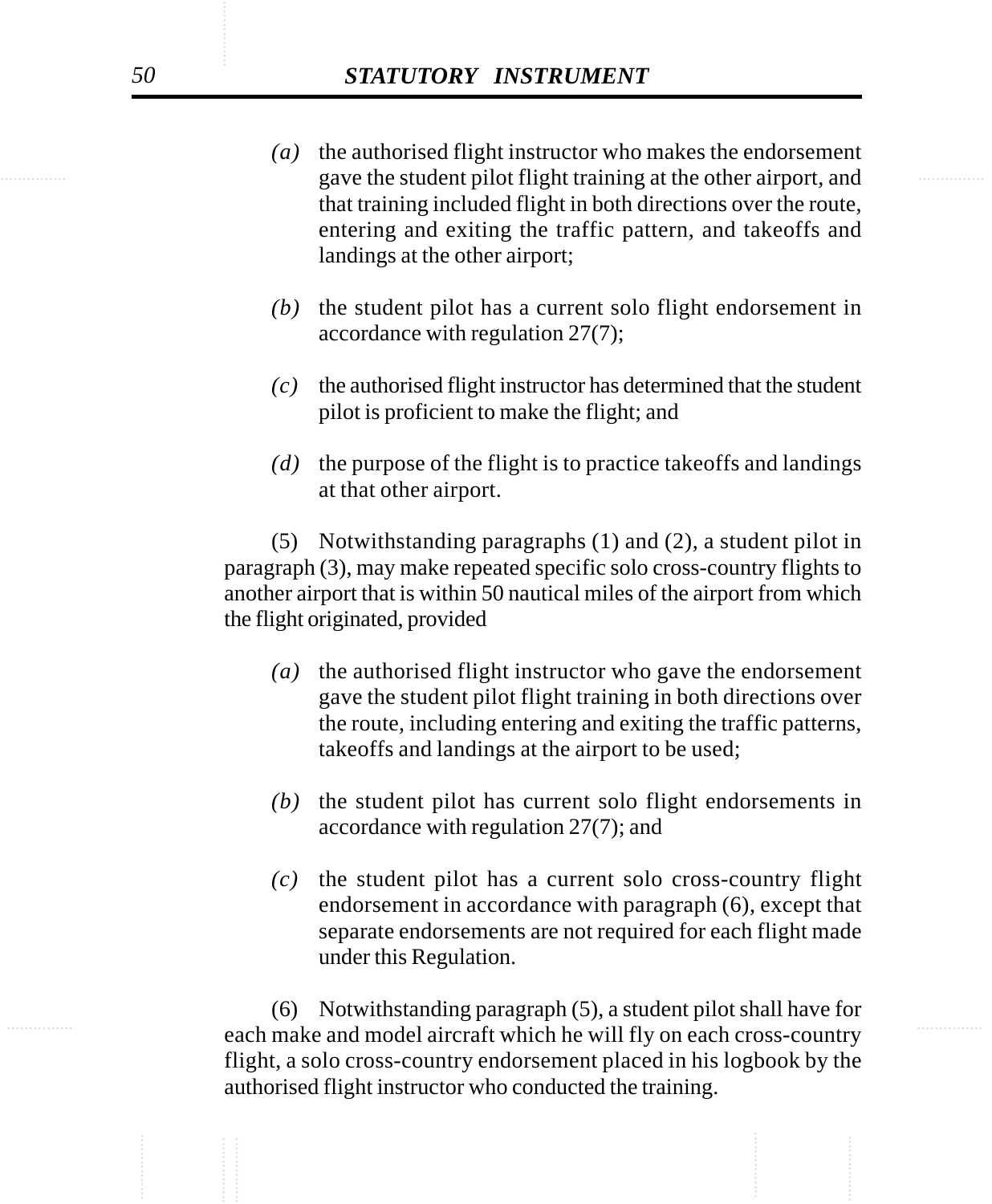(a) the authorised flight instructor who makes the endorsement gave the student pilot flight training at the other airport, and that training included flight in both directions over the route, entering and exiting the traffic pattern, and takeoffs and landings at the other airport;

(b) the student pilot has a current solo flight endorsement in accordance with regulation 27(7);

(c) the authorised flight instructor has determined that the student pilot is proficient to make the flight; and

(d) the purpose of the flight is to practice takeoffs and landings at that other airport.

(5) Notwithstanding paragraphs (1) and (2), a student pilot in paragraph (3), may make repeated specific solo cross-country flights to another airport that is within 50 nautical miles of the airport from which the flight originated, provided

(a) the authorised flight instructor who gave the endorsement gave the student pilot flight training in both directions over the route, including entering and exiting the traffic patterns, takeoffs and landings at the airport to be used;

(b) the student pilot has current solo flight endorsements in accordance with regulation 27(7); and

(c) the student pilot has a current solo cross-country flight endorsement in accordance with paragraph (6), except that separate endorsements are not required for each flight made under this Regulation.

(6) Notwithstanding paragraph (5), a student pilot shall have for each make and model aircraft which he will fly on each cross-country flight, a solo cross-country endorsement placed in his logbook by the authorised flight instructor who conducted the training.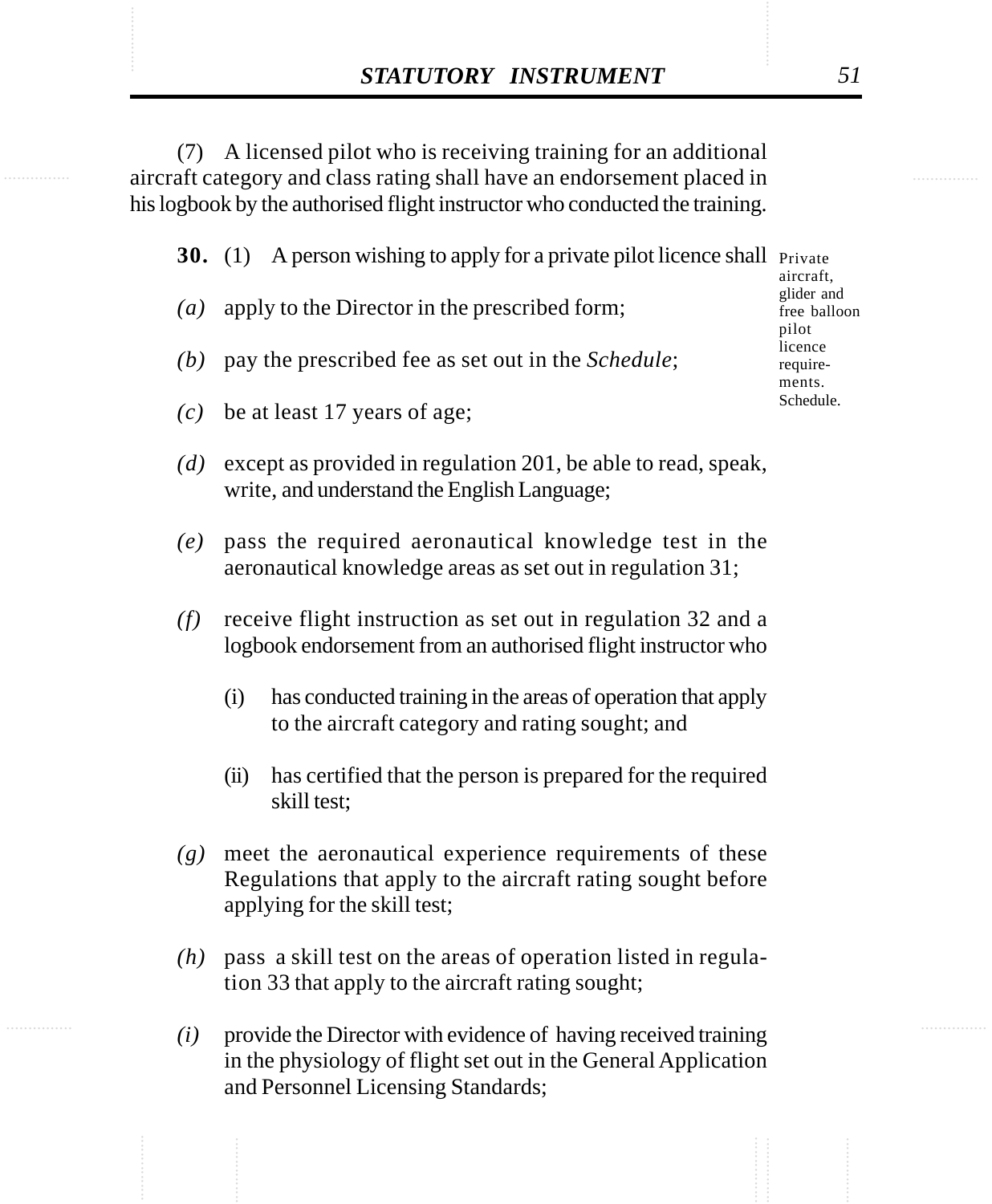(7) A licensed pilot who is receiving training for an additional aircraft category and class rating shall have an endorsement placed in his logbook by the authorised flight instructor who conducted the training.

Private aircraft, glider and free balloon pilot licence requirements. Schedule.

**30.** (1) A person wishing to apply for a private pilot licence shall

*(a)* apply to the Director in the prescribed form;

*(b)* pay the prescribed fee as set out in the *Schedule*;

*(c)* be at least 17 years of age;

*(d)* except as provided in regulation 201, be able to read, speak, write, and understand the English Language;

*(e)* pass the required aeronautical knowledge test in the aeronautical knowledge areas as set out in regulation 31;

*(f)* receive flight instruction as set out in regulation 32 and a logbook endorsement from an authorised flight instructor who

(i) has conducted training in the areas of operation that apply to the aircraft category and rating sought; and

(ii) has certified that the person is prepared for the required skill test;

*(g)* meet the aeronautical experience requirements of these Regulations that apply to the aircraft rating sought before applying for the skill test;

*(h)* pass a skill test on the areas of operation listed in regulation 33 that apply to the aircraft rating sought;

*(i)* provide the Director with evidence of having received training in the physiology of flight set out in the General Application and Personnel Licensing Standards;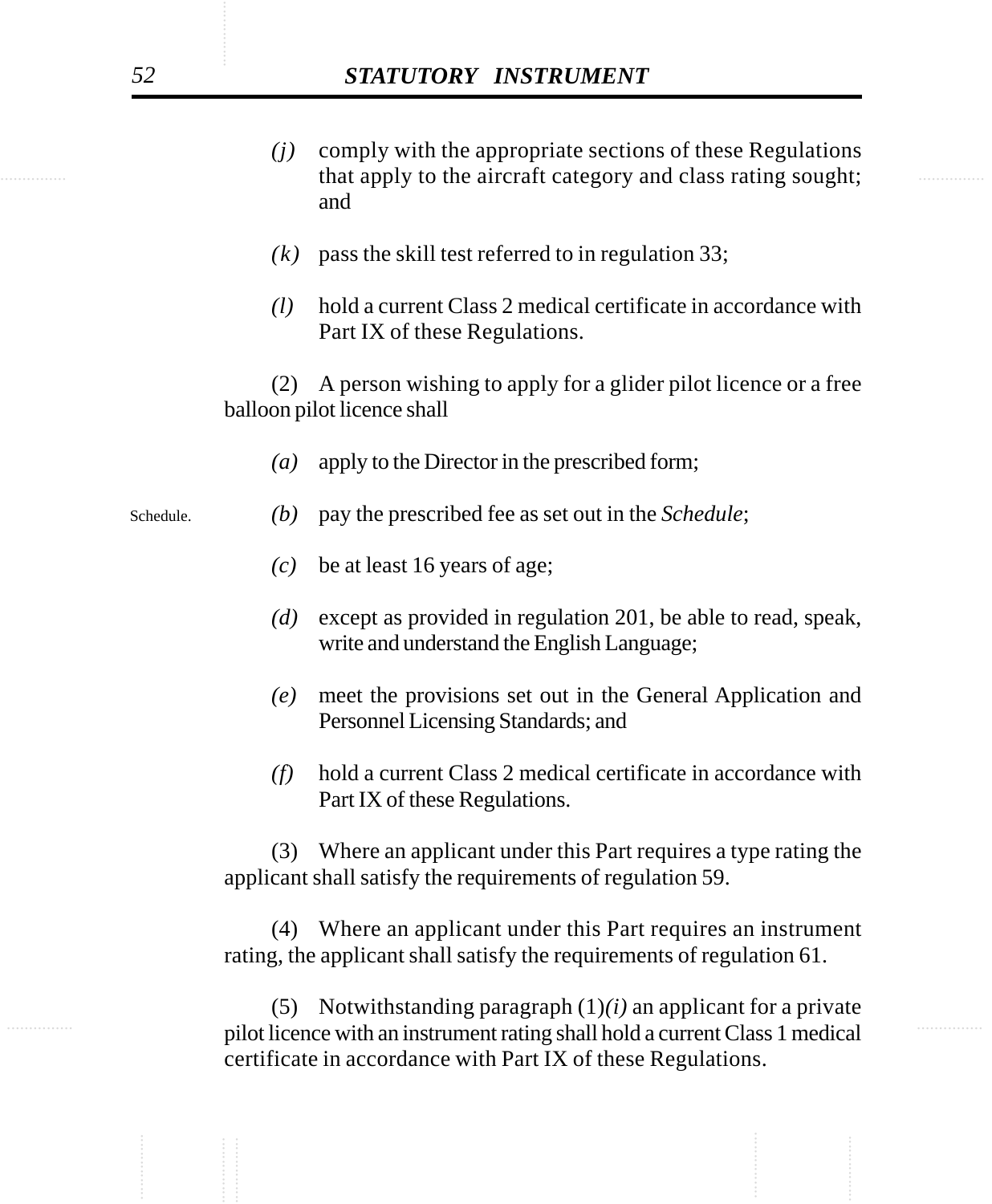*(j)* comply with the appropriate sections of these Regulations that apply to the aircraft category and class rating sought; and

*(k)* pass the skill test referred to in regulation 33;

*(l)* hold a current Class 2 medical certificate in accordance with Part IX of these Regulations.

(2) A person wishing to apply for a glider pilot licence or a free balloon pilot licence shall

*(a)* apply to the Director in the prescribed form;

Schedule.

*(b)* pay the prescribed fee as set out in the *Schedule*;

*(c)* be at least 16 years of age;

*(d)* except as provided in regulation 201, be able to read, speak, write and understand the English Language;

*(e)* meet the provisions set out in the General Application and Personnel Licensing Standards; and

*(f)* hold a current Class 2 medical certificate in accordance with Part IX of these Regulations.

(3) Where an applicant under this Part requires a type rating the applicant shall satisfy the requirements of regulation 59.

(4) Where an applicant under this Part requires an instrument rating, the applicant shall satisfy the requirements of regulation 61.

(5) Notwithstanding paragraph (1)*(i)* an applicant for a private pilot licence with an instrument rating shall hold a current Class 1 medical certificate in accordance with Part IX of these Regulations.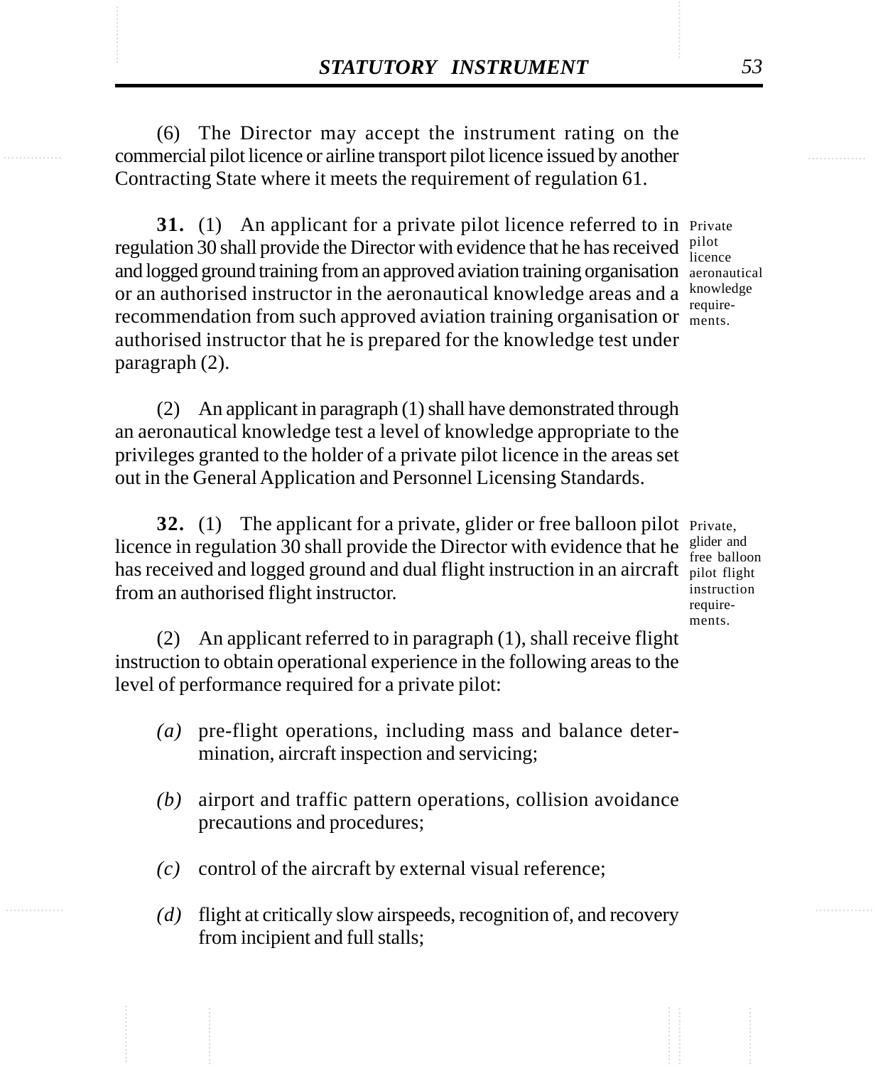(6) The Director may accept the instrument rating on the commercial pilot licence or airline transport pilot licence issued by another Contracting State where it meets the requirement of regulation 61.

**31.** (1) An applicant for a private pilot licence referred to in regulation 30 shall provide the Director with evidence that he has received and logged ground training from an approved aviation training organisation or an authorised instructor in the aeronautical knowledge areas and a recommendation from such approved aviation training organisation or authorised instructor that he is prepared for the knowledge test under paragraph (2).

*Private pilot licence aeronautical knowledge requirements.*

(2) An applicant in paragraph (1) shall have demonstrated through an aeronautical knowledge test a level of knowledge appropriate to the privileges granted to the holder of a private pilot licence in the areas set out in the General Application and Personnel Licensing Standards.

**32.** (1) The applicant for a private, glider or free balloon pilot licence in regulation 30 shall provide the Director with evidence that he has received and logged ground and dual flight instruction in an aircraft from an authorised flight instructor.

*Private, glider and free balloon pilot flight instruction requirements.*

(2) An applicant referred to in paragraph (1), shall receive flight instruction to obtain operational experience in the following areas to the level of performance required for a private pilot:

*(a)* pre-flight operations, including mass and balance determination, aircraft inspection and servicing;

*(b)* airport and traffic pattern operations, collision avoidance precautions and procedures;

*(c)* control of the aircraft by external visual reference;

*(d)* flight at critically slow airspeeds, recognition of, and recovery from incipient and full stalls;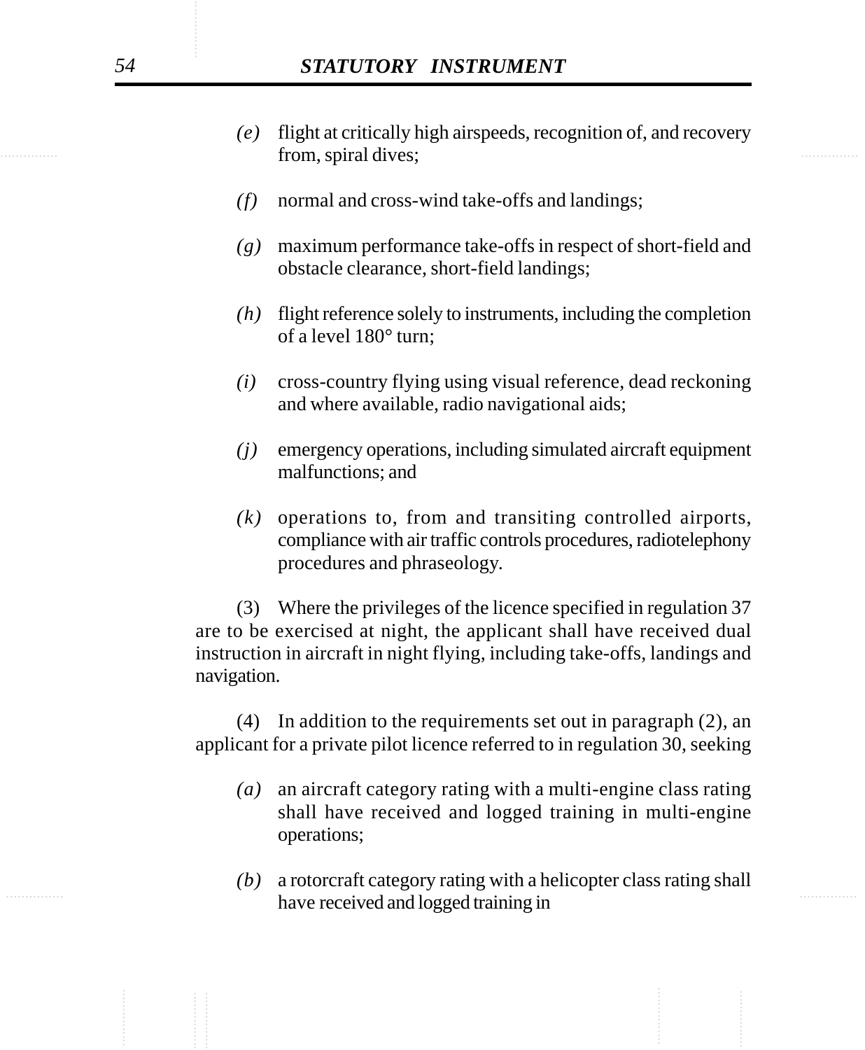*(e)* flight at critically high airspeeds, recognition of, and recovery from, spiral dives;

*(f)* normal and cross-wind take-offs and landings;

*(g)* maximum performance take-offs in respect of short-field and obstacle clearance, short-field landings;

*(h)* flight reference solely to instruments, including the completion of a level 180° turn;

*(i)* cross-country flying using visual reference, dead reckoning and where available, radio navigational aids;

*(j)* emergency operations, including simulated aircraft equipment malfunctions; and

*(k)* operations to, from and transiting controlled airports, compliance with air traffic controls procedures, radiotelephony procedures and phraseology.

(3) Where the privileges of the licence specified in regulation 37 are to be exercised at night, the applicant shall have received dual instruction in aircraft in night flying, including take-offs, landings and navigation.

(4) In addition to the requirements set out in paragraph (2), an applicant for a private pilot licence referred to in regulation 30, seeking

*(a)* an aircraft category rating with a multi-engine class rating shall have received and logged training in multi-engine operations;

*(b)* a rotorcraft category rating with a helicopter class rating shall have received and logged training in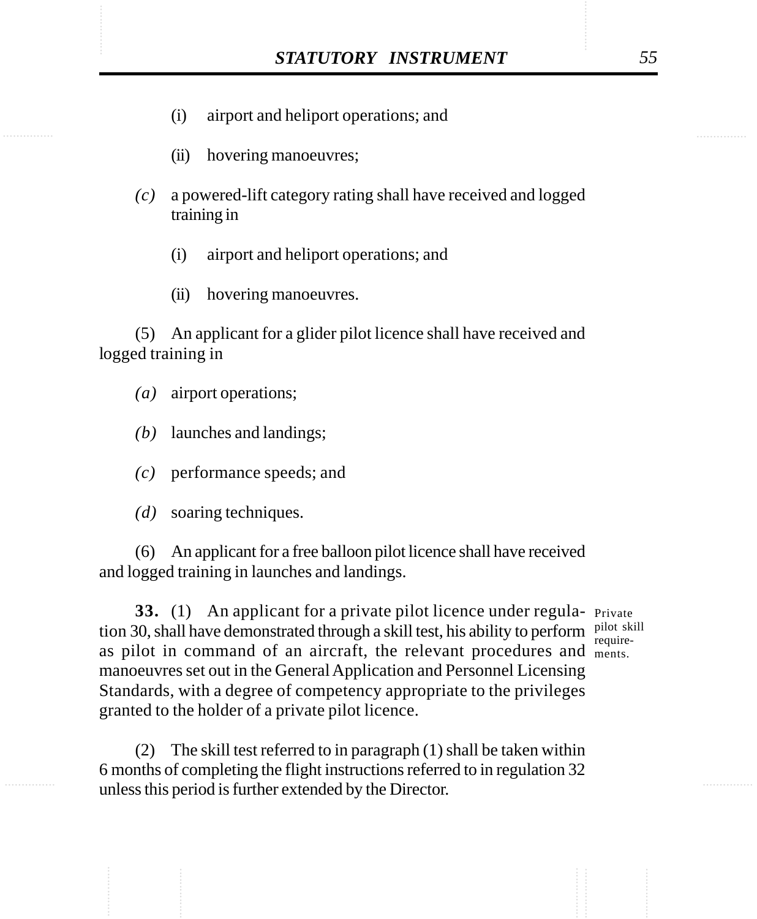(i) airport and heliport operations; and

(ii) hovering manoeuvres;

*(c)* a powered-lift category rating shall have received and logged training in

(i) airport and heliport operations; and

(ii) hovering manoeuvres.

(5) An applicant for a glider pilot licence shall have received and logged training in

*(a)* airport operations;

*(b)* launches and landings;

*(c)* performance speeds; and

*(d)* soaring techniques.

(6) An applicant for a free balloon pilot licence shall have received and logged training in launches and landings.

Private pilot skill requirements.

**33.** (1) An applicant for a private pilot licence under regulation 30, shall have demonstrated through a skill test, his ability to perform as pilot in command of an aircraft, the relevant procedures and manoeuvres set out in the General Application and Personnel Licensing Standards, with a degree of competency appropriate to the privileges granted to the holder of a private pilot licence.

(2) The skill test referred to in paragraph (1) shall be taken within 6 months of completing the flight instructions referred to in regulation 32 unless this period is further extended by the Director.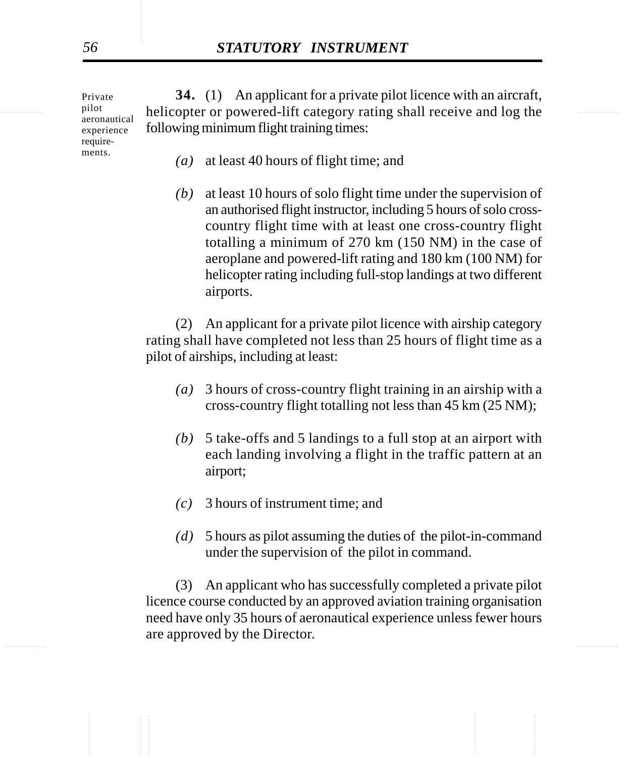Private pilot aeronautical experience require-ments.

**34.** (1) An applicant for a private pilot licence with an aircraft, helicopter or powered-lift category rating shall receive and log the following minimum flight training times:

*(a)* at least 40 hours of flight time; and

*(b)* at least 10 hours of solo flight time under the supervision of an authorised flight instructor, including 5 hours of solo cross-country flight time with at least one cross-country flight totalling a minimum of 270 km (150 NM) in the case of aeroplane and powered-lift rating and 180 km (100 NM) for helicopter rating including full-stop landings at two different airports.

(2) An applicant for a private pilot licence with airship category rating shall have completed not less than 25 hours of flight time as a pilot of airships, including at least:

*(a)* 3 hours of cross-country flight training in an airship with a cross-country flight totalling not less than 45 km (25 NM);

*(b)* 5 take-offs and 5 landings to a full stop at an airport with each landing involving a flight in the traffic pattern at an airport;

*(c)* 3 hours of instrument time; and

*(d)* 5 hours as pilot assuming the duties of the pilot-in-command under the supervision of the pilot in command.

(3) An applicant who has successfully completed a private pilot licence course conducted by an approved aviation training organisation need have only 35 hours of aeronautical experience unless fewer hours are approved by the Director.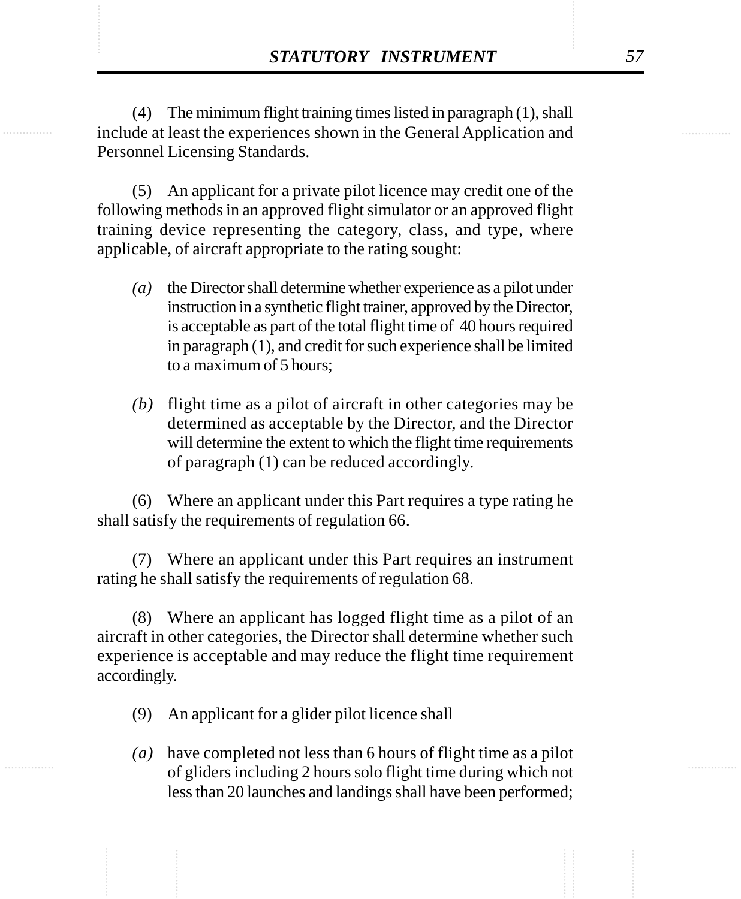(4) The minimum flight training times listed in paragraph (1), shall include at least the experiences shown in the General Application and Personnel Licensing Standards.

(5) An applicant for a private pilot licence may credit one of the following methods in an approved flight simulator or an approved flight training device representing the category, class, and type, where applicable, of aircraft appropriate to the rating sought:

*(a)* the Director shall determine whether experience as a pilot under instruction in a synthetic flight trainer, approved by the Director, is acceptable as part of the total flight time of 40 hours required in paragraph (1), and credit for such experience shall be limited to a maximum of 5 hours;

*(b)* flight time as a pilot of aircraft in other categories may be determined as acceptable by the Director, and the Director will determine the extent to which the flight time requirements of paragraph (1) can be reduced accordingly.

(6) Where an applicant under this Part requires a type rating he shall satisfy the requirements of regulation 66.

(7) Where an applicant under this Part requires an instrument rating he shall satisfy the requirements of regulation 68.

(8) Where an applicant has logged flight time as a pilot of an aircraft in other categories, the Director shall determine whether such experience is acceptable and may reduce the flight time requirement accordingly.

(9) An applicant for a glider pilot licence shall

*(a)* have completed not less than 6 hours of flight time as a pilot of gliders including 2 hours solo flight time during which not less than 20 launches and landings shall have been performed;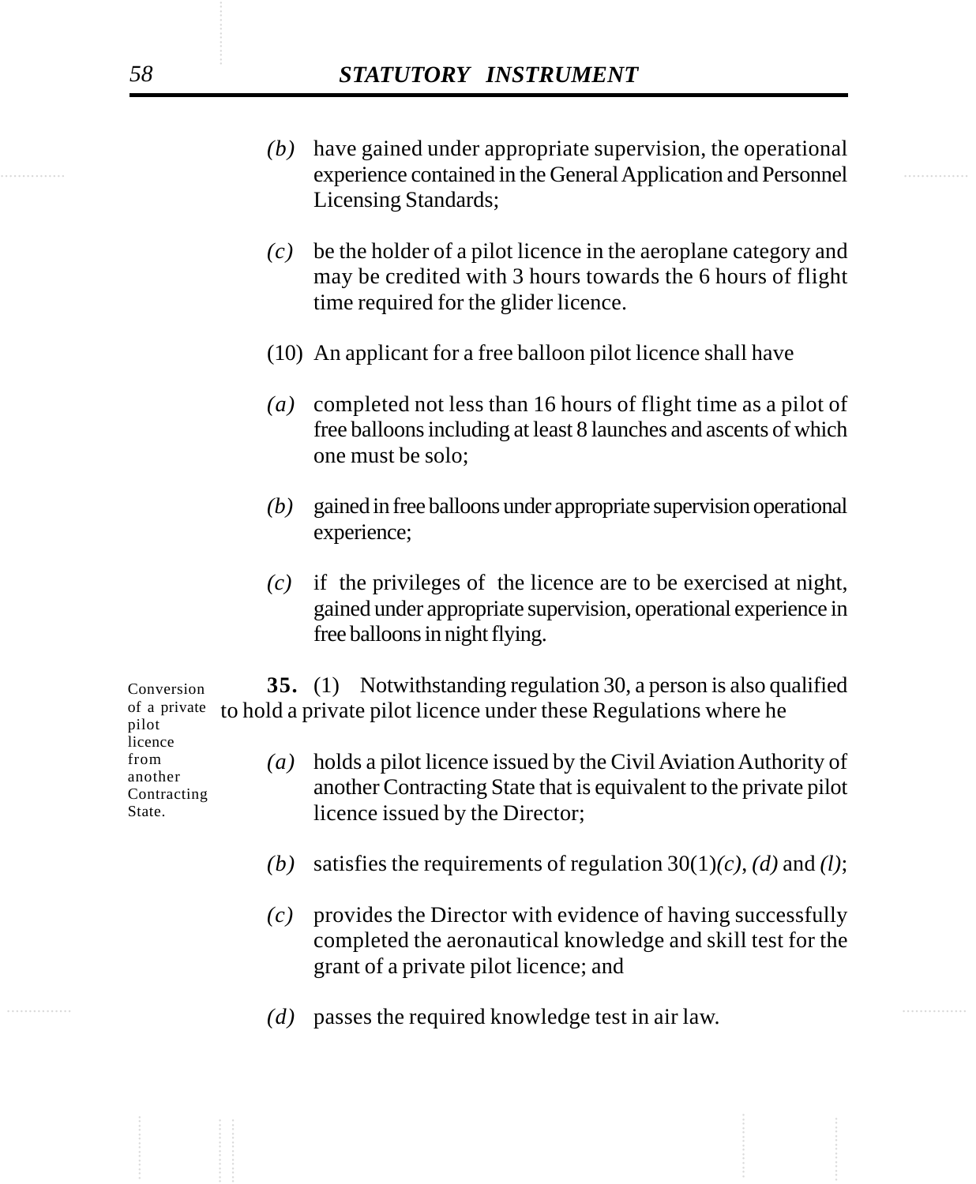*(b)* have gained under appropriate supervision, the operational experience contained in the General Application and Personnel Licensing Standards;

*(c)* be the holder of a pilot licence in the aeroplane category and may be credited with 3 hours towards the 6 hours of flight time required for the glider licence.

(10) An applicant for a free balloon pilot licence shall have

*(a)* completed not less than 16 hours of flight time as a pilot of free balloons including at least 8 launches and ascents of which one must be solo;

*(b)* gained in free balloons under appropriate supervision operational experience;

*(c)* if the privileges of the licence are to be exercised at night, gained under appropriate supervision, operational experience in free balloons in night flying.

Conversion of a private pilot licence from another Contracting State.

**35.** (1) Notwithstanding regulation 30, a person is also qualified to hold a private pilot licence under these Regulations where he

*(a)* holds a pilot licence issued by the Civil Aviation Authority of another Contracting State that is equivalent to the private pilot licence issued by the Director;

*(b)* satisfies the requirements of regulation 30(1)*(c)*, *(d)* and *(l)*;

*(c)* provides the Director with evidence of having successfully completed the aeronautical knowledge and skill test for the grant of a private pilot licence; and

*(d)* passes the required knowledge test in air law.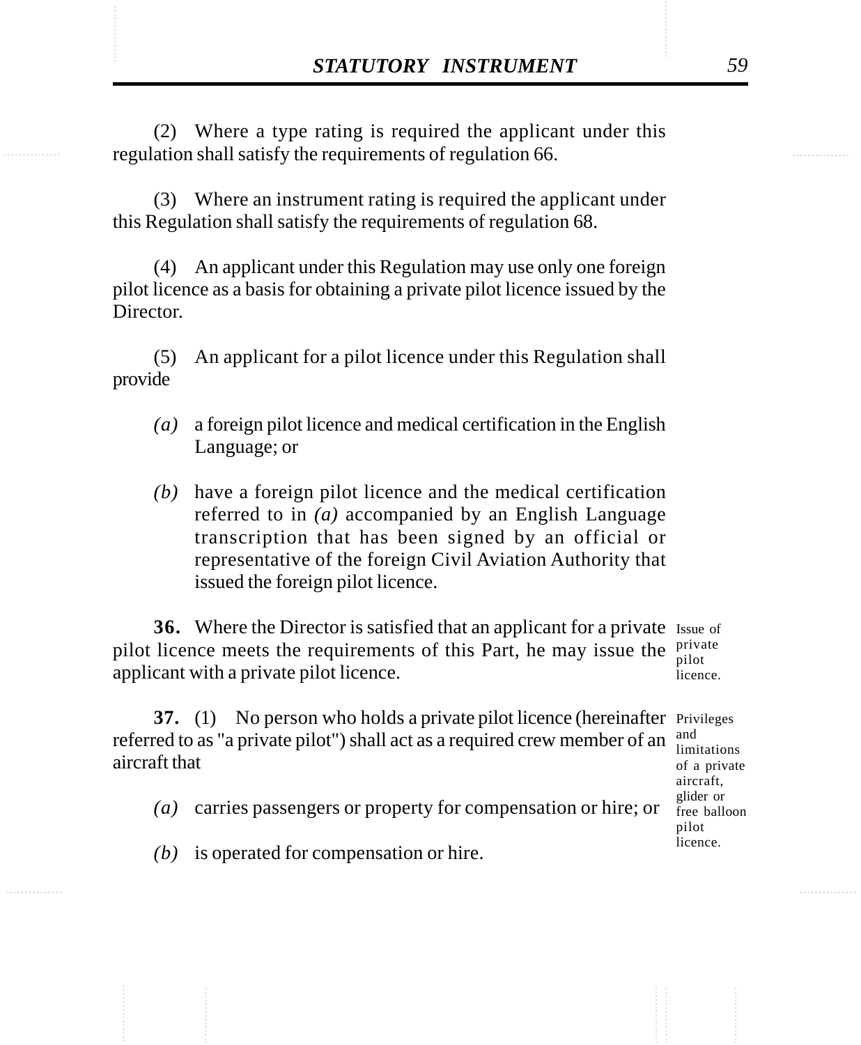(2) Where a type rating is required the applicant under this regulation shall satisfy the requirements of regulation 66.

(3) Where an instrument rating is required the applicant under this Regulation shall satisfy the requirements of regulation 68.

(4) An applicant under this Regulation may use only one foreign pilot licence as a basis for obtaining a private pilot licence issued by the Director.

(5) An applicant for a pilot licence under this Regulation shall provide

*(a)* a foreign pilot licence and medical certification in the English Language; or

*(b)* have a foreign pilot licence and the medical certification referred to in *(a)* accompanied by an English Language transcription that has been signed by an official or representative of the foreign Civil Aviation Authority that issued the foreign pilot licence.

Issue of private pilot licence.

**36.** Where the Director is satisfied that an applicant for a private pilot licence meets the requirements of this Part, he may issue the applicant with a private pilot licence.

Privileges and limitations of a private aircraft, glider or free balloon pilot licence.

**37.** (1) No person who holds a private pilot licence (hereinafter referred to as "a private pilot") shall act as a required crew member of an aircraft that

*(a)* carries passengers or property for compensation or hire; or

*(b)* is operated for compensation or hire.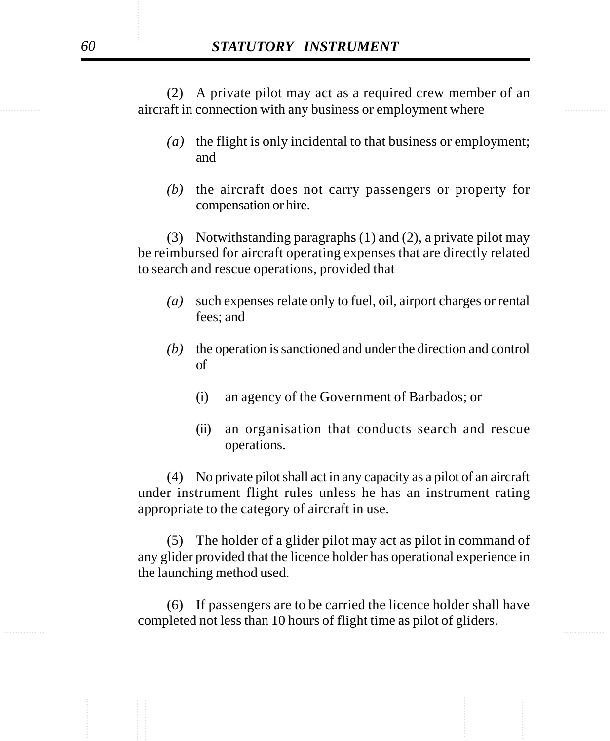(2) A private pilot may act as a required crew member of an aircraft in connection with any business or employment where

*(a)* the flight is only incidental to that business or employment; and

*(b)* the aircraft does not carry passengers or property for compensation or hire.

(3) Notwithstanding paragraphs (1) and (2), a private pilot may be reimbursed for aircraft operating expenses that are directly related to search and rescue operations, provided that

*(a)* such expenses relate only to fuel, oil, airport charges or rental fees; and

*(b)* the operation is sanctioned and under the direction and control of

(i) an agency of the Government of Barbados; or

(ii) an organisation that conducts search and rescue operations.

(4) No private pilot shall act in any capacity as a pilot of an aircraft under instrument flight rules unless he has an instrument rating appropriate to the category of aircraft in use.

(5) The holder of a glider pilot may act as pilot in command of any glider provided that the licence holder has operational experience in the launching method used.

(6) If passengers are to be carried the licence holder shall have completed not less than 10 hours of flight time as pilot of gliders.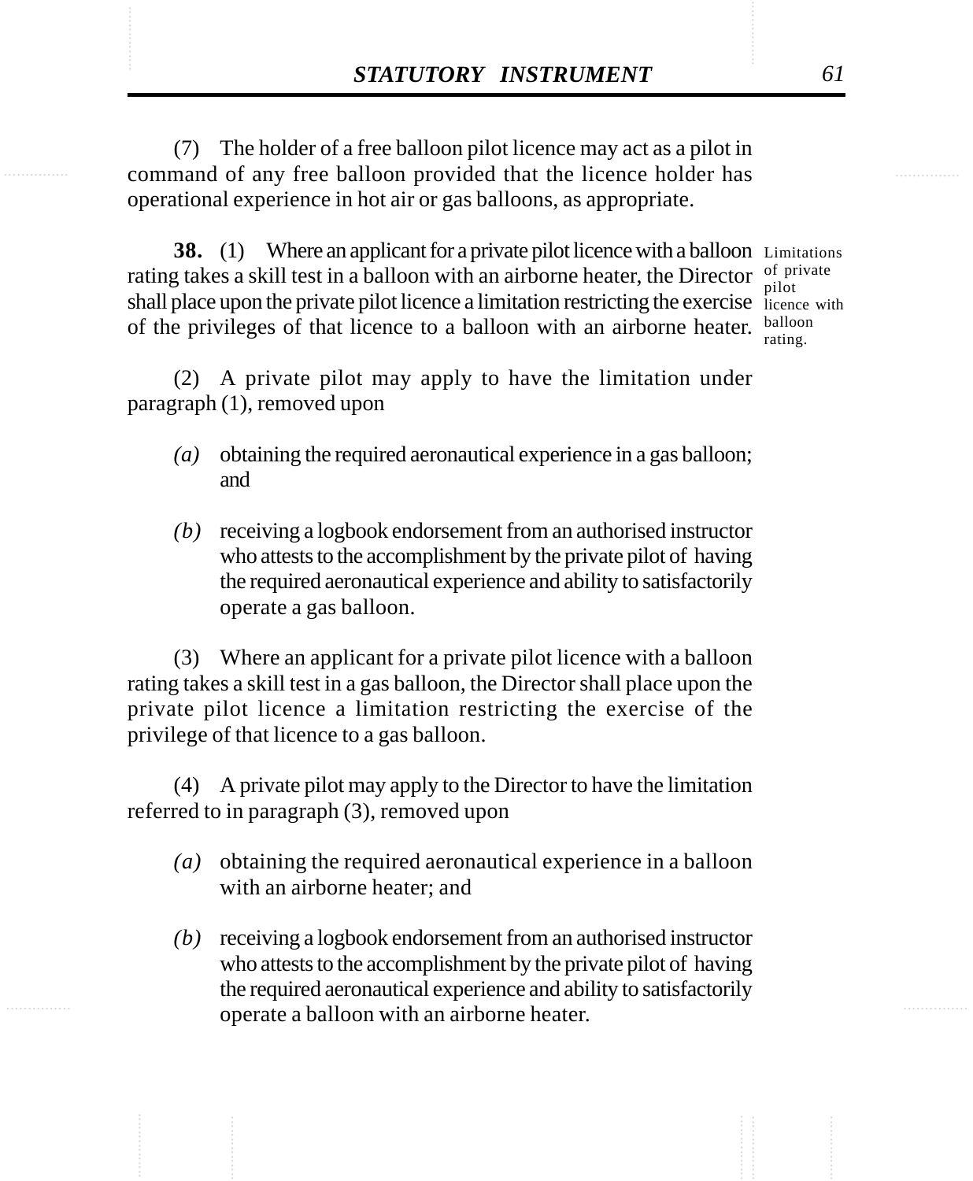(7) The holder of a free balloon pilot licence may act as a pilot in command of any free balloon provided that the licence holder has operational experience in hot air or gas balloons, as appropriate.

Limitations of private pilot licence with balloon rating.

**38.** (1) Where an applicant for a private pilot licence with a balloon rating takes a skill test in a balloon with an airborne heater, the Director shall place upon the private pilot licence a limitation restricting the exercise of the privileges of that licence to a balloon with an airborne heater.

(2) A private pilot may apply to have the limitation under paragraph (1), removed upon

*(a)* obtaining the required aeronautical experience in a gas balloon; and

*(b)* receiving a logbook endorsement from an authorised instructor who attests to the accomplishment by the private pilot of having the required aeronautical experience and ability to satisfactorily operate a gas balloon.

(3) Where an applicant for a private pilot licence with a balloon rating takes a skill test in a gas balloon, the Director shall place upon the private pilot licence a limitation restricting the exercise of the privilege of that licence to a gas balloon.

(4) A private pilot may apply to the Director to have the limitation referred to in paragraph (3), removed upon

*(a)* obtaining the required aeronautical experience in a balloon with an airborne heater; and

*(b)* receiving a logbook endorsement from an authorised instructor who attests to the accomplishment by the private pilot of having the required aeronautical experience and ability to satisfactorily operate a balloon with an airborne heater.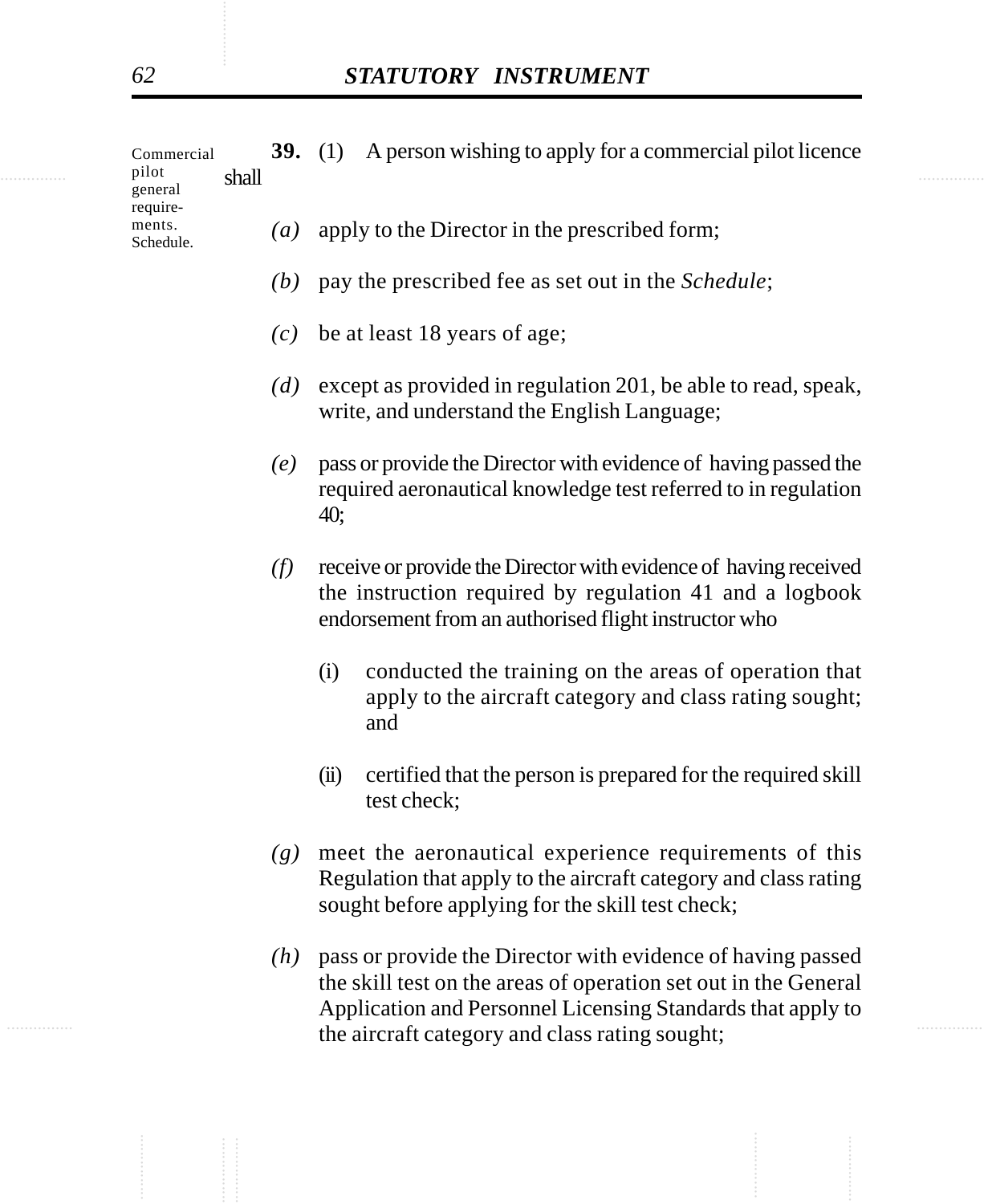Commercial pilot general requirements. Schedule.

**39.** (1) A person wishing to apply for a commercial pilot licence shall

*(a)* apply to the Director in the prescribed form;

*(b)* pay the prescribed fee as set out in the *Schedule*;

*(c)* be at least 18 years of age;

*(d)* except as provided in regulation 201, be able to read, speak, write, and understand the English Language;

*(e)* pass or provide the Director with evidence of having passed the required aeronautical knowledge test referred to in regulation 40;

*(f)* receive or provide the Director with evidence of having received the instruction required by regulation 41 and a logbook endorsement from an authorised flight instructor who

(i) conducted the training on the areas of operation that apply to the aircraft category and class rating sought; and

(ii) certified that the person is prepared for the required skill test check;

*(g)* meet the aeronautical experience requirements of this Regulation that apply to the aircraft category and class rating sought before applying for the skill test check;

*(h)* pass or provide the Director with evidence of having passed the skill test on the areas of operation set out in the General Application and Personnel Licensing Standards that apply to the aircraft category and class rating sought;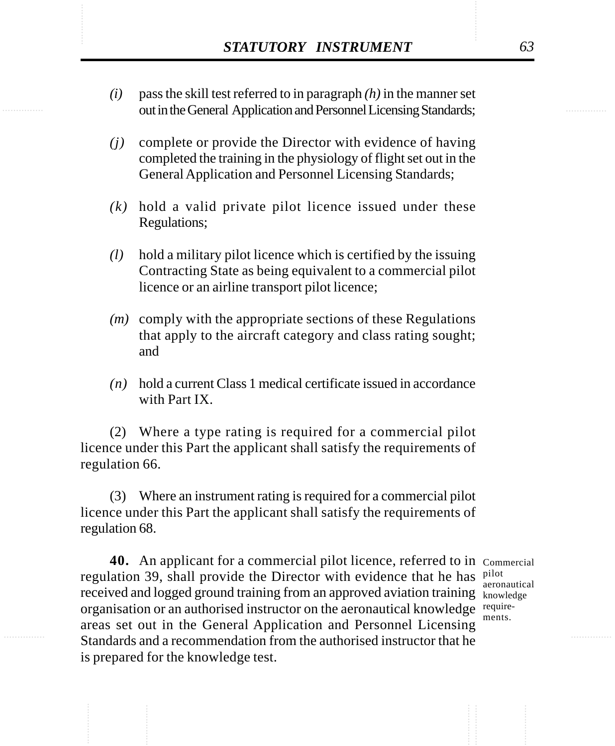*(i)* pass the skill test referred to in paragraph *(h)* in the manner set out in the General Application and Personnel Licensing Standards;

*(j)* complete or provide the Director with evidence of having completed the training in the physiology of flight set out in the General Application and Personnel Licensing Standards;

*(k)* hold a valid private pilot licence issued under these Regulations;

*(l)* hold a military pilot licence which is certified by the issuing Contracting State as being equivalent to a commercial pilot licence or an airline transport pilot licence;

*(m)* comply with the appropriate sections of these Regulations that apply to the aircraft category and class rating sought; and

*(n)* hold a current Class 1 medical certificate issued in accordance with Part IX.

(2) Where a type rating is required for a commercial pilot licence under this Part the applicant shall satisfy the requirements of regulation 66.

(3) Where an instrument rating is required for a commercial pilot licence under this Part the applicant shall satisfy the requirements of regulation 68.

Commercial pilot aeronautical knowledge requirements.

**40.** An applicant for a commercial pilot licence, referred to in regulation 39, shall provide the Director with evidence that he has received and logged ground training from an approved aviation training organisation or an authorised instructor on the aeronautical knowledge areas set out in the General Application and Personnel Licensing Standards and a recommendation from the authorised instructor that he is prepared for the knowledge test.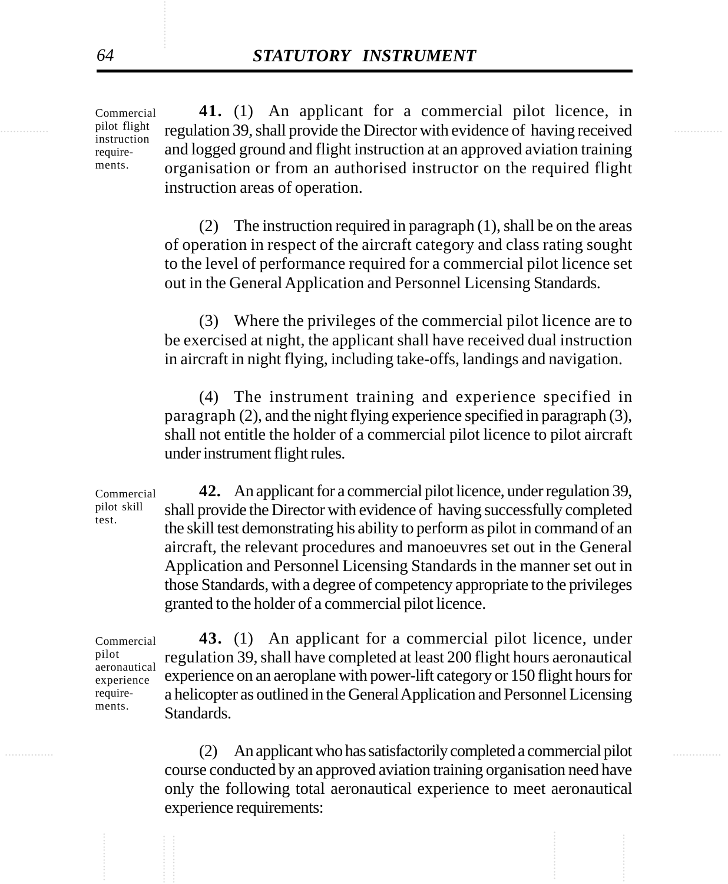Commercial pilot flight instruction require-ments.

**41.** (1) An applicant for a commercial pilot licence, in regulation 39, shall provide the Director with evidence of having received and logged ground and flight instruction at an approved aviation training organisation or from an authorised instructor on the required flight instruction areas of operation.

(2) The instruction required in paragraph (1), shall be on the areas of operation in respect of the aircraft category and class rating sought to the level of performance required for a commercial pilot licence set out in the General Application and Personnel Licensing Standards.

(3) Where the privileges of the commercial pilot licence are to be exercised at night, the applicant shall have received dual instruction in aircraft in night flying, including take-offs, landings and navigation.

(4) The instrument training and experience specified in paragraph (2), and the night flying experience specified in paragraph (3), shall not entitle the holder of a commercial pilot licence to pilot aircraft under instrument flight rules.

Commercial pilot skill test.

**42.** An applicant for a commercial pilot licence, under regulation 39, shall provide the Director with evidence of having successfully completed the skill test demonstrating his ability to perform as pilot in command of an aircraft, the relevant procedures and manoeuvres set out in the General Application and Personnel Licensing Standards in the manner set out in those Standards, with a degree of competency appropriate to the privileges granted to the holder of a commercial pilot licence.

Commercial pilot aeronautical experience require-ments.

**43.** (1) An applicant for a commercial pilot licence, under regulation 39, shall have completed at least 200 flight hours aeronautical experience on an aeroplane with power-lift category or 150 flight hours for a helicopter as outlined in the General Application and Personnel Licensing Standards.

(2) An applicant who has satisfactorily completed a commercial pilot course conducted by an approved aviation training organisation need have only the following total aeronautical experience to meet aeronautical experience requirements: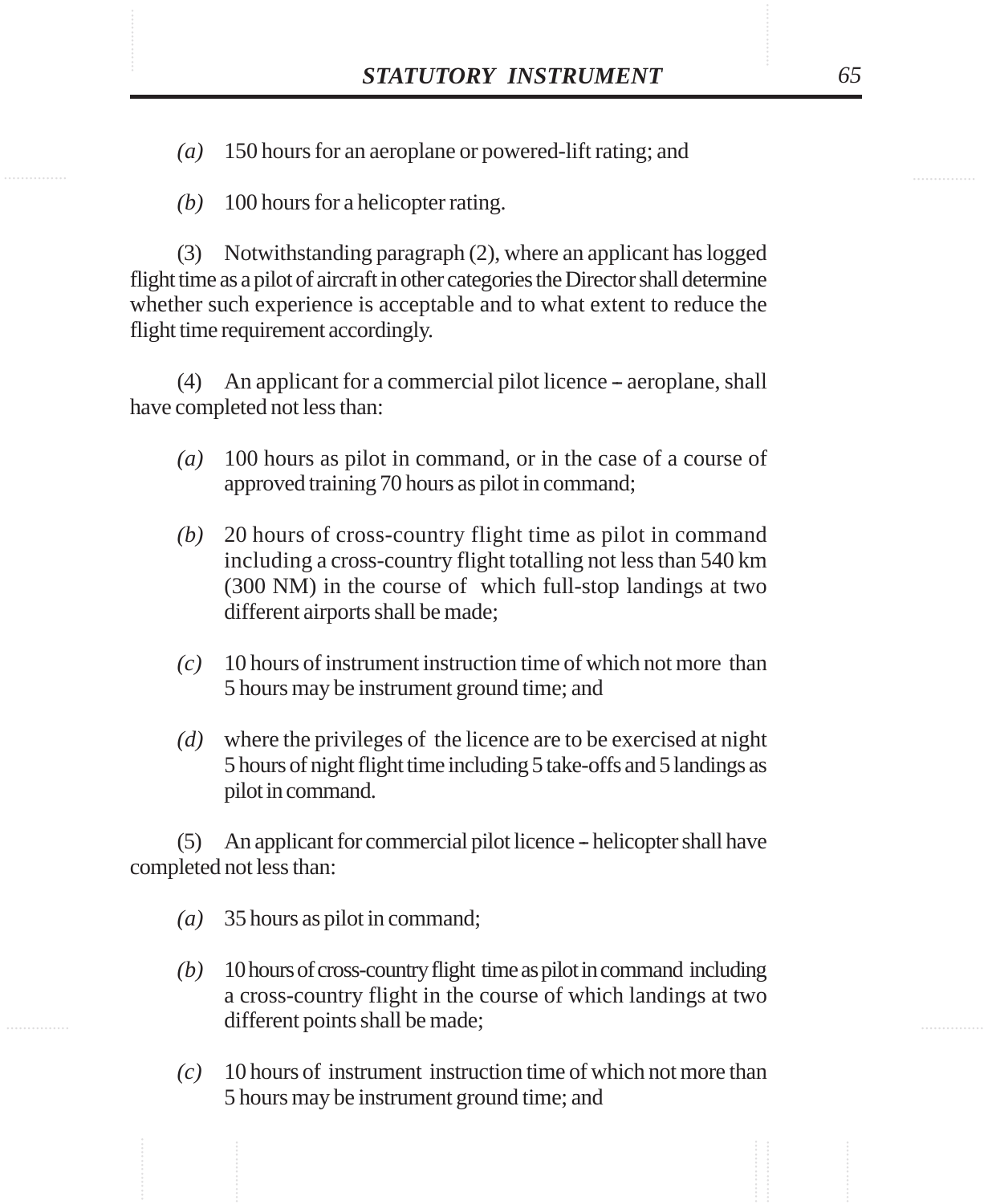*(a)* 150 hours for an aeroplane or powered-lift rating; and

*(b)* 100 hours for a helicopter rating.

(3) Notwithstanding paragraph (2), where an applicant has logged flight time as a pilot of aircraft in other categories the Director shall determine whether such experience is acceptable and to what extent to reduce the flight time requirement accordingly.

(4) An applicant for a commercial pilot licence – aeroplane, shall have completed not less than:

*(a)* 100 hours as pilot in command, or in the case of a course of approved training 70 hours as pilot in command;

*(b)* 20 hours of cross-country flight time as pilot in command including a cross-country flight totalling not less than 540 km (300 NM) in the course of which full-stop landings at two different airports shall be made;

*(c)* 10 hours of instrument instruction time of which not more than 5 hours may be instrument ground time; and

*(d)* where the privileges of the licence are to be exercised at night 5 hours of night flight time including 5 take-offs and 5 landings as pilot in command.

(5) An applicant for commercial pilot licence – helicopter shall have completed not less than:

*(a)* 35 hours as pilot in command;

*(b)* 10 hours of cross-country flight time as pilot in command including a cross-country flight in the course of which landings at two different points shall be made;

*(c)* 10 hours of instrument instruction time of which not more than 5 hours may be instrument ground time; and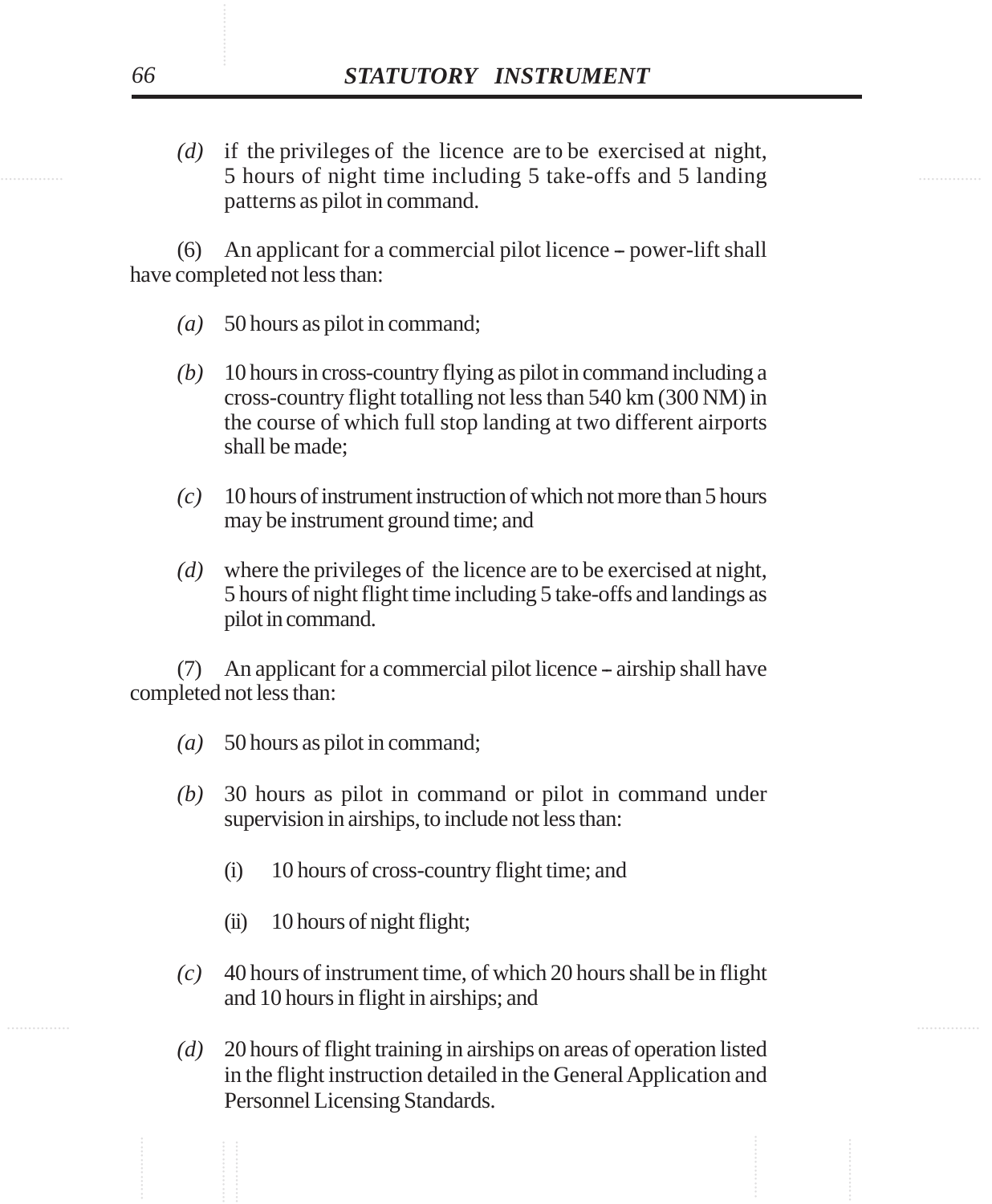*(d)* if the privileges of the licence are to be exercised at night, 5 hours of night time including 5 take-offs and 5 landing patterns as pilot in command.

(6) An applicant for a commercial pilot licence – power-lift shall have completed not less than:

*(a)* 50 hours as pilot in command;

*(b)* 10 hours in cross-country flying as pilot in command including a cross-country flight totalling not less than 540 km (300 NM) in the course of which full stop landing at two different airports shall be made;

*(c)* 10 hours of instrument instruction of which not more than 5 hours may be instrument ground time; and

*(d)* where the privileges of the licence are to be exercised at night, 5 hours of night flight time including 5 take-offs and landings as pilot in command.

(7) An applicant for a commercial pilot licence – airship shall have completed not less than:

*(a)* 50 hours as pilot in command;

*(b)* 30 hours as pilot in command or pilot in command under supervision in airships, to include not less than:

(i) 10 hours of cross-country flight time; and

(ii) 10 hours of night flight;

*(c)* 40 hours of instrument time, of which 20 hours shall be in flight and 10 hours in flight in airships; and

*(d)* 20 hours of flight training in airships on areas of operation listed in the flight instruction detailed in the General Application and Personnel Licensing Standards.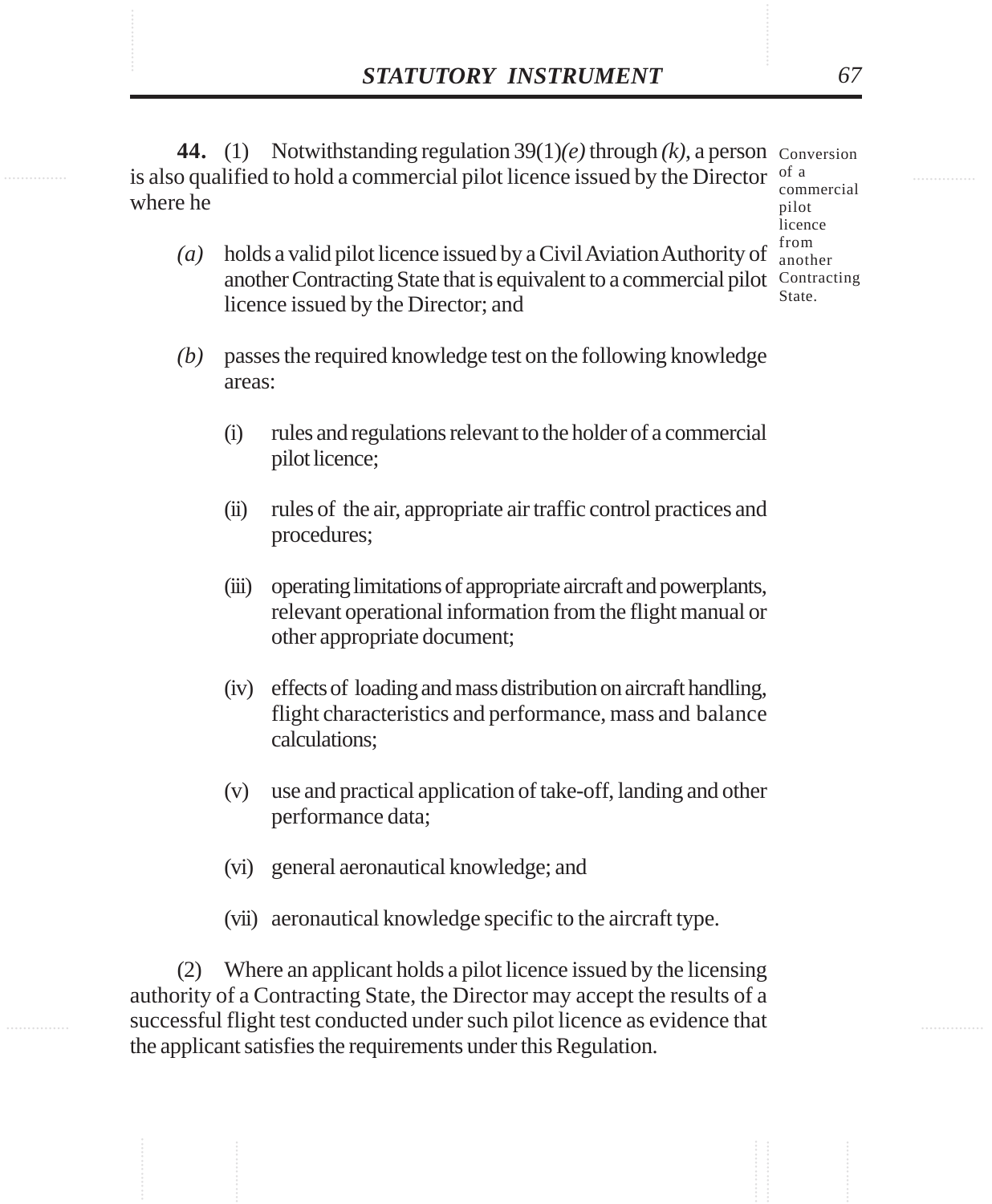**44.** (1) Notwithstanding regulation 39(1)*(e)* through *(k)*, a person is also qualified to hold a commercial pilot licence issued by the Director where he

Conversion of a commercial pilot licence from another Contracting State.

*(a)* holds a valid pilot licence issued by a Civil Aviation Authority of another Contracting State that is equivalent to a commercial pilot licence issued by the Director; and

*(b)* passes the required knowledge test on the following knowledge areas:

(i) rules and regulations relevant to the holder of a commercial pilot licence;

(ii) rules of the air, appropriate air traffic control practices and procedures;

(iii) operating limitations of appropriate aircraft and powerplants, relevant operational information from the flight manual or other appropriate document;

(iv) effects of loading and mass distribution on aircraft handling, flight characteristics and performance, mass and balance calculations;

(v) use and practical application of take-off, landing and other performance data;

(vi) general aeronautical knowledge; and

(vii) aeronautical knowledge specific to the aircraft type.

(2) Where an applicant holds a pilot licence issued by the licensing authority of a Contracting State, the Director may accept the results of a successful flight test conducted under such pilot licence as evidence that the applicant satisfies the requirements under this Regulation.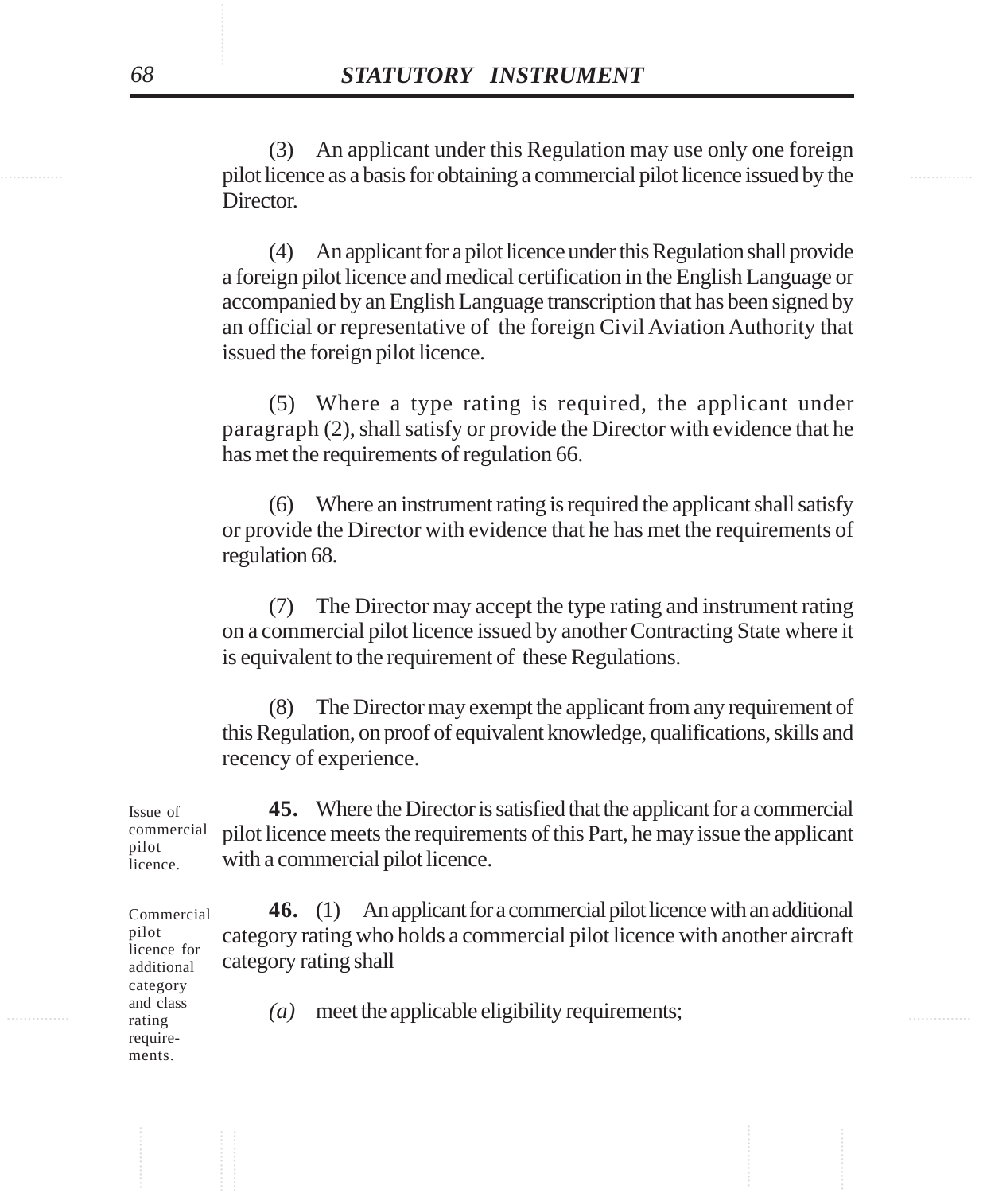(3) An applicant under this Regulation may use only one foreign pilot licence as a basis for obtaining a commercial pilot licence issued by the Director.

(4) An applicant for a pilot licence under this Regulation shall provide a foreign pilot licence and medical certification in the English Language or accompanied by an English Language transcription that has been signed by an official or representative of the foreign Civil Aviation Authority that issued the foreign pilot licence.

(5) Where a type rating is required, the applicant under paragraph (2), shall satisfy or provide the Director with evidence that he has met the requirements of regulation 66.

(6) Where an instrument rating is required the applicant shall satisfy or provide the Director with evidence that he has met the requirements of regulation 68.

(7) The Director may accept the type rating and instrument rating on a commercial pilot licence issued by another Contracting State where it is equivalent to the requirement of these Regulations.

(8) The Director may exempt the applicant from any requirement of this Regulation, on proof of equivalent knowledge, qualifications, skills and recency of experience.

*Issue of commercial pilot licence.*

**45.** Where the Director is satisfied that the applicant for a commercial pilot licence meets the requirements of this Part, he may issue the applicant with a commercial pilot licence.

*Commercial pilot licence for additional category and class rating requirements.*

**46.** (1) An applicant for a commercial pilot licence with an additional category rating who holds a commercial pilot licence with another aircraft category rating shall

*(a)* meet the applicable eligibility requirements;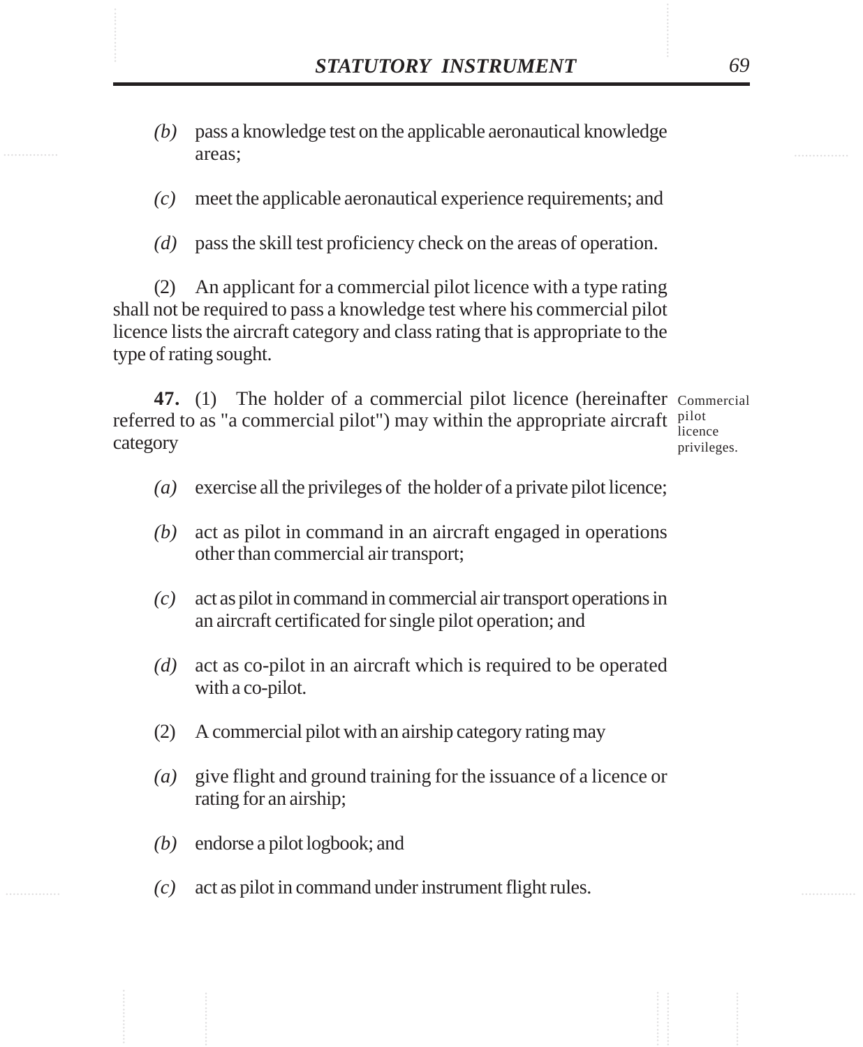*(b)* pass a knowledge test on the applicable aeronautical knowledge areas;

*(c)* meet the applicable aeronautical experience requirements; and

*(d)* pass the skill test proficiency check on the areas of operation.

(2) An applicant for a commercial pilot licence with a type rating shall not be required to pass a knowledge test where his commercial pilot licence lists the aircraft category and class rating that is appropriate to the type of rating sought.

Commercial pilot licence privileges.

**47.** (1) The holder of a commercial pilot licence (hereinafter referred to as "a commercial pilot") may within the appropriate aircraft category

*(a)* exercise all the privileges of the holder of a private pilot licence;

*(b)* act as pilot in command in an aircraft engaged in operations other than commercial air transport;

*(c)* act as pilot in command in commercial air transport operations in an aircraft certificated for single pilot operation; and

*(d)* act as co-pilot in an aircraft which is required to be operated with a co-pilot.

(2) A commercial pilot with an airship category rating may

*(a)* give flight and ground training for the issuance of a licence or rating for an airship;

*(b)* endorse a pilot logbook; and

*(c)* act as pilot in command under instrument flight rules.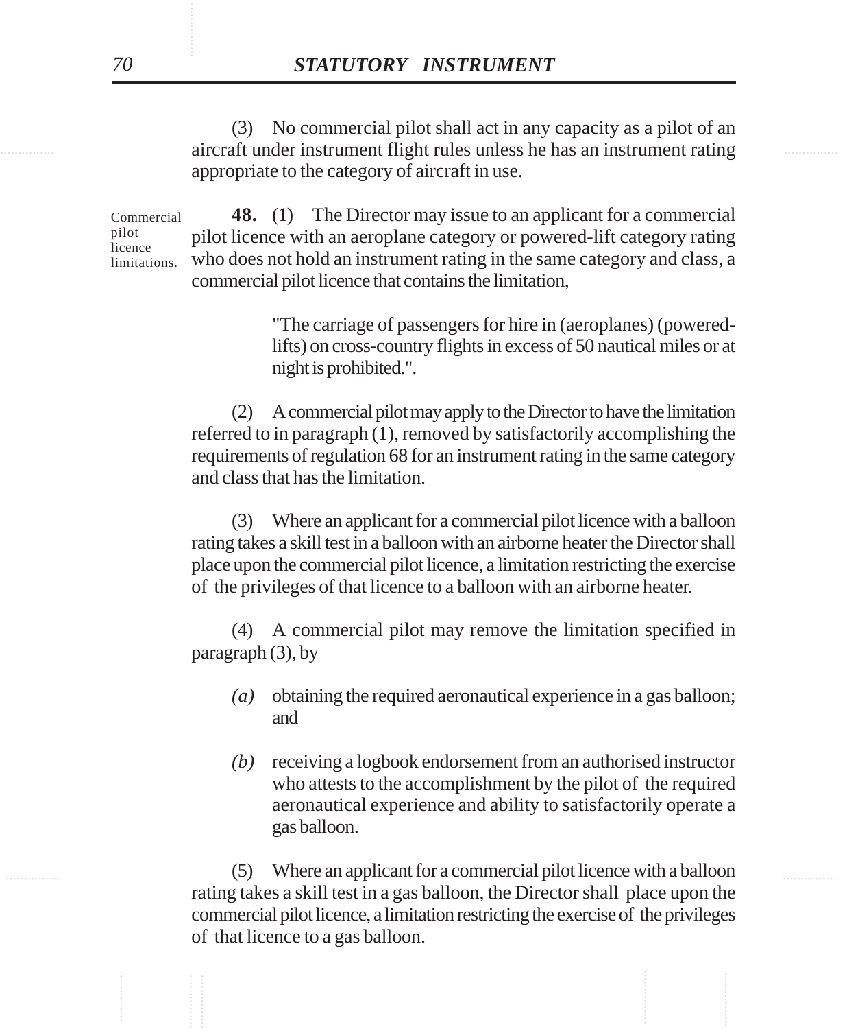(3) No commercial pilot shall act in any capacity as a pilot of an aircraft under instrument flight rules unless he has an instrument rating appropriate to the category of aircraft in use.

Commercial pilot licence limitations.

**48.** (1) The Director may issue to an applicant for a commercial pilot licence with an aeroplane category or powered-lift category rating who does not hold an instrument rating in the same category and class, a commercial pilot licence that contains the limitation,

> "The carriage of passengers for hire in (aeroplanes) (powered-lifts) on cross-country flights in excess of 50 nautical miles or at night is prohibited.".

(2) A commercial pilot may apply to the Director to have the limitation referred to in paragraph (1), removed by satisfactorily accomplishing the requirements of regulation 68 for an instrument rating in the same category and class that has the limitation.

(3) Where an applicant for a commercial pilot licence with a balloon rating takes a skill test in a balloon with an airborne heater the Director shall place upon the commercial pilot licence, a limitation restricting the exercise of the privileges of that licence to a balloon with an airborne heater.

(4) A commercial pilot may remove the limitation specified in paragraph (3), by

*(a)* obtaining the required aeronautical experience in a gas balloon; and

*(b)* receiving a logbook endorsement from an authorised instructor who attests to the accomplishment by the pilot of the required aeronautical experience and ability to satisfactorily operate a gas balloon.

(5) Where an applicant for a commercial pilot licence with a balloon rating takes a skill test in a gas balloon, the Director shall place upon the commercial pilot licence, a limitation restricting the exercise of the privileges of that licence to a gas balloon.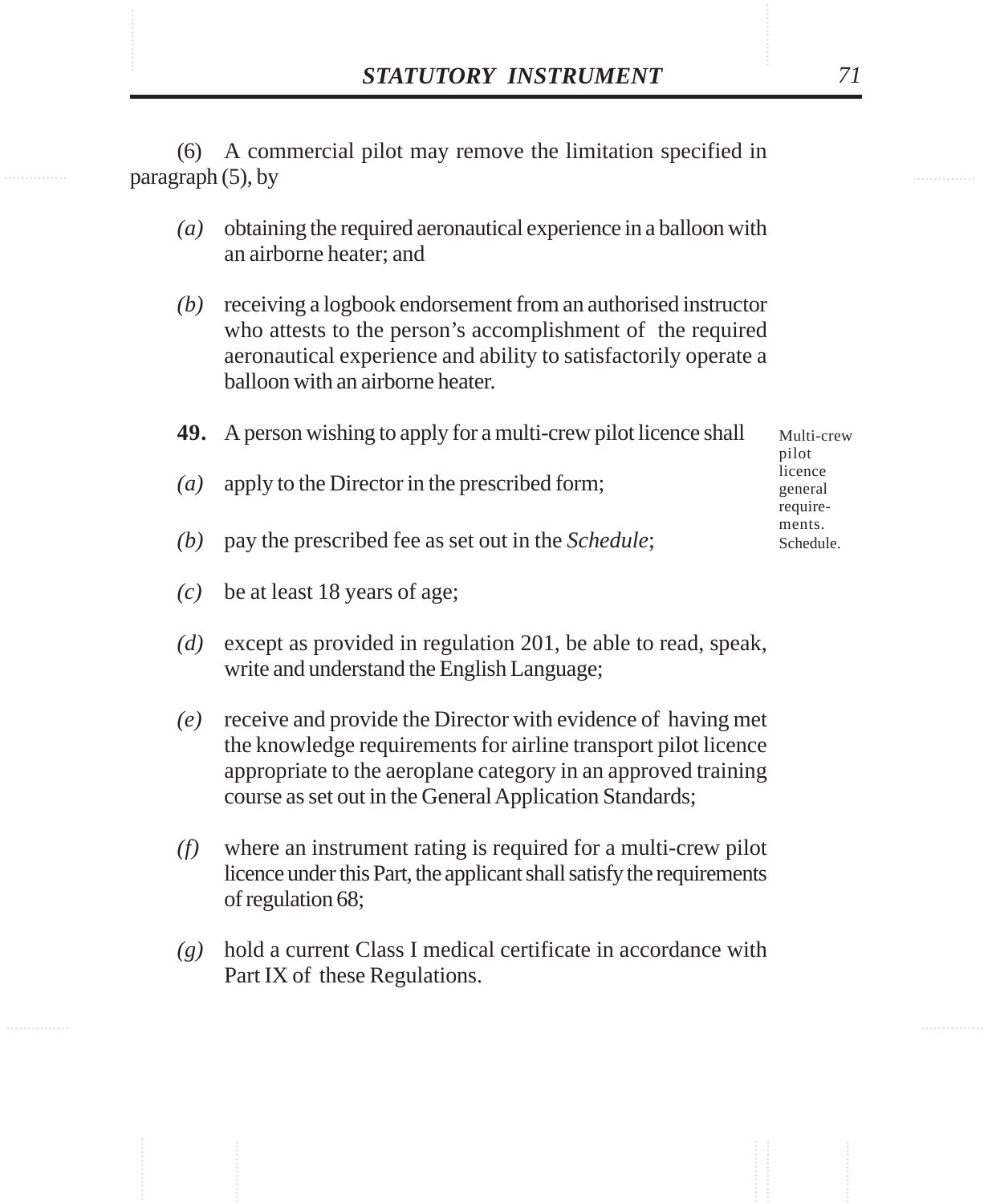(6) A commercial pilot may remove the limitation specified in paragraph (5), by

*(a)* obtaining the required aeronautical experience in a balloon with an airborne heater; and

*(b)* receiving a logbook endorsement from an authorised instructor who attests to the person's accomplishment of the required aeronautical experience and ability to satisfactorily operate a balloon with an airborne heater.

Multi-crew pilot licence general requirements. Schedule.

**49.** A person wishing to apply for a multi-crew pilot licence shall

*(a)* apply to the Director in the prescribed form;

*(b)* pay the prescribed fee as set out in the *Schedule*;

*(c)* be at least 18 years of age;

*(d)* except as provided in regulation 201, be able to read, speak, write and understand the English Language;

*(e)* receive and provide the Director with evidence of having met the knowledge requirements for airline transport pilot licence appropriate to the aeroplane category in an approved training course as set out in the General Application Standards;

*(f)* where an instrument rating is required for a multi-crew pilot licence under this Part, the applicant shall satisfy the requirements of regulation 68;

*(g)* hold a current Class I medical certificate in accordance with Part IX of these Regulations.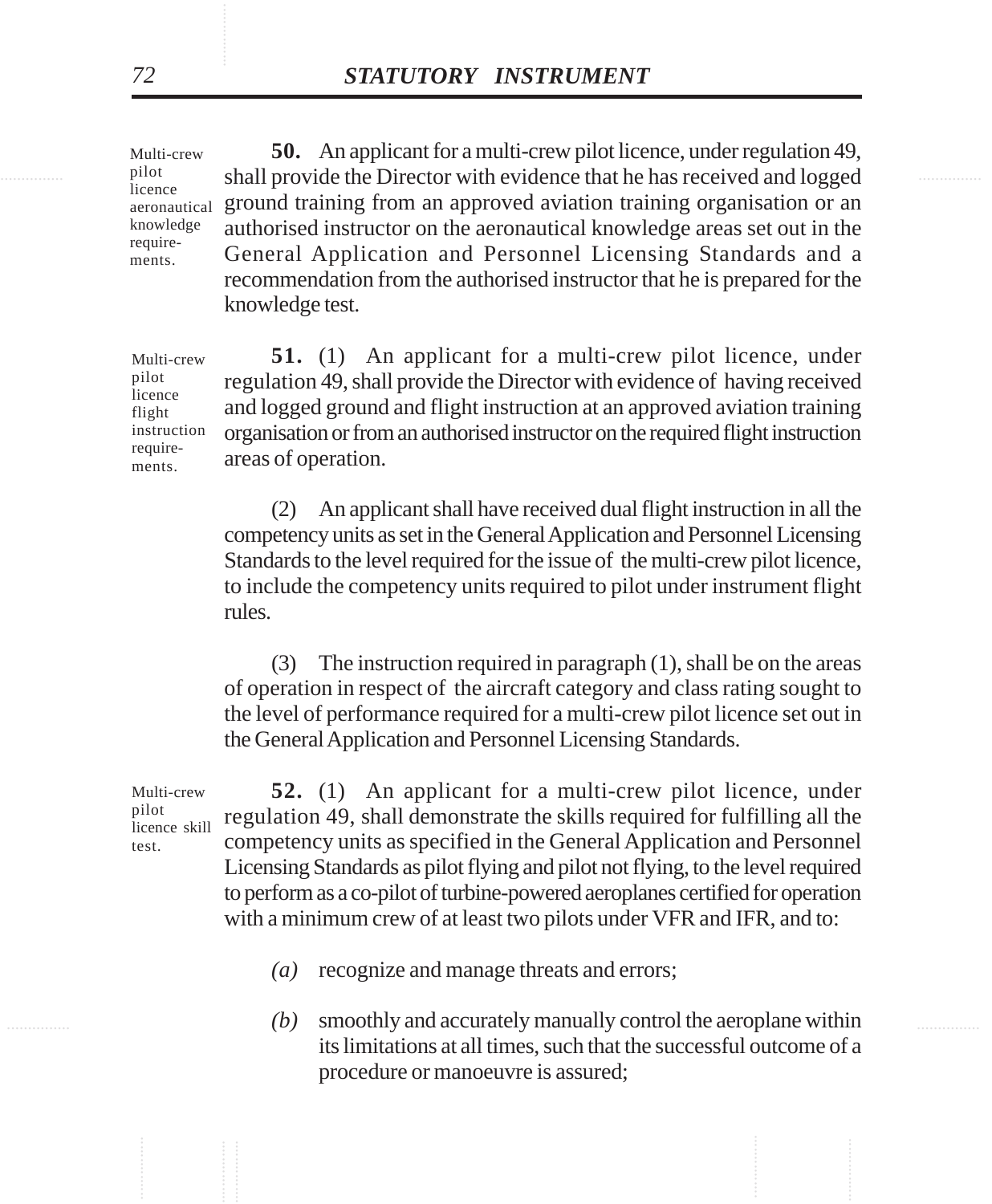**Multi-crew pilot licence aeronautical knowledge requirements.**

**50.** An applicant for a multi-crew pilot licence, under regulation 49, shall provide the Director with evidence that he has received and logged ground training from an approved aviation training organisation or an authorised instructor on the aeronautical knowledge areas set out in the General Application and Personnel Licensing Standards and a recommendation from the authorised instructor that he is prepared for the knowledge test.

**Multi-crew pilot licence flight instruction requirements.**

**51.** (1) An applicant for a multi-crew pilot licence, under regulation 49, shall provide the Director with evidence of having received and logged ground and flight instruction at an approved aviation training organisation or from an authorised instructor on the required flight instruction areas of operation.

(2) An applicant shall have received dual flight instruction in all the competency units as set in the General Application and Personnel Licensing Standards to the level required for the issue of the multi-crew pilot licence, to include the competency units required to pilot under instrument flight rules.

(3) The instruction required in paragraph (1), shall be on the areas of operation in respect of the aircraft category and class rating sought to the level of performance required for a multi-crew pilot licence set out in the General Application and Personnel Licensing Standards.

**Multi-crew pilot licence skill test.**

**52.** (1) An applicant for a multi-crew pilot licence, under regulation 49, shall demonstrate the skills required for fulfilling all the competency units as specified in the General Application and Personnel Licensing Standards as pilot flying and pilot not flying, to the level required to perform as a co-pilot of turbine-powered aeroplanes certified for operation with a minimum crew of at least two pilots under VFR and IFR, and to:

*(a)* recognize and manage threats and errors;

*(b)* smoothly and accurately manually control the aeroplane within its limitations at all times, such that the successful outcome of a procedure or manoeuvre is assured;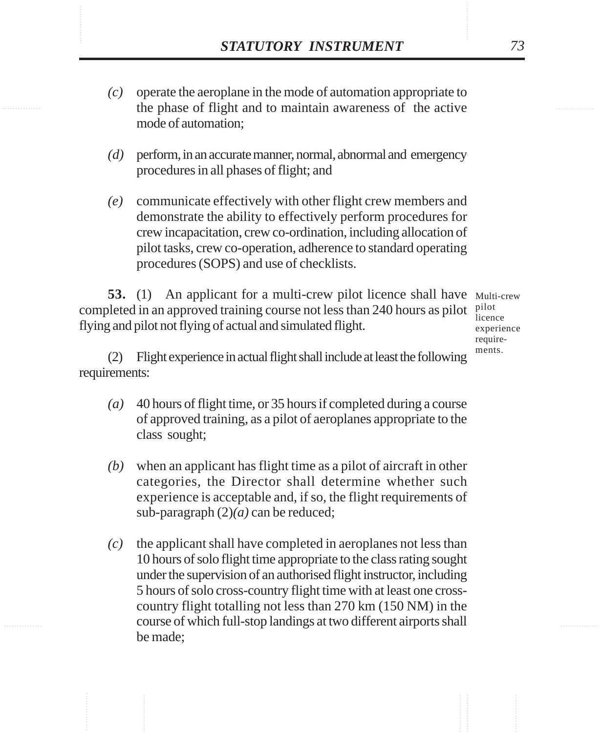*(c)* operate the aeroplane in the mode of automation appropriate to the phase of flight and to maintain awareness of the active mode of automation;

*(d)* perform, in an accurate manner, normal, abnormal and emergency procedures in all phases of flight; and

*(e)* communicate effectively with other flight crew members and demonstrate the ability to effectively perform procedures for crew incapacitation, crew co-ordination, including allocation of pilot tasks, crew co-operation, adherence to standard operating procedures (SOPS) and use of checklists.

Multi-crew pilot licence experience requirements.

**53.** (1) An applicant for a multi-crew pilot licence shall have completed in an approved training course not less than 240 hours as pilot flying and pilot not flying of actual and simulated flight.

(2) Flight experience in actual flight shall include at least the following requirements:

*(a)* 40 hours of flight time, or 35 hours if completed during a course of approved training, as a pilot of aeroplanes appropriate to the class sought;

*(b)* when an applicant has flight time as a pilot of aircraft in other categories, the Director shall determine whether such experience is acceptable and, if so, the flight requirements of sub-paragraph (2)*(a)* can be reduced;

*(c)* the applicant shall have completed in aeroplanes not less than 10 hours of solo flight time appropriate to the class rating sought under the supervision of an authorised flight instructor, including 5 hours of solo cross-country flight time with at least one cross-country flight totalling not less than 270 km (150 NM) in the course of which full-stop landings at two different airports shall be made;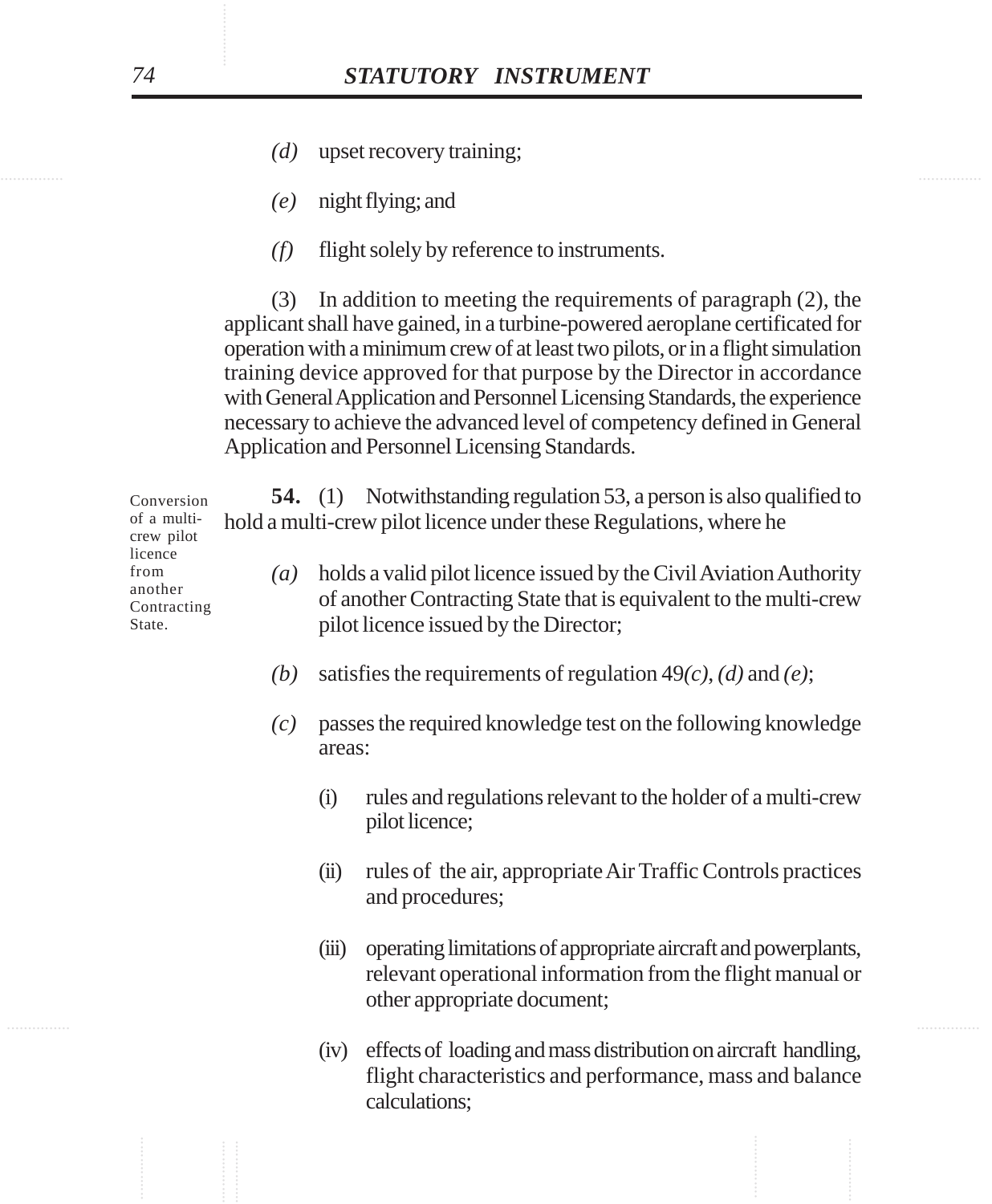*(d)* upset recovery training;

*(e)* night flying; and

*(f)* flight solely by reference to instruments.

(3) In addition to meeting the requirements of paragraph (2), the applicant shall have gained, in a turbine-powered aeroplane certificated for operation with a minimum crew of at least two pilots, or in a flight simulation training device approved for that purpose by the Director in accordance with General Application and Personnel Licensing Standards, the experience necessary to achieve the advanced level of competency defined in General Application and Personnel Licensing Standards.

Conversion of a multi-crew pilot licence from another Contracting State.

**54.** (1) Notwithstanding regulation 53, a person is also qualified to hold a multi-crew pilot licence under these Regulations, where he

*(a)* holds a valid pilot licence issued by the Civil Aviation Authority of another Contracting State that is equivalent to the multi-crew pilot licence issued by the Director;

*(b)* satisfies the requirements of regulation 49*(c)*, *(d)* and *(e)*;

*(c)* passes the required knowledge test on the following knowledge areas:

(i) rules and regulations relevant to the holder of a multi-crew pilot licence;

(ii) rules of the air, appropriate Air Traffic Controls practices and procedures;

(iii) operating limitations of appropriate aircraft and powerplants, relevant operational information from the flight manual or other appropriate document;

(iv) effects of loading and mass distribution on aircraft handling, flight characteristics and performance, mass and balance calculations;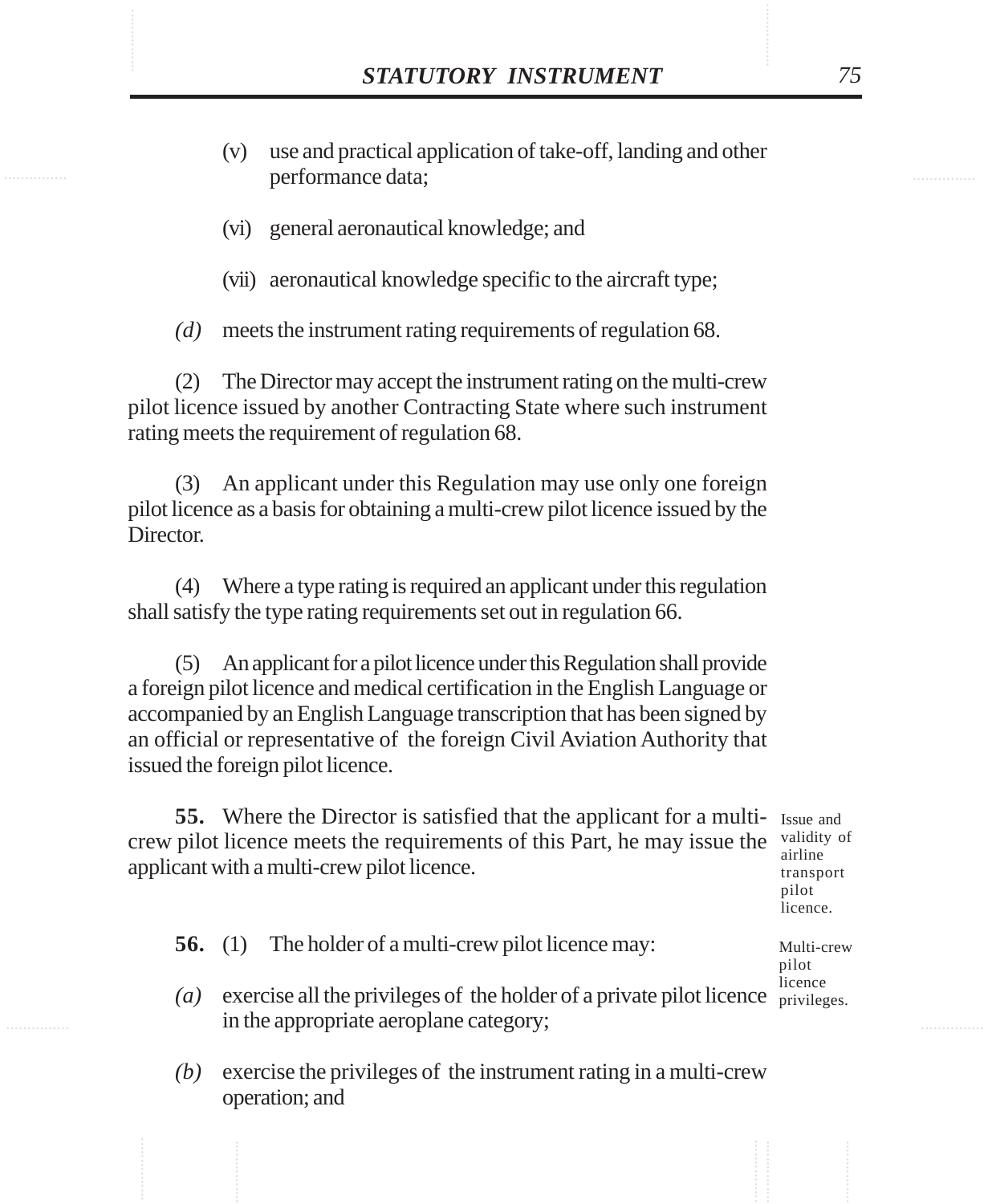(v) use and practical application of take-off, landing and other performance data;

(vi) general aeronautical knowledge; and

(vii) aeronautical knowledge specific to the aircraft type;

*(d)* meets the instrument rating requirements of regulation 68.

(2) The Director may accept the instrument rating on the multi-crew pilot licence issued by another Contracting State where such instrument rating meets the requirement of regulation 68.

(3) An applicant under this Regulation may use only one foreign pilot licence as a basis for obtaining a multi-crew pilot licence issued by the Director.

(4) Where a type rating is required an applicant under this regulation shall satisfy the type rating requirements set out in regulation 66.

(5) An applicant for a pilot licence under this Regulation shall provide a foreign pilot licence and medical certification in the English Language or accompanied by an English Language transcription that has been signed by an official or representative of the foreign Civil Aviation Authority that issued the foreign pilot licence.

Issue and validity of airline transport pilot licence.

**55.** Where the Director is satisfied that the applicant for a multi-crew pilot licence meets the requirements of this Part, he may issue the applicant with a multi-crew pilot licence.

Multi-crew pilot licence privileges.

**56.** (1) The holder of a multi-crew pilot licence may:

*(a)* exercise all the privileges of the holder of a private pilot licence in the appropriate aeroplane category;

*(b)* exercise the privileges of the instrument rating in a multi-crew operation; and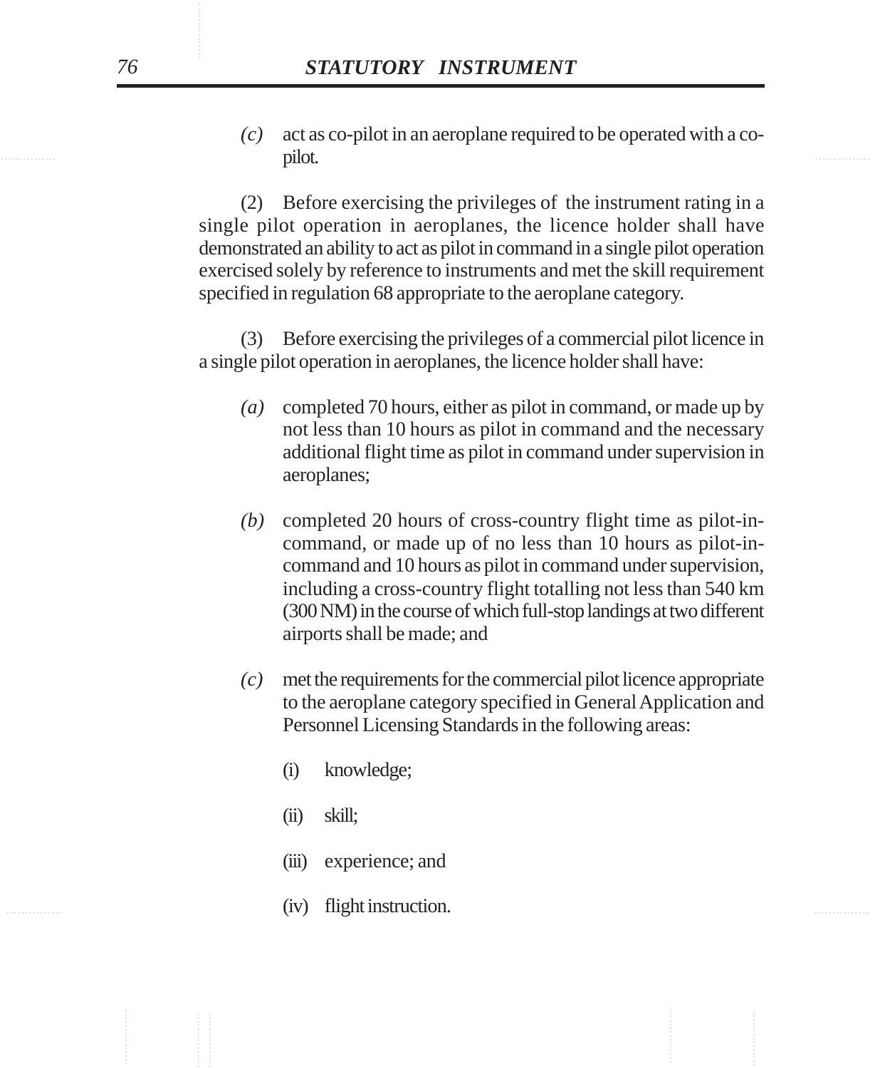*(c)* act as co-pilot in an aeroplane required to be operated with a co-pilot.

(2) Before exercising the privileges of the instrument rating in a single pilot operation in aeroplanes, the licence holder shall have demonstrated an ability to act as pilot in command in a single pilot operation exercised solely by reference to instruments and met the skill requirement specified in regulation 68 appropriate to the aeroplane category.

(3) Before exercising the privileges of a commercial pilot licence in a single pilot operation in aeroplanes, the licence holder shall have:

*(a)* completed 70 hours, either as pilot in command, or made up by not less than 10 hours as pilot in command and the necessary additional flight time as pilot in command under supervision in aeroplanes;

*(b)* completed 20 hours of cross-country flight time as pilot-in-command, or made up of no less than 10 hours as pilot-in-command and 10 hours as pilot in command under supervision, including a cross-country flight totalling not less than 540 km (300 NM) in the course of which full-stop landings at two different airports shall be made; and

*(c)* met the requirements for the commercial pilot licence appropriate to the aeroplane category specified in General Application and Personnel Licensing Standards in the following areas:

(i) knowledge;

(ii) skill;

(iii) experience; and

(iv) flight instruction.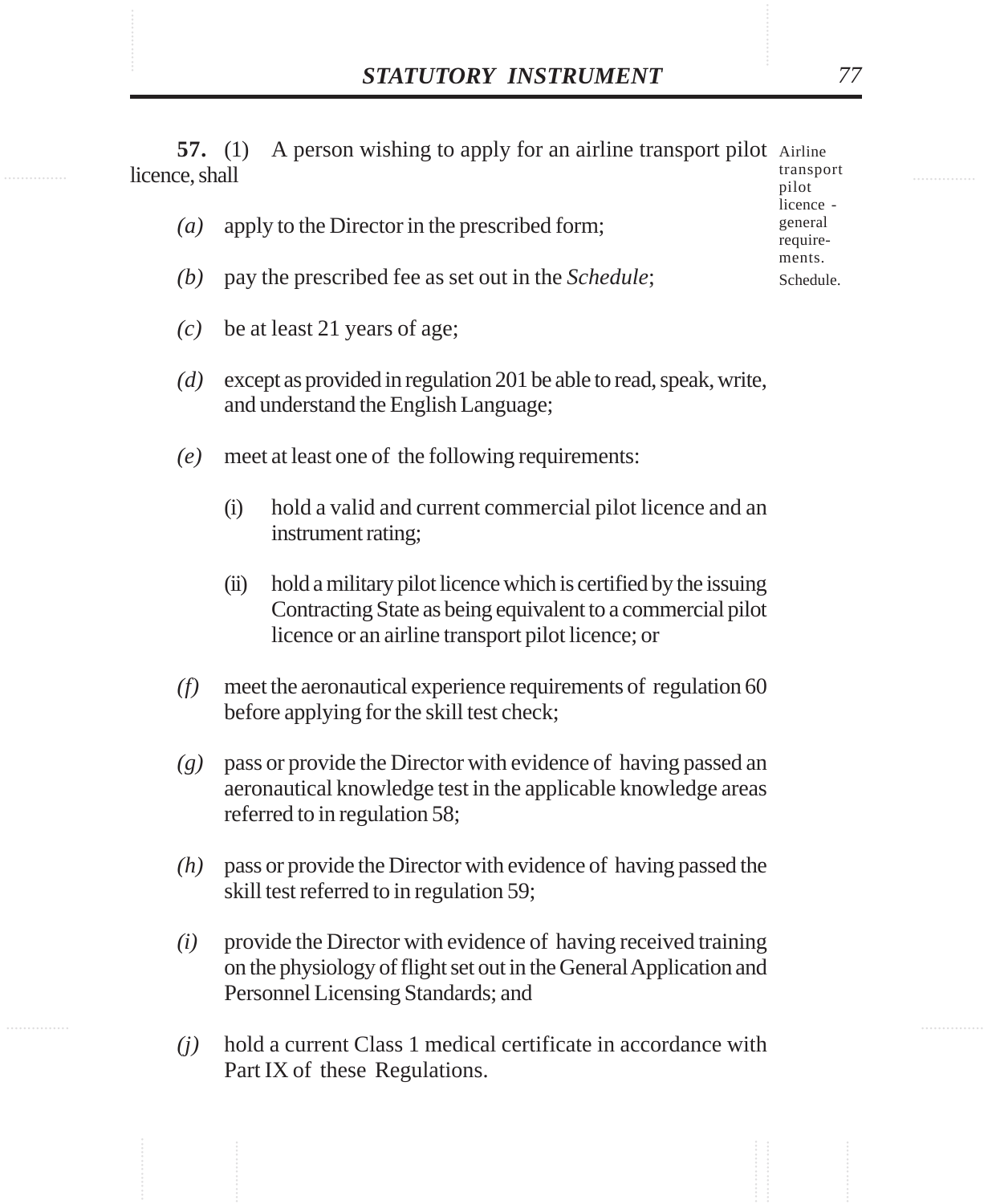Airline transport pilot licence - general requirements.

Schedule.

**57.** (1) A person wishing to apply for an airline transport pilot licence, shall

*(a)* apply to the Director in the prescribed form;

*(b)* pay the prescribed fee as set out in the *Schedule*;

*(c)* be at least 21 years of age;

*(d)* except as provided in regulation 201 be able to read, speak, write, and understand the English Language;

*(e)* meet at least one of the following requirements:

(i) hold a valid and current commercial pilot licence and an instrument rating;

(ii) hold a military pilot licence which is certified by the issuing Contracting State as being equivalent to a commercial pilot licence or an airline transport pilot licence; or

*(f)* meet the aeronautical experience requirements of regulation 60 before applying for the skill test check;

*(g)* pass or provide the Director with evidence of having passed an aeronautical knowledge test in the applicable knowledge areas referred to in regulation 58;

*(h)* pass or provide the Director with evidence of having passed the skill test referred to in regulation 59;

*(i)* provide the Director with evidence of having received training on the physiology of flight set out in the General Application and Personnel Licensing Standards; and

*(j)* hold a current Class 1 medical certificate in accordance with Part IX of these Regulations.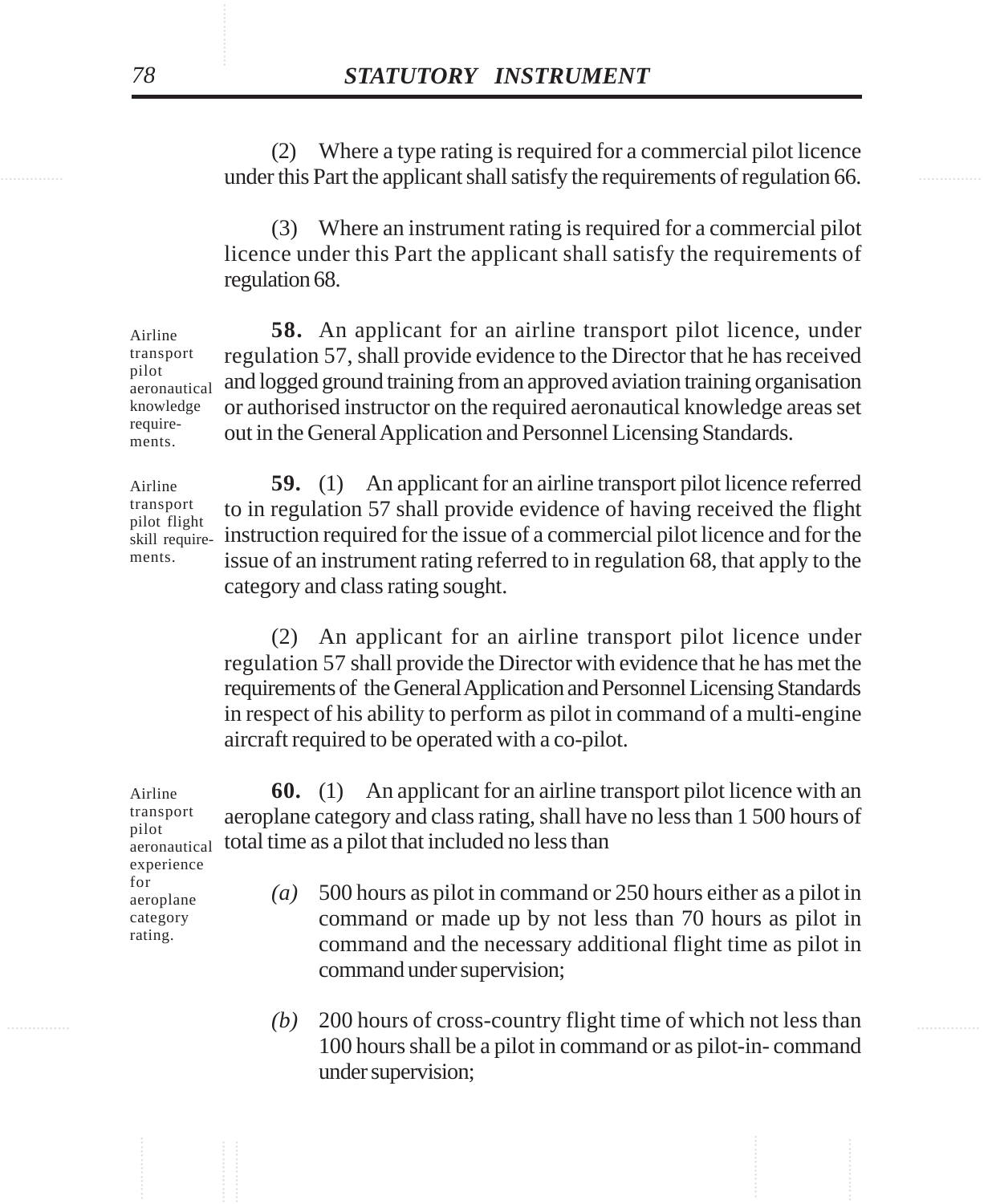(2) Where a type rating is required for a commercial pilot licence under this Part the applicant shall satisfy the requirements of regulation 66.

(3) Where an instrument rating is required for a commercial pilot licence under this Part the applicant shall satisfy the requirements of regulation 68.

Airline transport pilot aeronautical knowledge requirements.

**58.** An applicant for an airline transport pilot licence, under regulation 57, shall provide evidence to the Director that he has received and logged ground training from an approved aviation training organisation or authorised instructor on the required aeronautical knowledge areas set out in the General Application and Personnel Licensing Standards.

Airline transport pilot flight skill requirements.

**59.** (1) An applicant for an airline transport pilot licence referred to in regulation 57 shall provide evidence of having received the flight instruction required for the issue of a commercial pilot licence and for the issue of an instrument rating referred to in regulation 68, that apply to the category and class rating sought.

(2) An applicant for an airline transport pilot licence under regulation 57 shall provide the Director with evidence that he has met the requirements of the General Application and Personnel Licensing Standards in respect of his ability to perform as pilot in command of a multi-engine aircraft required to be operated with a co-pilot.

Airline transport pilot aeronautical experience for aeroplane category rating.

**60.** (1) An applicant for an airline transport pilot licence with an aeroplane category and class rating, shall have no less than 1 500 hours of total time as a pilot that included no less than

*(a)* 500 hours as pilot in command or 250 hours either as a pilot in command or made up by not less than 70 hours as pilot in command and the necessary additional flight time as pilot in command under supervision;

*(b)* 200 hours of cross-country flight time of which not less than 100 hours shall be a pilot in command or as pilot-in- command under supervision;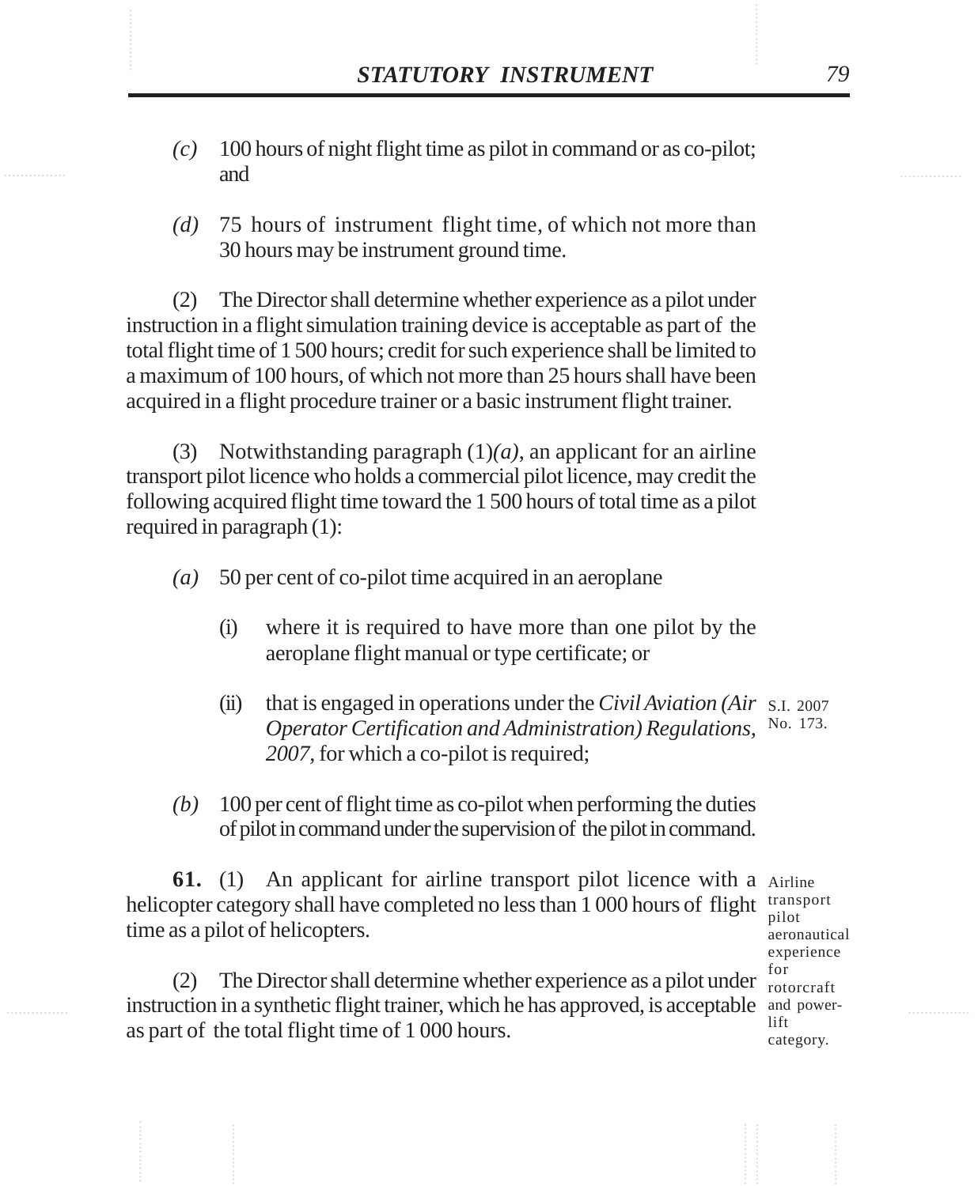*(c)* 100 hours of night flight time as pilot in command or as co-pilot; and

*(d)* 75 hours of instrument flight time, of which not more than 30 hours may be instrument ground time.

(2) The Director shall determine whether experience as a pilot under instruction in a flight simulation training device is acceptable as part of the total flight time of 1 500 hours; credit for such experience shall be limited to a maximum of 100 hours, of which not more than 25 hours shall have been acquired in a flight procedure trainer or a basic instrument flight trainer.

(3) Notwithstanding paragraph (1)*(a)*, an applicant for an airline transport pilot licence who holds a commercial pilot licence, may credit the following acquired flight time toward the 1 500 hours of total time as a pilot required in paragraph (1):

*(a)* 50 per cent of co-pilot time acquired in an aeroplane

(i) where it is required to have more than one pilot by the aeroplane flight manual or type certificate; or

(ii) that is engaged in operations under the *Civil Aviation (Air Operator Certification and Administration) Regulations, 2007*, for which a co-pilot is required; S.I. 2007 No. 173.

*(b)* 100 per cent of flight time as co-pilot when performing the duties of pilot in command under the supervision of the pilot in command.

**61.** (1) An applicant for airline transport pilot licence with a helicopter category shall have completed no less than 1 000 hours of flight time as a pilot of helicopters.

Airline transport pilot aeronautical experience for rotorcraft and power-lift category.

(2) The Director shall determine whether experience as a pilot under instruction in a synthetic flight trainer, which he has approved, is acceptable as part of the total flight time of 1 000 hours.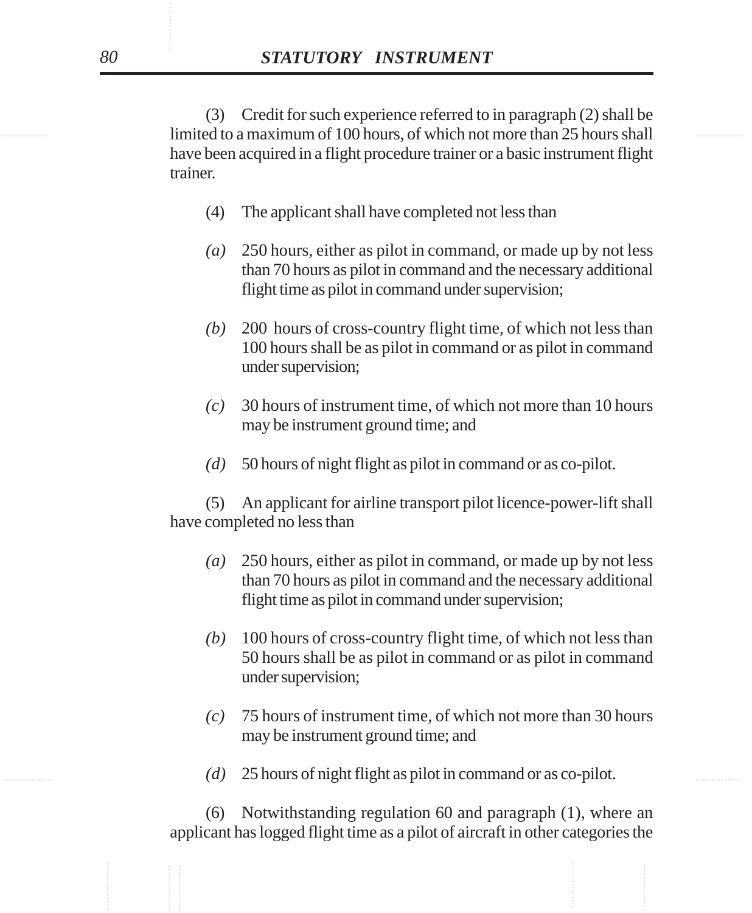(3) Credit for such experience referred to in paragraph (2) shall be limited to a maximum of 100 hours, of which not more than 25 hours shall have been acquired in a flight procedure trainer or a basic instrument flight trainer.

(4) The applicant shall have completed not less than

*(a)* 250 hours, either as pilot in command, or made up by not less than 70 hours as pilot in command and the necessary additional flight time as pilot in command under supervision;

*(b)* 200 hours of cross-country flight time, of which not less than 100 hours shall be as pilot in command or as pilot in command under supervision;

*(c)* 30 hours of instrument time, of which not more than 10 hours may be instrument ground time; and

*(d)* 50 hours of night flight as pilot in command or as co-pilot.

(5) An applicant for airline transport pilot licence-power-lift shall have completed no less than

*(a)* 250 hours, either as pilot in command, or made up by not less than 70 hours as pilot in command and the necessary additional flight time as pilot in command under supervision;

*(b)* 100 hours of cross-country flight time, of which not less than 50 hours shall be as pilot in command or as pilot in command under supervision;

*(c)* 75 hours of instrument time, of which not more than 30 hours may be instrument ground time; and

*(d)* 25 hours of night flight as pilot in command or as co-pilot.

(6) Notwithstanding regulation 60 and paragraph (1), where an applicant has logged flight time as a pilot of aircraft in other categories the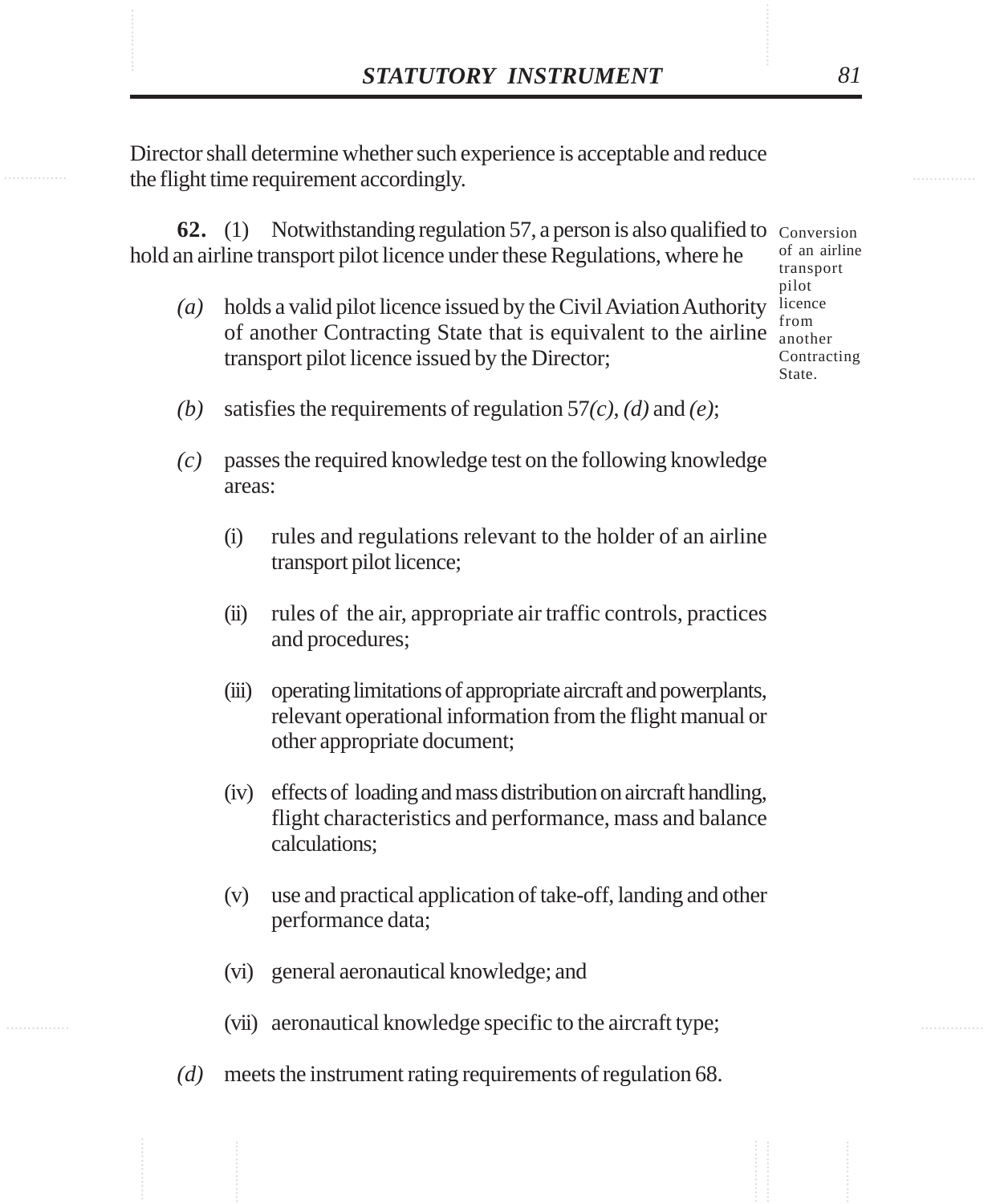Director shall determine whether such experience is acceptable and reduce the flight time requirement accordingly.

Conversion of an airline transport pilot licence from another Contracting State.

**62.** (1) Notwithstanding regulation 57, a person is also qualified to hold an airline transport pilot licence under these Regulations, where he

*(a)* holds a valid pilot licence issued by the Civil Aviation Authority of another Contracting State that is equivalent to the airline transport pilot licence issued by the Director;

*(b)* satisfies the requirements of regulation 57*(c)*, *(d)* and *(e)*;

*(c)* passes the required knowledge test on the following knowledge areas:

(i) rules and regulations relevant to the holder of an airline transport pilot licence;

(ii) rules of the air, appropriate air traffic controls, practices and procedures;

(iii) operating limitations of appropriate aircraft and powerplants, relevant operational information from the flight manual or other appropriate document;

(iv) effects of loading and mass distribution on aircraft handling, flight characteristics and performance, mass and balance calculations;

(v) use and practical application of take-off, landing and other performance data;

(vi) general aeronautical knowledge; and

(vii) aeronautical knowledge specific to the aircraft type;

*(d)* meets the instrument rating requirements of regulation 68.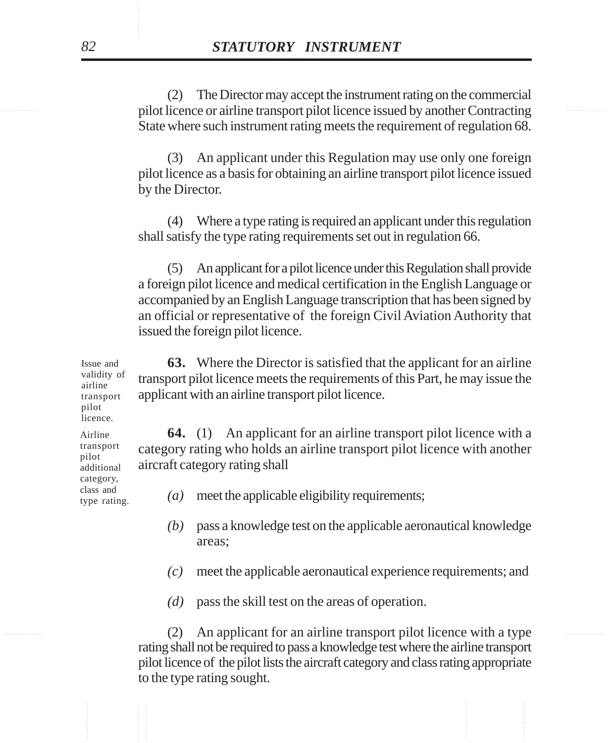(2) The Director may accept the instrument rating on the commercial pilot licence or airline transport pilot licence issued by another Contracting State where such instrument rating meets the requirement of regulation 68.

(3) An applicant under this Regulation may use only one foreign pilot licence as a basis for obtaining an airline transport pilot licence issued by the Director.

(4) Where a type rating is required an applicant under this regulation shall satisfy the type rating requirements set out in regulation 66.

(5) An applicant for a pilot licence under this Regulation shall provide a foreign pilot licence and medical certification in the English Language or accompanied by an English Language transcription that has been signed by an official or representative of the foreign Civil Aviation Authority that issued the foreign pilot licence.

*Issue and validity of airline transport pilot licence.*

**63.** Where the Director is satisfied that the applicant for an airline transport pilot licence meets the requirements of this Part, he may issue the applicant with an airline transport pilot licence.

*Airline transport pilot additional category, class and type rating.*

**64.** (1) An applicant for an airline transport pilot licence with a category rating who holds an airline transport pilot licence with another aircraft category rating shall

*(a)* meet the applicable eligibility requirements;

*(b)* pass a knowledge test on the applicable aeronautical knowledge areas;

*(c)* meet the applicable aeronautical experience requirements; and

*(d)* pass the skill test on the areas of operation.

(2) An applicant for an airline transport pilot licence with a type rating shall not be required to pass a knowledge test where the airline transport pilot licence of the pilot lists the aircraft category and class rating appropriate to the type rating sought.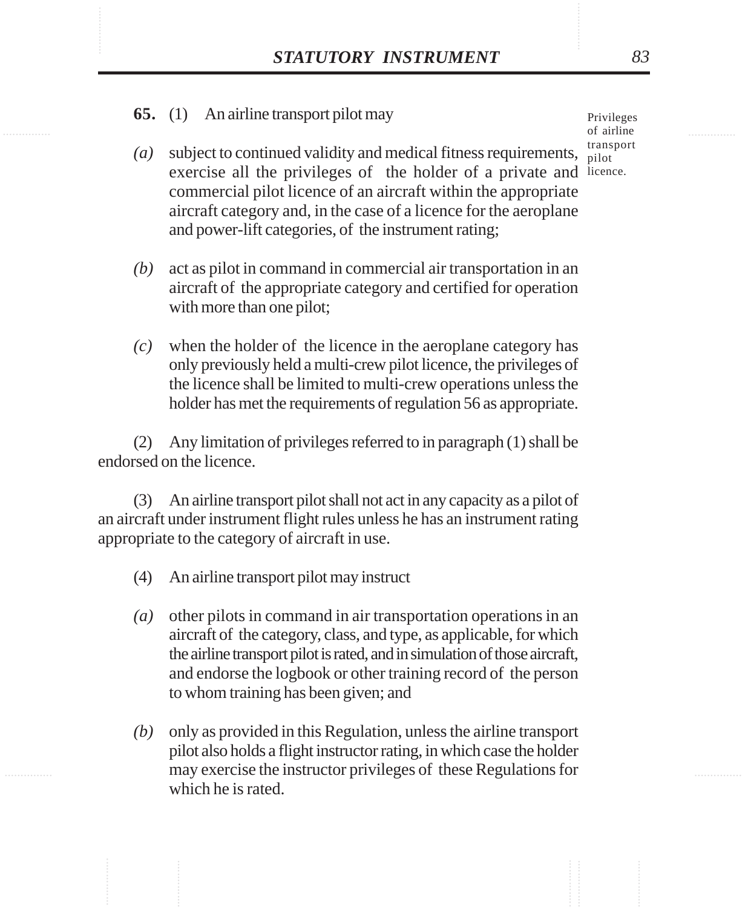Privileges of airline transport pilot licence.

**65.** (1) An airline transport pilot may

*(a)* subject to continued validity and medical fitness requirements, exercise all the privileges of the holder of a private and commercial pilot licence of an aircraft within the appropriate aircraft category and, in the case of a licence for the aeroplane and power-lift categories, of the instrument rating;

*(b)* act as pilot in command in commercial air transportation in an aircraft of the appropriate category and certified for operation with more than one pilot;

*(c)* when the holder of the licence in the aeroplane category has only previously held a multi-crew pilot licence, the privileges of the licence shall be limited to multi-crew operations unless the holder has met the requirements of regulation 56 as appropriate.

(2) Any limitation of privileges referred to in paragraph (1) shall be endorsed on the licence.

(3) An airline transport pilot shall not act in any capacity as a pilot of an aircraft under instrument flight rules unless he has an instrument rating appropriate to the category of aircraft in use.

(4) An airline transport pilot may instruct

*(a)* other pilots in command in air transportation operations in an aircraft of the category, class, and type, as applicable, for which the airline transport pilot is rated, and in simulation of those aircraft, and endorse the logbook or other training record of the person to whom training has been given; and

*(b)* only as provided in this Regulation, unless the airline transport pilot also holds a flight instructor rating, in which case the holder may exercise the instructor privileges of these Regulations for which he is rated.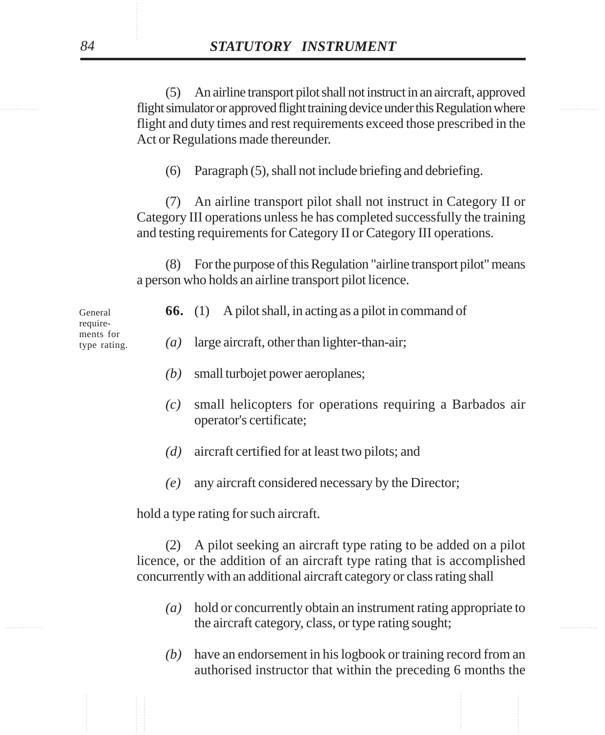(5) An airline transport pilot shall not instruct in an aircraft, approved flight simulator or approved flight training device under this Regulation where flight and duty times and rest requirements exceed those prescribed in the Act or Regulations made thereunder.

(6) Paragraph (5), shall not include briefing and debriefing.

(7) An airline transport pilot shall not instruct in Category II or Category III operations unless he has completed successfully the training and testing requirements for Category II or Category III operations.

(8) For the purpose of this Regulation "airline transport pilot" means a person who holds an airline transport pilot licence.

General requirements for type rating.

**66.** (1) A pilot shall, in acting as a pilot in command of

*(a)* large aircraft, other than lighter-than-air;

*(b)* small turbojet power aeroplanes;

*(c)* small helicopters for operations requiring a Barbados air operator's certificate;

*(d)* aircraft certified for at least two pilots; and

*(e)* any aircraft considered necessary by the Director;

hold a type rating for such aircraft.

(2) A pilot seeking an aircraft type rating to be added on a pilot licence, or the addition of an aircraft type rating that is accomplished concurrently with an additional aircraft category or class rating shall

*(a)* hold or concurrently obtain an instrument rating appropriate to the aircraft category, class, or type rating sought;

*(b)* have an endorsement in his logbook or training record from an authorised instructor that within the preceding 6 months the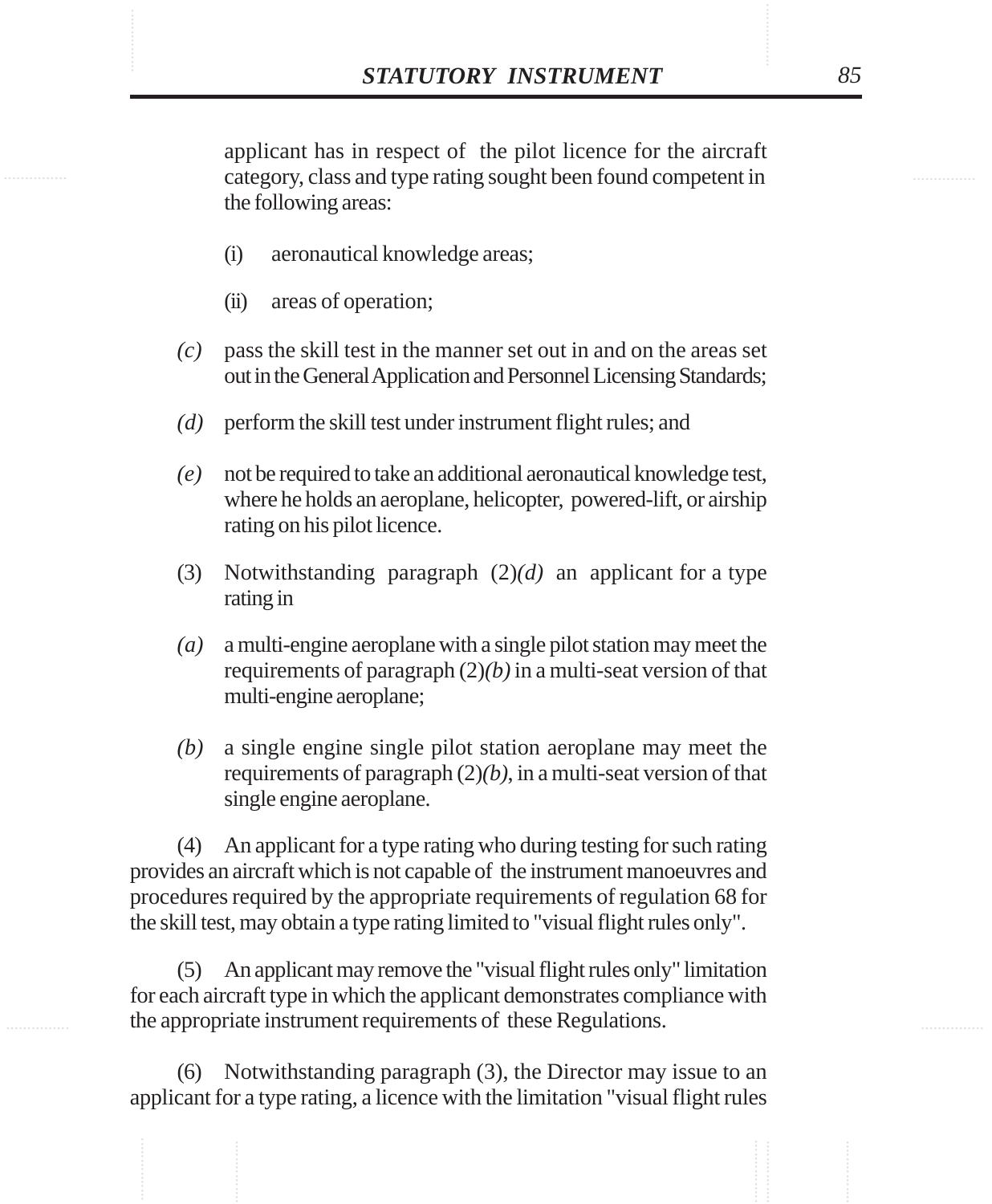applicant has in respect of the pilot licence for the aircraft category, class and type rating sought been found competent in the following areas:

(i) aeronautical knowledge areas;

(ii) areas of operation;

*(c)* pass the skill test in the manner set out in and on the areas set out in the General Application and Personnel Licensing Standards;

*(d)* perform the skill test under instrument flight rules; and

*(e)* not be required to take an additional aeronautical knowledge test, where he holds an aeroplane, helicopter, powered-lift, or airship rating on his pilot licence.

(3) Notwithstanding paragraph (2)*(d)* an applicant for a type rating in

*(a)* a multi-engine aeroplane with a single pilot station may meet the requirements of paragraph (2)*(b)* in a multi-seat version of that multi-engine aeroplane;

*(b)* a single engine single pilot station aeroplane may meet the requirements of paragraph (2)*(b)*, in a multi-seat version of that single engine aeroplane.

(4) An applicant for a type rating who during testing for such rating provides an aircraft which is not capable of the instrument manoeuvres and procedures required by the appropriate requirements of regulation 68 for the skill test, may obtain a type rating limited to "visual flight rules only".

(5) An applicant may remove the "visual flight rules only" limitation for each aircraft type in which the applicant demonstrates compliance with the appropriate instrument requirements of these Regulations.

(6) Notwithstanding paragraph (3), the Director may issue to an applicant for a type rating, a licence with the limitation "visual flight rules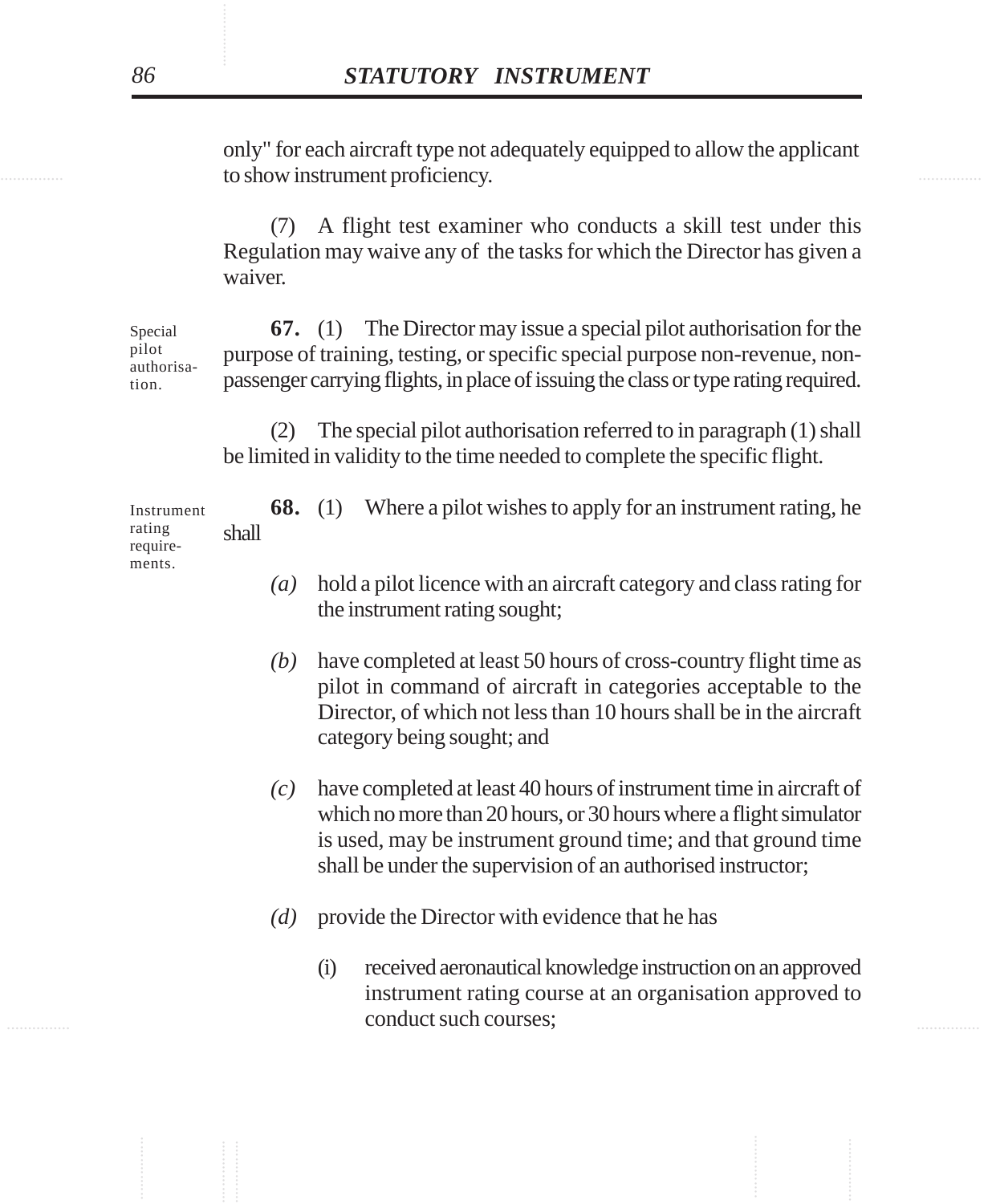only" for each aircraft type not adequately equipped to allow the applicant to show instrument proficiency.

(7) A flight test examiner who conducts a skill test under this Regulation may waive any of the tasks for which the Director has given a waiver.

Special pilot authorisation.

**67.** (1) The Director may issue a special pilot authorisation for the purpose of training, testing, or specific special purpose non-revenue, non-passenger carrying flights, in place of issuing the class or type rating required.

(2) The special pilot authorisation referred to in paragraph (1) shall be limited in validity to the time needed to complete the specific flight.

Instrument rating requirements.

**68.** (1) Where a pilot wishes to apply for an instrument rating, he shall

*(a)* hold a pilot licence with an aircraft category and class rating for the instrument rating sought;

*(b)* have completed at least 50 hours of cross-country flight time as pilot in command of aircraft in categories acceptable to the Director, of which not less than 10 hours shall be in the aircraft category being sought; and

*(c)* have completed at least 40 hours of instrument time in aircraft of which no more than 20 hours, or 30 hours where a flight simulator is used, may be instrument ground time; and that ground time shall be under the supervision of an authorised instructor;

*(d)* provide the Director with evidence that he has

(i) received aeronautical knowledge instruction on an approved instrument rating course at an organisation approved to conduct such courses;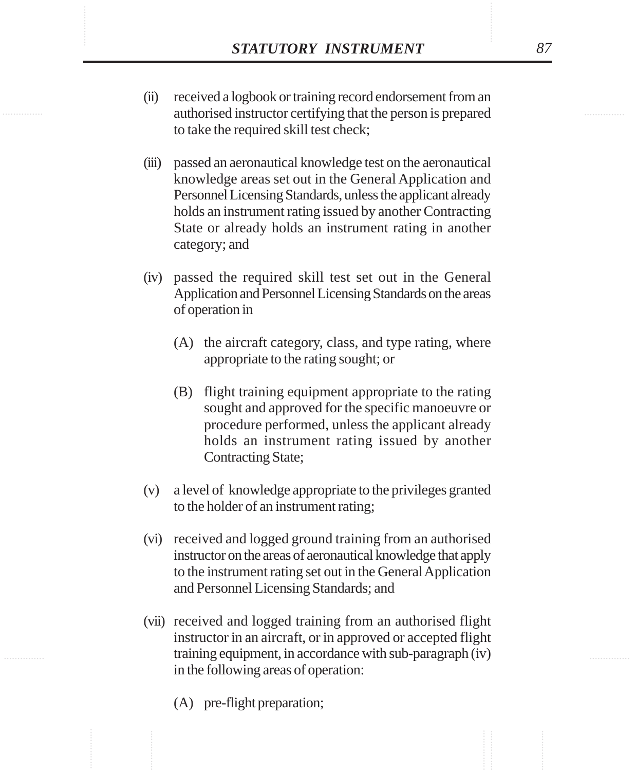(ii) received a logbook or training record endorsement from an authorised instructor certifying that the person is prepared to take the required skill test check;

(iii) passed an aeronautical knowledge test on the aeronautical knowledge areas set out in the General Application and Personnel Licensing Standards, unless the applicant already holds an instrument rating issued by another Contracting State or already holds an instrument rating in another category; and

(iv) passed the required skill test set out in the General Application and Personnel Licensing Standards on the areas of operation in

  (A) the aircraft category, class, and type rating, where appropriate to the rating sought; or

  (B) flight training equipment appropriate to the rating sought and approved for the specific manoeuvre or procedure performed, unless the applicant already holds an instrument rating issued by another Contracting State;

(v) a level of knowledge appropriate to the privileges granted to the holder of an instrument rating;

(vi) received and logged ground training from an authorised instructor on the areas of aeronautical knowledge that apply to the instrument rating set out in the General Application and Personnel Licensing Standards; and

(vii) received and logged training from an authorised flight instructor in an aircraft, or in approved or accepted flight training equipment, in accordance with sub-paragraph (iv) in the following areas of operation:

  (A) pre-flight preparation;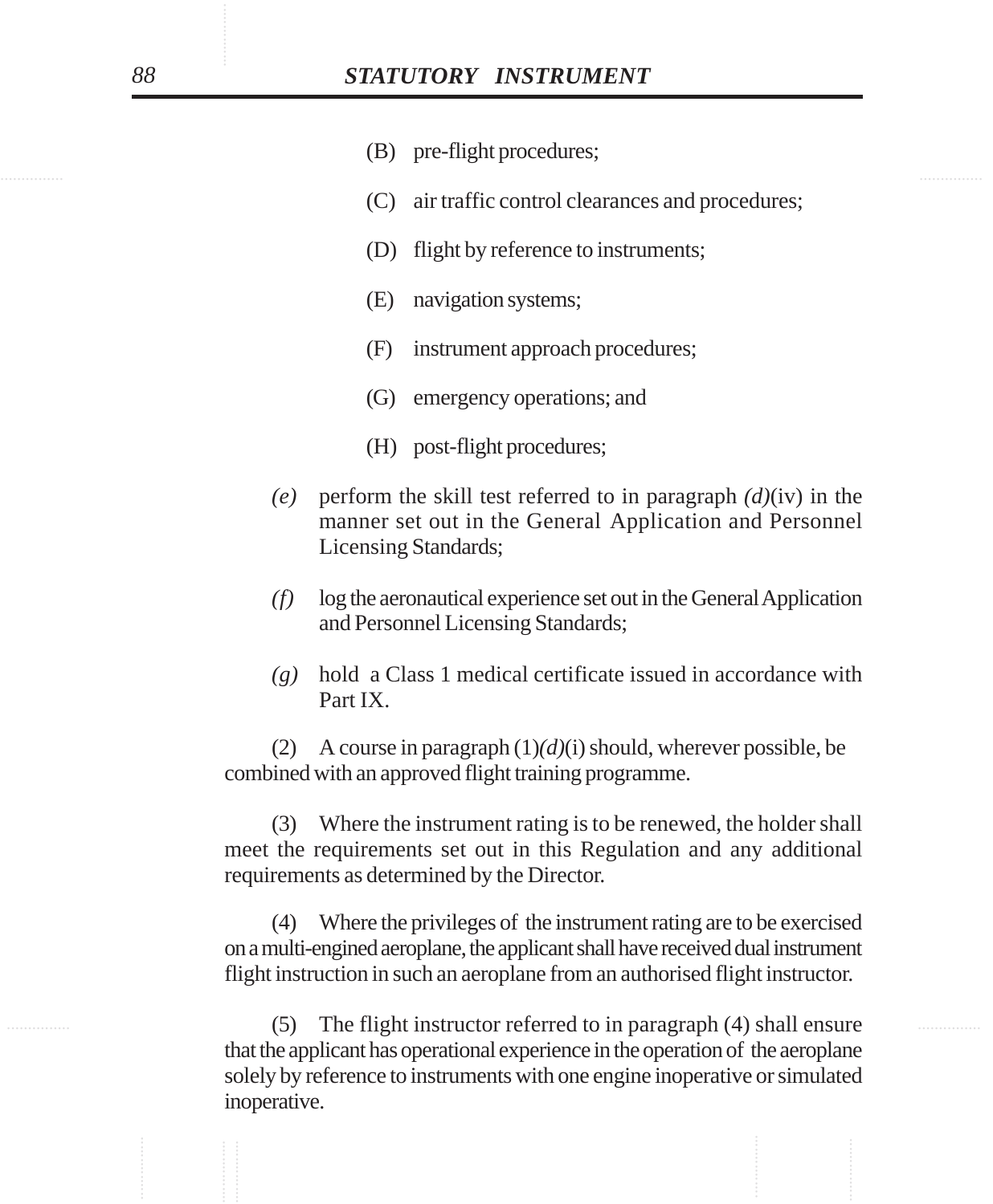(B) pre-flight procedures;

(C) air traffic control clearances and procedures;

(D) flight by reference to instruments;

(E) navigation systems;

(F) instrument approach procedures;

(G) emergency operations; and

(H) post-flight procedures;

*(e)* perform the skill test referred to in paragraph *(d)*(iv) in the manner set out in the General Application and Personnel Licensing Standards;

*(f)* log the aeronautical experience set out in the General Application and Personnel Licensing Standards;

*(g)* hold a Class 1 medical certificate issued in accordance with Part IX.

(2) A course in paragraph (1)*(d)*(i) should, wherever possible, be combined with an approved flight training programme.

(3) Where the instrument rating is to be renewed, the holder shall meet the requirements set out in this Regulation and any additional requirements as determined by the Director.

(4) Where the privileges of the instrument rating are to be exercised on a multi-engined aeroplane, the applicant shall have received dual instrument flight instruction in such an aeroplane from an authorised flight instructor.

(5) The flight instructor referred to in paragraph (4) shall ensure that the applicant has operational experience in the operation of the aeroplane solely by reference to instruments with one engine inoperative or simulated inoperative.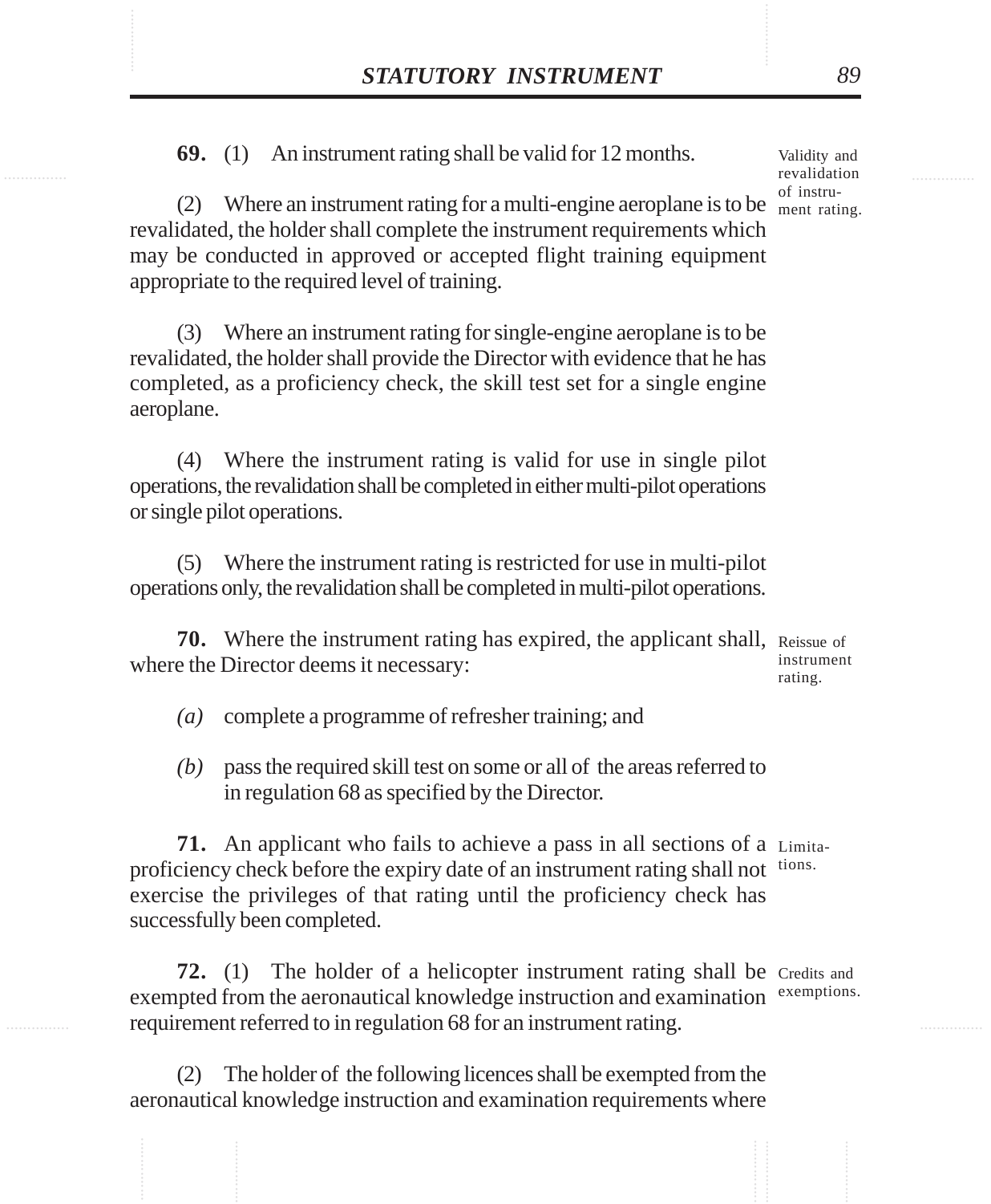**69.** (1) An instrument rating shall be valid for 12 months.

Validity and revalidation of instrument rating.

(2) Where an instrument rating for a multi-engine aeroplane is to be revalidated, the holder shall complete the instrument requirements which may be conducted in approved or accepted flight training equipment appropriate to the required level of training.

(3) Where an instrument rating for single-engine aeroplane is to be revalidated, the holder shall provide the Director with evidence that he has completed, as a proficiency check, the skill test set for a single engine aeroplane.

(4) Where the instrument rating is valid for use in single pilot operations, the revalidation shall be completed in either multi-pilot operations or single pilot operations.

(5) Where the instrument rating is restricted for use in multi-pilot operations only, the revalidation shall be completed in multi-pilot operations.

**70.** Where the instrument rating has expired, the applicant shall, where the Director deems it necessary:

Reissue of instrument rating.

*(a)* complete a programme of refresher training; and

*(b)* pass the required skill test on some or all of the areas referred to in regulation 68 as specified by the Director.

**71.** An applicant who fails to achieve a pass in all sections of a proficiency check before the expiry date of an instrument rating shall not exercise the privileges of that rating until the proficiency check has successfully been completed.

Limitations.

**72.** (1) The holder of a helicopter instrument rating shall be exempted from the aeronautical knowledge instruction and examination requirement referred to in regulation 68 for an instrument rating.

Credits and exemptions.

(2) The holder of the following licences shall be exempted from the aeronautical knowledge instruction and examination requirements where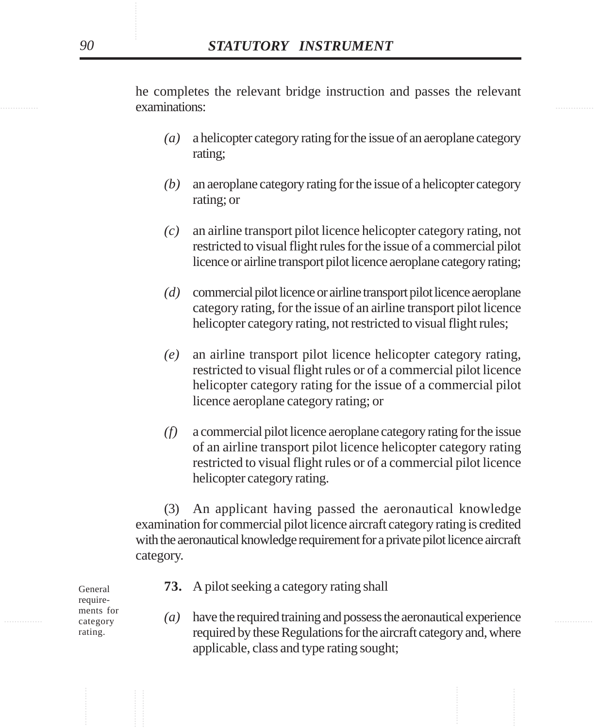he completes the relevant bridge instruction and passes the relevant examinations:

*(a)* a helicopter category rating for the issue of an aeroplane category rating;

*(b)* an aeroplane category rating for the issue of a helicopter category rating; or

*(c)* an airline transport pilot licence helicopter category rating, not restricted to visual flight rules for the issue of a commercial pilot licence or airline transport pilot licence aeroplane category rating;

*(d)* commercial pilot licence or airline transport pilot licence aeroplane category rating, for the issue of an airline transport pilot licence helicopter category rating, not restricted to visual flight rules;

*(e)* an airline transport pilot licence helicopter category rating, restricted to visual flight rules or of a commercial pilot licence helicopter category rating for the issue of a commercial pilot licence aeroplane category rating; or

*(f)* a commercial pilot licence aeroplane category rating for the issue of an airline transport pilot licence helicopter category rating restricted to visual flight rules or of a commercial pilot licence helicopter category rating.

(3) An applicant having passed the aeronautical knowledge examination for commercial pilot licence aircraft category rating is credited with the aeronautical knowledge requirement for a private pilot licence aircraft category.

General requirements for category rating.

**73.** A pilot seeking a category rating shall

*(a)* have the required training and possess the aeronautical experience required by these Regulations for the aircraft category and, where applicable, class and type rating sought;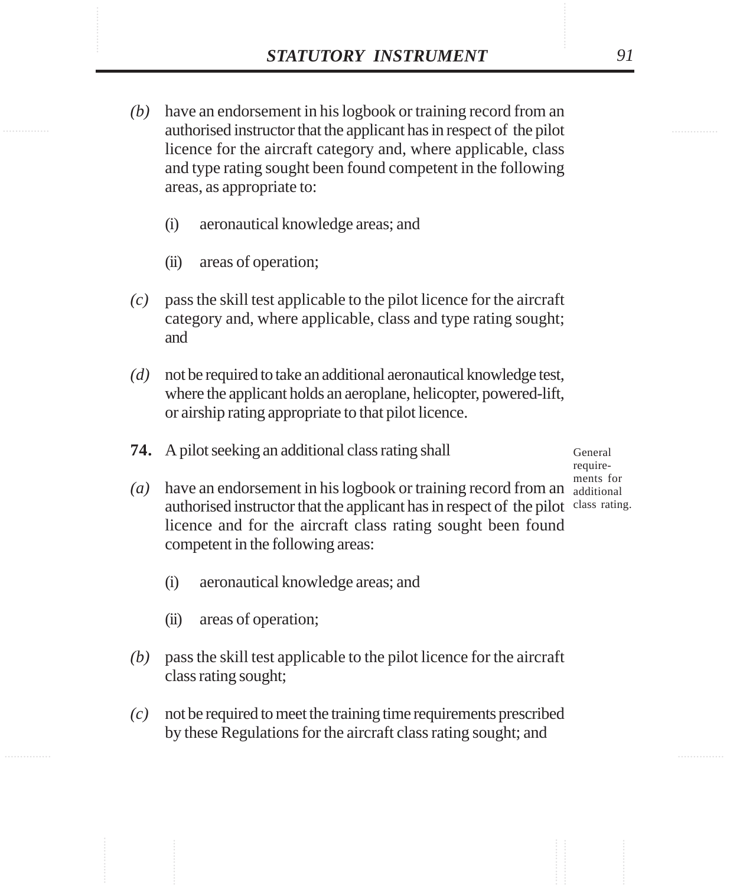*(b)* have an endorsement in his logbook or training record from an authorised instructor that the applicant has in respect of the pilot licence for the aircraft category and, where applicable, class and type rating sought been found competent in the following areas, as appropriate to:

(i) aeronautical knowledge areas; and

(ii) areas of operation;

*(c)* pass the skill test applicable to the pilot licence for the aircraft category and, where applicable, class and type rating sought; and

*(d)* not be required to take an additional aeronautical knowledge test, where the applicant holds an aeroplane, helicopter, powered-lift, or airship rating appropriate to that pilot licence.

General requirements for additional class rating.

**74.** A pilot seeking an additional class rating shall

*(a)* have an endorsement in his logbook or training record from an authorised instructor that the applicant has in respect of the pilot licence and for the aircraft class rating sought been found competent in the following areas:

(i) aeronautical knowledge areas; and

(ii) areas of operation;

*(b)* pass the skill test applicable to the pilot licence for the aircraft class rating sought;

*(c)* not be required to meet the training time requirements prescribed by these Regulations for the aircraft class rating sought; and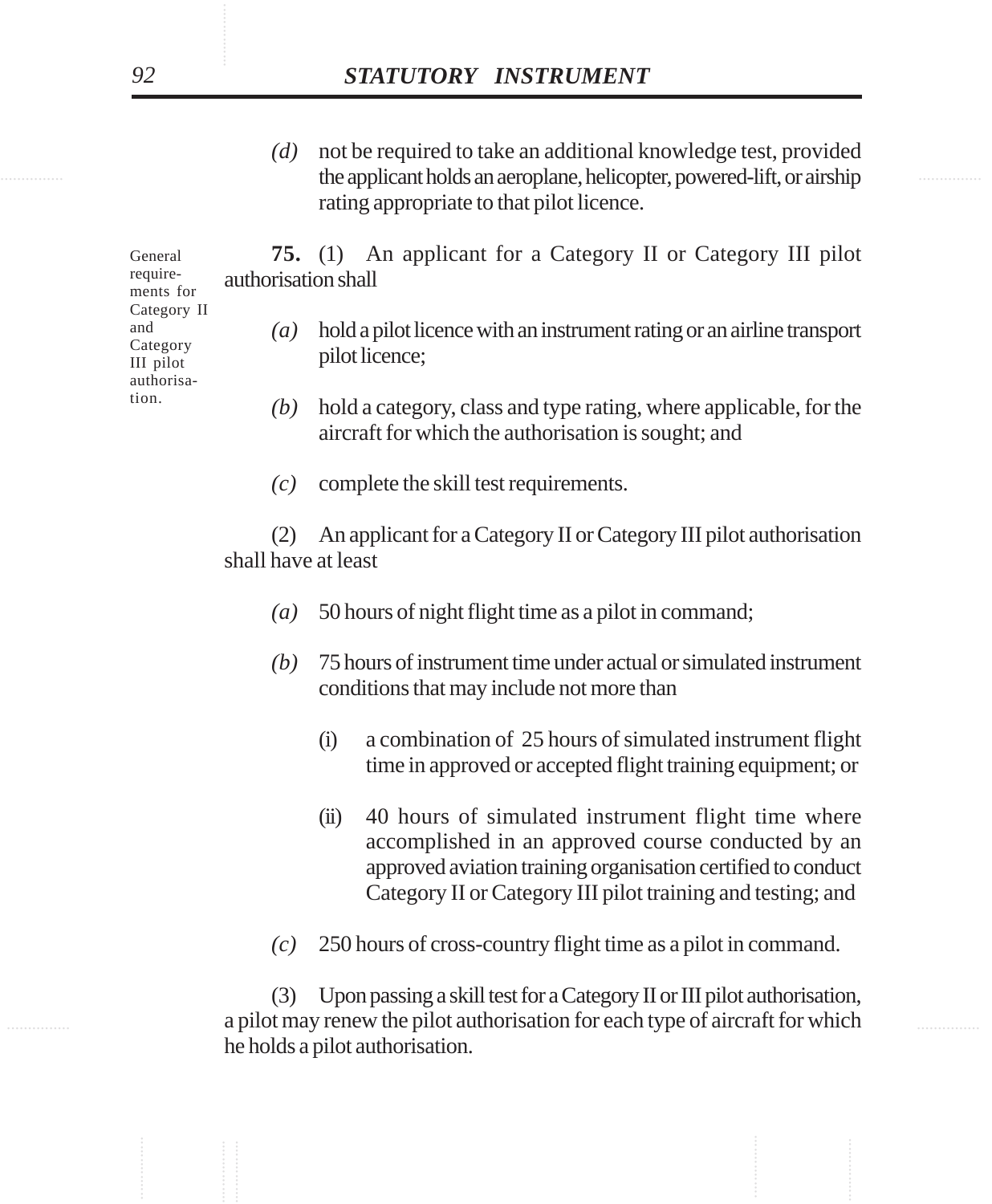*(d)* not be required to take an additional knowledge test, provided the applicant holds an aeroplane, helicopter, powered-lift, or airship rating appropriate to that pilot licence.

General requirements for Category II and Category III pilot authorisation.

**75.** (1) An applicant for a Category II or Category III pilot authorisation shall

*(a)* hold a pilot licence with an instrument rating or an airline transport pilot licence;

*(b)* hold a category, class and type rating, where applicable, for the aircraft for which the authorisation is sought; and

*(c)* complete the skill test requirements.

(2) An applicant for a Category II or Category III pilot authorisation shall have at least

*(a)* 50 hours of night flight time as a pilot in command;

*(b)* 75 hours of instrument time under actual or simulated instrument conditions that may include not more than

(i) a combination of 25 hours of simulated instrument flight time in approved or accepted flight training equipment; or

(ii) 40 hours of simulated instrument flight time where accomplished in an approved course conducted by an approved aviation training organisation certified to conduct Category II or Category III pilot training and testing; and

*(c)* 250 hours of cross-country flight time as a pilot in command.

(3) Upon passing a skill test for a Category II or III pilot authorisation, a pilot may renew the pilot authorisation for each type of aircraft for which he holds a pilot authorisation.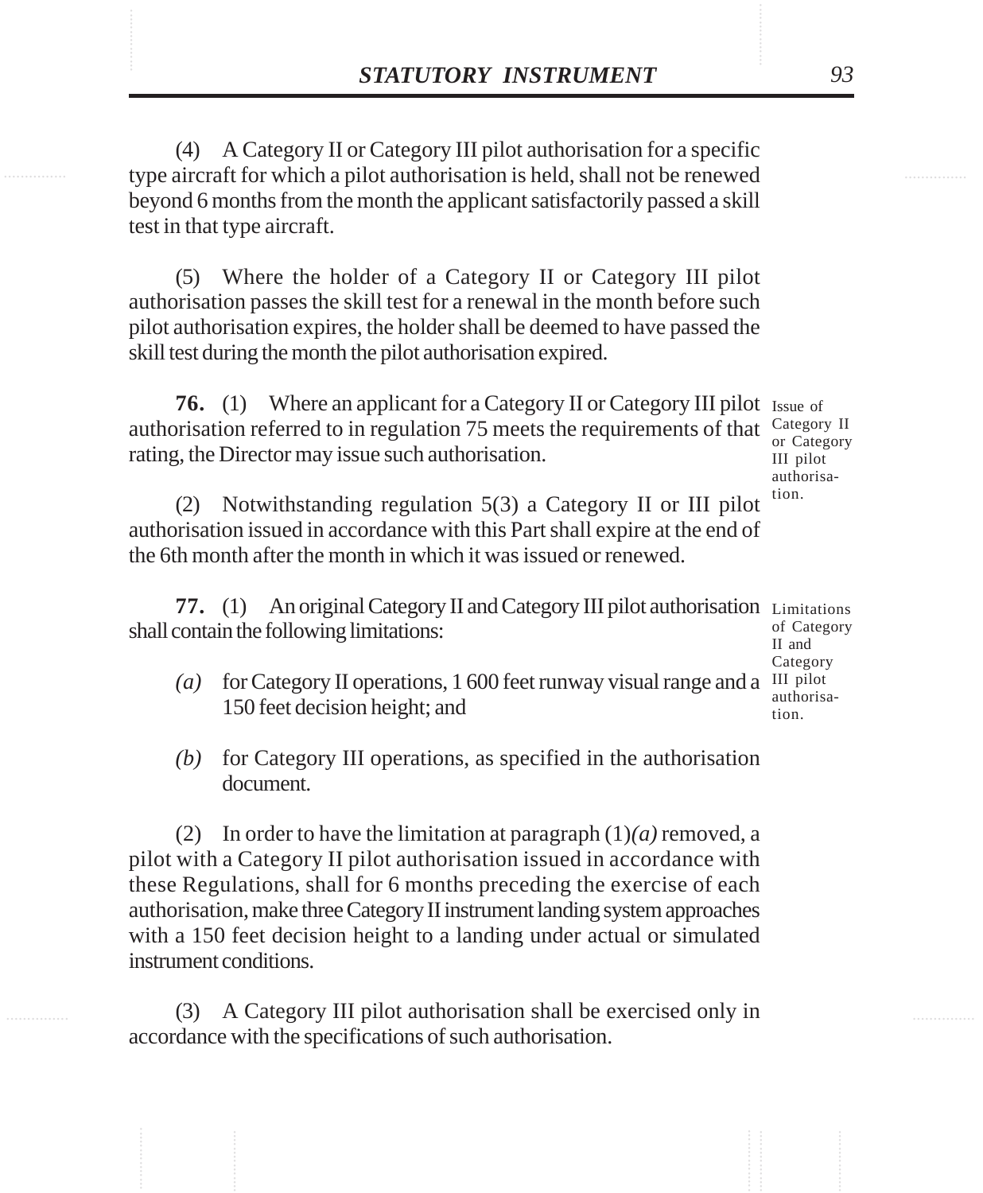(4) A Category II or Category III pilot authorisation for a specific type aircraft for which a pilot authorisation is held, shall not be renewed beyond 6 months from the month the applicant satisfactorily passed a skill test in that type aircraft.

(5) Where the holder of a Category II or Category III pilot authorisation passes the skill test for a renewal in the month before such pilot authorisation expires, the holder shall be deemed to have passed the skill test during the month the pilot authorisation expired.

**76.** (1) Where an applicant for a Category II or Category III pilot authorisation referred to in regulation 75 meets the requirements of that rating, the Director may issue such authorisation.

Issue of Category II or Category III pilot authorisation.

(2) Notwithstanding regulation 5(3) a Category II or III pilot authorisation issued in accordance with this Part shall expire at the end of the 6th month after the month in which it was issued or renewed.

**77.** (1) An original Category II and Category III pilot authorisation shall contain the following limitations:

Limitations of Category II and Category III pilot authorisation.

*(a)* for Category II operations, 1 600 feet runway visual range and a 150 feet decision height; and

*(b)* for Category III operations, as specified in the authorisation document.

(2) In order to have the limitation at paragraph (1)*(a)* removed, a pilot with a Category II pilot authorisation issued in accordance with these Regulations, shall for 6 months preceding the exercise of each authorisation, make three Category II instrument landing system approaches with a 150 feet decision height to a landing under actual or simulated instrument conditions.

(3) A Category III pilot authorisation shall be exercised only in accordance with the specifications of such authorisation.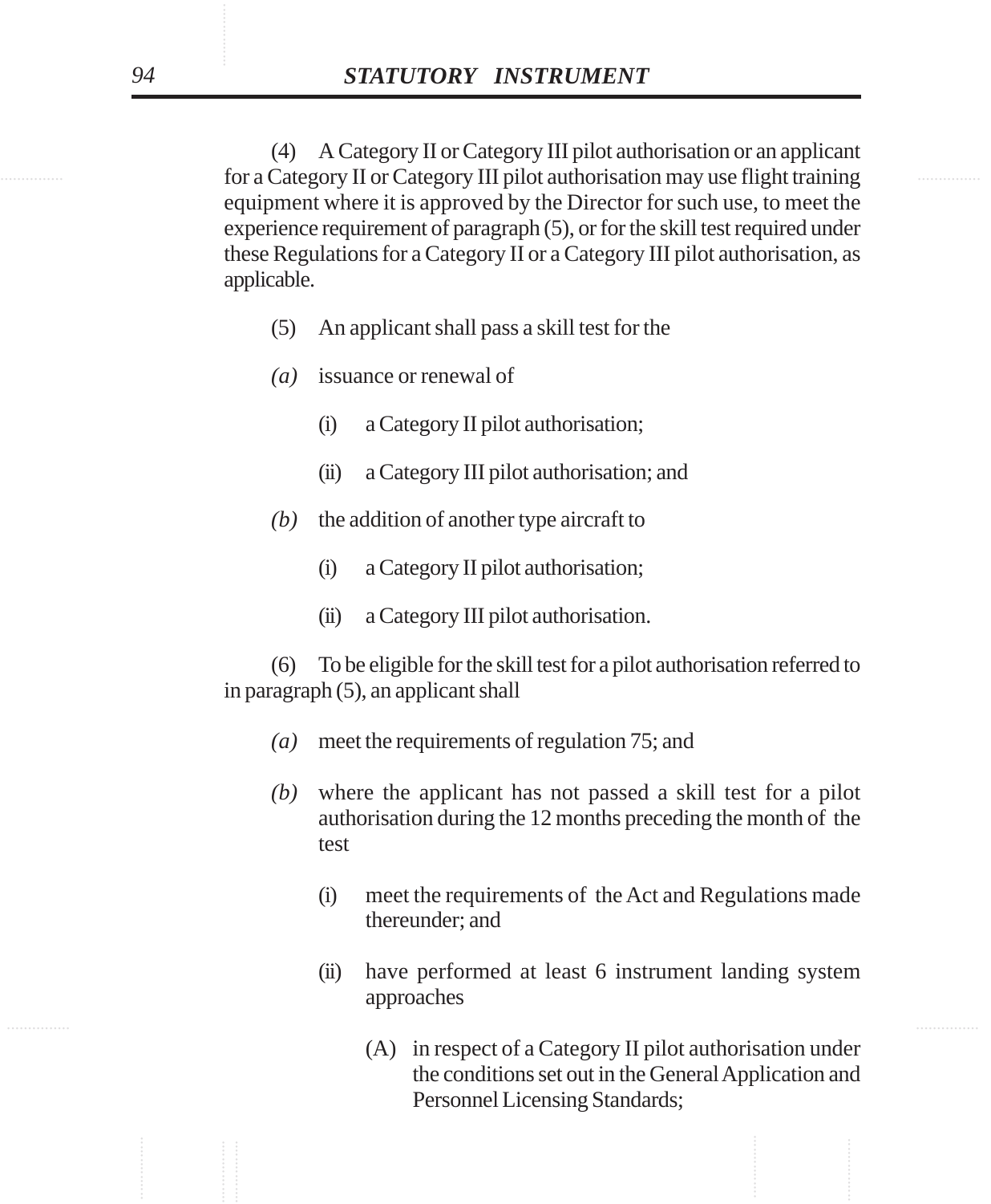(4) A Category II or Category III pilot authorisation or an applicant for a Category II or Category III pilot authorisation may use flight training equipment where it is approved by the Director for such use, to meet the experience requirement of paragraph (5), or for the skill test required under these Regulations for a Category II or a Category III pilot authorisation, as applicable.

(5) An applicant shall pass a skill test for the

*(a)* issuance or renewal of

(i) a Category II pilot authorisation;

(ii) a Category III pilot authorisation; and

*(b)* the addition of another type aircraft to

(i) a Category II pilot authorisation;

(ii) a Category III pilot authorisation.

(6) To be eligible for the skill test for a pilot authorisation referred to in paragraph (5), an applicant shall

*(a)* meet the requirements of regulation 75; and

*(b)* where the applicant has not passed a skill test for a pilot authorisation during the 12 months preceding the month of the test

(i) meet the requirements of the Act and Regulations made thereunder; and

(ii) have performed at least 6 instrument landing system approaches

(A) in respect of a Category II pilot authorisation under the conditions set out in the General Application and Personnel Licensing Standards;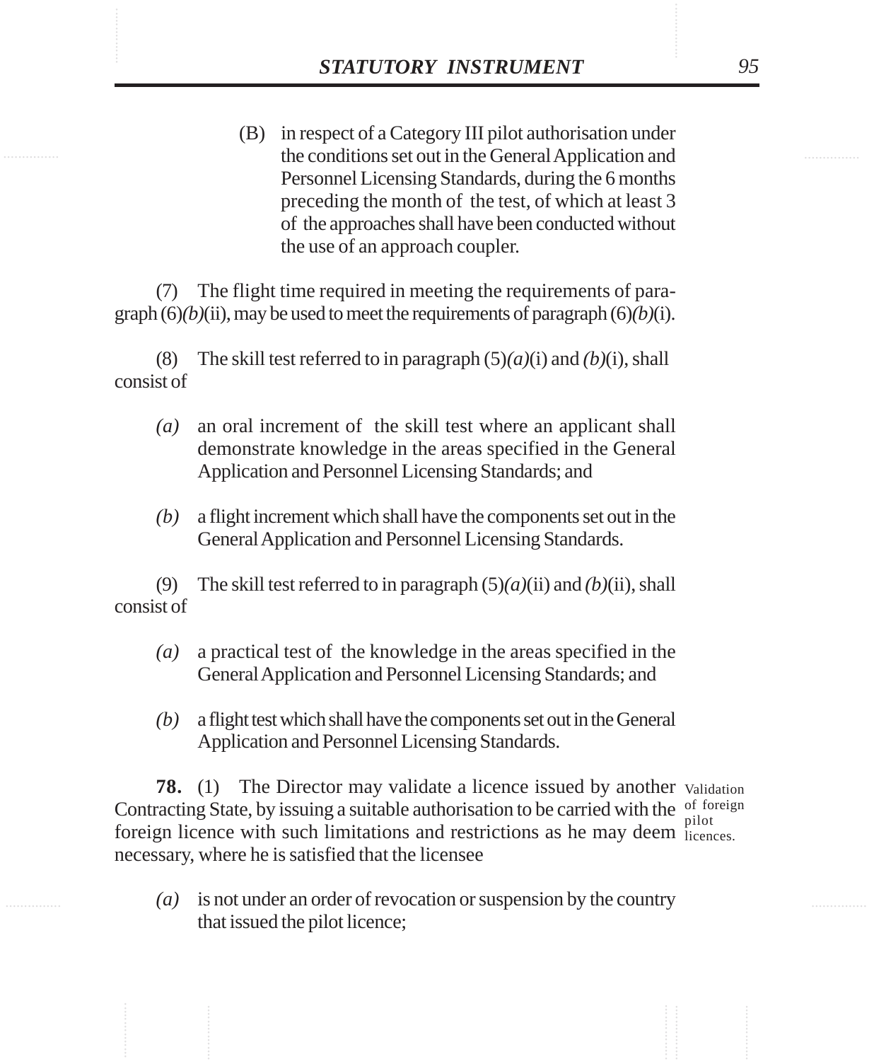(B) in respect of a Category III pilot authorisation under the conditions set out in the General Application and Personnel Licensing Standards, during the 6 months preceding the month of the test, of which at least 3 of the approaches shall have been conducted without the use of an approach coupler.

(7) The flight time required in meeting the requirements of paragraph (6)*(b)*(ii), may be used to meet the requirements of paragraph (6)*(b)*(i).

(8) The skill test referred to in paragraph (5)*(a)*(i) and *(b)*(i), shall consist of

*(a)* an oral increment of the skill test where an applicant shall demonstrate knowledge in the areas specified in the General Application and Personnel Licensing Standards; and

*(b)* a flight increment which shall have the components set out in the General Application and Personnel Licensing Standards.

(9) The skill test referred to in paragraph (5)*(a)*(ii) and *(b)*(ii), shall consist of

*(a)* a practical test of the knowledge in the areas specified in the General Application and Personnel Licensing Standards; and

*(b)* a flight test which shall have the components set out in the General Application and Personnel Licensing Standards.

Validation of foreign pilot licences.

**78.** (1) The Director may validate a licence issued by another Contracting State, by issuing a suitable authorisation to be carried with the foreign licence with such limitations and restrictions as he may deem necessary, where he is satisfied that the licensee

*(a)* is not under an order of revocation or suspension by the country that issued the pilot licence;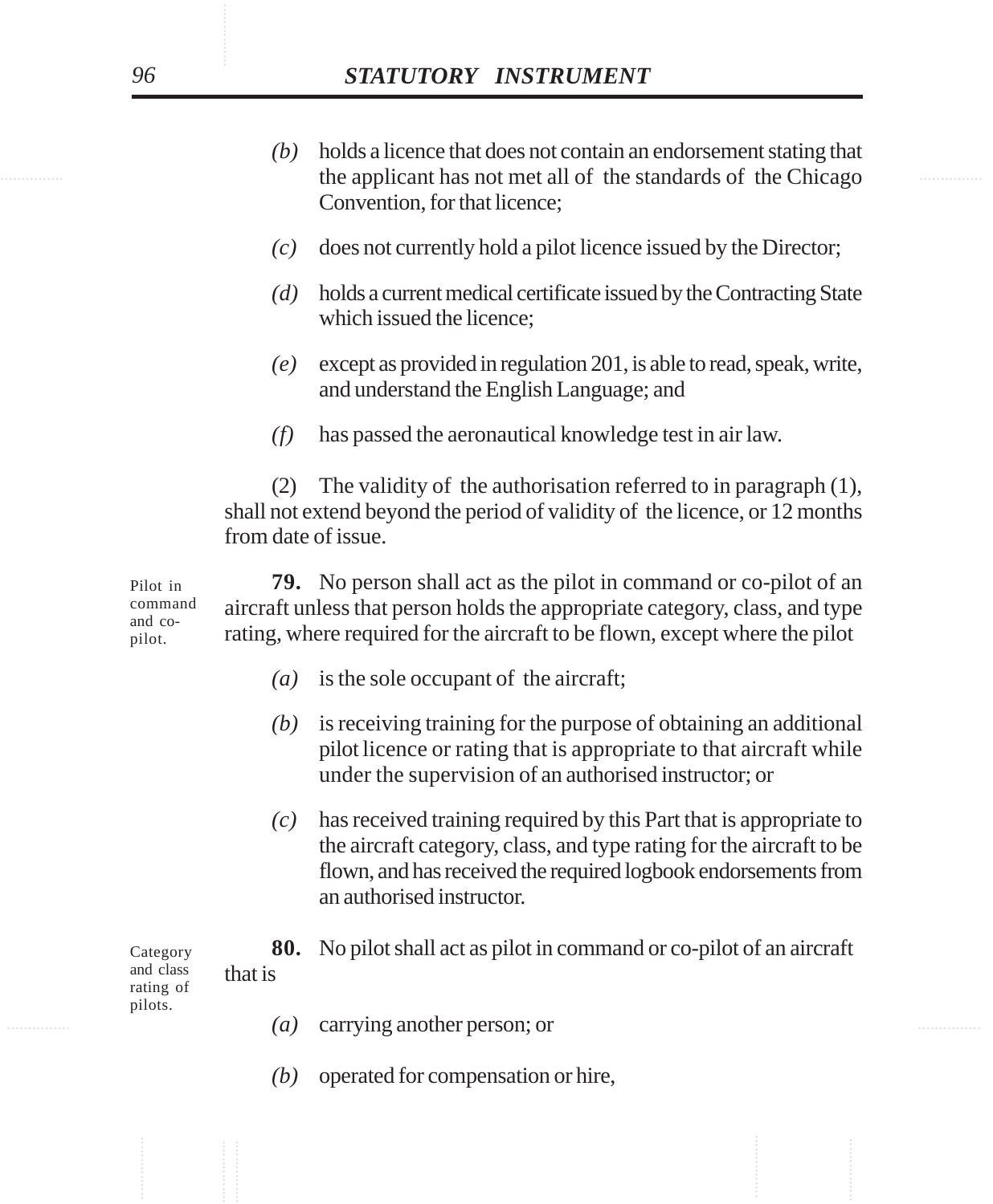*(b)* holds a licence that does not contain an endorsement stating that the applicant has not met all of the standards of the Chicago Convention, for that licence;

*(c)* does not currently hold a pilot licence issued by the Director;

*(d)* holds a current medical certificate issued by the Contracting State which issued the licence;

*(e)* except as provided in regulation 201, is able to read, speak, write, and understand the English Language; and

*(f)* has passed the aeronautical knowledge test in air law.

(2) The validity of the authorisation referred to in paragraph (1), shall not extend beyond the period of validity of the licence, or 12 months from date of issue.

Pilot in command and co-pilot.

**79.** No person shall act as the pilot in command or co-pilot of an aircraft unless that person holds the appropriate category, class, and type rating, where required for the aircraft to be flown, except where the pilot

*(a)* is the sole occupant of the aircraft;

*(b)* is receiving training for the purpose of obtaining an additional pilot licence or rating that is appropriate to that aircraft while under the supervision of an authorised instructor; or

*(c)* has received training required by this Part that is appropriate to the aircraft category, class, and type rating for the aircraft to be flown, and has received the required logbook endorsements from an authorised instructor.

Category and class rating of pilots.

**80.** No pilot shall act as pilot in command or co-pilot of an aircraft that is

*(a)* carrying another person; or

*(b)* operated for compensation or hire,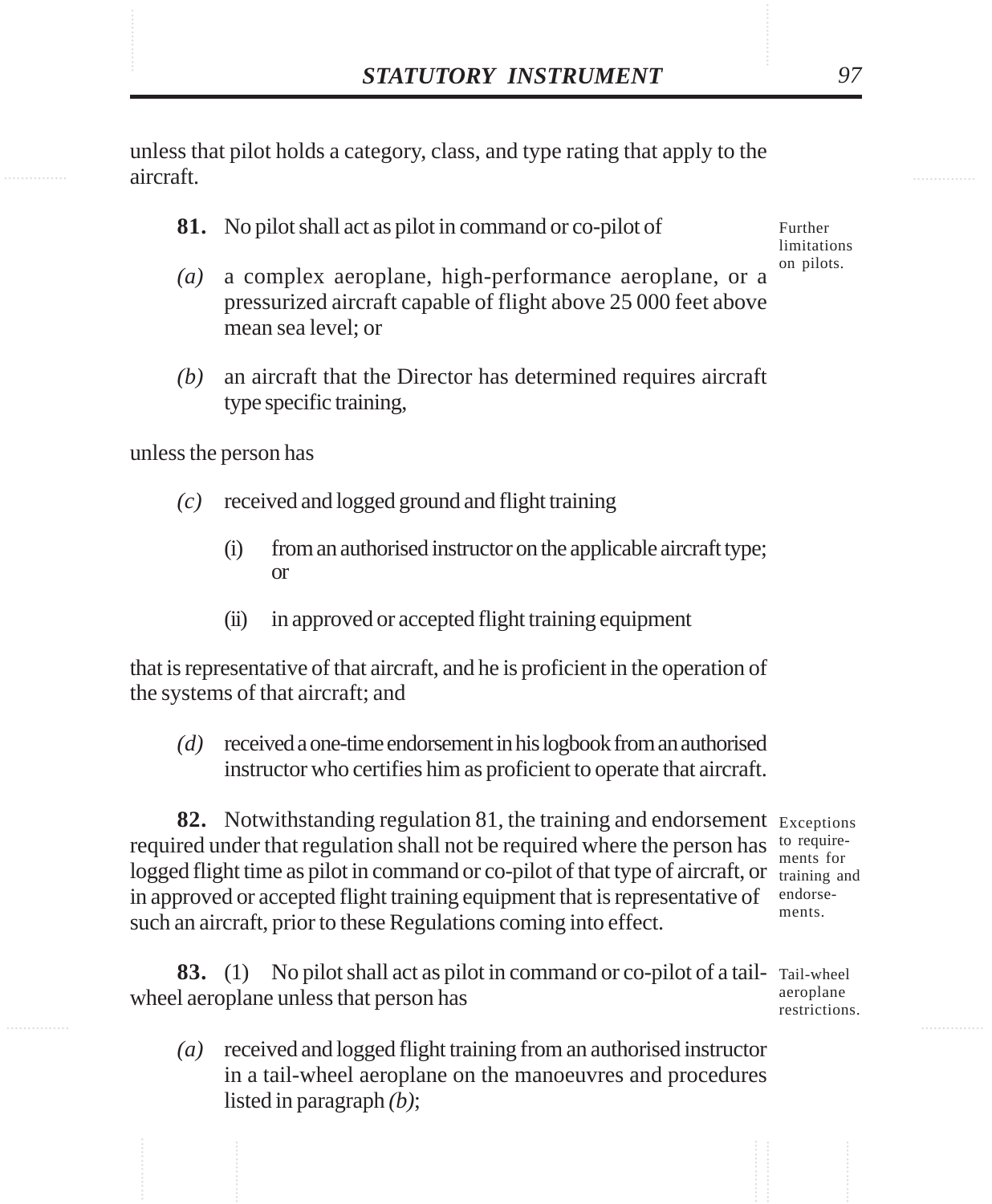unless that pilot holds a category, class, and type rating that apply to the aircraft.

**81.** No pilot shall act as pilot in command or co-pilot of

Further limitations on pilots.

*(a)* a complex aeroplane, high-performance aeroplane, or a pressurized aircraft capable of flight above 25 000 feet above mean sea level; or

*(b)* an aircraft that the Director has determined requires aircraft type specific training,

unless the person has

*(c)* received and logged ground and flight training

(i) from an authorised instructor on the applicable aircraft type; or

(ii) in approved or accepted flight training equipment

that is representative of that aircraft, and he is proficient in the operation of the systems of that aircraft; and

*(d)* received a one-time endorsement in his logbook from an authorised instructor who certifies him as proficient to operate that aircraft.

**82.** Notwithstanding regulation 81, the training and endorsement required under that regulation shall not be required where the person has logged flight time as pilot in command or co-pilot of that type of aircraft, or in approved or accepted flight training equipment that is representative of such an aircraft, prior to these Regulations coming into effect.

Exceptions to requirements for training and endorsements.

**83.** (1) No pilot shall act as pilot in command or co-pilot of a tail-wheel aeroplane unless that person has

Tail-wheel aeroplane restrictions.

*(a)* received and logged flight training from an authorised instructor in a tail-wheel aeroplane on the manoeuvres and procedures listed in paragraph *(b)*;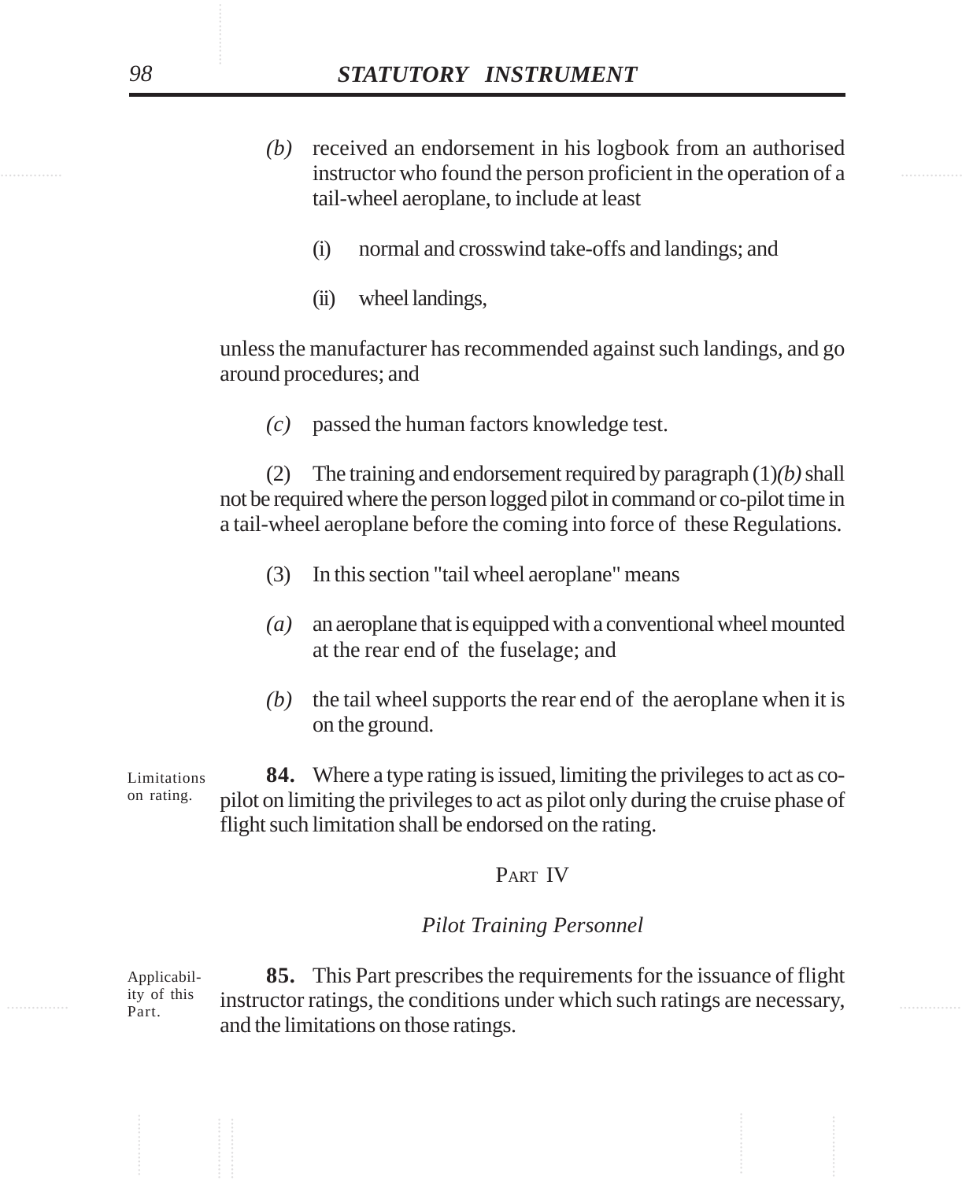*(b)* received an endorsement in his logbook from an authorised instructor who found the person proficient in the operation of a tail-wheel aeroplane, to include at least

(i) normal and crosswind take-offs and landings; and

(ii) wheel landings,

unless the manufacturer has recommended against such landings, and go around procedures; and

*(c)* passed the human factors knowledge test.

(2) The training and endorsement required by paragraph (1)*(b)* shall not be required where the person logged pilot in command or co-pilot time in a tail-wheel aeroplane before the coming into force of these Regulations.

(3) In this section "tail wheel aeroplane" means

*(a)* an aeroplane that is equipped with a conventional wheel mounted at the rear end of the fuselage; and

*(b)* the tail wheel supports the rear end of the aeroplane when it is on the ground.

Limitations on rating.

**84.** Where a type rating is issued, limiting the privileges to act as co-pilot on limiting the privileges to act as pilot only during the cruise phase of flight such limitation shall be endorsed on the rating.

## PART IV

### *Pilot Training Personnel*

Applicability of this Part.

**85.** This Part prescribes the requirements for the issuance of flight instructor ratings, the conditions under which such ratings are necessary, and the limitations on those ratings.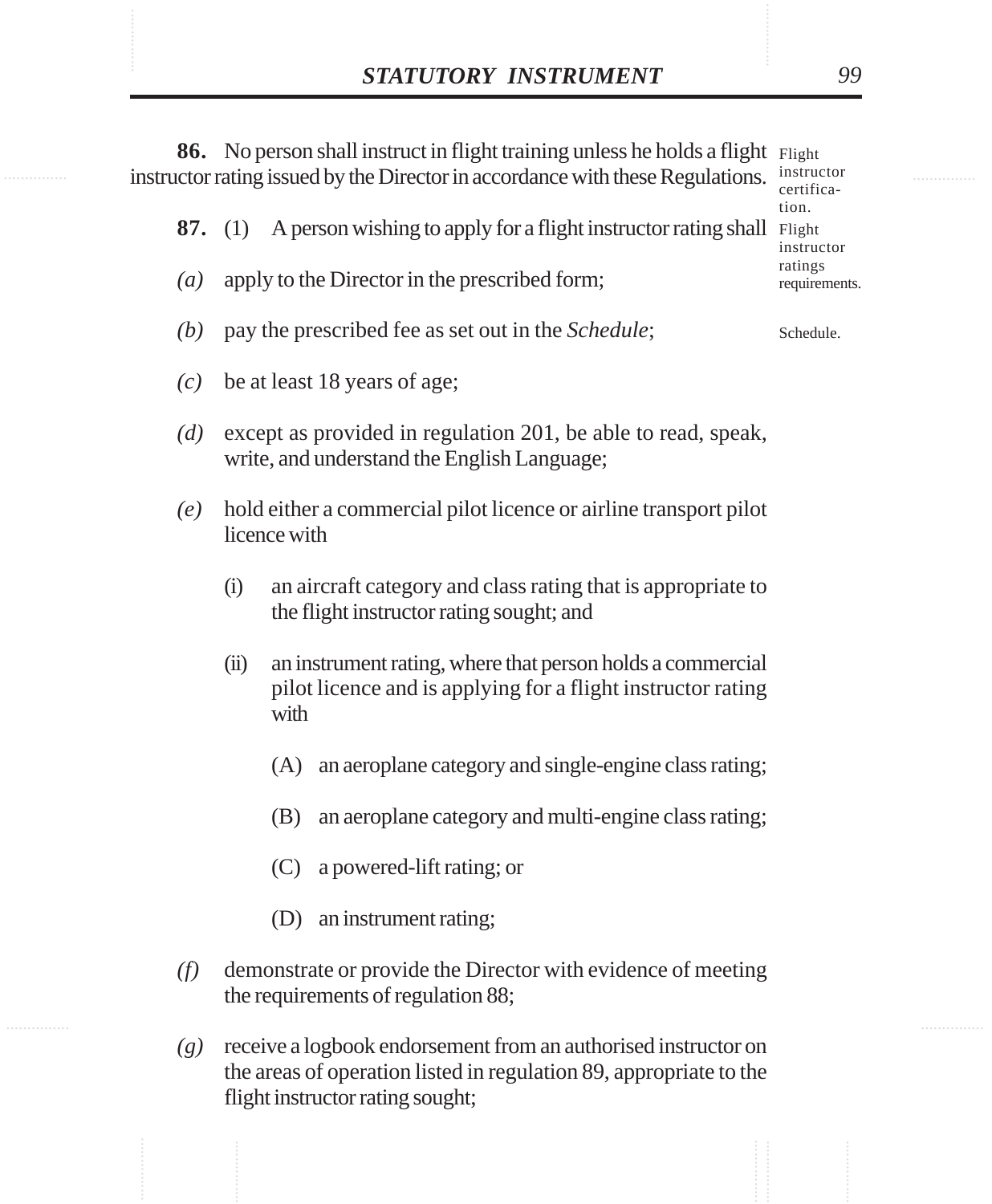**86.** No person shall instruct in flight training unless he holds a flight instructor rating issued by the Director in accordance with these Regulations.

Flight instructor certification.

**87.** (1) A person wishing to apply for a flight instructor rating shall

Flight instructor ratings requirements.

*(a)* apply to the Director in the prescribed form;

*(b)* pay the prescribed fee as set out in the *Schedule*;

Schedule.

*(c)* be at least 18 years of age;

*(d)* except as provided in regulation 201, be able to read, speak, write, and understand the English Language;

*(e)* hold either a commercial pilot licence or airline transport pilot licence with

- (i) an aircraft category and class rating that is appropriate to the flight instructor rating sought; and
- (ii) an instrument rating, where that person holds a commercial pilot licence and is applying for a flight instructor rating with
  - (A) an aeroplane category and single-engine class rating;
  - (B) an aeroplane category and multi-engine class rating;
  - (C) a powered-lift rating; or
  - (D) an instrument rating;

*(f)* demonstrate or provide the Director with evidence of meeting the requirements of regulation 88;

*(g)* receive a logbook endorsement from an authorised instructor on the areas of operation listed in regulation 89, appropriate to the flight instructor rating sought;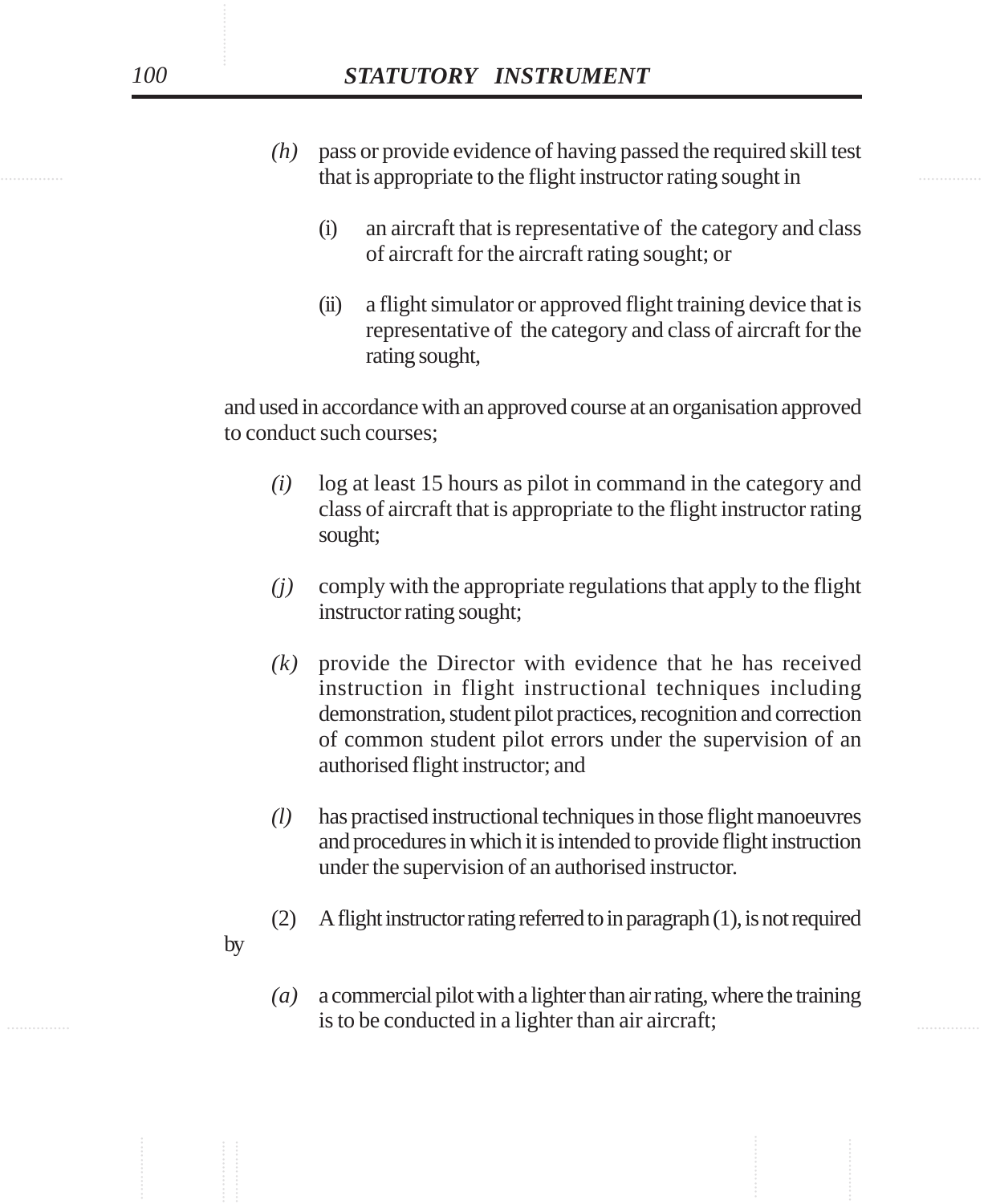*(h)* pass or provide evidence of having passed the required skill test that is appropriate to the flight instructor rating sought in

(i) an aircraft that is representative of the category and class of aircraft for the aircraft rating sought; or

(ii) a flight simulator or approved flight training device that is representative of the category and class of aircraft for the rating sought,

and used in accordance with an approved course at an organisation approved to conduct such courses;

*(i)* log at least 15 hours as pilot in command in the category and class of aircraft that is appropriate to the flight instructor rating sought;

*(j)* comply with the appropriate regulations that apply to the flight instructor rating sought;

*(k)* provide the Director with evidence that he has received instruction in flight instructional techniques including demonstration, student pilot practices, recognition and correction of common student pilot errors under the supervision of an authorised flight instructor; and

*(l)* has practised instructional techniques in those flight manoeuvres and procedures in which it is intended to provide flight instruction under the supervision of an authorised instructor.

(2) A flight instructor rating referred to in paragraph (1), is not required by

*(a)* a commercial pilot with a lighter than air rating, where the training is to be conducted in a lighter than air aircraft;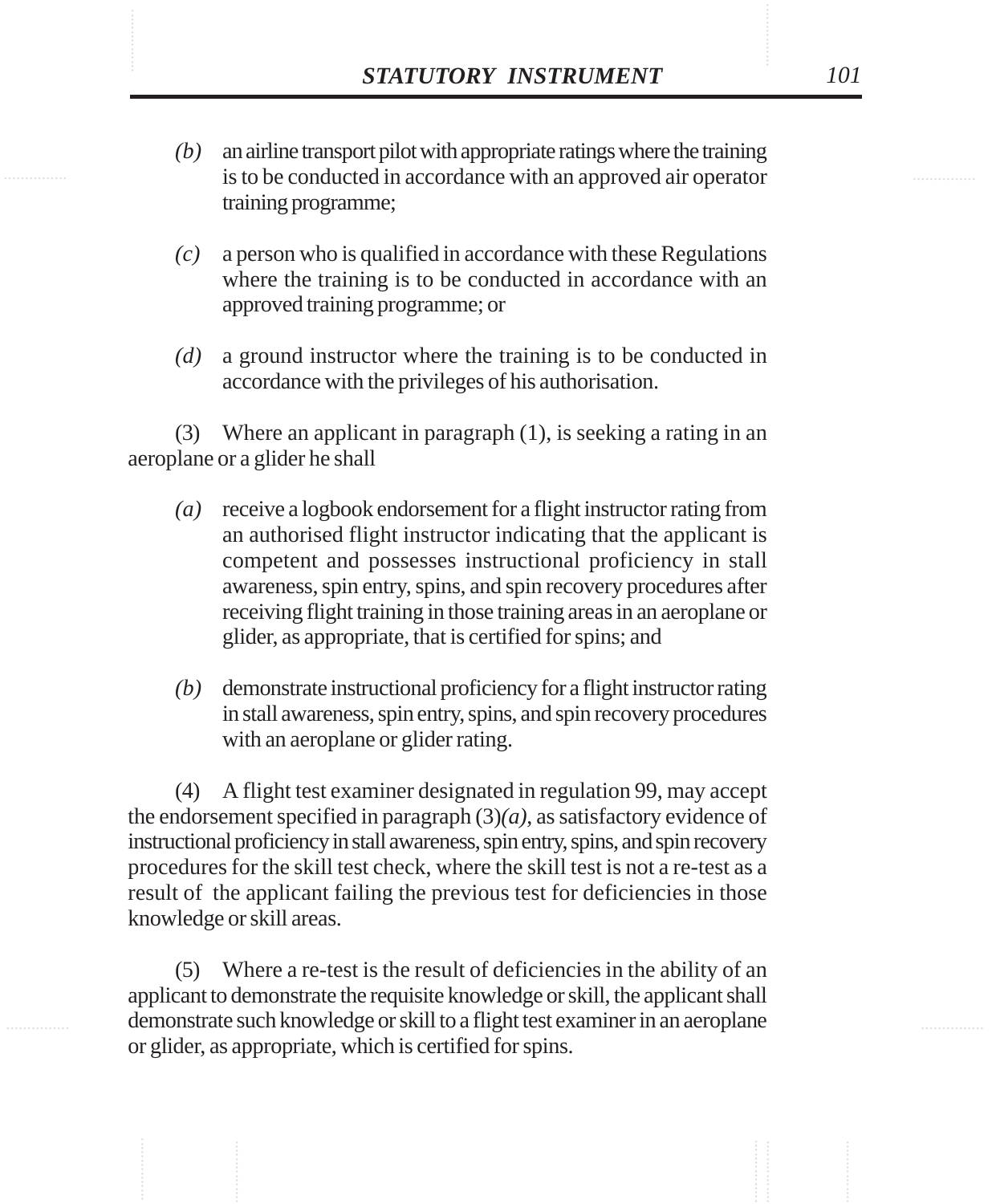*(b)* an airline transport pilot with appropriate ratings where the training is to be conducted in accordance with an approved air operator training programme;

*(c)* a person who is qualified in accordance with these Regulations where the training is to be conducted in accordance with an approved training programme; or

*(d)* a ground instructor where the training is to be conducted in accordance with the privileges of his authorisation.

(3) Where an applicant in paragraph (1), is seeking a rating in an aeroplane or a glider he shall

*(a)* receive a logbook endorsement for a flight instructor rating from an authorised flight instructor indicating that the applicant is competent and possesses instructional proficiency in stall awareness, spin entry, spins, and spin recovery procedures after receiving flight training in those training areas in an aeroplane or glider, as appropriate, that is certified for spins; and

*(b)* demonstrate instructional proficiency for a flight instructor rating in stall awareness, spin entry, spins, and spin recovery procedures with an aeroplane or glider rating.

(4) A flight test examiner designated in regulation 99, may accept the endorsement specified in paragraph (3)*(a)*, as satisfactory evidence of instructional proficiency in stall awareness, spin entry, spins, and spin recovery procedures for the skill test check, where the skill test is not a re-test as a result of the applicant failing the previous test for deficiencies in those knowledge or skill areas.

(5) Where a re-test is the result of deficiencies in the ability of an applicant to demonstrate the requisite knowledge or skill, the applicant shall demonstrate such knowledge or skill to a flight test examiner in an aeroplane or glider, as appropriate, which is certified for spins.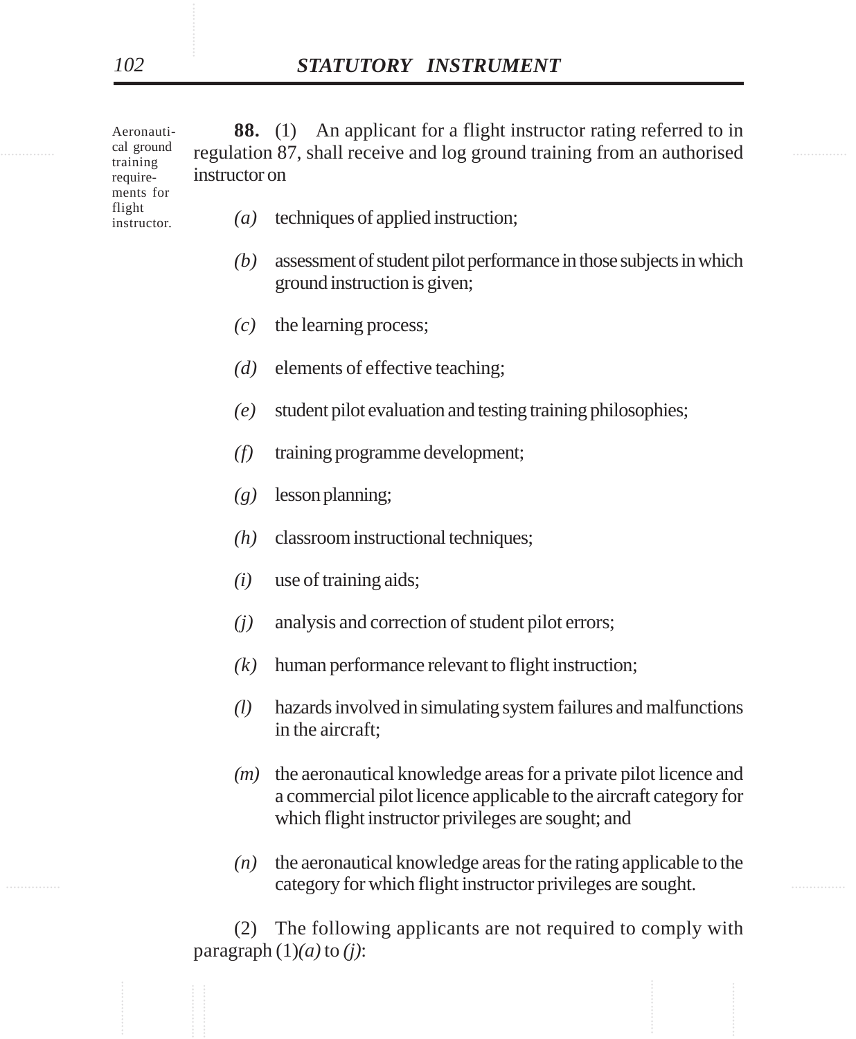Aeronautical ground training requirements for flight instructor.

**88.** (1) An applicant for a flight instructor rating referred to in regulation 87, shall receive and log ground training from an authorised instructor on

*(a)* techniques of applied instruction;

*(b)* assessment of student pilot performance in those subjects in which ground instruction is given;

*(c)* the learning process;

*(d)* elements of effective teaching;

*(e)* student pilot evaluation and testing training philosophies;

*(f)* training programme development;

*(g)* lesson planning;

*(h)* classroom instructional techniques;

*(i)* use of training aids;

*(j)* analysis and correction of student pilot errors;

*(k)* human performance relevant to flight instruction;

*(l)* hazards involved in simulating system failures and malfunctions in the aircraft;

*(m)* the aeronautical knowledge areas for a private pilot licence and a commercial pilot licence applicable to the aircraft category for which flight instructor privileges are sought; and

*(n)* the aeronautical knowledge areas for the rating applicable to the category for which flight instructor privileges are sought.

(2) The following applicants are not required to comply with paragraph (1)*(a)* to *(j)*: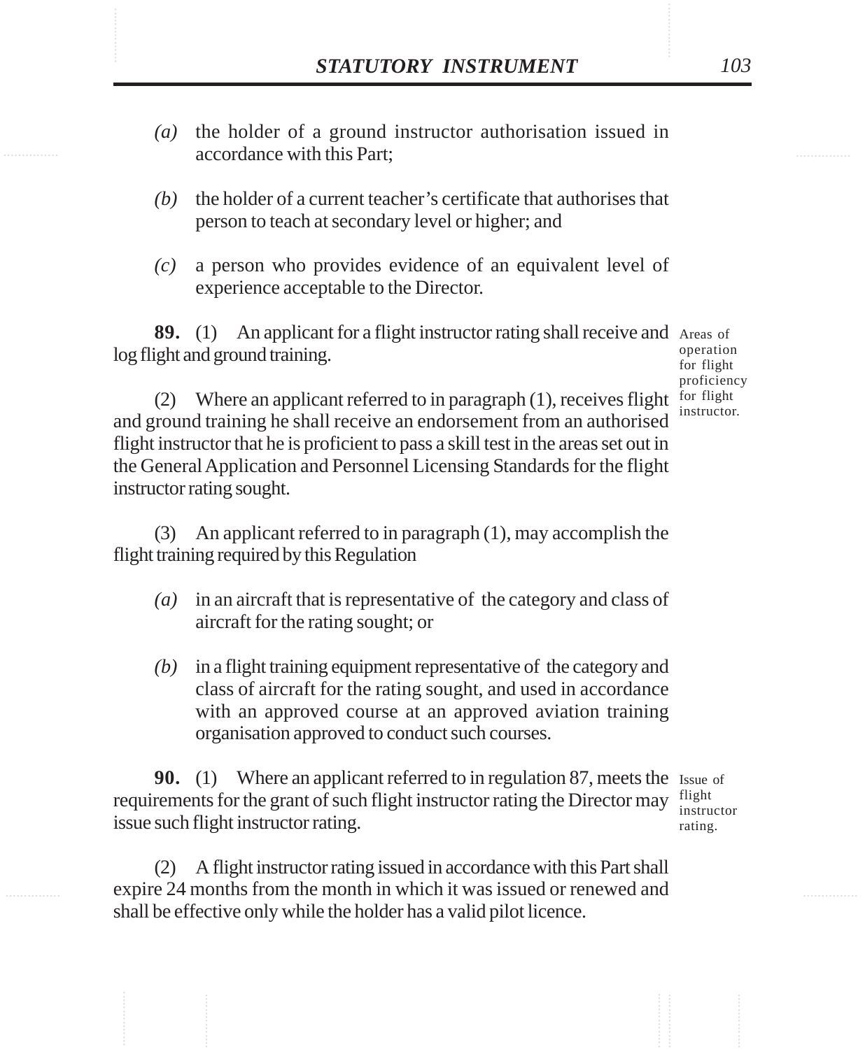*(a)* the holder of a ground instructor authorisation issued in accordance with this Part;

*(b)* the holder of a current teacher's certificate that authorises that person to teach at secondary level or higher; and

*(c)* a person who provides evidence of an equivalent level of experience acceptable to the Director.

**89.** (1) An applicant for a flight instructor rating shall receive and log flight and ground training.

Areas of operation for flight proficiency for flight instructor.

(2) Where an applicant referred to in paragraph (1), receives flight and ground training he shall receive an endorsement from an authorised flight instructor that he is proficient to pass a skill test in the areas set out in the General Application and Personnel Licensing Standards for the flight instructor rating sought.

(3) An applicant referred to in paragraph (1), may accomplish the flight training required by this Regulation

*(a)* in an aircraft that is representative of the category and class of aircraft for the rating sought; or

*(b)* in a flight training equipment representative of the category and class of aircraft for the rating sought, and used in accordance with an approved course at an approved aviation training organisation approved to conduct such courses.

**90.** (1) Where an applicant referred to in regulation 87, meets the requirements for the grant of such flight instructor rating the Director may issue such flight instructor rating.

Issue of flight instructor rating.

(2) A flight instructor rating issued in accordance with this Part shall expire 24 months from the month in which it was issued or renewed and shall be effective only while the holder has a valid pilot licence.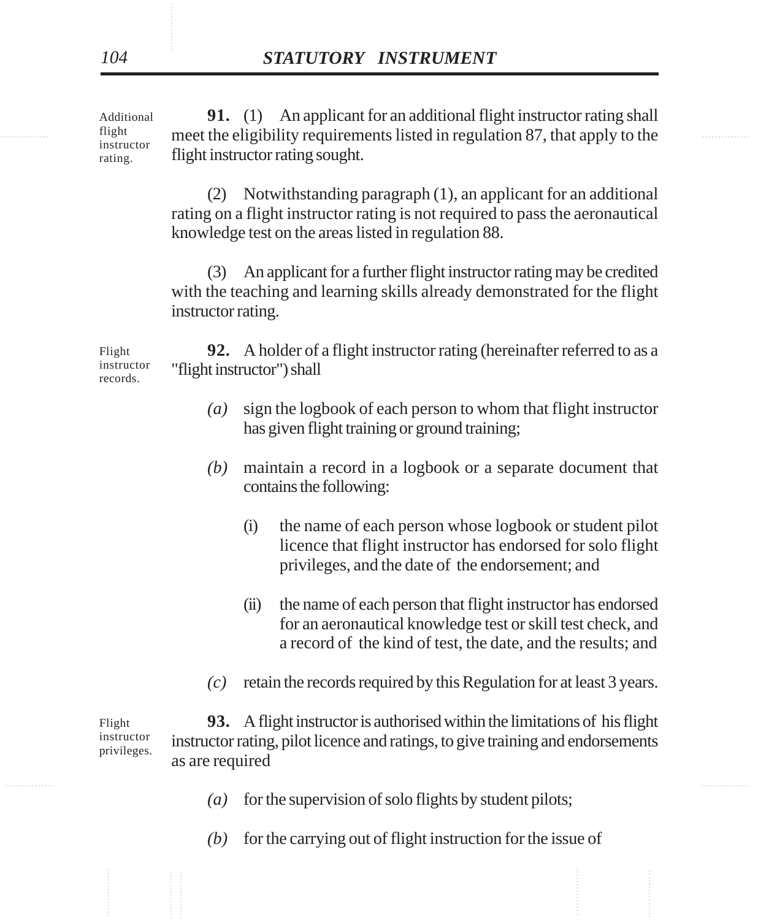Additional flight instructor rating.

**91.** (1) An applicant for an additional flight instructor rating shall meet the eligibility requirements listed in regulation 87, that apply to the flight instructor rating sought.

(2) Notwithstanding paragraph (1), an applicant for an additional rating on a flight instructor rating is not required to pass the aeronautical knowledge test on the areas listed in regulation 88.

(3) An applicant for a further flight instructor rating may be credited with the teaching and learning skills already demonstrated for the flight instructor rating.

Flight instructor records.

**92.** A holder of a flight instructor rating (hereinafter referred to as a "flight instructor") shall

*(a)* sign the logbook of each person to whom that flight instructor has given flight training or ground training;

*(b)* maintain a record in a logbook or a separate document that contains the following:

(i) the name of each person whose logbook or student pilot licence that flight instructor has endorsed for solo flight privileges, and the date of the endorsement; and

(ii) the name of each person that flight instructor has endorsed for an aeronautical knowledge test or skill test check, and a record of the kind of test, the date, and the results; and

*(c)* retain the records required by this Regulation for at least 3 years.

Flight instructor privileges.

**93.** A flight instructor is authorised within the limitations of his flight instructor rating, pilot licence and ratings, to give training and endorsements as are required

*(a)* for the supervision of solo flights by student pilots;

*(b)* for the carrying out of flight instruction for the issue of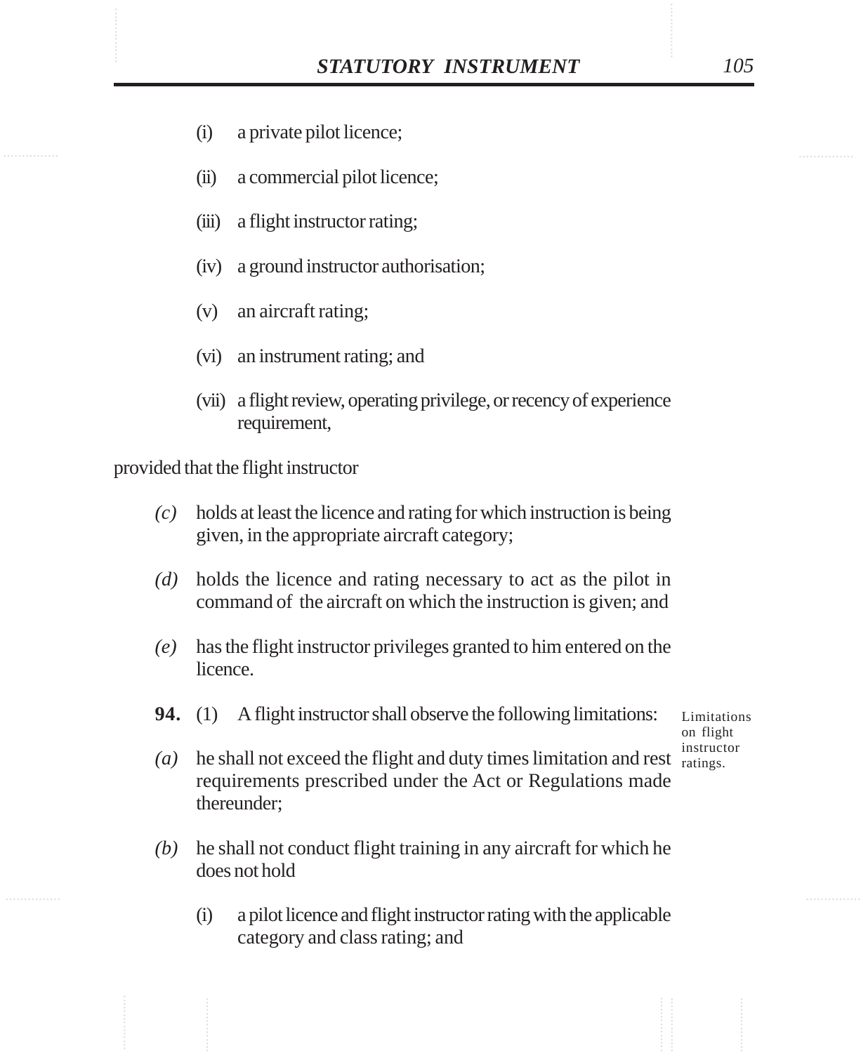(i) a private pilot licence;

(ii) a commercial pilot licence;

(iii) a flight instructor rating;

(iv) a ground instructor authorisation;

(v) an aircraft rating;

(vi) an instrument rating; and

(vii) a flight review, operating privilege, or recency of experience requirement,

provided that the flight instructor

*(c)* holds at least the licence and rating for which instruction is being given, in the appropriate aircraft category;

*(d)* holds the licence and rating necessary to act as the pilot in command of the aircraft on which the instruction is given; and

*(e)* has the flight instructor privileges granted to him entered on the licence.

Limitations on flight instructor ratings.

**94.** (1) A flight instructor shall observe the following limitations:

*(a)* he shall not exceed the flight and duty times limitation and rest requirements prescribed under the Act or Regulations made thereunder;

*(b)* he shall not conduct flight training in any aircraft for which he does not hold

(i) a pilot licence and flight instructor rating with the applicable category and class rating; and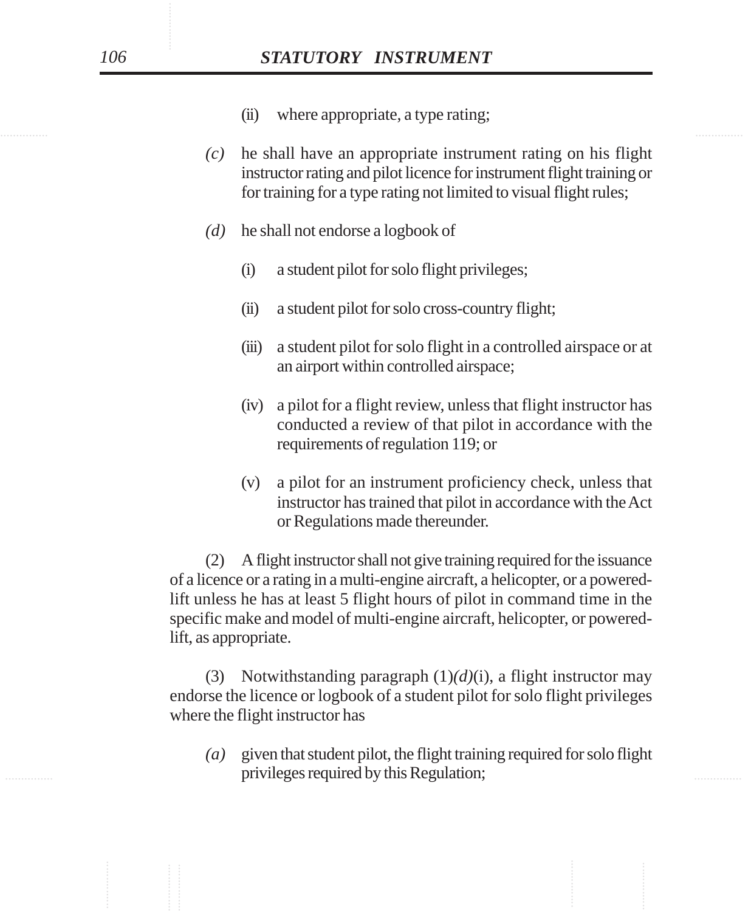(ii) where appropriate, a type rating;

*(c)* he shall have an appropriate instrument rating on his flight instructor rating and pilot licence for instrument flight training or for training for a type rating not limited to visual flight rules;

*(d)* he shall not endorse a logbook of

(i) a student pilot for solo flight privileges;

(ii) a student pilot for solo cross-country flight;

(iii) a student pilot for solo flight in a controlled airspace or at an airport within controlled airspace;

(iv) a pilot for a flight review, unless that flight instructor has conducted a review of that pilot in accordance with the requirements of regulation 119; or

(v) a pilot for an instrument proficiency check, unless that instructor has trained that pilot in accordance with the Act or Regulations made thereunder.

(2) A flight instructor shall not give training required for the issuance of a licence or a rating in a multi-engine aircraft, a helicopter, or a powered-lift unless he has at least 5 flight hours of pilot in command time in the specific make and model of multi-engine aircraft, helicopter, or powered-lift, as appropriate.

(3) Notwithstanding paragraph (1)*(d)*(i), a flight instructor may endorse the licence or logbook of a student pilot for solo flight privileges where the flight instructor has

*(a)* given that student pilot, the flight training required for solo flight privileges required by this Regulation;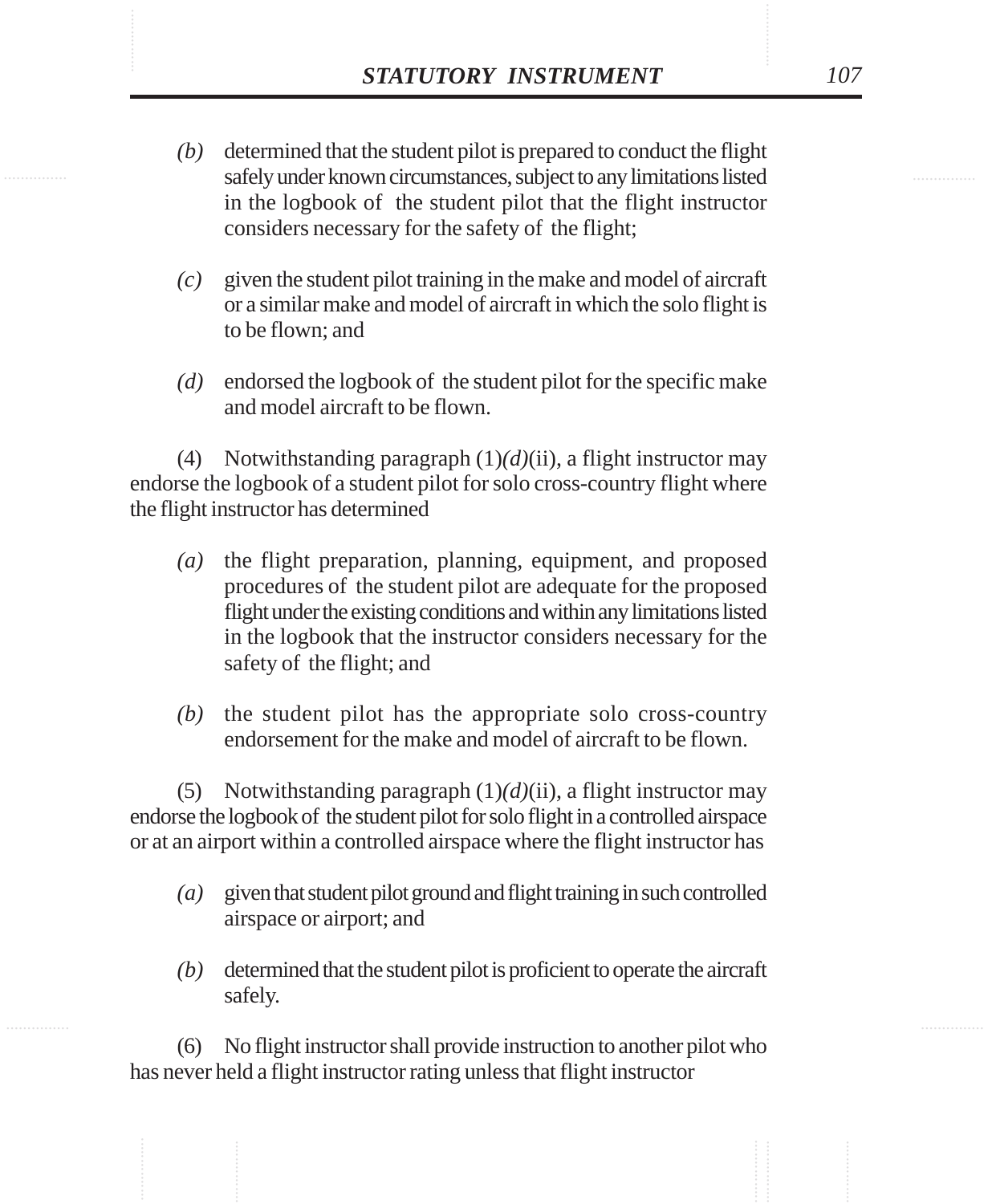*(b)* determined that the student pilot is prepared to conduct the flight safely under known circumstances, subject to any limitations listed in the logbook of the student pilot that the flight instructor considers necessary for the safety of the flight;

*(c)* given the student pilot training in the make and model of aircraft or a similar make and model of aircraft in which the solo flight is to be flown; and

*(d)* endorsed the logbook of the student pilot for the specific make and model aircraft to be flown.

(4) Notwithstanding paragraph (1)*(d)*(ii), a flight instructor may endorse the logbook of a student pilot for solo cross-country flight where the flight instructor has determined

*(a)* the flight preparation, planning, equipment, and proposed procedures of the student pilot are adequate for the proposed flight under the existing conditions and within any limitations listed in the logbook that the instructor considers necessary for the safety of the flight; and

*(b)* the student pilot has the appropriate solo cross-country endorsement for the make and model of aircraft to be flown.

(5) Notwithstanding paragraph (1)*(d)*(ii), a flight instructor may endorse the logbook of the student pilot for solo flight in a controlled airspace or at an airport within a controlled airspace where the flight instructor has

*(a)* given that student pilot ground and flight training in such controlled airspace or airport; and

*(b)* determined that the student pilot is proficient to operate the aircraft safely.

(6) No flight instructor shall provide instruction to another pilot who has never held a flight instructor rating unless that flight instructor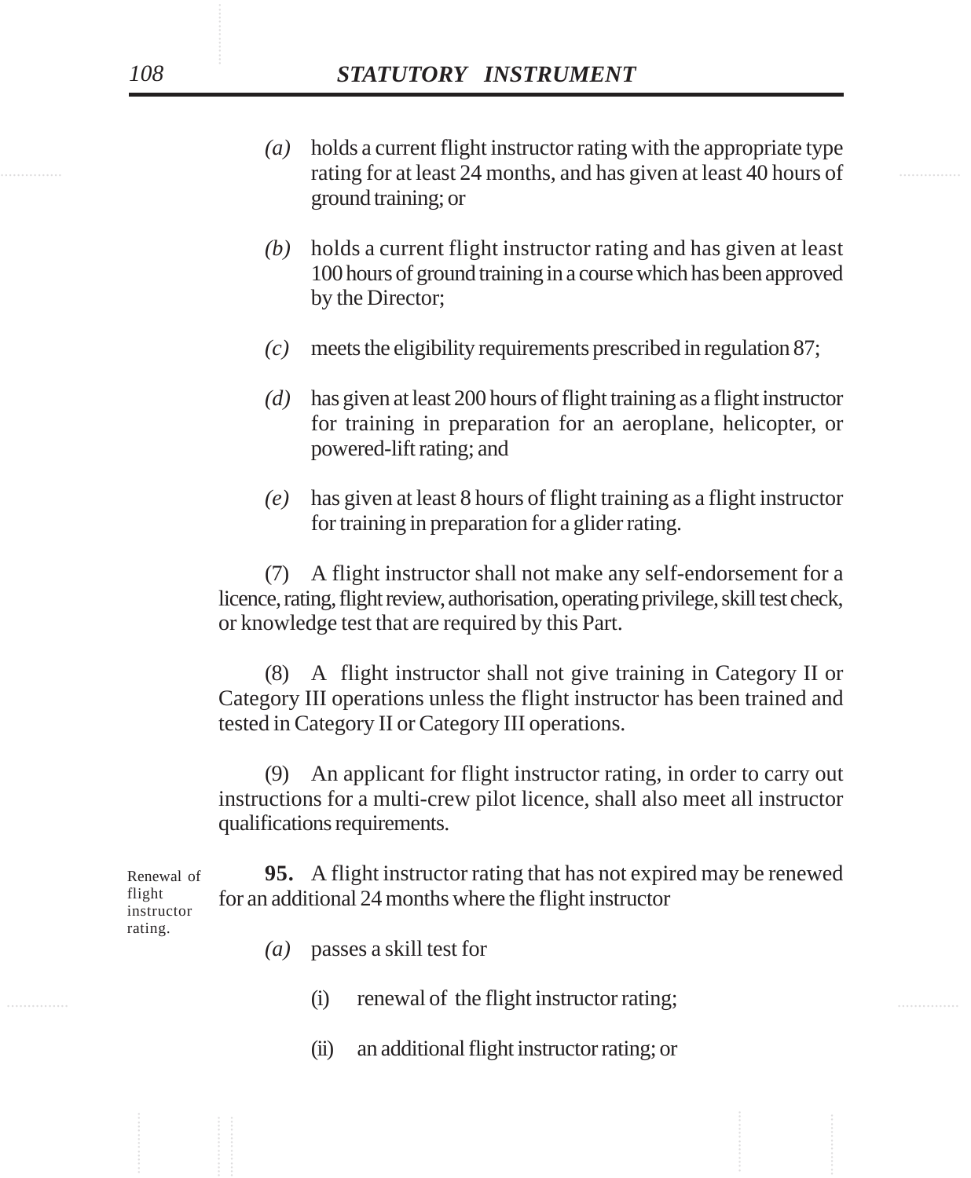*(a)* holds a current flight instructor rating with the appropriate type rating for at least 24 months, and has given at least 40 hours of ground training; or

*(b)* holds a current flight instructor rating and has given at least 100 hours of ground training in a course which has been approved by the Director;

*(c)* meets the eligibility requirements prescribed in regulation 87;

*(d)* has given at least 200 hours of flight training as a flight instructor for training in preparation for an aeroplane, helicopter, or powered-lift rating; and

*(e)* has given at least 8 hours of flight training as a flight instructor for training in preparation for a glider rating.

(7) A flight instructor shall not make any self-endorsement for a licence, rating, flight review, authorisation, operating privilege, skill test check, or knowledge test that are required by this Part.

(8) A flight instructor shall not give training in Category II or Category III operations unless the flight instructor has been trained and tested in Category II or Category III operations.

(9) An applicant for flight instructor rating, in order to carry out instructions for a multi-crew pilot licence, shall also meet all instructor qualifications requirements.

Renewal of flight instructor rating.

**95.** A flight instructor rating that has not expired may be renewed for an additional 24 months where the flight instructor

*(a)* passes a skill test for

(i) renewal of the flight instructor rating;

(ii) an additional flight instructor rating; or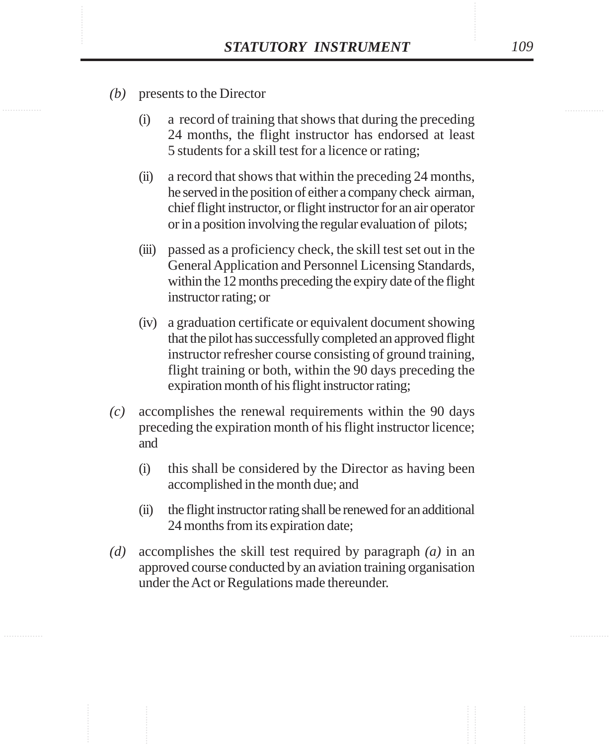*(b)* presents to the Director

(i) a record of training that shows that during the preceding 24 months, the flight instructor has endorsed at least 5 students for a skill test for a licence or rating;

(ii) a record that shows that within the preceding 24 months, he served in the position of either a company check airman, chief flight instructor, or flight instructor for an air operator or in a position involving the regular evaluation of pilots;

(iii) passed as a proficiency check, the skill test set out in the General Application and Personnel Licensing Standards, within the 12 months preceding the expiry date of the flight instructor rating; or

(iv) a graduation certificate or equivalent document showing that the pilot has successfully completed an approved flight instructor refresher course consisting of ground training, flight training or both, within the 90 days preceding the expiration month of his flight instructor rating;

*(c)* accomplishes the renewal requirements within the 90 days preceding the expiration month of his flight instructor licence; and

(i) this shall be considered by the Director as having been accomplished in the month due; and

(ii) the flight instructor rating shall be renewed for an additional 24 months from its expiration date;

*(d)* accomplishes the skill test required by paragraph *(a)* in an approved course conducted by an aviation training organisation under the Act or Regulations made thereunder.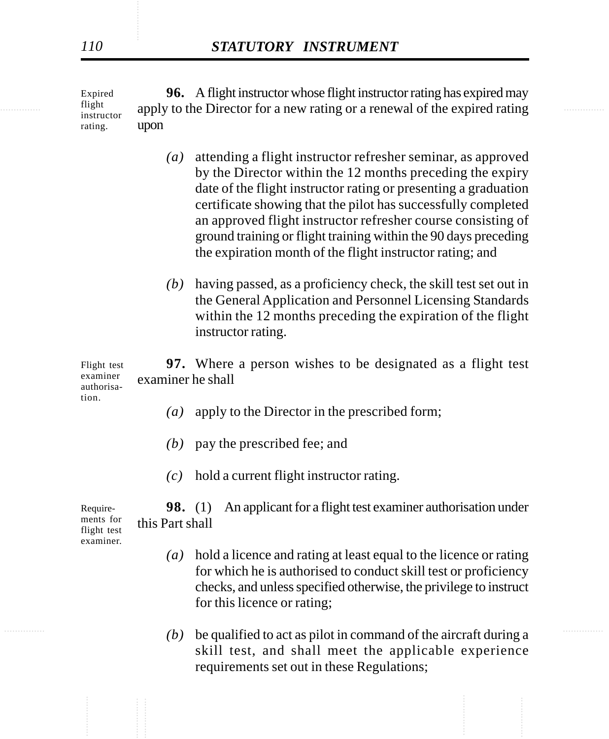Expired flight instructor rating.

**96.** A flight instructor whose flight instructor rating has expired may apply to the Director for a new rating or a renewal of the expired rating upon

*(a)* attending a flight instructor refresher seminar, as approved by the Director within the 12 months preceding the expiry date of the flight instructor rating or presenting a graduation certificate showing that the pilot has successfully completed an approved flight instructor refresher course consisting of ground training or flight training within the 90 days preceding the expiration month of the flight instructor rating; and

*(b)* having passed, as a proficiency check, the skill test set out in the General Application and Personnel Licensing Standards within the 12 months preceding the expiration of the flight instructor rating.

Flight test examiner authorisation.

**97.** Where a person wishes to be designated as a flight test examiner he shall

*(a)* apply to the Director in the prescribed form;

*(b)* pay the prescribed fee; and

*(c)* hold a current flight instructor rating.

Requirements for flight test examiner.

**98.** (1) An applicant for a flight test examiner authorisation under this Part shall

*(a)* hold a licence and rating at least equal to the licence or rating for which he is authorised to conduct skill test or proficiency checks, and unless specified otherwise, the privilege to instruct for this licence or rating;

*(b)* be qualified to act as pilot in command of the aircraft during a skill test, and shall meet the applicable experience requirements set out in these Regulations;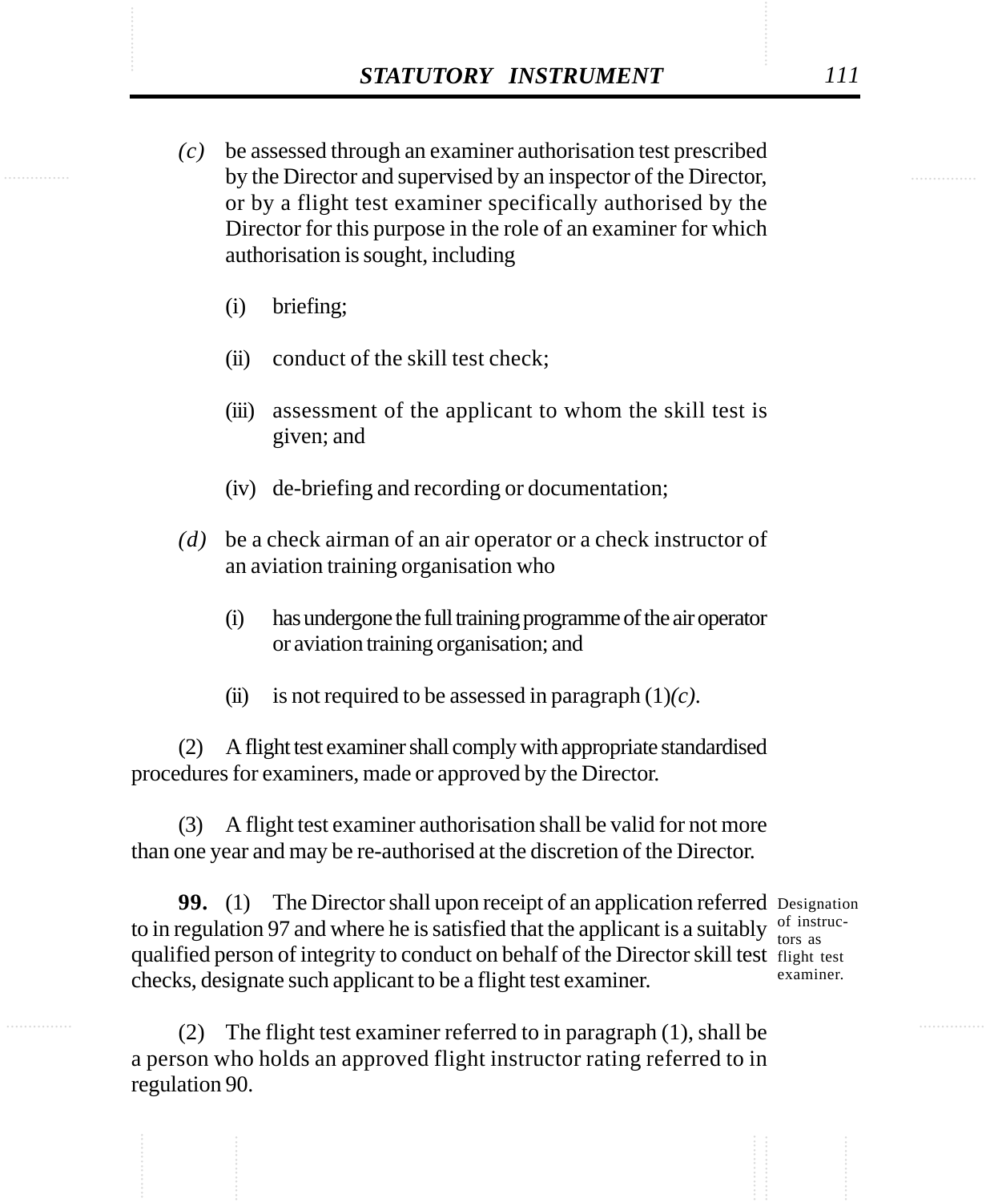*(c)* be assessed through an examiner authorisation test prescribed by the Director and supervised by an inspector of the Director, or by a flight test examiner specifically authorised by the Director for this purpose in the role of an examiner for which authorisation is sought, including

(i) briefing;

(ii) conduct of the skill test check;

(iii) assessment of the applicant to whom the skill test is given; and

(iv) de-briefing and recording or documentation;

*(d)* be a check airman of an air operator or a check instructor of an aviation training organisation who

(i) has undergone the full training programme of the air operator or aviation training organisation; and

(ii) is not required to be assessed in paragraph (1)*(c)*.

(2) A flight test examiner shall comply with appropriate standardised procedures for examiners, made or approved by the Director.

(3) A flight test examiner authorisation shall be valid for not more than one year and may be re-authorised at the discretion of the Director.

*Designation of instructors as flight test examiner.*

**99.** (1) The Director shall upon receipt of an application referred to in regulation 97 and where he is satisfied that the applicant is a suitably qualified person of integrity to conduct on behalf of the Director skill test checks, designate such applicant to be a flight test examiner.

(2) The flight test examiner referred to in paragraph (1), shall be a person who holds an approved flight instructor rating referred to in regulation 90.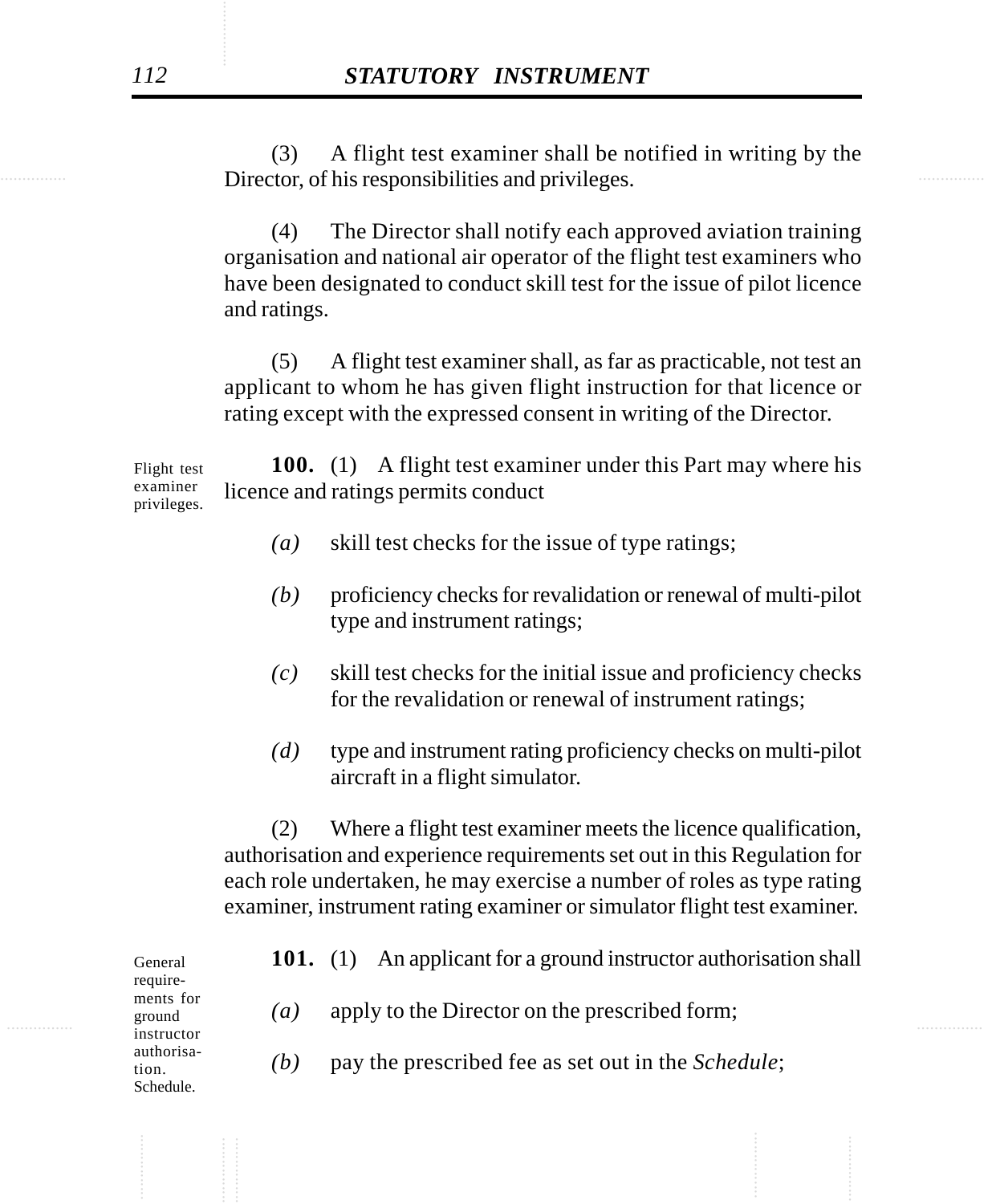(3) A flight test examiner shall be notified in writing by the Director, of his responsibilities and privileges.

(4) The Director shall notify each approved aviation training organisation and national air operator of the flight test examiners who have been designated to conduct skill test for the issue of pilot licence and ratings.

(5) A flight test examiner shall, as far as practicable, not test an applicant to whom he has given flight instruction for that licence or rating except with the expressed consent in writing of the Director.

Flight test examiner privileges.

**100.** (1) A flight test examiner under this Part may where his licence and ratings permits conduct

*(a)* skill test checks for the issue of type ratings;

*(b)* proficiency checks for revalidation or renewal of multi-pilot type and instrument ratings;

*(c)* skill test checks for the initial issue and proficiency checks for the revalidation or renewal of instrument ratings;

*(d)* type and instrument rating proficiency checks on multi-pilot aircraft in a flight simulator.

(2) Where a flight test examiner meets the licence qualification, authorisation and experience requirements set out in this Regulation for each role undertaken, he may exercise a number of roles as type rating examiner, instrument rating examiner or simulator flight test examiner.

General requirements for ground instructor authorisation. Schedule.

**101.** (1) An applicant for a ground instructor authorisation shall

*(a)* apply to the Director on the prescribed form;

*(b)* pay the prescribed fee as set out in the *Schedule*;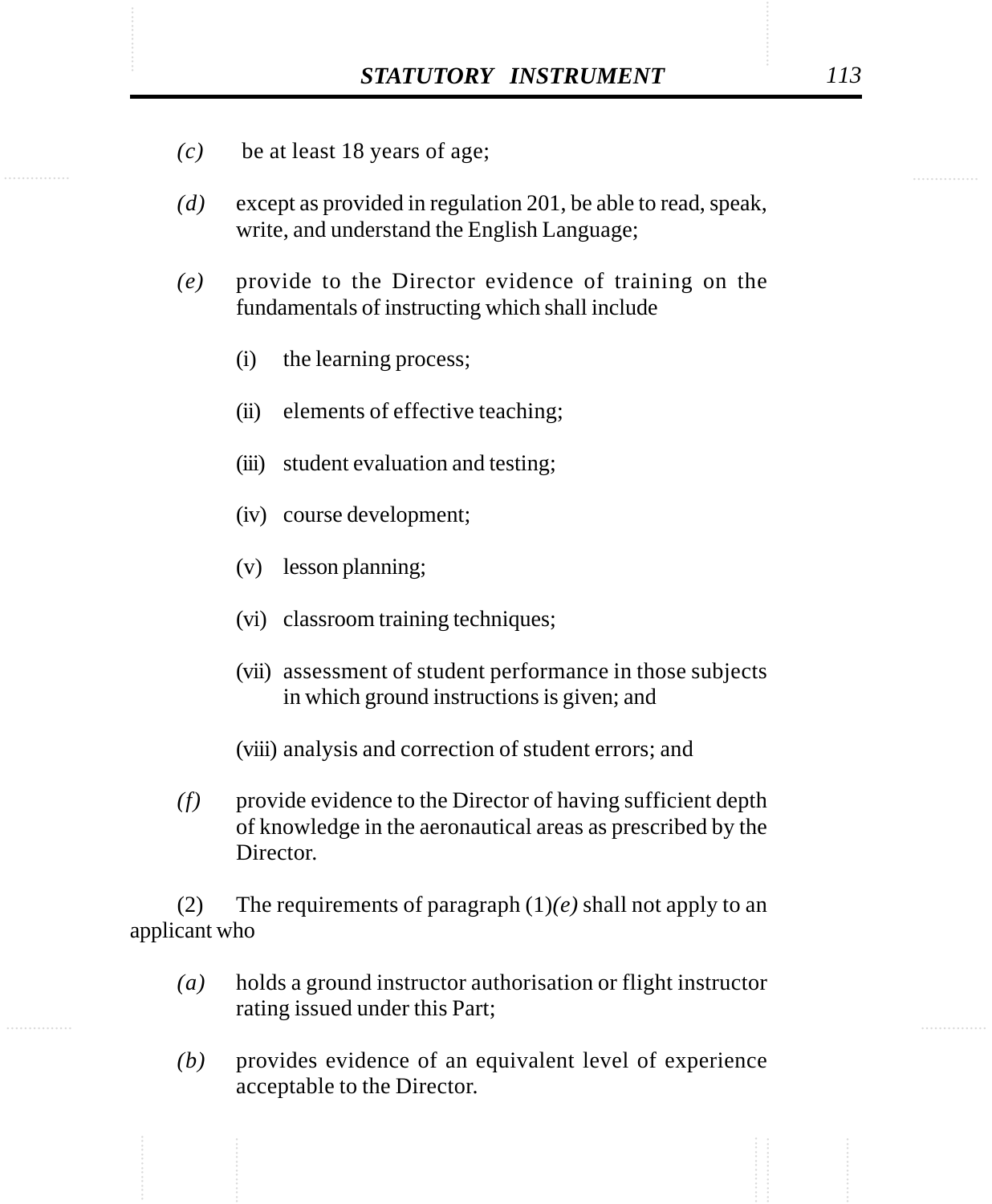*(c)* be at least 18 years of age;

*(d)* except as provided in regulation 201, be able to read, speak, write, and understand the English Language;

*(e)* provide to the Director evidence of training on the fundamentals of instructing which shall include

(i) the learning process;

(ii) elements of effective teaching;

(iii) student evaluation and testing;

(iv) course development;

(v) lesson planning;

(vi) classroom training techniques;

(vii) assessment of student performance in those subjects in which ground instructions is given; and

(viii) analysis and correction of student errors; and

*(f)* provide evidence to the Director of having sufficient depth of knowledge in the aeronautical areas as prescribed by the Director.

(2) The requirements of paragraph (1)*(e)* shall not apply to an applicant who

*(a)* holds a ground instructor authorisation or flight instructor rating issued under this Part;

*(b)* provides evidence of an equivalent level of experience acceptable to the Director.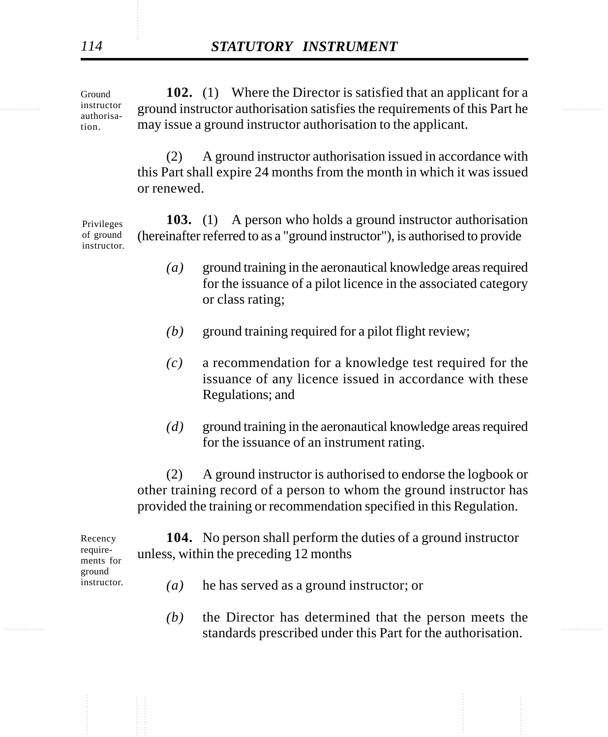**102.** (1) Where the Director is satisfied that an applicant for a ground instructor authorisation satisfies the requirements of this Part he may issue a ground instructor authorisation to the applicant.

*Ground instructor authorisation.*

(2) A ground instructor authorisation issued in accordance with this Part shall expire 24 months from the month in which it was issued or renewed.

**103.** (1) A person who holds a ground instructor authorisation (hereinafter referred to as a "ground instructor"), is authorised to provide

*Privileges of ground instructor.*

*(a)* ground training in the aeronautical knowledge areas required for the issuance of a pilot licence in the associated category or class rating;

*(b)* ground training required for a pilot flight review;

*(c)* a recommendation for a knowledge test required for the issuance of any licence issued in accordance with these Regulations; and

*(d)* ground training in the aeronautical knowledge areas required for the issuance of an instrument rating.

(2) A ground instructor is authorised to endorse the logbook or other training record of a person to whom the ground instructor has provided the training or recommendation specified in this Regulation.

**104.** No person shall perform the duties of a ground instructor unless, within the preceding 12 months

*Recency requirements for ground instructor.*

*(a)* he has served as a ground instructor; or

*(b)* the Director has determined that the person meets the standards prescribed under this Part for the authorisation.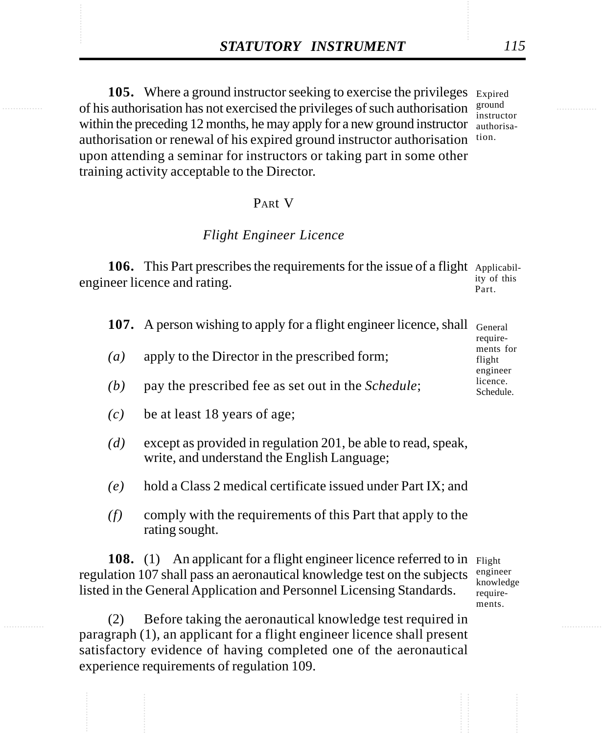**105.** Where a ground instructor seeking to exercise the privileges of his authorisation has not exercised the privileges of such authorisation within the preceding 12 months, he may apply for a new ground instructor authorisation or renewal of his expired ground instructor authorisation upon attending a seminar for instructors or taking part in some other training activity acceptable to the Director.

Expired ground instructor authorisation.

## PART V

### *Flight Engineer Licence*

**106.** This Part prescribes the requirements for the issue of a flight engineer licence and rating.

Applicability of this Part.

**107.** A person wishing to apply for a flight engineer licence, shall

General requirements for flight engineer licence. Schedule.

*(a)* apply to the Director in the prescribed form;

*(b)* pay the prescribed fee as set out in the *Schedule*;

*(c)* be at least 18 years of age;

*(d)* except as provided in regulation 201, be able to read, speak, write, and understand the English Language;

*(e)* hold a Class 2 medical certificate issued under Part IX; and

*(f)* comply with the requirements of this Part that apply to the rating sought.

**108.** (1) An applicant for a flight engineer licence referred to in regulation 107 shall pass an aeronautical knowledge test on the subjects listed in the General Application and Personnel Licensing Standards.

Flight engineer knowledge requirements.

(2) Before taking the aeronautical knowledge test required in paragraph (1), an applicant for a flight engineer licence shall present satisfactory evidence of having completed one of the aeronautical experience requirements of regulation 109.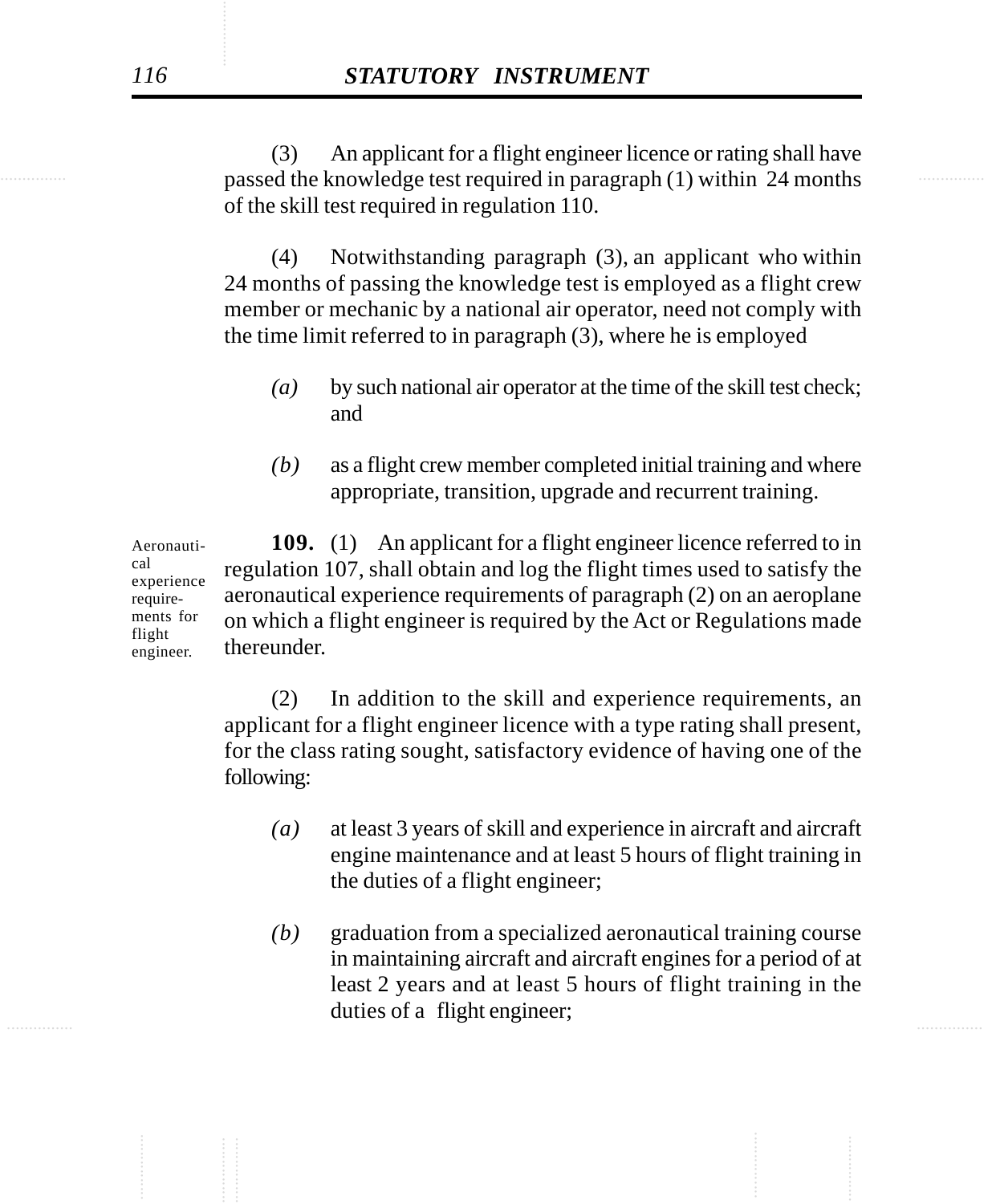(3) An applicant for a flight engineer licence or rating shall have passed the knowledge test required in paragraph (1) within 24 months of the skill test required in regulation 110.

(4) Notwithstanding paragraph (3), an applicant who within 24 months of passing the knowledge test is employed as a flight crew member or mechanic by a national air operator, need not comply with the time limit referred to in paragraph (3), where he is employed

*(a)* by such national air operator at the time of the skill test check; and

*(b)* as a flight crew member completed initial training and where appropriate, transition, upgrade and recurrent training.

Aeronautical experience requirements for flight engineer.

**109.** (1) An applicant for a flight engineer licence referred to in regulation 107, shall obtain and log the flight times used to satisfy the aeronautical experience requirements of paragraph (2) on an aeroplane on which a flight engineer is required by the Act or Regulations made thereunder.

(2) In addition to the skill and experience requirements, an applicant for a flight engineer licence with a type rating shall present, for the class rating sought, satisfactory evidence of having one of the following:

*(a)* at least 3 years of skill and experience in aircraft and aircraft engine maintenance and at least 5 hours of flight training in the duties of a flight engineer;

*(b)* graduation from a specialized aeronautical training course in maintaining aircraft and aircraft engines for a period of at least 2 years and at least 5 hours of flight training in the duties of a flight engineer;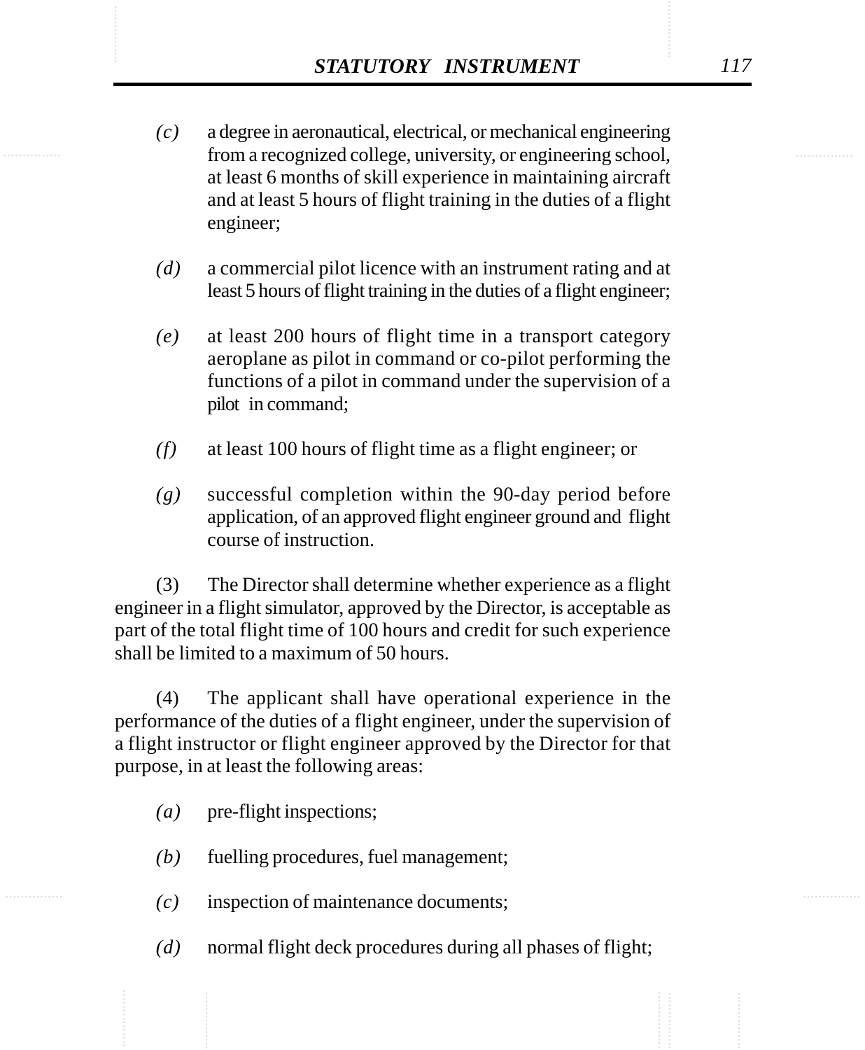*(c)* a degree in aeronautical, electrical, or mechanical engineering from a recognized college, university, or engineering school, at least 6 months of skill experience in maintaining aircraft and at least 5 hours of flight training in the duties of a flight engineer;

*(d)* a commercial pilot licence with an instrument rating and at least 5 hours of flight training in the duties of a flight engineer;

*(e)* at least 200 hours of flight time in a transport category aeroplane as pilot in command or co-pilot performing the functions of a pilot in command under the supervision of a pilot in command;

*(f)* at least 100 hours of flight time as a flight engineer; or

*(g)* successful completion within the 90-day period before application, of an approved flight engineer ground and flight course of instruction.

(3) The Director shall determine whether experience as a flight engineer in a flight simulator, approved by the Director, is acceptable as part of the total flight time of 100 hours and credit for such experience shall be limited to a maximum of 50 hours.

(4) The applicant shall have operational experience in the performance of the duties of a flight engineer, under the supervision of a flight instructor or flight engineer approved by the Director for that purpose, in at least the following areas:

*(a)* pre-flight inspections;

*(b)* fuelling procedures, fuel management;

*(c)* inspection of maintenance documents;

*(d)* normal flight deck procedures during all phases of flight;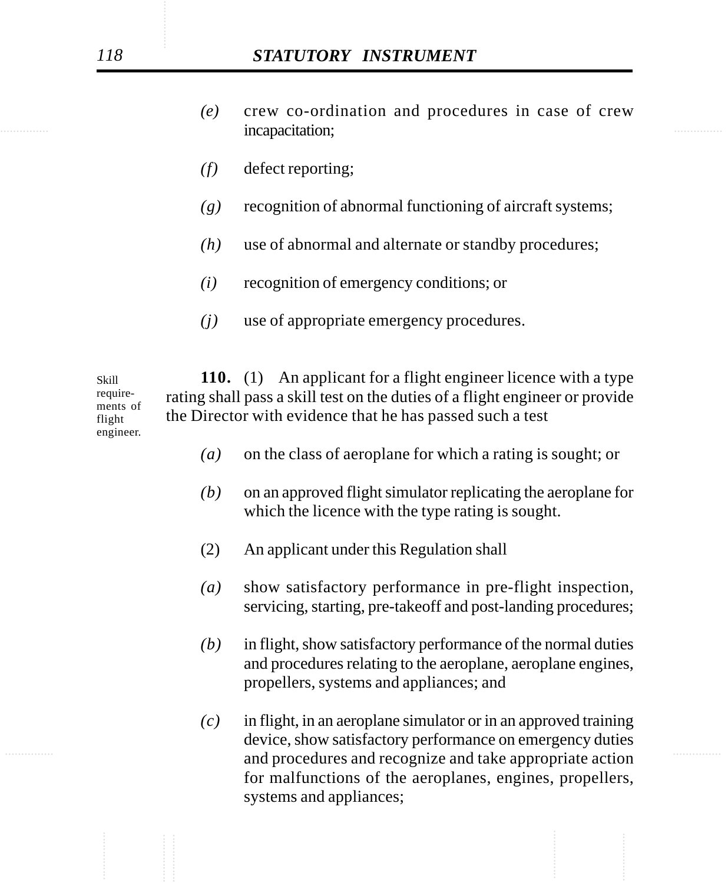*(e)* crew co-ordination and procedures in case of crew incapacitation;

*(f)* defect reporting;

*(g)* recognition of abnormal functioning of aircraft systems;

*(h)* use of abnormal and alternate or standby procedures;

*(i)* recognition of emergency conditions; or

*(j)* use of appropriate emergency procedures.

Skill requirements of flight engineer.

**110.** (1) An applicant for a flight engineer licence with a type rating shall pass a skill test on the duties of a flight engineer or provide the Director with evidence that he has passed such a test

*(a)* on the class of aeroplane for which a rating is sought; or

*(b)* on an approved flight simulator replicating the aeroplane for which the licence with the type rating is sought.

(2) An applicant under this Regulation shall

*(a)* show satisfactory performance in pre-flight inspection, servicing, starting, pre-takeoff and post-landing procedures;

*(b)* in flight, show satisfactory performance of the normal duties and procedures relating to the aeroplane, aeroplane engines, propellers, systems and appliances; and

*(c)* in flight, in an aeroplane simulator or in an approved training device, show satisfactory performance on emergency duties and procedures and recognize and take appropriate action for malfunctions of the aeroplanes, engines, propellers, systems and appliances;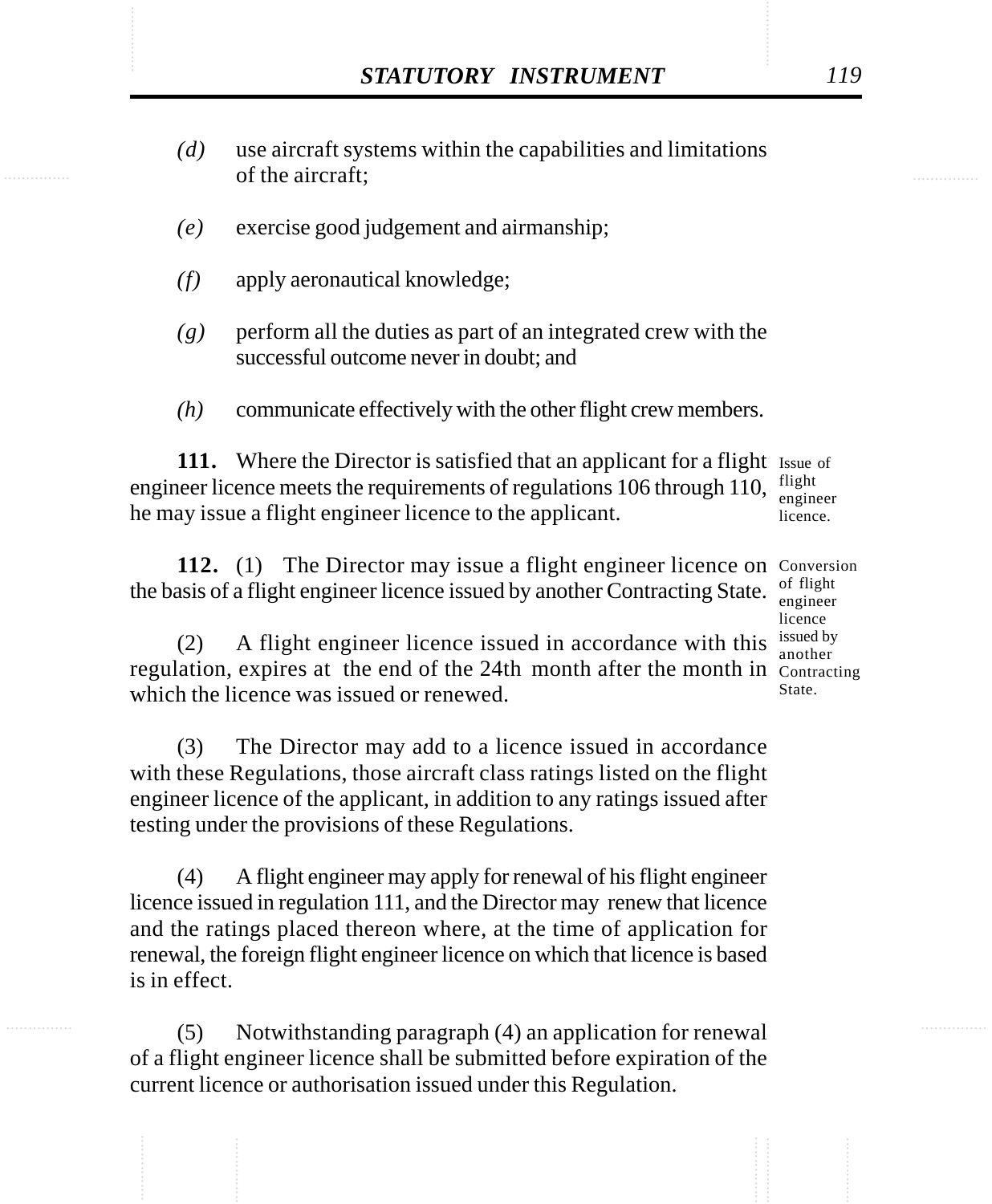*(d)* use aircraft systems within the capabilities and limitations of the aircraft;

*(e)* exercise good judgement and airmanship;

*(f)* apply aeronautical knowledge;

*(g)* perform all the duties as part of an integrated crew with the successful outcome never in doubt; and

*(h)* communicate effectively with the other flight crew members.

Issue of flight engineer licence.

**111.** Where the Director is satisfied that an applicant for a flight engineer licence meets the requirements of regulations 106 through 110, he may issue a flight engineer licence to the applicant.

Conversion of flight engineer licence issued by another Contracting State.

**112.** (1) The Director may issue a flight engineer licence on the basis of a flight engineer licence issued by another Contracting State.

(2) A flight engineer licence issued in accordance with this regulation, expires at the end of the 24th month after the month in which the licence was issued or renewed.

(3) The Director may add to a licence issued in accordance with these Regulations, those aircraft class ratings listed on the flight engineer licence of the applicant, in addition to any ratings issued after testing under the provisions of these Regulations.

(4) A flight engineer may apply for renewal of his flight engineer licence issued in regulation 111, and the Director may renew that licence and the ratings placed thereon where, at the time of application for renewal, the foreign flight engineer licence on which that licence is based is in effect.

(5) Notwithstanding paragraph (4) an application for renewal of a flight engineer licence shall be submitted before expiration of the current licence or authorisation issued under this Regulation.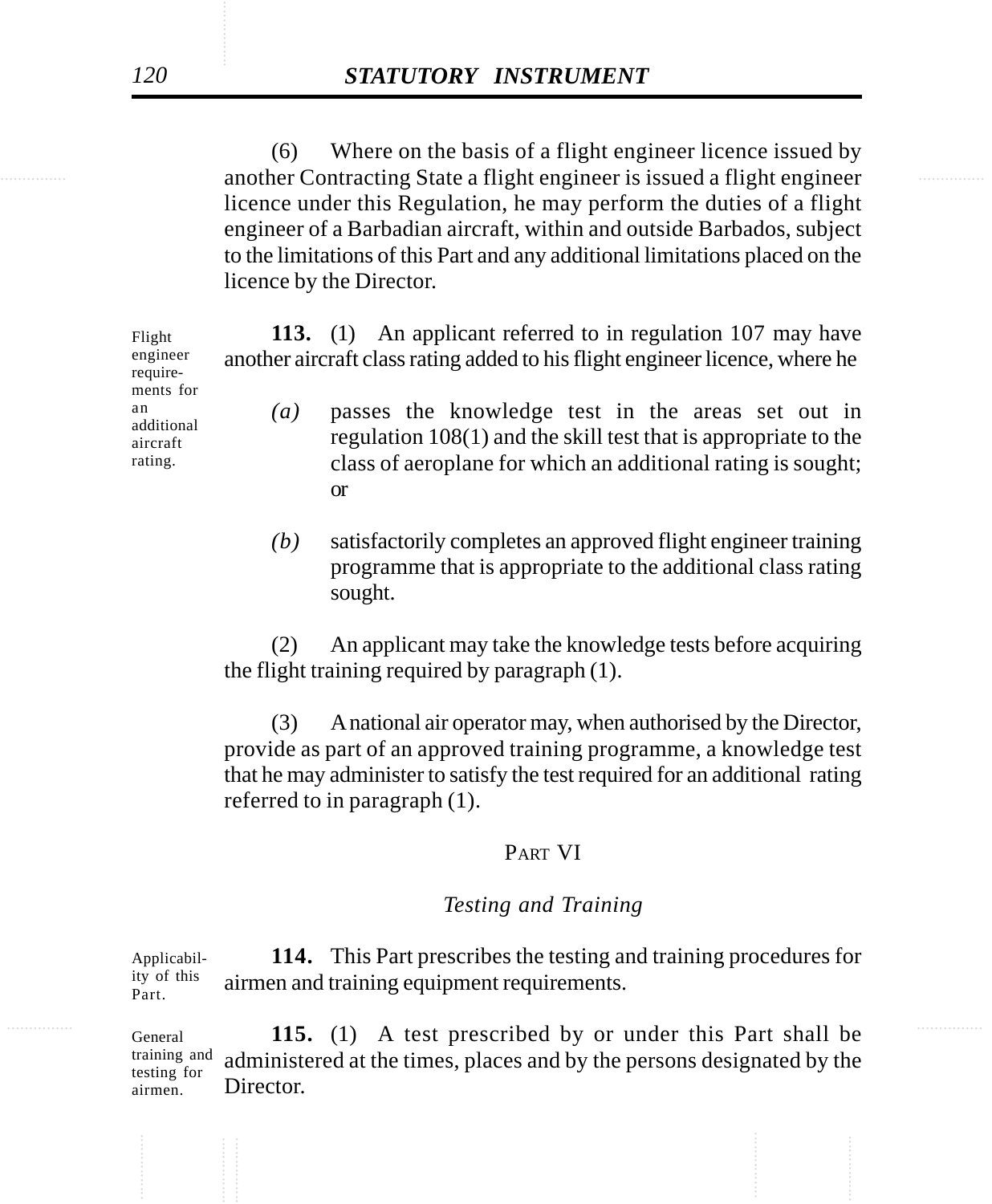(6) Where on the basis of a flight engineer licence issued by another Contracting State a flight engineer is issued a flight engineer licence under this Regulation, he may perform the duties of a flight engineer of a Barbadian aircraft, within and outside Barbados, subject to the limitations of this Part and any additional limitations placed on the licence by the Director.

Flight engineer requirements for an additional aircraft rating.

**113.** (1) An applicant referred to in regulation 107 may have another aircraft class rating added to his flight engineer licence, where he

*(a)* passes the knowledge test in the areas set out in regulation 108(1) and the skill test that is appropriate to the class of aeroplane for which an additional rating is sought; or

*(b)* satisfactorily completes an approved flight engineer training programme that is appropriate to the additional class rating sought.

(2) An applicant may take the knowledge tests before acquiring the flight training required by paragraph (1).

(3) A national air operator may, when authorised by the Director, provide as part of an approved training programme, a knowledge test that he may administer to satisfy the test required for an additional rating referred to in paragraph (1).

## PART VI

### *Testing and Training*

Applicability of this Part.

**114.** This Part prescribes the testing and training procedures for airmen and training equipment requirements.

General training and testing for airmen.

**115.** (1) A test prescribed by or under this Part shall be administered at the times, places and by the persons designated by the Director.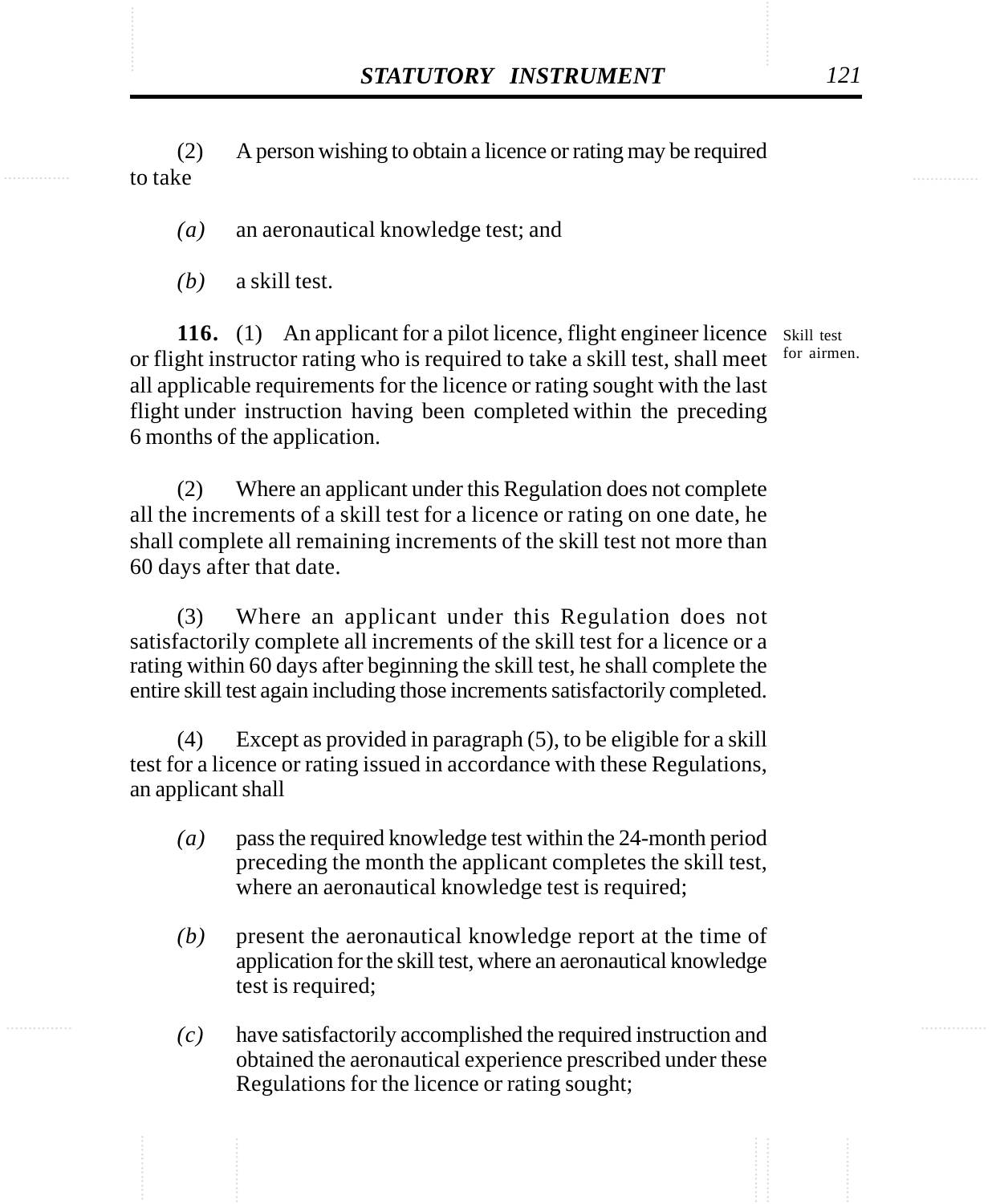(2) A person wishing to obtain a licence or rating may be required to take

*(a)* an aeronautical knowledge test; and

*(b)* a skill test.

Skill test for airmen.

**116.** (1) An applicant for a pilot licence, flight engineer licence or flight instructor rating who is required to take a skill test, shall meet all applicable requirements for the licence or rating sought with the last flight under instruction having been completed within the preceding 6 months of the application.

(2) Where an applicant under this Regulation does not complete all the increments of a skill test for a licence or rating on one date, he shall complete all remaining increments of the skill test not more than 60 days after that date.

(3) Where an applicant under this Regulation does not satisfactorily complete all increments of the skill test for a licence or a rating within 60 days after beginning the skill test, he shall complete the entire skill test again including those increments satisfactorily completed.

(4) Except as provided in paragraph (5), to be eligible for a skill test for a licence or rating issued in accordance with these Regulations, an applicant shall

*(a)* pass the required knowledge test within the 24-month period preceding the month the applicant completes the skill test, where an aeronautical knowledge test is required;

*(b)* present the aeronautical knowledge report at the time of application for the skill test, where an aeronautical knowledge test is required;

*(c)* have satisfactorily accomplished the required instruction and obtained the aeronautical experience prescribed under these Regulations for the licence or rating sought;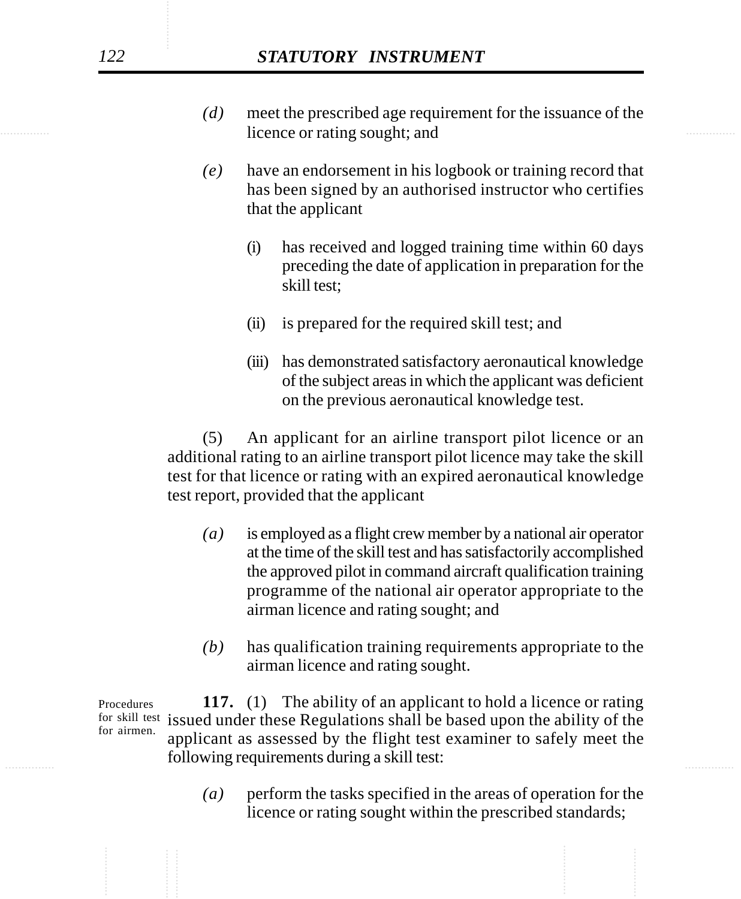*(d)* meet the prescribed age requirement for the issuance of the licence or rating sought; and

*(e)* have an endorsement in his logbook or training record that has been signed by an authorised instructor who certifies that the applicant

(i) has received and logged training time within 60 days preceding the date of application in preparation for the skill test;

(ii) is prepared for the required skill test; and

(iii) has demonstrated satisfactory aeronautical knowledge of the subject areas in which the applicant was deficient on the previous aeronautical knowledge test.

(5) An applicant for an airline transport pilot licence or an additional rating to an airline transport pilot licence may take the skill test for that licence or rating with an expired aeronautical knowledge test report, provided that the applicant

*(a)* is employed as a flight crew member by a national air operator at the time of the skill test and has satisfactorily accomplished the approved pilot in command aircraft qualification training programme of the national air operator appropriate to the airman licence and rating sought; and

*(b)* has qualification training requirements appropriate to the airman licence and rating sought.

Procedures for skill test for airmen.

**117.** (1) The ability of an applicant to hold a licence or rating issued under these Regulations shall be based upon the ability of the applicant as assessed by the flight test examiner to safely meet the following requirements during a skill test:

*(a)* perform the tasks specified in the areas of operation for the licence or rating sought within the prescribed standards;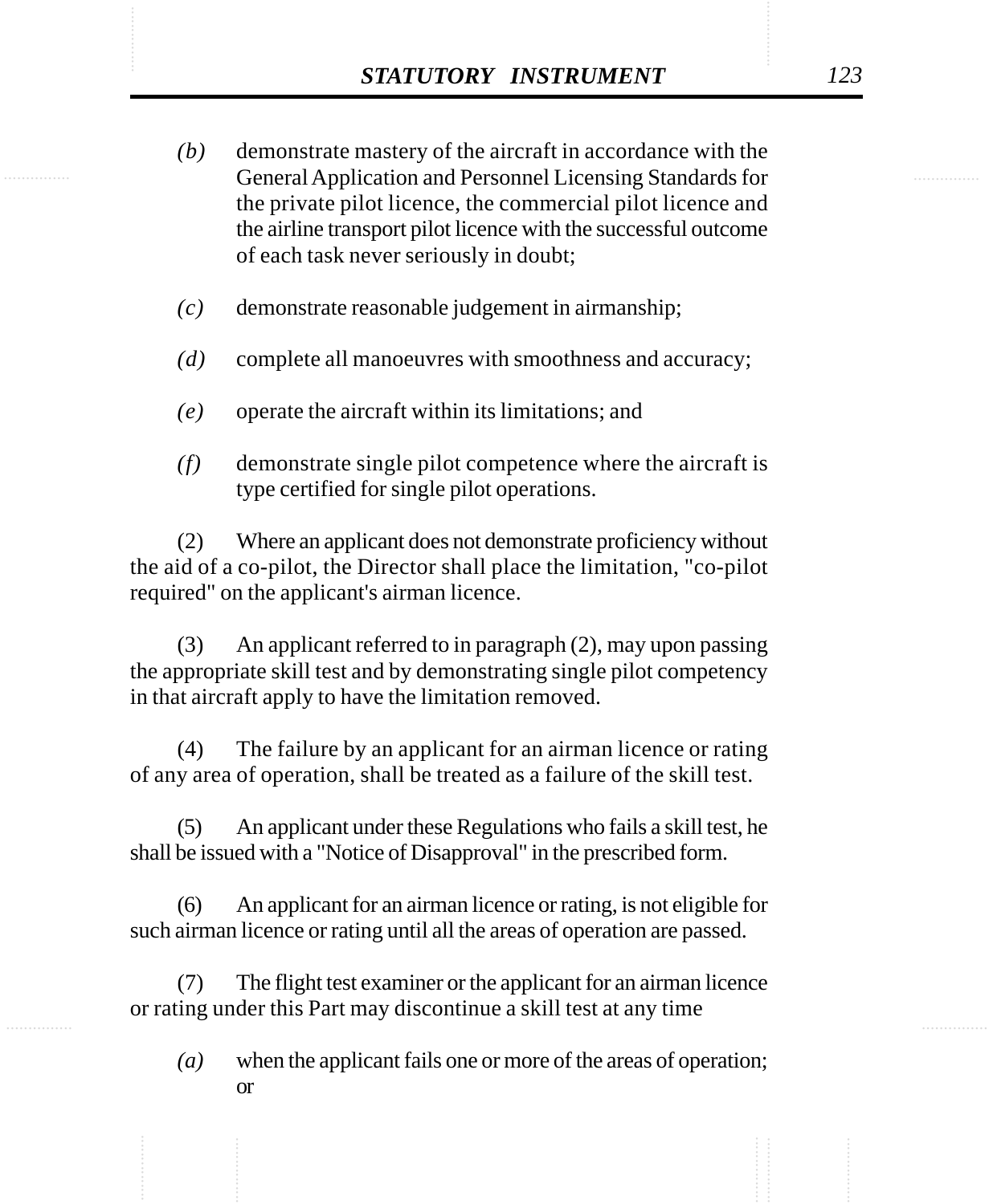*(b)* demonstrate mastery of the aircraft in accordance with the General Application and Personnel Licensing Standards for the private pilot licence, the commercial pilot licence and the airline transport pilot licence with the successful outcome of each task never seriously in doubt;

*(c)* demonstrate reasonable judgement in airmanship;

*(d)* complete all manoeuvres with smoothness and accuracy;

*(e)* operate the aircraft within its limitations; and

*(f)* demonstrate single pilot competence where the aircraft is type certified for single pilot operations.

(2) Where an applicant does not demonstrate proficiency without the aid of a co-pilot, the Director shall place the limitation, "co-pilot required" on the applicant's airman licence.

(3) An applicant referred to in paragraph (2), may upon passing the appropriate skill test and by demonstrating single pilot competency in that aircraft apply to have the limitation removed.

(4) The failure by an applicant for an airman licence or rating of any area of operation, shall be treated as a failure of the skill test.

(5) An applicant under these Regulations who fails a skill test, he shall be issued with a "Notice of Disapproval" in the prescribed form.

(6) An applicant for an airman licence or rating, is not eligible for such airman licence or rating until all the areas of operation are passed.

(7) The flight test examiner or the applicant for an airman licence or rating under this Part may discontinue a skill test at any time

*(a)* when the applicant fails one or more of the areas of operation; or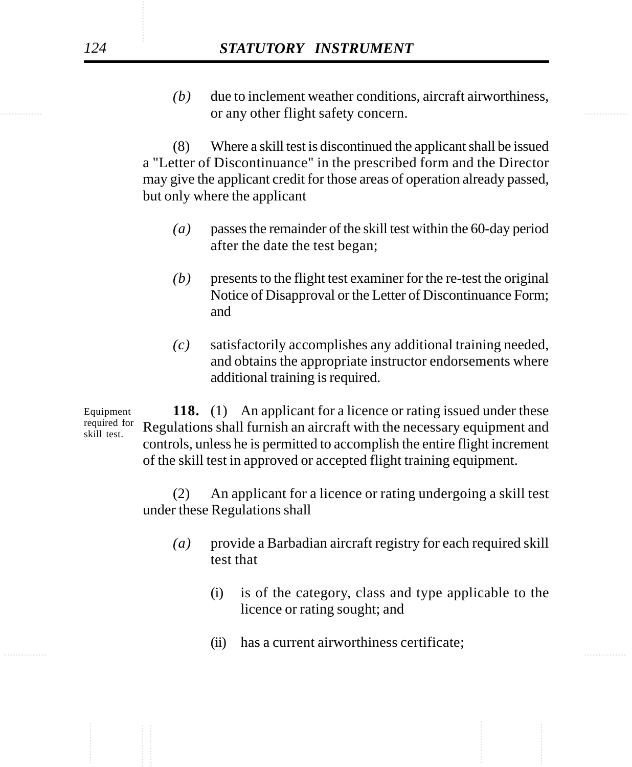*(b)* due to inclement weather conditions, aircraft airworthiness, or any other flight safety concern.

(8) Where a skill test is discontinued the applicant shall be issued a "Letter of Discontinuance" in the prescribed form and the Director may give the applicant credit for those areas of operation already passed, but only where the applicant

*(a)* passes the remainder of the skill test within the 60-day period after the date the test began;

*(b)* presents to the flight test examiner for the re-test the original Notice of Disapproval or the Letter of Discontinuance Form; and

*(c)* satisfactorily accomplishes any additional training needed, and obtains the appropriate instructor endorsements where additional training is required.

Equipment required for skill test.

**118.** (1) An applicant for a licence or rating issued under these Regulations shall furnish an aircraft with the necessary equipment and controls, unless he is permitted to accomplish the entire flight increment of the skill test in approved or accepted flight training equipment.

(2) An applicant for a licence or rating undergoing a skill test under these Regulations shall

*(a)* provide a Barbadian aircraft registry for each required skill test that

(i) is of the category, class and type applicable to the licence or rating sought; and

(ii) has a current airworthiness certificate;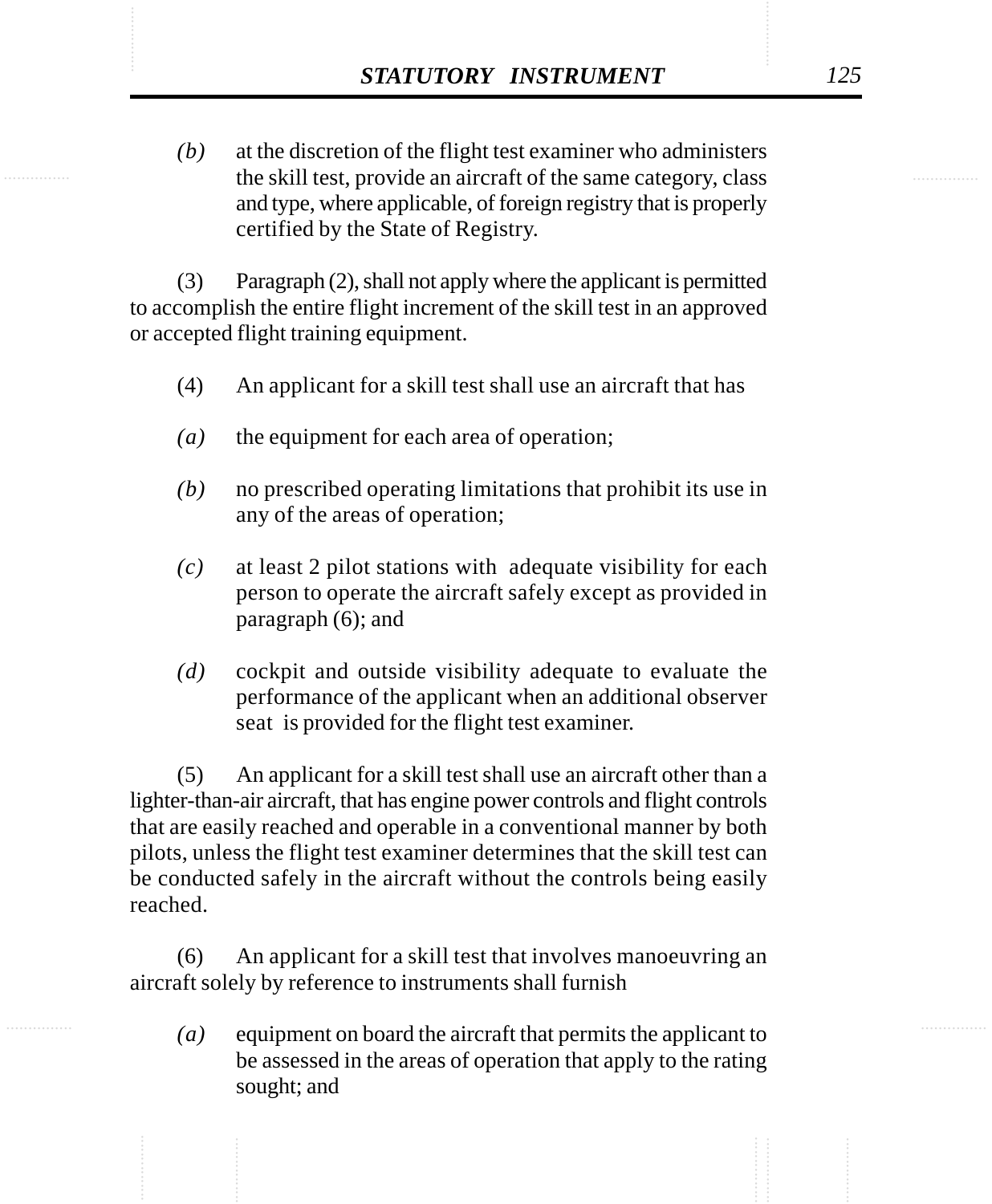*(b)* at the discretion of the flight test examiner who administers the skill test, provide an aircraft of the same category, class and type, where applicable, of foreign registry that is properly certified by the State of Registry.

(3) Paragraph (2), shall not apply where the applicant is permitted to accomplish the entire flight increment of the skill test in an approved or accepted flight training equipment.

(4) An applicant for a skill test shall use an aircraft that has

*(a)* the equipment for each area of operation;

*(b)* no prescribed operating limitations that prohibit its use in any of the areas of operation;

*(c)* at least 2 pilot stations with adequate visibility for each person to operate the aircraft safely except as provided in paragraph (6); and

*(d)* cockpit and outside visibility adequate to evaluate the performance of the applicant when an additional observer seat is provided for the flight test examiner.

(5) An applicant for a skill test shall use an aircraft other than a lighter-than-air aircraft, that has engine power controls and flight controls that are easily reached and operable in a conventional manner by both pilots, unless the flight test examiner determines that the skill test can be conducted safely in the aircraft without the controls being easily reached.

(6) An applicant for a skill test that involves manoeuvring an aircraft solely by reference to instruments shall furnish

*(a)* equipment on board the aircraft that permits the applicant to be assessed in the areas of operation that apply to the rating sought; and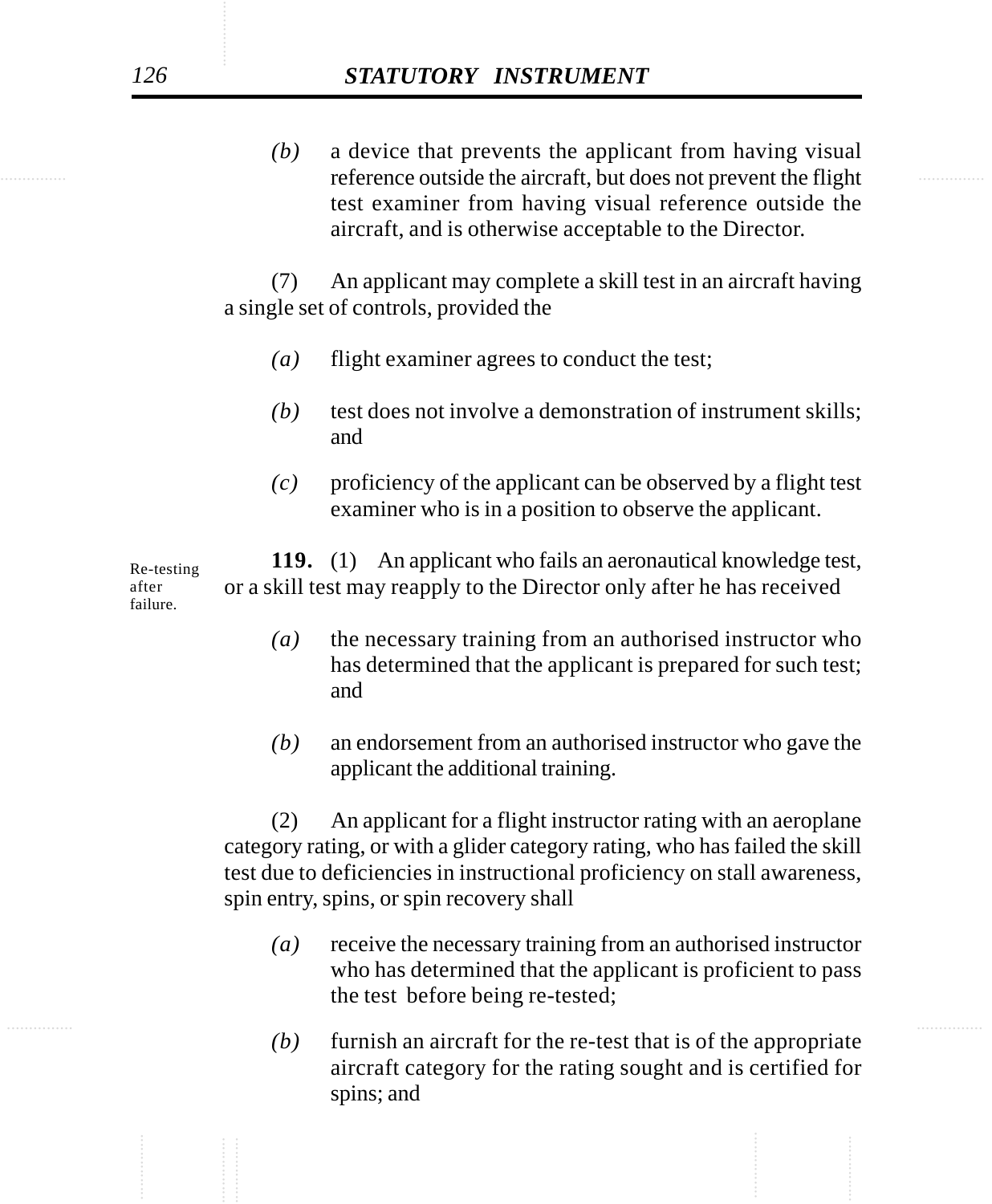*(b)* a device that prevents the applicant from having visual reference outside the aircraft, but does not prevent the flight test examiner from having visual reference outside the aircraft, and is otherwise acceptable to the Director.

(7) An applicant may complete a skill test in an aircraft having a single set of controls, provided the

*(a)* flight examiner agrees to conduct the test;

*(b)* test does not involve a demonstration of instrument skills; and

*(c)* proficiency of the applicant can be observed by a flight test examiner who is in a position to observe the applicant.

Re-testing after failure.

**119.** (1) An applicant who fails an aeronautical knowledge test, or a skill test may reapply to the Director only after he has received

*(a)* the necessary training from an authorised instructor who has determined that the applicant is prepared for such test; and

*(b)* an endorsement from an authorised instructor who gave the applicant the additional training.

(2) An applicant for a flight instructor rating with an aeroplane category rating, or with a glider category rating, who has failed the skill test due to deficiencies in instructional proficiency on stall awareness, spin entry, spins, or spin recovery shall

*(a)* receive the necessary training from an authorised instructor who has determined that the applicant is proficient to pass the test before being re-tested;

*(b)* furnish an aircraft for the re-test that is of the appropriate aircraft category for the rating sought and is certified for spins; and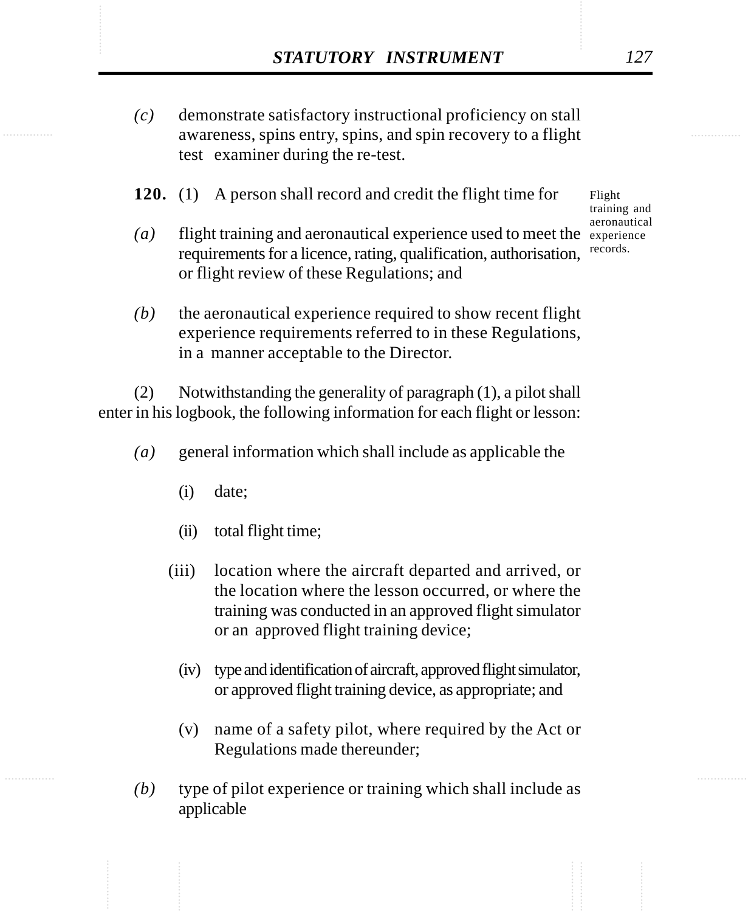*(c)* demonstrate satisfactory instructional proficiency on stall awareness, spins entry, spins, and spin recovery to a flight test examiner during the re-test.

Flight training and aeronautical experience records.

**120.** (1) A person shall record and credit the flight time for

*(a)* flight training and aeronautical experience used to meet the requirements for a licence, rating, qualification, authorisation, or flight review of these Regulations; and

*(b)* the aeronautical experience required to show recent flight experience requirements referred to in these Regulations, in a manner acceptable to the Director.

(2) Notwithstanding the generality of paragraph (1), a pilot shall enter in his logbook, the following information for each flight or lesson:

*(a)* general information which shall include as applicable the

(i) date;

(ii) total flight time;

(iii) location where the aircraft departed and arrived, or the location where the lesson occurred, or where the training was conducted in an approved flight simulator or an approved flight training device;

(iv) type and identification of aircraft, approved flight simulator, or approved flight training device, as appropriate; and

(v) name of a safety pilot, where required by the Act or Regulations made thereunder;

*(b)* type of pilot experience or training which shall include as applicable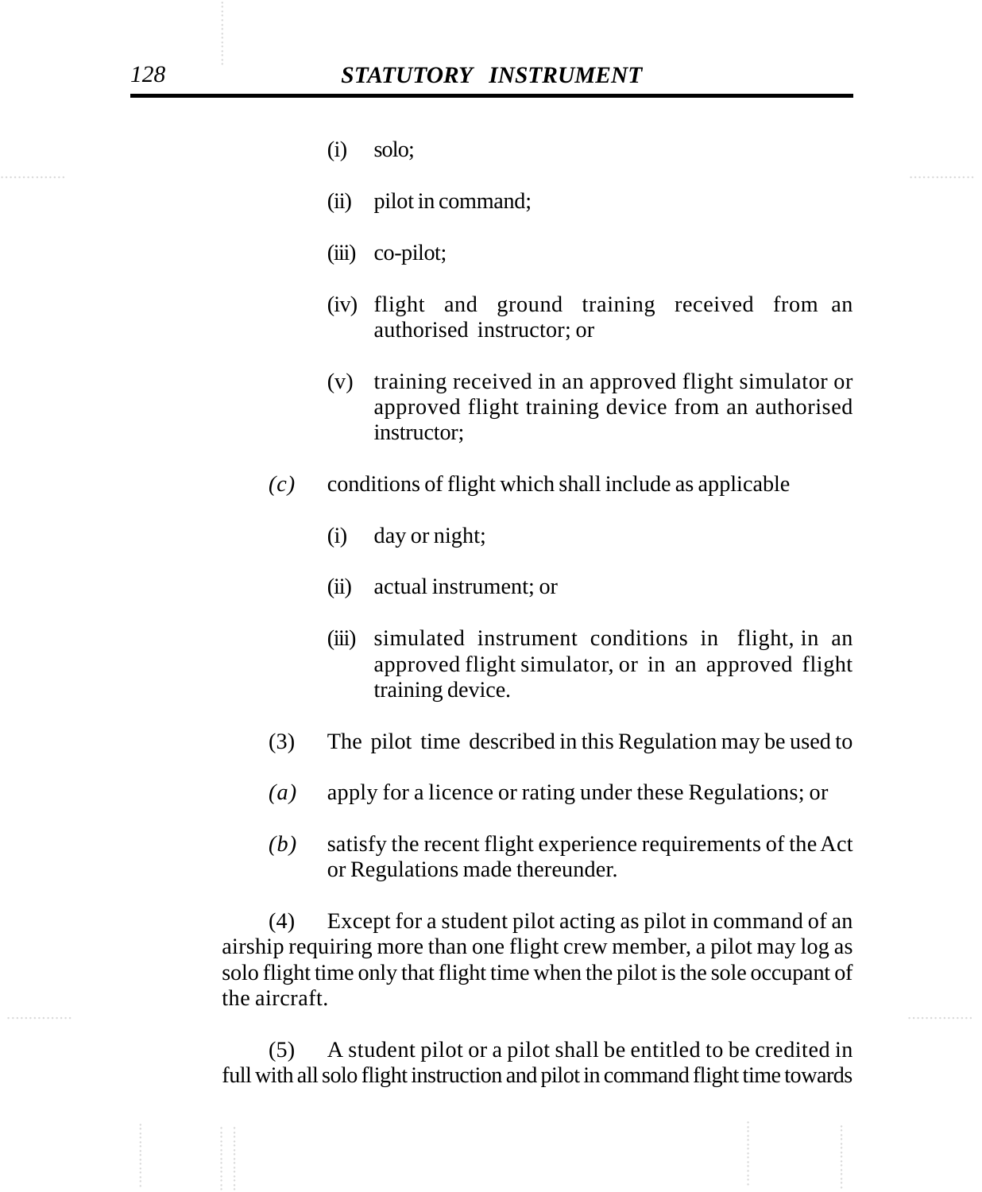(i) solo;

(ii) pilot in command;

(iii) co-pilot;

(iv) flight and ground training received from an authorised instructor; or

(v) training received in an approved flight simulator or approved flight training device from an authorised instructor;

*(c)* conditions of flight which shall include as applicable

(i) day or night;

(ii) actual instrument; or

(iii) simulated instrument conditions in flight, in an approved flight simulator, or in an approved flight training device.

(3) The pilot time described in this Regulation may be used to

*(a)* apply for a licence or rating under these Regulations; or

*(b)* satisfy the recent flight experience requirements of the Act or Regulations made thereunder.

(4) Except for a student pilot acting as pilot in command of an airship requiring more than one flight crew member, a pilot may log as solo flight time only that flight time when the pilot is the sole occupant of the aircraft.

(5) A student pilot or a pilot shall be entitled to be credited in full with all solo flight instruction and pilot in command flight time towards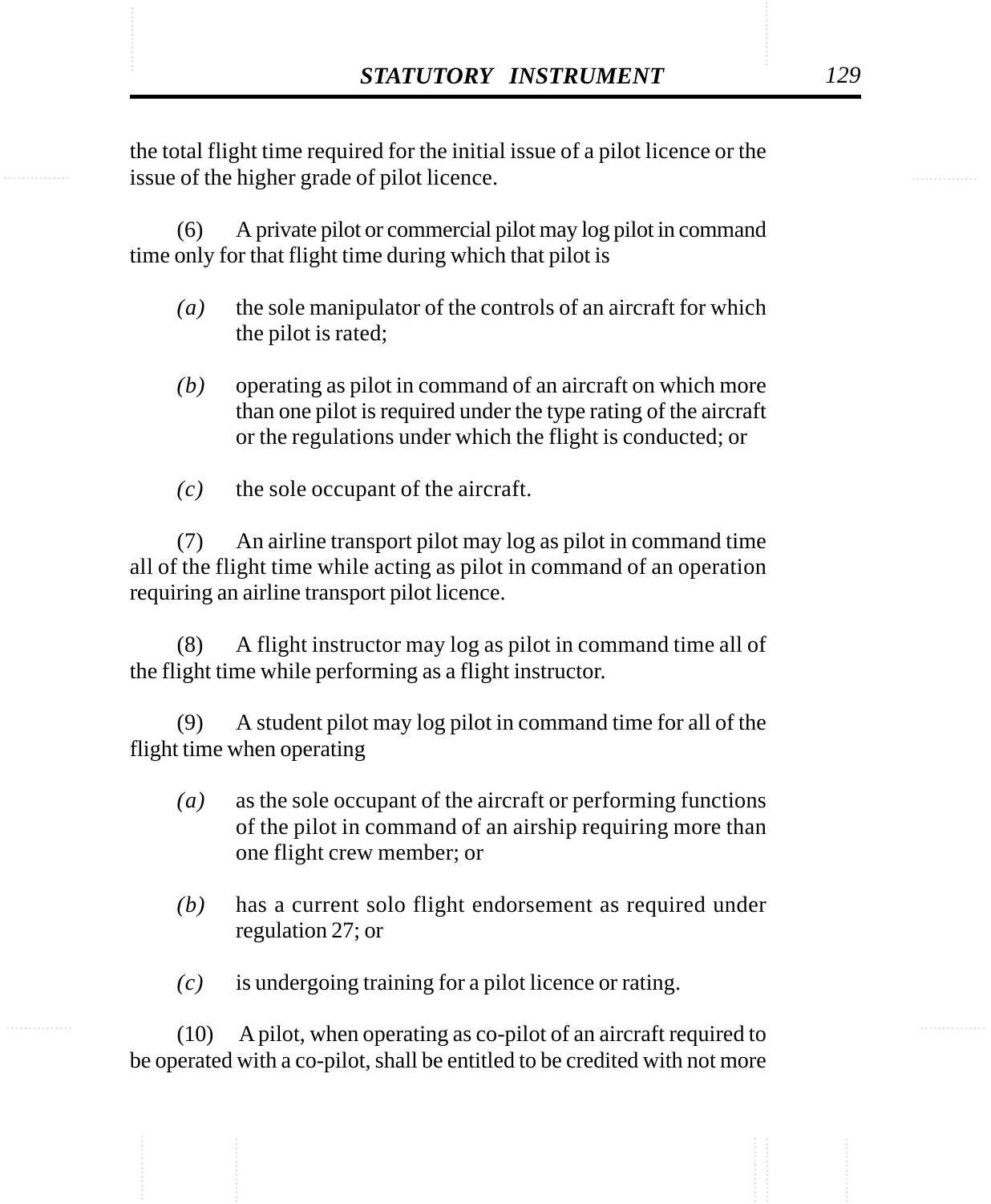the total flight time required for the initial issue of a pilot licence or the issue of the higher grade of pilot licence.

(6) A private pilot or commercial pilot may log pilot in command time only for that flight time during which that pilot is

*(a)* the sole manipulator of the controls of an aircraft for which the pilot is rated;

*(b)* operating as pilot in command of an aircraft on which more than one pilot is required under the type rating of the aircraft or the regulations under which the flight is conducted; or

*(c)* the sole occupant of the aircraft.

(7) An airline transport pilot may log as pilot in command time all of the flight time while acting as pilot in command of an operation requiring an airline transport pilot licence.

(8) A flight instructor may log as pilot in command time all of the flight time while performing as a flight instructor.

(9) A student pilot may log pilot in command time for all of the flight time when operating

*(a)* as the sole occupant of the aircraft or performing functions of the pilot in command of an airship requiring more than one flight crew member; or

*(b)* has a current solo flight endorsement as required under regulation 27; or

*(c)* is undergoing training for a pilot licence or rating.

(10) A pilot, when operating as co-pilot of an aircraft required to be operated with a co-pilot, shall be entitled to be credited with not more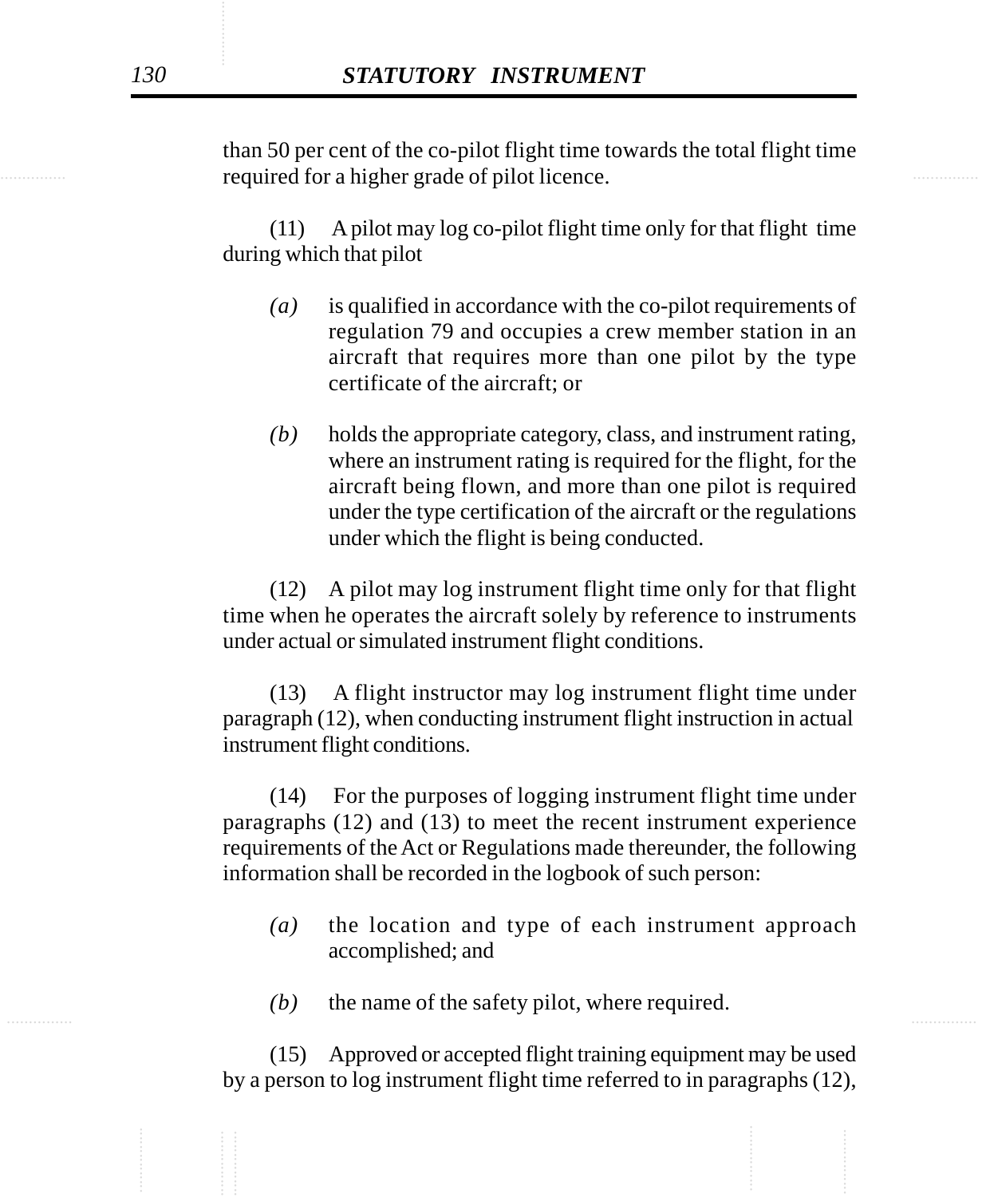than 50 per cent of the co-pilot flight time towards the total flight time required for a higher grade of pilot licence.

(11) A pilot may log co-pilot flight time only for that flight time during which that pilot

*(a)* is qualified in accordance with the co-pilot requirements of regulation 79 and occupies a crew member station in an aircraft that requires more than one pilot by the type certificate of the aircraft; or

*(b)* holds the appropriate category, class, and instrument rating, where an instrument rating is required for the flight, for the aircraft being flown, and more than one pilot is required under the type certification of the aircraft or the regulations under which the flight is being conducted.

(12) A pilot may log instrument flight time only for that flight time when he operates the aircraft solely by reference to instruments under actual or simulated instrument flight conditions.

(13) A flight instructor may log instrument flight time under paragraph (12), when conducting instrument flight instruction in actual instrument flight conditions.

(14) For the purposes of logging instrument flight time under paragraphs (12) and (13) to meet the recent instrument experience requirements of the Act or Regulations made thereunder, the following information shall be recorded in the logbook of such person:

*(a)* the location and type of each instrument approach accomplished; and

*(b)* the name of the safety pilot, where required.

(15) Approved or accepted flight training equipment may be used by a person to log instrument flight time referred to in paragraphs (12),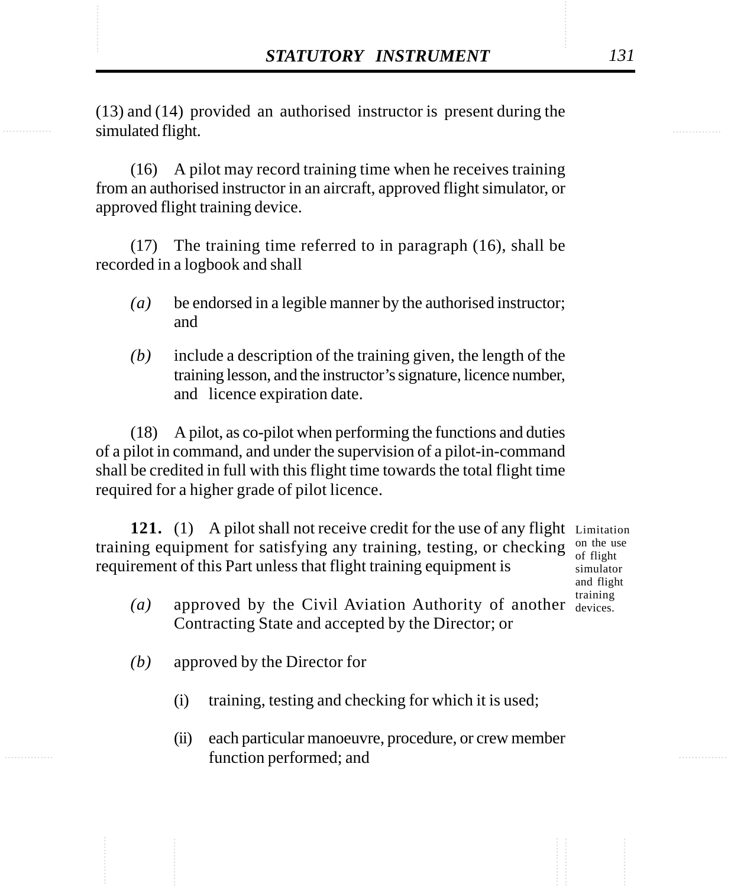(13) and (14) provided an authorised instructor is present during the simulated flight.

(16) A pilot may record training time when he receives training from an authorised instructor in an aircraft, approved flight simulator, or approved flight training device.

(17) The training time referred to in paragraph (16), shall be recorded in a logbook and shall

*(a)* be endorsed in a legible manner by the authorised instructor; and

*(b)* include a description of the training given, the length of the training lesson, and the instructor's signature, licence number, and licence expiration date.

(18) A pilot, as co-pilot when performing the functions and duties of a pilot in command, and under the supervision of a pilot-in-command shall be credited in full with this flight time towards the total flight time required for a higher grade of pilot licence.

Limitation on the use of flight simulator and flight training devices.

**121.** (1) A pilot shall not receive credit for the use of any flight training equipment for satisfying any training, testing, or checking requirement of this Part unless that flight training equipment is

*(a)* approved by the Civil Aviation Authority of another Contracting State and accepted by the Director; or

*(b)* approved by the Director for

(i) training, testing and checking for which it is used;

(ii) each particular manoeuvre, procedure, or crew member function performed; and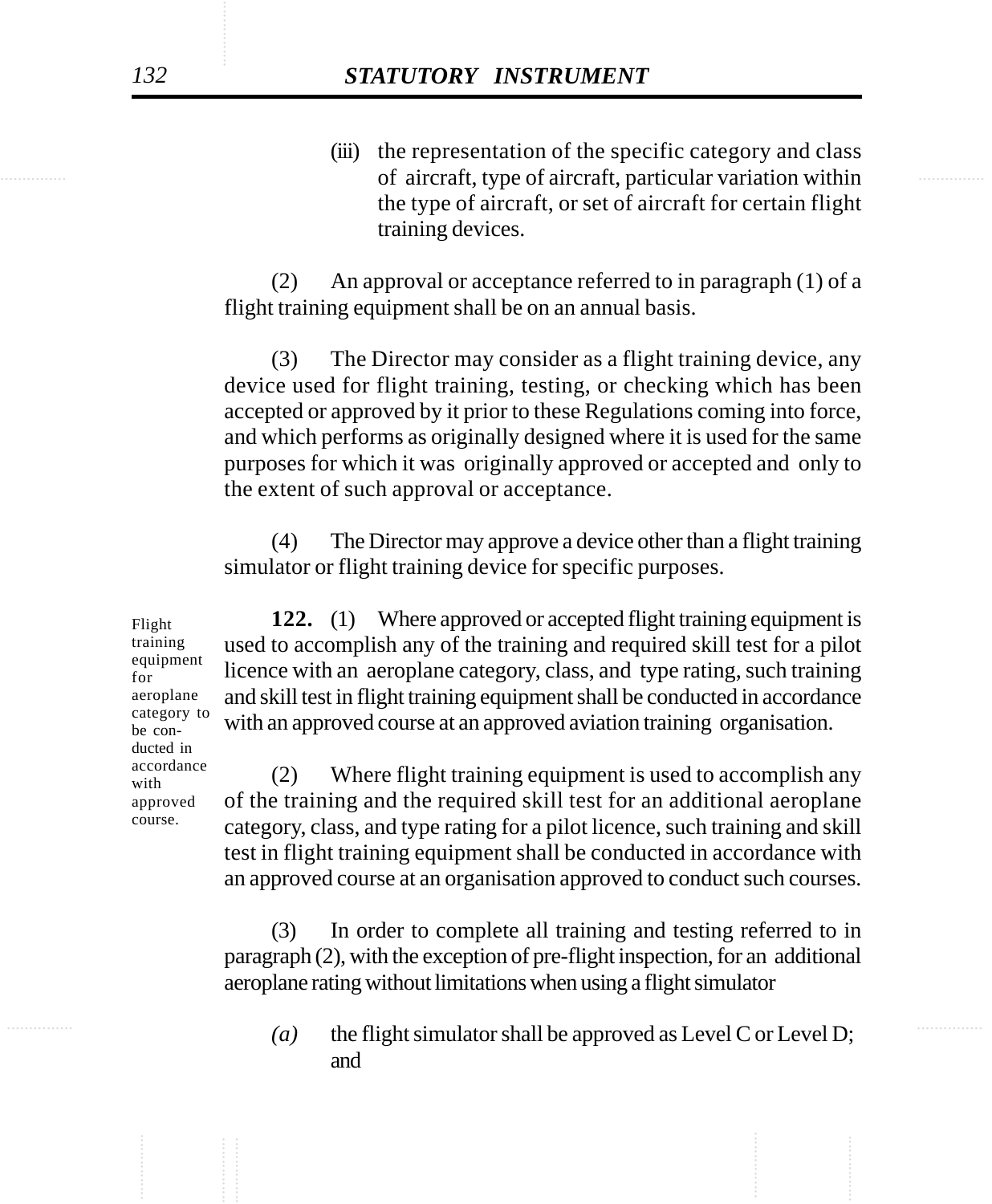(iii) the representation of the specific category and class of aircraft, type of aircraft, particular variation within the type of aircraft, or set of aircraft for certain flight training devices.

(2) An approval or acceptance referred to in paragraph (1) of a flight training equipment shall be on an annual basis.

(3) The Director may consider as a flight training device, any device used for flight training, testing, or checking which has been accepted or approved by it prior to these Regulations coming into force, and which performs as originally designed where it is used for the same purposes for which it was originally approved or accepted and only to the extent of such approval or acceptance.

(4) The Director may approve a device other than a flight training simulator or flight training device for specific purposes.

Flight training equipment for aeroplane category to be conducted in accordance with approved course.

**122.** (1) Where approved or accepted flight training equipment is used to accomplish any of the training and required skill test for a pilot licence with an aeroplane category, class, and type rating, such training and skill test in flight training equipment shall be conducted in accordance with an approved course at an approved aviation training organisation.

(2) Where flight training equipment is used to accomplish any of the training and the required skill test for an additional aeroplane category, class, and type rating for a pilot licence, such training and skill test in flight training equipment shall be conducted in accordance with an approved course at an organisation approved to conduct such courses.

(3) In order to complete all training and testing referred to in paragraph (2), with the exception of pre-flight inspection, for an additional aeroplane rating without limitations when using a flight simulator

*(a)* the flight simulator shall be approved as Level C or Level D; and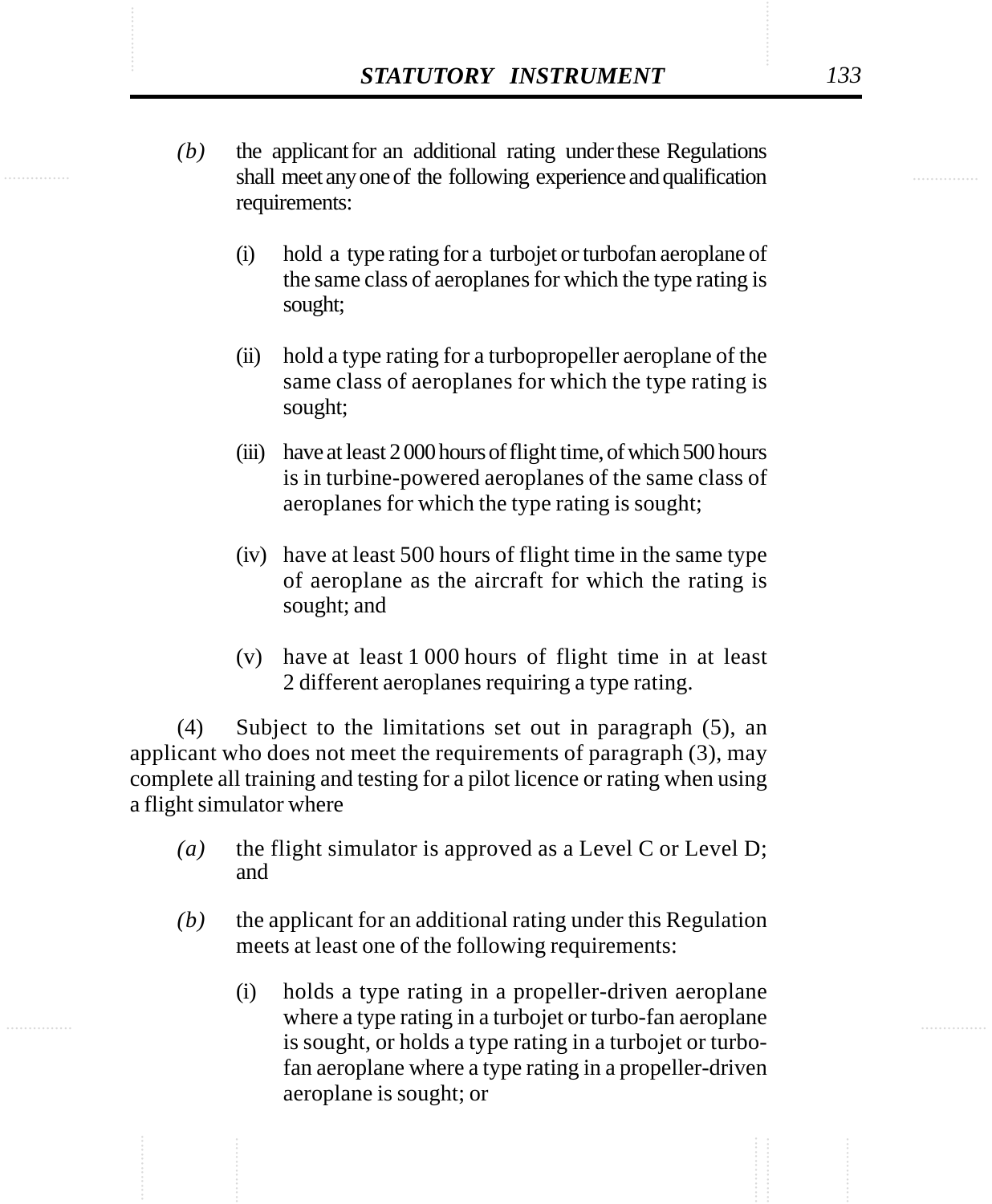*(b)* the applicant for an additional rating under these Regulations shall meet any one of the following experience and qualification requirements:

(i) hold a type rating for a turbojet or turbofan aeroplane of the same class of aeroplanes for which the type rating is sought;

(ii) hold a type rating for a turbopropeller aeroplane of the same class of aeroplanes for which the type rating is sought;

(iii) have at least 2 000 hours of flight time, of which 500 hours is in turbine-powered aeroplanes of the same class of aeroplanes for which the type rating is sought;

(iv) have at least 500 hours of flight time in the same type of aeroplane as the aircraft for which the rating is sought; and

(v) have at least 1 000 hours of flight time in at least 2 different aeroplanes requiring a type rating.

(4) Subject to the limitations set out in paragraph (5), an applicant who does not meet the requirements of paragraph (3), may complete all training and testing for a pilot licence or rating when using a flight simulator where

*(a)* the flight simulator is approved as a Level C or Level D; and

*(b)* the applicant for an additional rating under this Regulation meets at least one of the following requirements:

(i) holds a type rating in a propeller-driven aeroplane where a type rating in a turbojet or turbo-fan aeroplane is sought, or holds a type rating in a turbojet or turbo-fan aeroplane where a type rating in a propeller-driven aeroplane is sought; or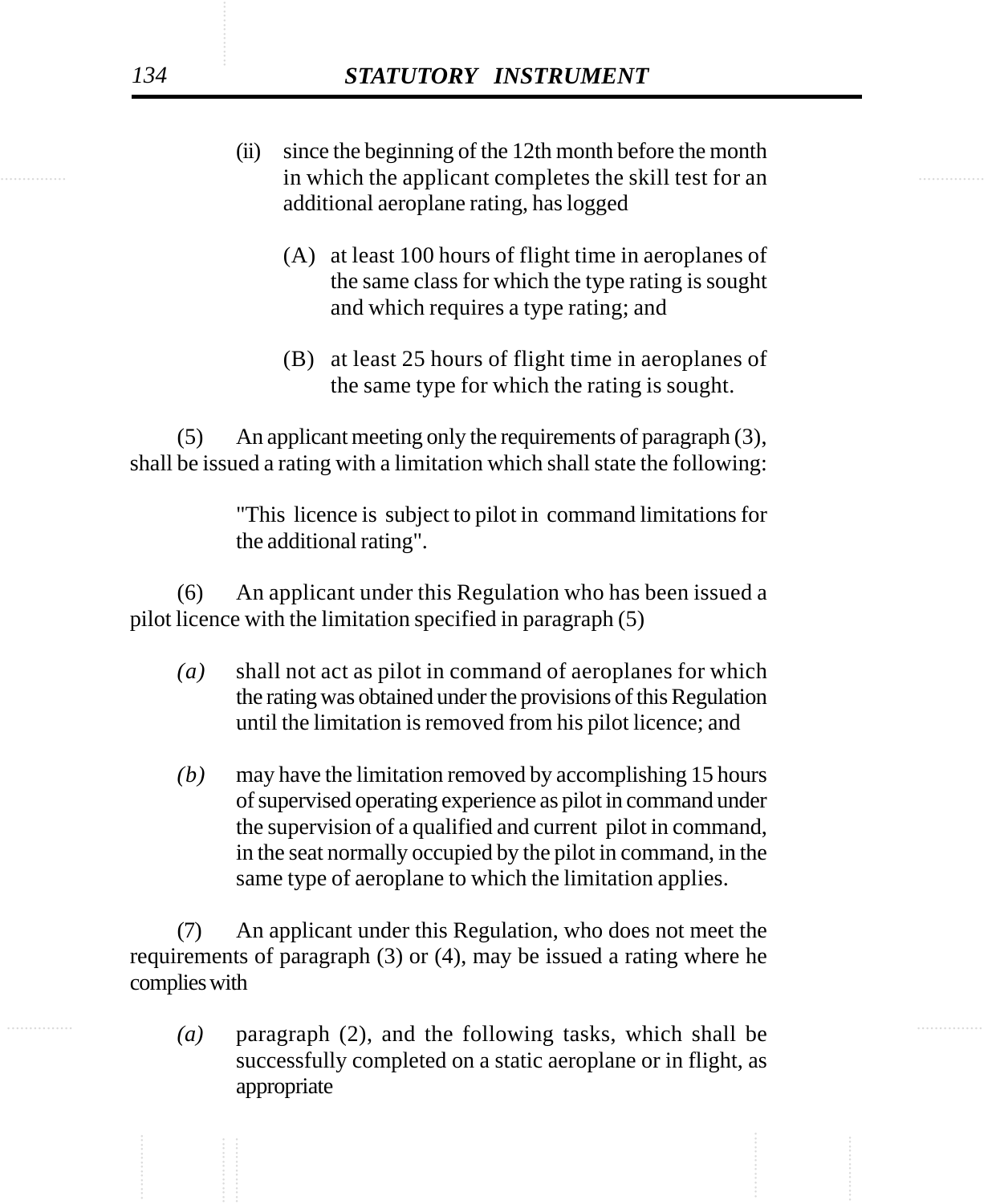(ii) since the beginning of the 12th month before the month in which the applicant completes the skill test for an additional aeroplane rating, has logged

(A) at least 100 hours of flight time in aeroplanes of the same class for which the type rating is sought and which requires a type rating; and

(B) at least 25 hours of flight time in aeroplanes of the same type for which the rating is sought.

(5) An applicant meeting only the requirements of paragraph (3), shall be issued a rating with a limitation which shall state the following:

"This licence is subject to pilot in command limitations for the additional rating".

(6) An applicant under this Regulation who has been issued a pilot licence with the limitation specified in paragraph (5)

*(a)* shall not act as pilot in command of aeroplanes for which the rating was obtained under the provisions of this Regulation until the limitation is removed from his pilot licence; and

*(b)* may have the limitation removed by accomplishing 15 hours of supervised operating experience as pilot in command under the supervision of a qualified and current pilot in command, in the seat normally occupied by the pilot in command, in the same type of aeroplane to which the limitation applies.

(7) An applicant under this Regulation, who does not meet the requirements of paragraph (3) or (4), may be issued a rating where he complies with

*(a)* paragraph (2), and the following tasks, which shall be successfully completed on a static aeroplane or in flight, as appropriate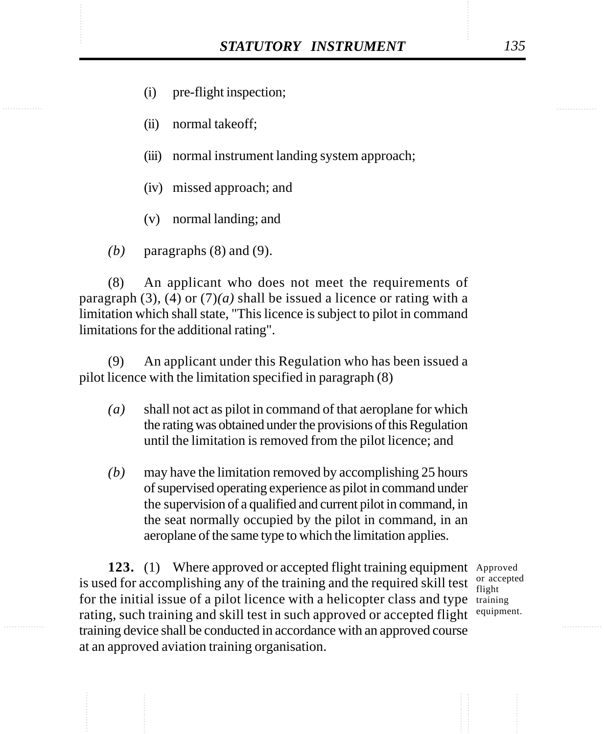(i) pre-flight inspection;

(ii) normal takeoff;

(iii) normal instrument landing system approach;

(iv) missed approach; and

(v) normal landing; and

*(b)* paragraphs (8) and (9).

(8) An applicant who does not meet the requirements of paragraph (3), (4) or (7)*(a)* shall be issued a licence or rating with a limitation which shall state, "This licence is subject to pilot in command limitations for the additional rating".

(9) An applicant under this Regulation who has been issued a pilot licence with the limitation specified in paragraph (8)

*(a)* shall not act as pilot in command of that aeroplane for which the rating was obtained under the provisions of this Regulation until the limitation is removed from the pilot licence; and

*(b)* may have the limitation removed by accomplishing 25 hours of supervised operating experience as pilot in command under the supervision of a qualified and current pilot in command, in the seat normally occupied by the pilot in command, in an aeroplane of the same type to which the limitation applies.

Approved or accepted flight training equipment.

**123.** (1) Where approved or accepted flight training equipment is used for accomplishing any of the training and the required skill test for the initial issue of a pilot licence with a helicopter class and type rating, such training and skill test in such approved or accepted flight training device shall be conducted in accordance with an approved course at an approved aviation training organisation.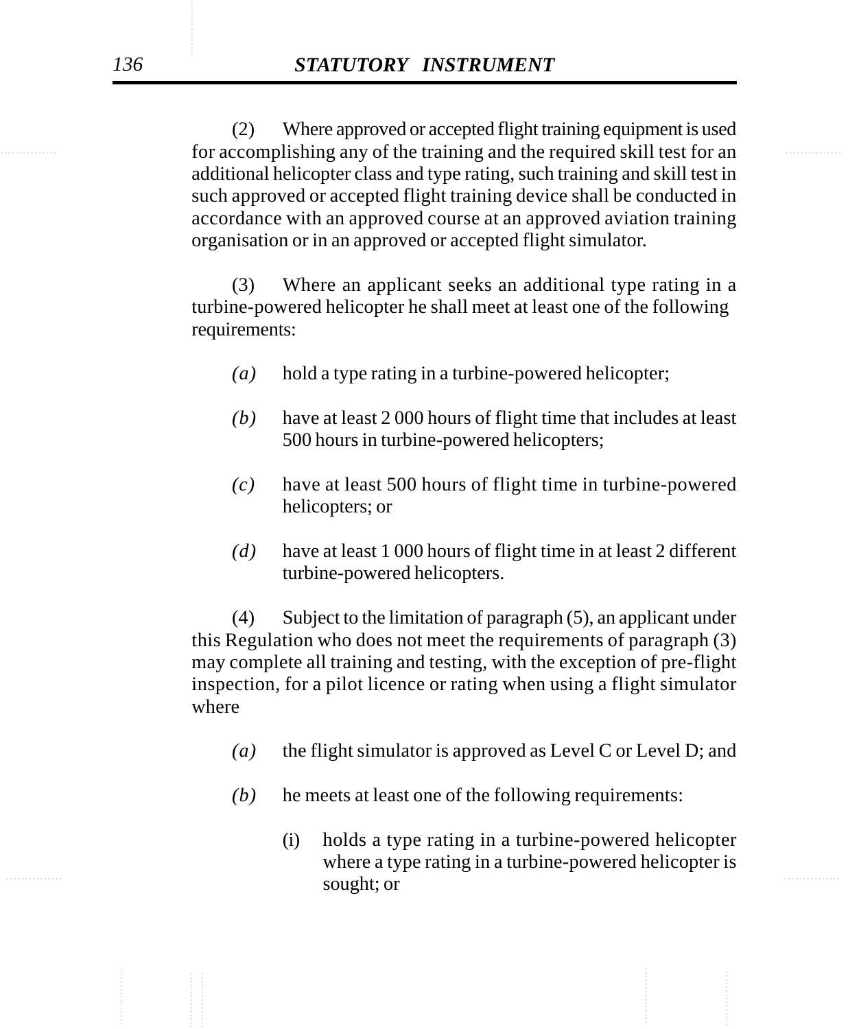(2) Where approved or accepted flight training equipment is used for accomplishing any of the training and the required skill test for an additional helicopter class and type rating, such training and skill test in such approved or accepted flight training device shall be conducted in accordance with an approved course at an approved aviation training organisation or in an approved or accepted flight simulator.

(3) Where an applicant seeks an additional type rating in a turbine-powered helicopter he shall meet at least one of the following requirements:

*(a)* hold a type rating in a turbine-powered helicopter;

*(b)* have at least 2 000 hours of flight time that includes at least 500 hours in turbine-powered helicopters;

*(c)* have at least 500 hours of flight time in turbine-powered helicopters; or

*(d)* have at least 1 000 hours of flight time in at least 2 different turbine-powered helicopters.

(4) Subject to the limitation of paragraph (5), an applicant under this Regulation who does not meet the requirements of paragraph (3) may complete all training and testing, with the exception of pre-flight inspection, for a pilot licence or rating when using a flight simulator where

*(a)* the flight simulator is approved as Level C or Level D; and

*(b)* he meets at least one of the following requirements:

(i) holds a type rating in a turbine-powered helicopter where a type rating in a turbine-powered helicopter is sought; or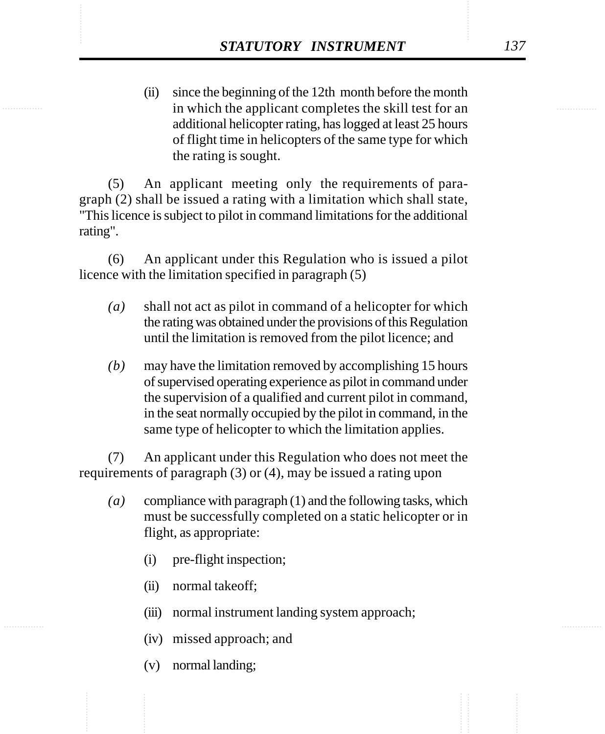(ii) since the beginning of the 12th month before the month in which the applicant completes the skill test for an additional helicopter rating, has logged at least 25 hours of flight time in helicopters of the same type for which the rating is sought.

(5) An applicant meeting only the requirements of paragraph (2) shall be issued a rating with a limitation which shall state, "This licence is subject to pilot in command limitations for the additional rating".

(6) An applicant under this Regulation who is issued a pilot licence with the limitation specified in paragraph (5)

*(a)* shall not act as pilot in command of a helicopter for which the rating was obtained under the provisions of this Regulation until the limitation is removed from the pilot licence; and

*(b)* may have the limitation removed by accomplishing 15 hours of supervised operating experience as pilot in command under the supervision of a qualified and current pilot in command, in the seat normally occupied by the pilot in command, in the same type of helicopter to which the limitation applies.

(7) An applicant under this Regulation who does not meet the requirements of paragraph (3) or (4), may be issued a rating upon

*(a)* compliance with paragraph (1) and the following tasks, which must be successfully completed on a static helicopter or in flight, as appropriate:

(i) pre-flight inspection;

(ii) normal takeoff;

(iii) normal instrument landing system approach;

(iv) missed approach; and

(v) normal landing;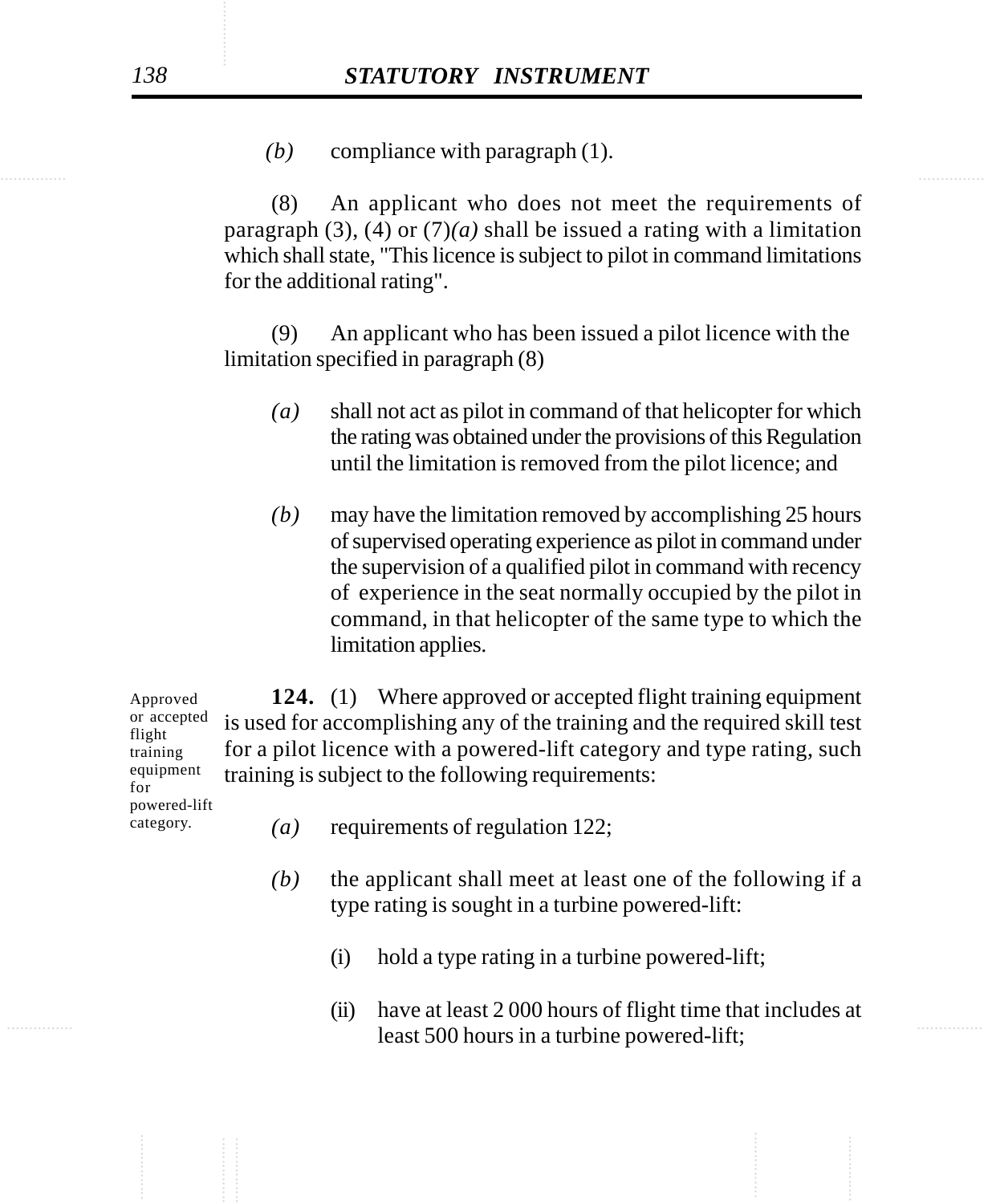*(b)* compliance with paragraph (1).

(8) An applicant who does not meet the requirements of paragraph (3), (4) or (7)*(a)* shall be issued a rating with a limitation which shall state, "This licence is subject to pilot in command limitations for the additional rating".

(9) An applicant who has been issued a pilot licence with the limitation specified in paragraph (8)

*(a)* shall not act as pilot in command of that helicopter for which the rating was obtained under the provisions of this Regulation until the limitation is removed from the pilot licence; and

*(b)* may have the limitation removed by accomplishing 25 hours of supervised operating experience as pilot in command under the supervision of a qualified pilot in command with recency of experience in the seat normally occupied by the pilot in command, in that helicopter of the same type to which the limitation applies.

Approved or accepted flight training equipment for powered-lift category.

**124.** (1) Where approved or accepted flight training equipment is used for accomplishing any of the training and the required skill test for a pilot licence with a powered-lift category and type rating, such training is subject to the following requirements:

*(a)* requirements of regulation 122;

*(b)* the applicant shall meet at least one of the following if a type rating is sought in a turbine powered-lift:

(i) hold a type rating in a turbine powered-lift;

(ii) have at least 2 000 hours of flight time that includes at least 500 hours in a turbine powered-lift;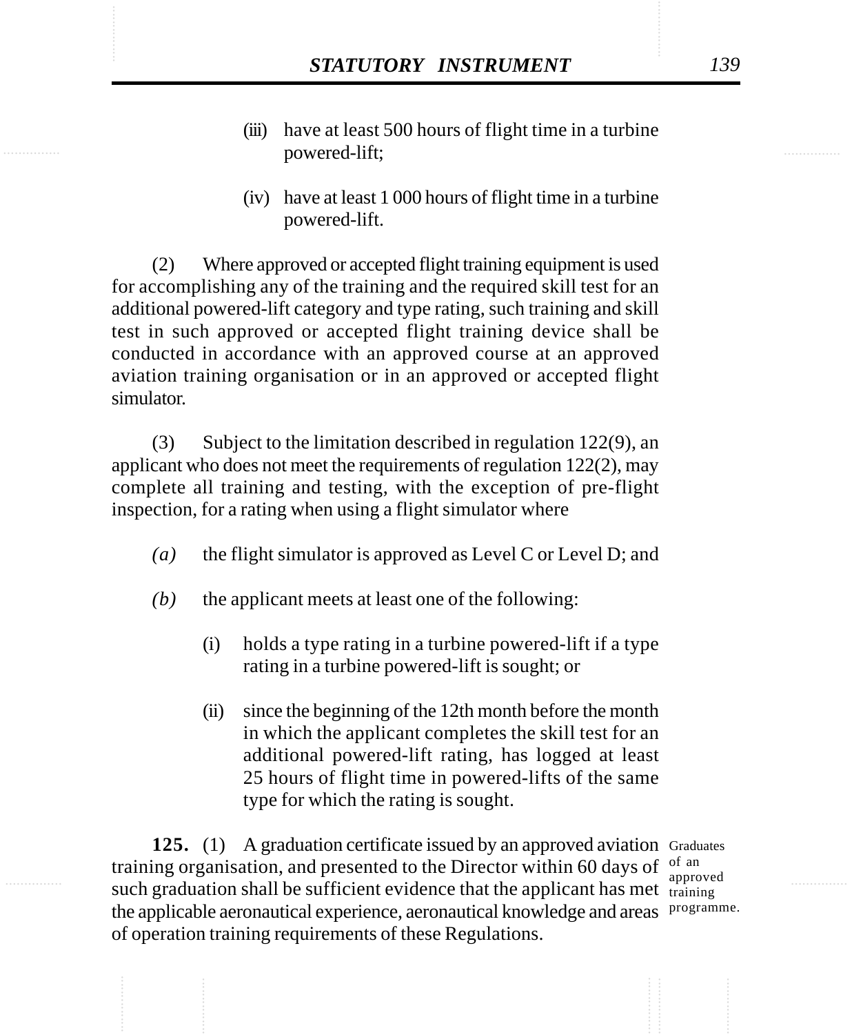(iii) have at least 500 hours of flight time in a turbine powered-lift;

(iv) have at least 1 000 hours of flight time in a turbine powered-lift.

(2) Where approved or accepted flight training equipment is used for accomplishing any of the training and the required skill test for an additional powered-lift category and type rating, such training and skill test in such approved or accepted flight training device shall be conducted in accordance with an approved course at an approved aviation training organisation or in an approved or accepted flight simulator.

(3) Subject to the limitation described in regulation 122(9), an applicant who does not meet the requirements of regulation 122(2), may complete all training and testing, with the exception of pre-flight inspection, for a rating when using a flight simulator where

*(a)* the flight simulator is approved as Level C or Level D; and

*(b)* the applicant meets at least one of the following:

(i) holds a type rating in a turbine powered-lift if a type rating in a turbine powered-lift is sought; or

(ii) since the beginning of the 12th month before the month in which the applicant completes the skill test for an additional powered-lift rating, has logged at least 25 hours of flight time in powered-lifts of the same type for which the rating is sought.

Graduates of an approved training programme.

**125.** (1) A graduation certificate issued by an approved aviation training organisation, and presented to the Director within 60 days of such graduation shall be sufficient evidence that the applicant has met the applicable aeronautical experience, aeronautical knowledge and areas of operation training requirements of these Regulations.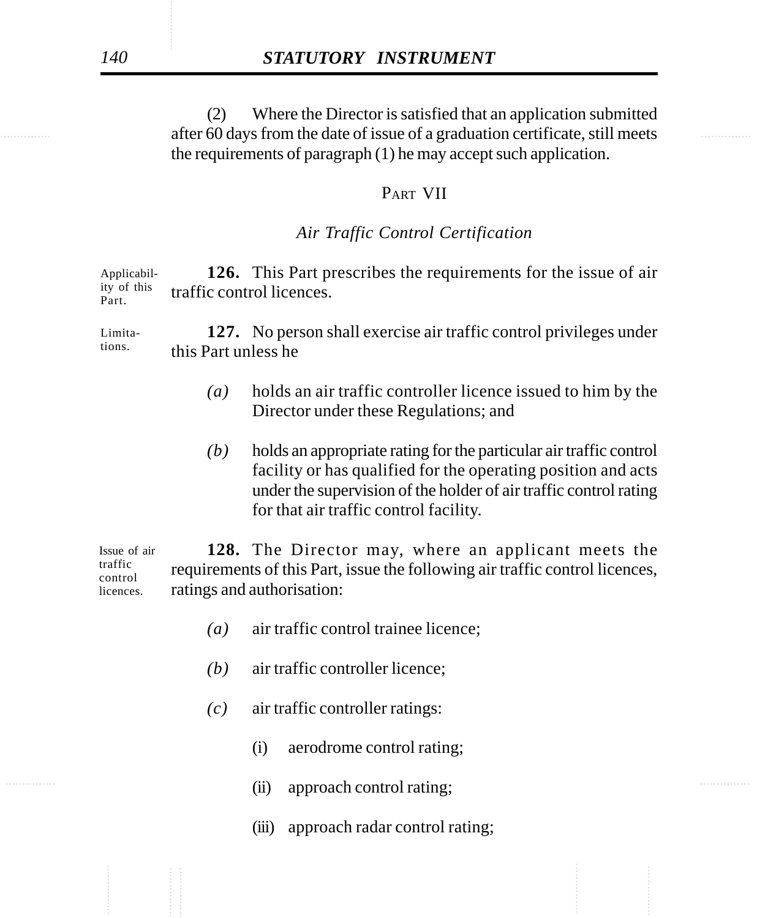(2) Where the Director is satisfied that an application submitted after 60 days from the date of issue of a graduation certificate, still meets the requirements of paragraph (1) he may accept such application.

## PART VII

### *Air Traffic Control Certification*

Applicability of this Part.

**126.** This Part prescribes the requirements for the issue of air traffic control licences.

Limitations.

**127.** No person shall exercise air traffic control privileges under this Part unless he

*(a)* holds an air traffic controller licence issued to him by the Director under these Regulations; and

*(b)* holds an appropriate rating for the particular air traffic control facility or has qualified for the operating position and acts under the supervision of the holder of air traffic control rating for that air traffic control facility.

Issue of air traffic control licences.

**128.** The Director may, where an applicant meets the requirements of this Part, issue the following air traffic control licences, ratings and authorisation:

*(a)* air traffic control trainee licence;

*(b)* air traffic controller licence;

*(c)* air traffic controller ratings:

(i) aerodrome control rating;

(ii) approach control rating;

(iii) approach radar control rating;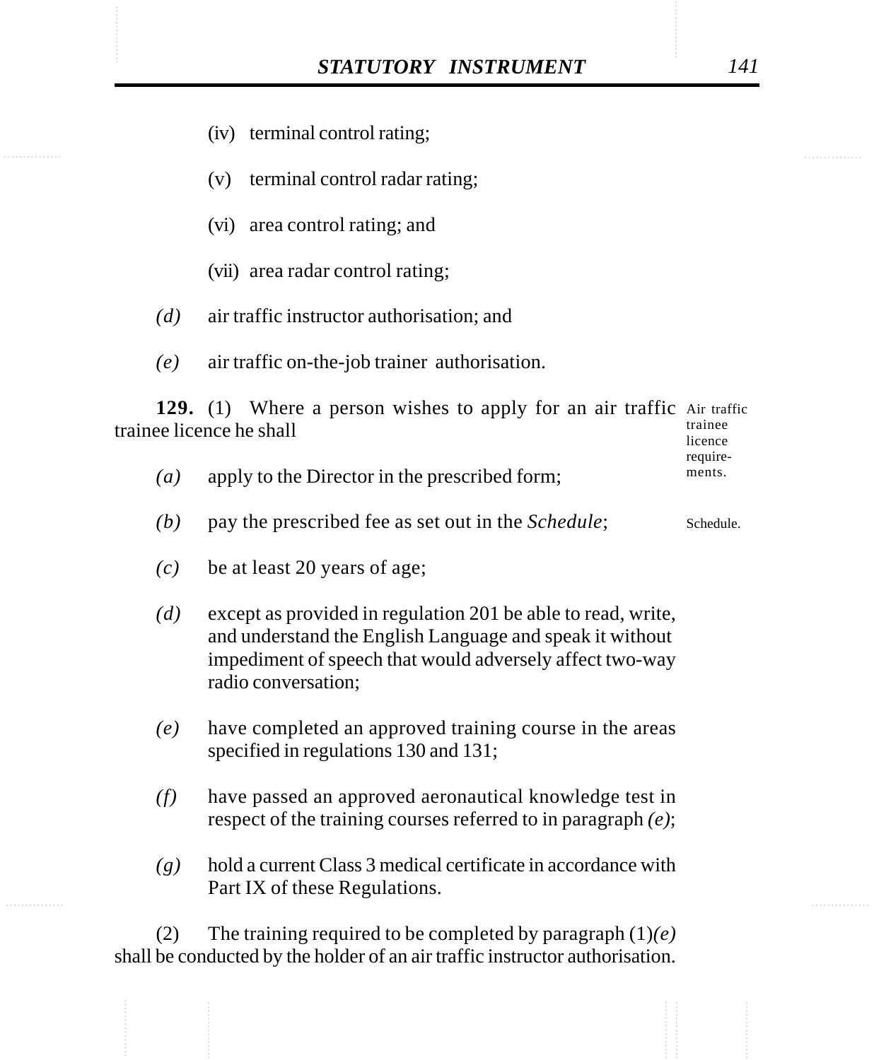(iv) terminal control rating;

(v) terminal control radar rating;

(vi) area control rating; and

(vii) area radar control rating;

*(d)* air traffic instructor authorisation; and

*(e)* air traffic on-the-job trainer authorisation.

Air traffic trainee licence requirements.

**129.** (1) Where a person wishes to apply for an air traffic trainee licence he shall

*(a)* apply to the Director in the prescribed form;

*(b)* pay the prescribed fee as set out in the *Schedule*; Schedule.

*(c)* be at least 20 years of age;

*(d)* except as provided in regulation 201 be able to read, write, and understand the English Language and speak it without impediment of speech that would adversely affect two-way radio conversation;

*(e)* have completed an approved training course in the areas specified in regulations 130 and 131;

*(f)* have passed an approved aeronautical knowledge test in respect of the training courses referred to in paragraph *(e)*;

*(g)* hold a current Class 3 medical certificate in accordance with Part IX of these Regulations.

(2) The training required to be completed by paragraph (1)*(e)* shall be conducted by the holder of an air traffic instructor authorisation.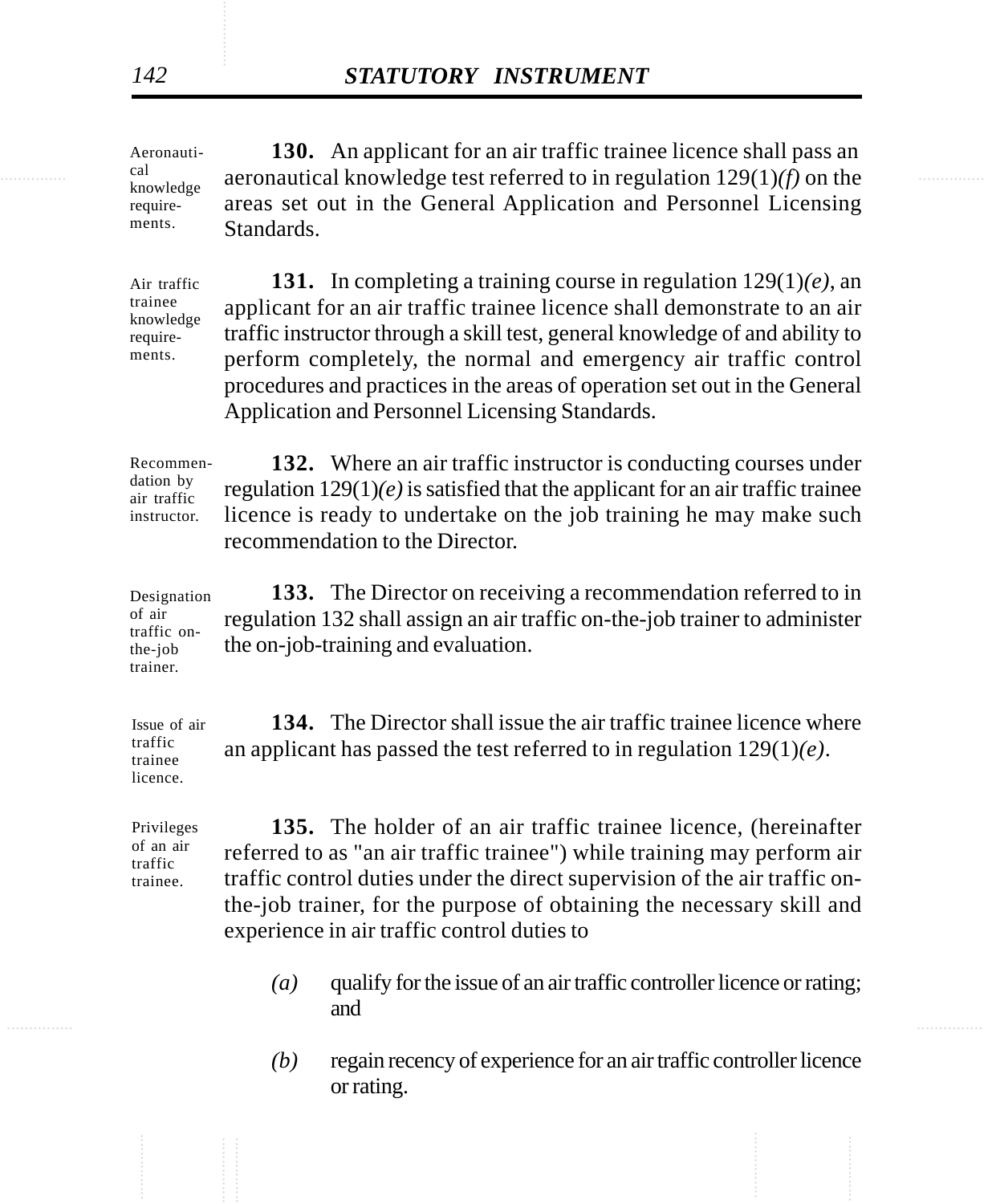Aeronautical knowledge requirements.

**130.** An applicant for an air traffic trainee licence shall pass an aeronautical knowledge test referred to in regulation 129(1)*(f)* on the areas set out in the General Application and Personnel Licensing Standards.

Air traffic trainee knowledge requirements.

**131.** In completing a training course in regulation 129(1)*(e)*, an applicant for an air traffic trainee licence shall demonstrate to an air traffic instructor through a skill test, general knowledge of and ability to perform completely, the normal and emergency air traffic control procedures and practices in the areas of operation set out in the General Application and Personnel Licensing Standards.

Recommendation by air traffic instructor.

**132.** Where an air traffic instructor is conducting courses under regulation 129(1)*(e)* is satisfied that the applicant for an air traffic trainee licence is ready to undertake on the job training he may make such recommendation to the Director.

Designation of air traffic on-the-job trainer.

**133.** The Director on receiving a recommendation referred to in regulation 132 shall assign an air traffic on-the-job trainer to administer the on-job-training and evaluation.

Issue of air traffic trainee licence.

**134.** The Director shall issue the air traffic trainee licence where an applicant has passed the test referred to in regulation 129(1)*(e)*.

Privileges of an air traffic trainee.

**135.** The holder of an air traffic trainee licence, (hereinafter referred to as "an air traffic trainee") while training may perform air traffic control duties under the direct supervision of the air traffic on-the-job trainer, for the purpose of obtaining the necessary skill and experience in air traffic control duties to

*(a)* qualify for the issue of an air traffic controller licence or rating; and

*(b)* regain recency of experience for an air traffic controller licence or rating.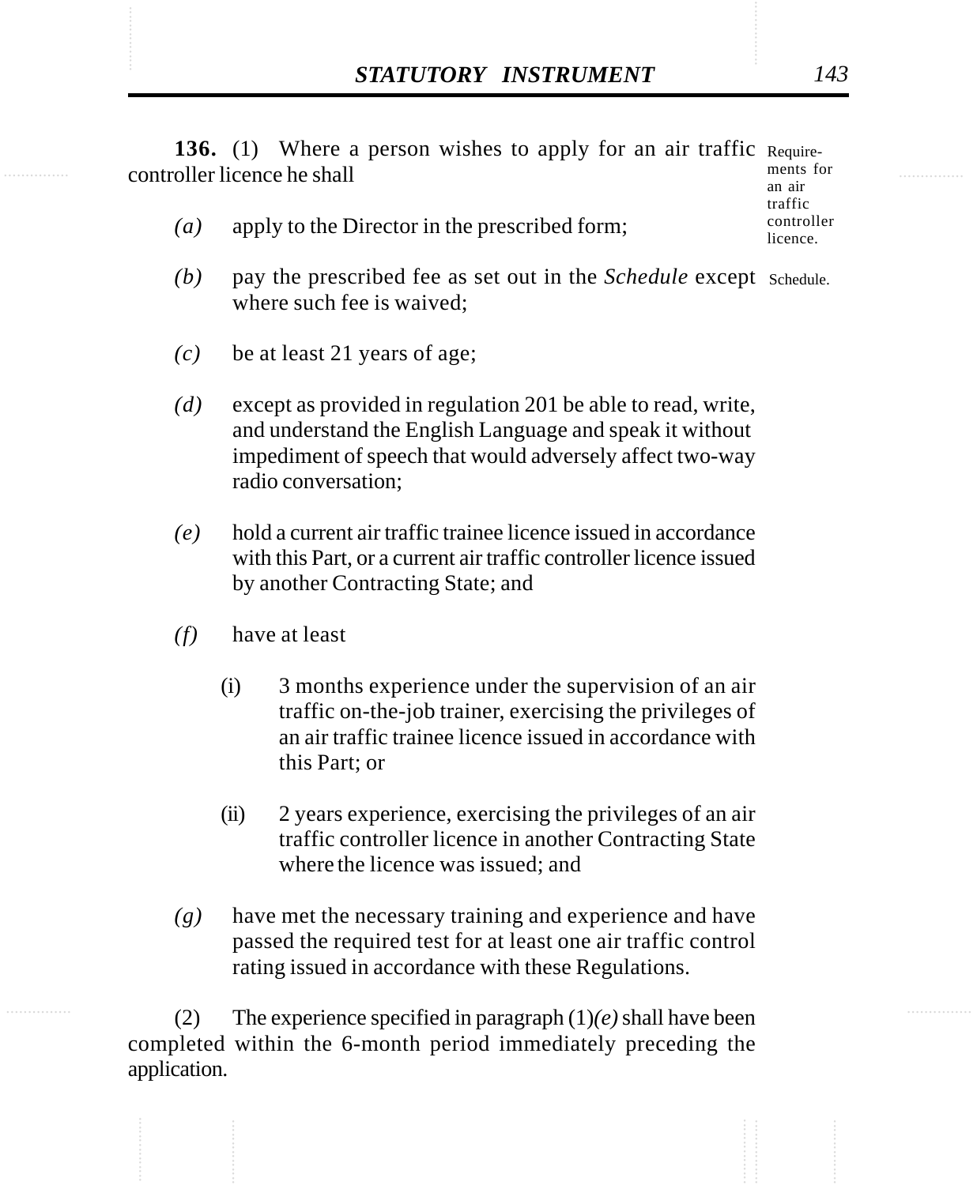**136.** (1) Where a person wishes to apply for an air traffic controller licence he shall

Requirements for an air traffic controller licence.

*(a)* apply to the Director in the prescribed form;

*(b)* pay the prescribed fee as set out in the *Schedule* except where such fee is waived;

Schedule.

*(c)* be at least 21 years of age;

*(d)* except as provided in regulation 201 be able to read, write, and understand the English Language and speak it without impediment of speech that would adversely affect two-way radio conversation;

*(e)* hold a current air traffic trainee licence issued in accordance with this Part, or a current air traffic controller licence issued by another Contracting State; and

*(f)* have at least

(i) 3 months experience under the supervision of an air traffic on-the-job trainer, exercising the privileges of an air traffic trainee licence issued in accordance with this Part; or

(ii) 2 years experience, exercising the privileges of an air traffic controller licence in another Contracting State where the licence was issued; and

*(g)* have met the necessary training and experience and have passed the required test for at least one air traffic control rating issued in accordance with these Regulations.

(2) The experience specified in paragraph (1)*(e)* shall have been completed within the 6-month period immediately preceding the application.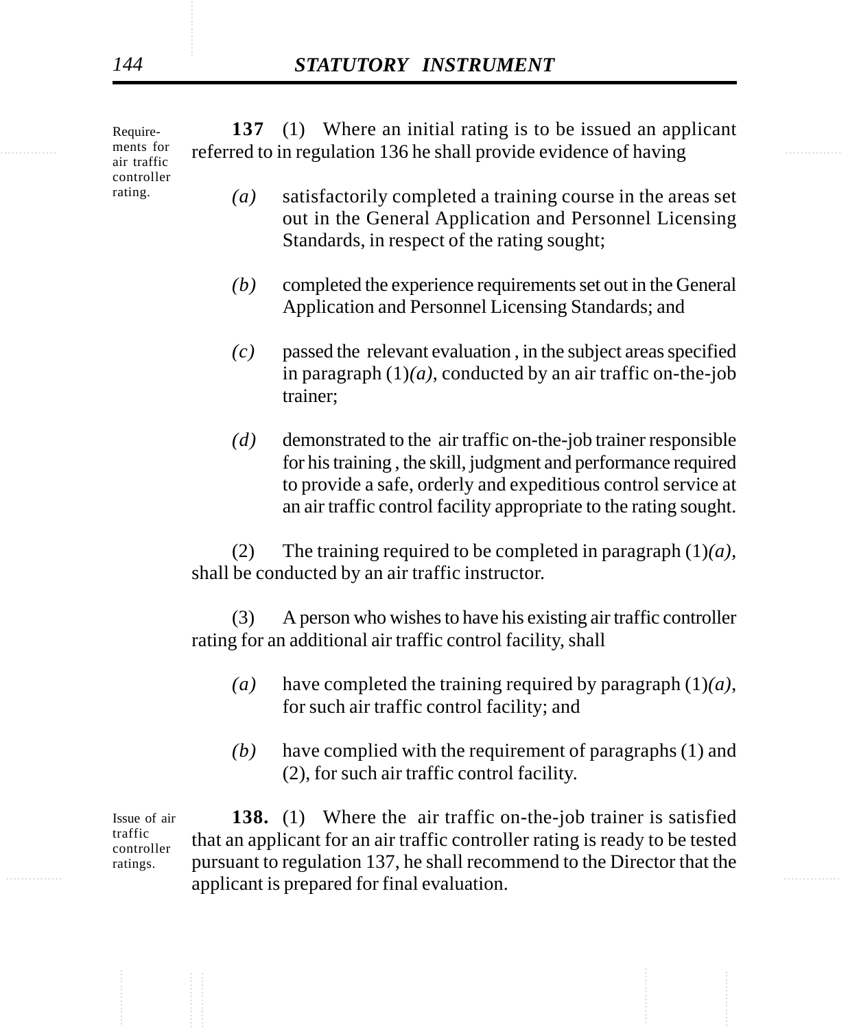Requirements for air traffic controller rating.

**137** (1) Where an initial rating is to be issued an applicant referred to in regulation 136 he shall provide evidence of having

*(a)* satisfactorily completed a training course in the areas set out in the General Application and Personnel Licensing Standards, in respect of the rating sought;

*(b)* completed the experience requirements set out in the General Application and Personnel Licensing Standards; and

*(c)* passed the relevant evaluation , in the subject areas specified in paragraph (1)*(a)*, conducted by an air traffic on-the-job trainer;

*(d)* demonstrated to the air traffic on-the-job trainer responsible for his training , the skill, judgment and performance required to provide a safe, orderly and expeditious control service at an air traffic control facility appropriate to the rating sought.

(2) The training required to be completed in paragraph (1)*(a)*, shall be conducted by an air traffic instructor.

(3) A person who wishes to have his existing air traffic controller rating for an additional air traffic control facility, shall

*(a)* have completed the training required by paragraph (1)*(a)*, for such air traffic control facility; and

*(b)* have complied with the requirement of paragraphs (1) and (2), for such air traffic control facility.

Issue of air traffic controller ratings.

**138.** (1) Where the air traffic on-the-job trainer is satisfied that an applicant for an air traffic controller rating is ready to be tested pursuant to regulation 137, he shall recommend to the Director that the applicant is prepared for final evaluation.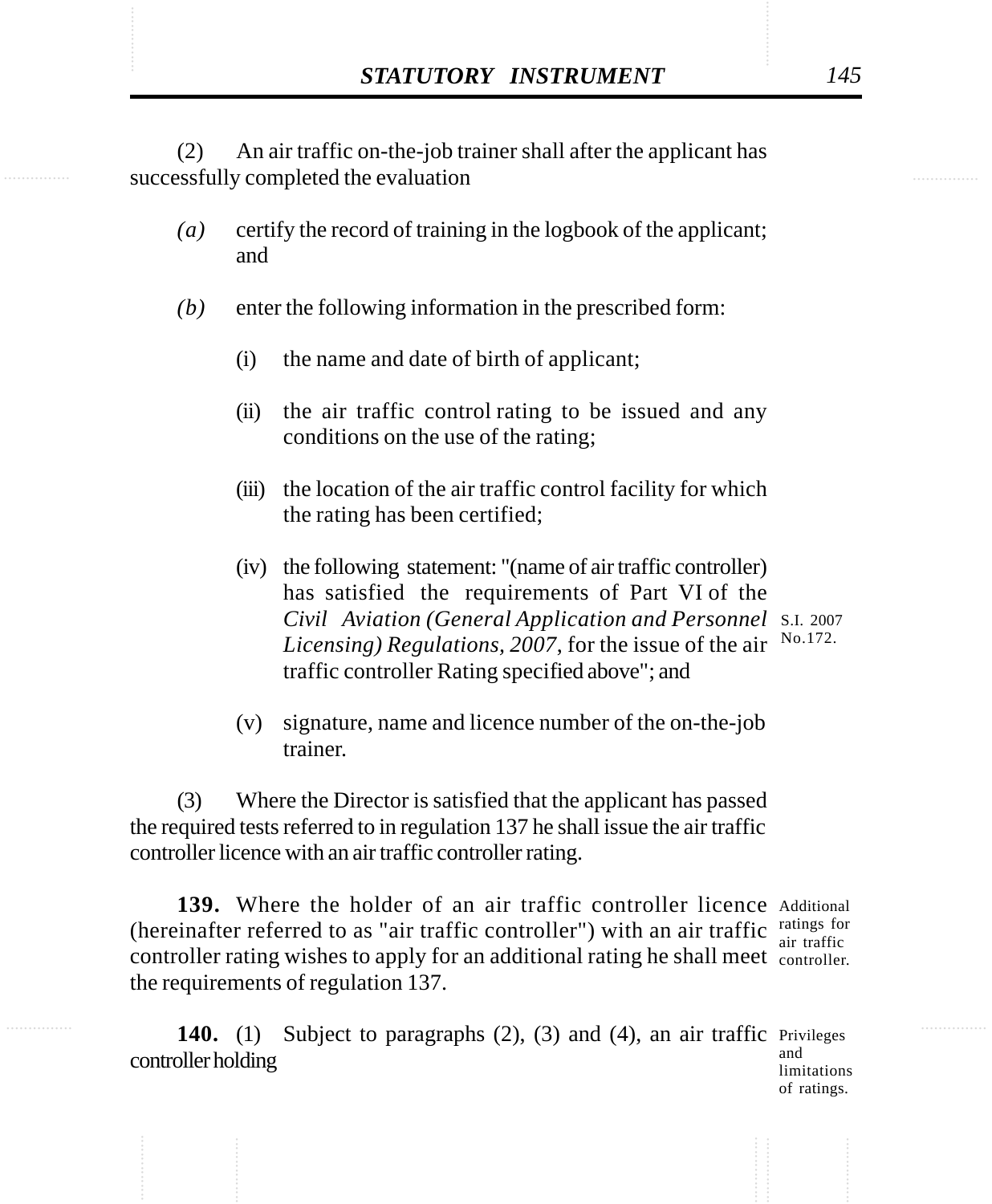(2) An air traffic on-the-job trainer shall after the applicant has successfully completed the evaluation

*(a)* certify the record of training in the logbook of the applicant; and

*(b)* enter the following information in the prescribed form:

(i) the name and date of birth of applicant;

(ii) the air traffic control rating to be issued and any conditions on the use of the rating;

(iii) the location of the air traffic control facility for which the rating has been certified;

(iv) the following statement: "(name of air traffic controller) has satisfied the requirements of Part VI of the *Civil Aviation (General Application and Personnel Licensing) Regulations, 2007*, for the issue of the air traffic controller Rating specified above"; and

S.I. 2007 No.172.

(v) signature, name and licence number of the on-the-job trainer.

(3) Where the Director is satisfied that the applicant has passed the required tests referred to in regulation 137 he shall issue the air traffic controller licence with an air traffic controller rating.

Additional ratings for air traffic controller.

**139.** Where the holder of an air traffic controller licence (hereinafter referred to as "air traffic controller") with an air traffic controller rating wishes to apply for an additional rating he shall meet the requirements of regulation 137.

Privileges and limitations of ratings.

**140.** (1) Subject to paragraphs (2), (3) and (4), an air traffic controller holding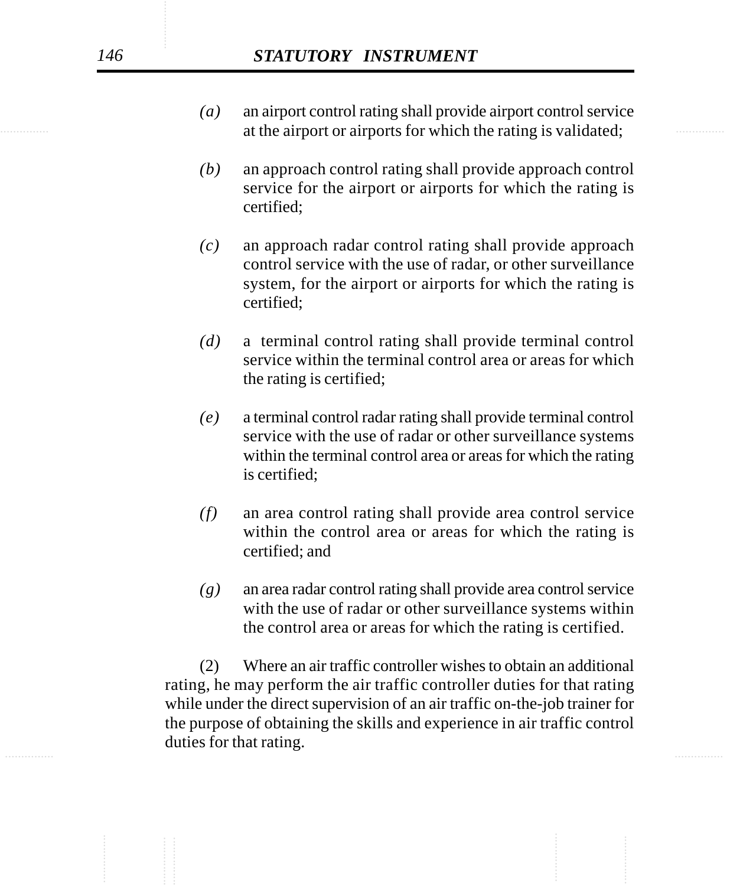(a) an airport control rating shall provide airport control service at the airport or airports for which the rating is validated;

(b) an approach control rating shall provide approach control service for the airport or airports for which the rating is certified;

(c) an approach radar control rating shall provide approach control service with the use of radar, or other surveillance system, for the airport or airports for which the rating is certified;

(d) a terminal control rating shall provide terminal control service within the terminal control area or areas for which the rating is certified;

(e) a terminal control radar rating shall provide terminal control service with the use of radar or other surveillance systems within the terminal control area or areas for which the rating is certified;

(f) an area control rating shall provide area control service within the control area or areas for which the rating is certified; and

(g) an area radar control rating shall provide area control service with the use of radar or other surveillance systems within the control area or areas for which the rating is certified.

(2) Where an air traffic controller wishes to obtain an additional rating, he may perform the air traffic controller duties for that rating while under the direct supervision of an air traffic on-the-job trainer for the purpose of obtaining the skills and experience in air traffic control duties for that rating.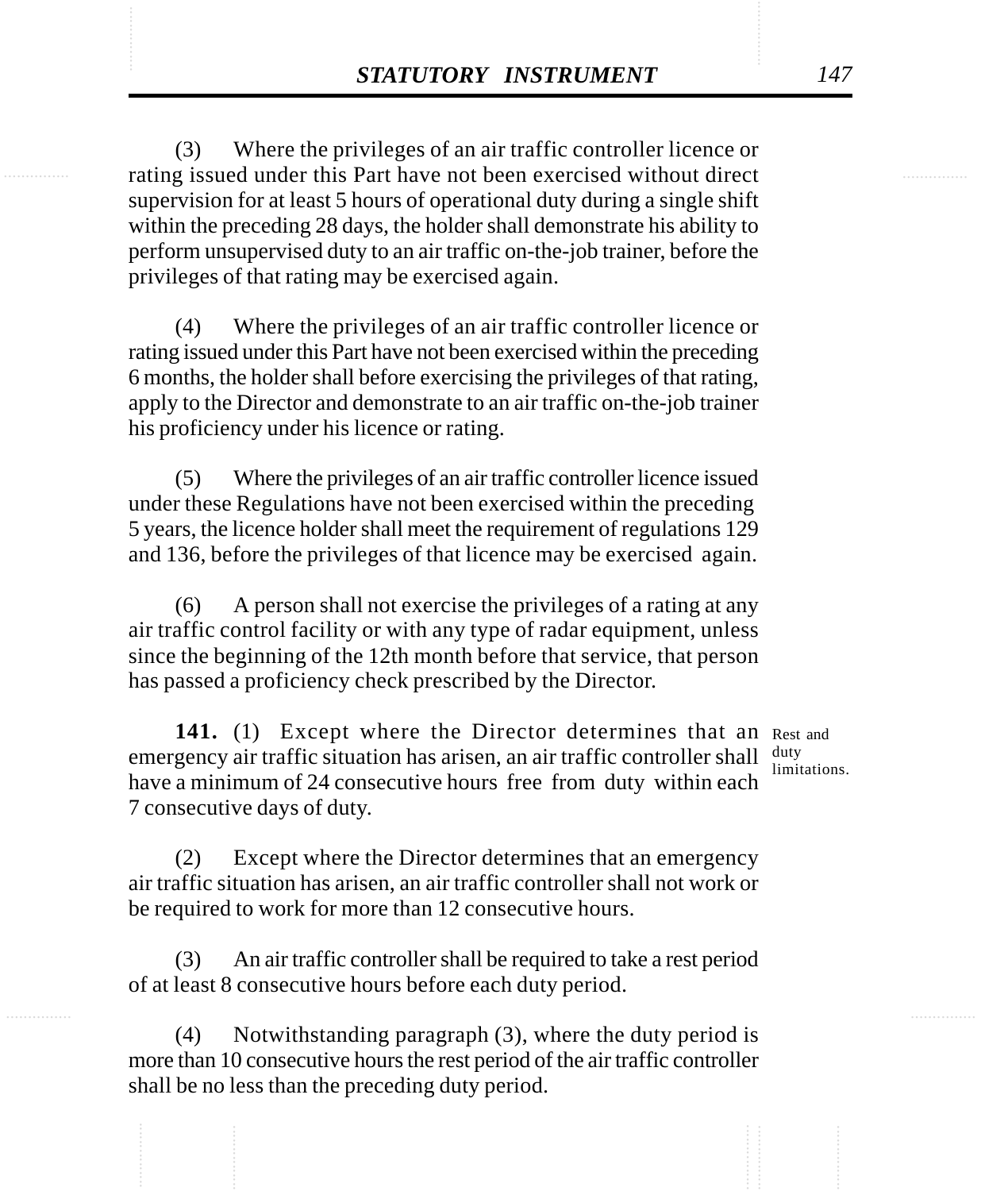(3) Where the privileges of an air traffic controller licence or rating issued under this Part have not been exercised without direct supervision for at least 5 hours of operational duty during a single shift within the preceding 28 days, the holder shall demonstrate his ability to perform unsupervised duty to an air traffic on-the-job trainer, before the privileges of that rating may be exercised again.

(4) Where the privileges of an air traffic controller licence or rating issued under this Part have not been exercised within the preceding 6 months, the holder shall before exercising the privileges of that rating, apply to the Director and demonstrate to an air traffic on-the-job trainer his proficiency under his licence or rating.

(5) Where the privileges of an air traffic controller licence issued under these Regulations have not been exercised within the preceding 5 years, the licence holder shall meet the requirement of regulations 129 and 136, before the privileges of that licence may be exercised again.

(6) A person shall not exercise the privileges of a rating at any air traffic control facility or with any type of radar equipment, unless since the beginning of the 12th month before that service, that person has passed a proficiency check prescribed by the Director.

*Rest and duty limitations.*

**141.** (1) Except where the Director determines that an emergency air traffic situation has arisen, an air traffic controller shall have a minimum of 24 consecutive hours free from duty within each 7 consecutive days of duty.

(2) Except where the Director determines that an emergency air traffic situation has arisen, an air traffic controller shall not work or be required to work for more than 12 consecutive hours.

(3) An air traffic controller shall be required to take a rest period of at least 8 consecutive hours before each duty period.

(4) Notwithstanding paragraph (3), where the duty period is more than 10 consecutive hours the rest period of the air traffic controller shall be no less than the preceding duty period.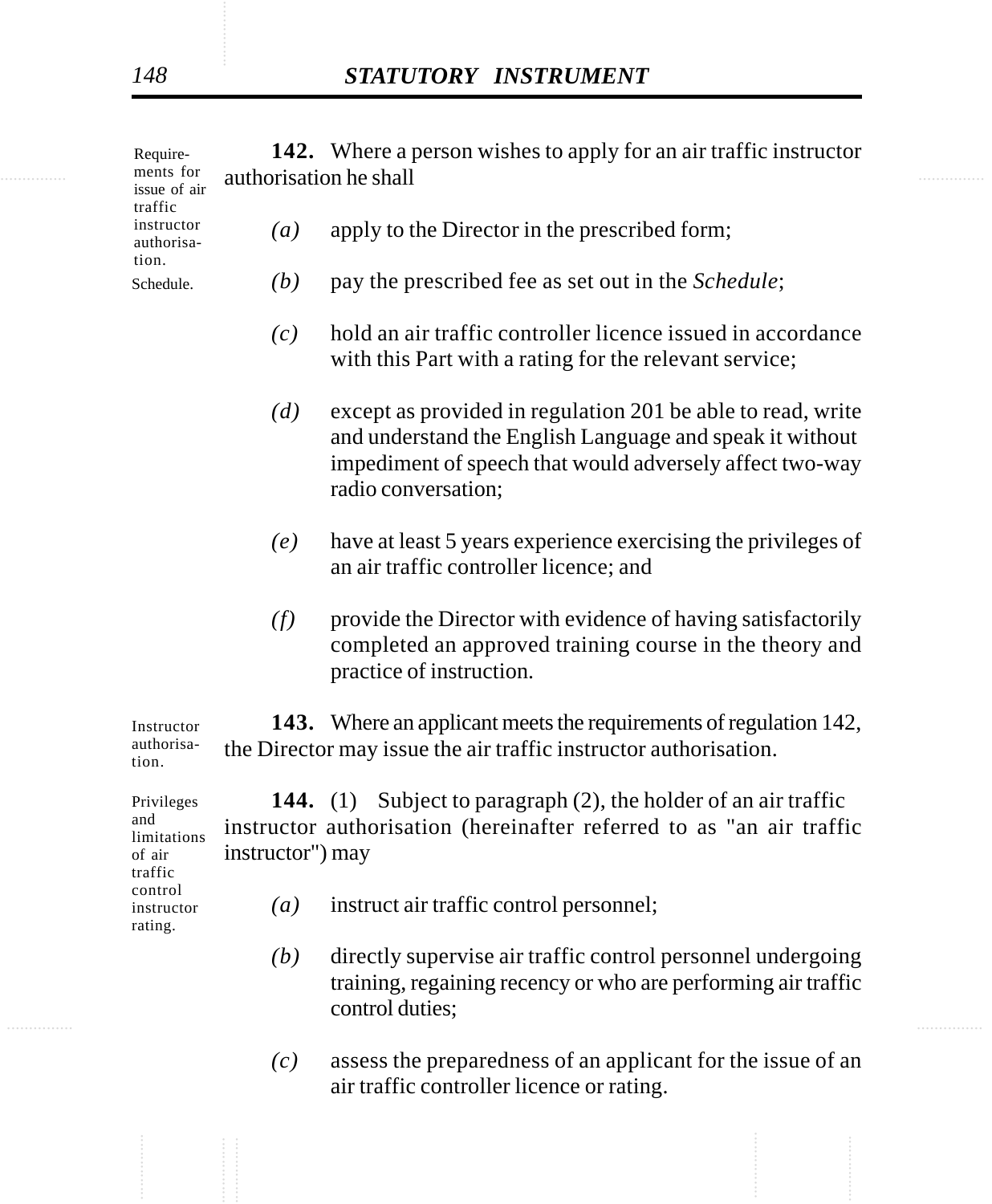**142.** Where a person wishes to apply for an air traffic instructor authorisation he shall

Requirements for issue of air traffic instructor authorisation.

Schedule.

*(a)* apply to the Director in the prescribed form;

*(b)* pay the prescribed fee as set out in the *Schedule*;

*(c)* hold an air traffic controller licence issued in accordance with this Part with a rating for the relevant service;

*(d)* except as provided in regulation 201 be able to read, write and understand the English Language and speak it without impediment of speech that would adversely affect two-way radio conversation;

*(e)* have at least 5 years experience exercising the privileges of an air traffic controller licence; and

*(f)* provide the Director with evidence of having satisfactorily completed an approved training course in the theory and practice of instruction.

Instructor authorisation.

**143.** Where an applicant meets the requirements of regulation 142, the Director may issue the air traffic instructor authorisation.

Privileges and limitations of air traffic control instructor rating.

**144.** (1) Subject to paragraph (2), the holder of an air traffic instructor authorisation (hereinafter referred to as "an air traffic instructor") may

*(a)* instruct air traffic control personnel;

*(b)* directly supervise air traffic control personnel undergoing training, regaining recency or who are performing air traffic control duties;

*(c)* assess the preparedness of an applicant for the issue of an air traffic controller licence or rating.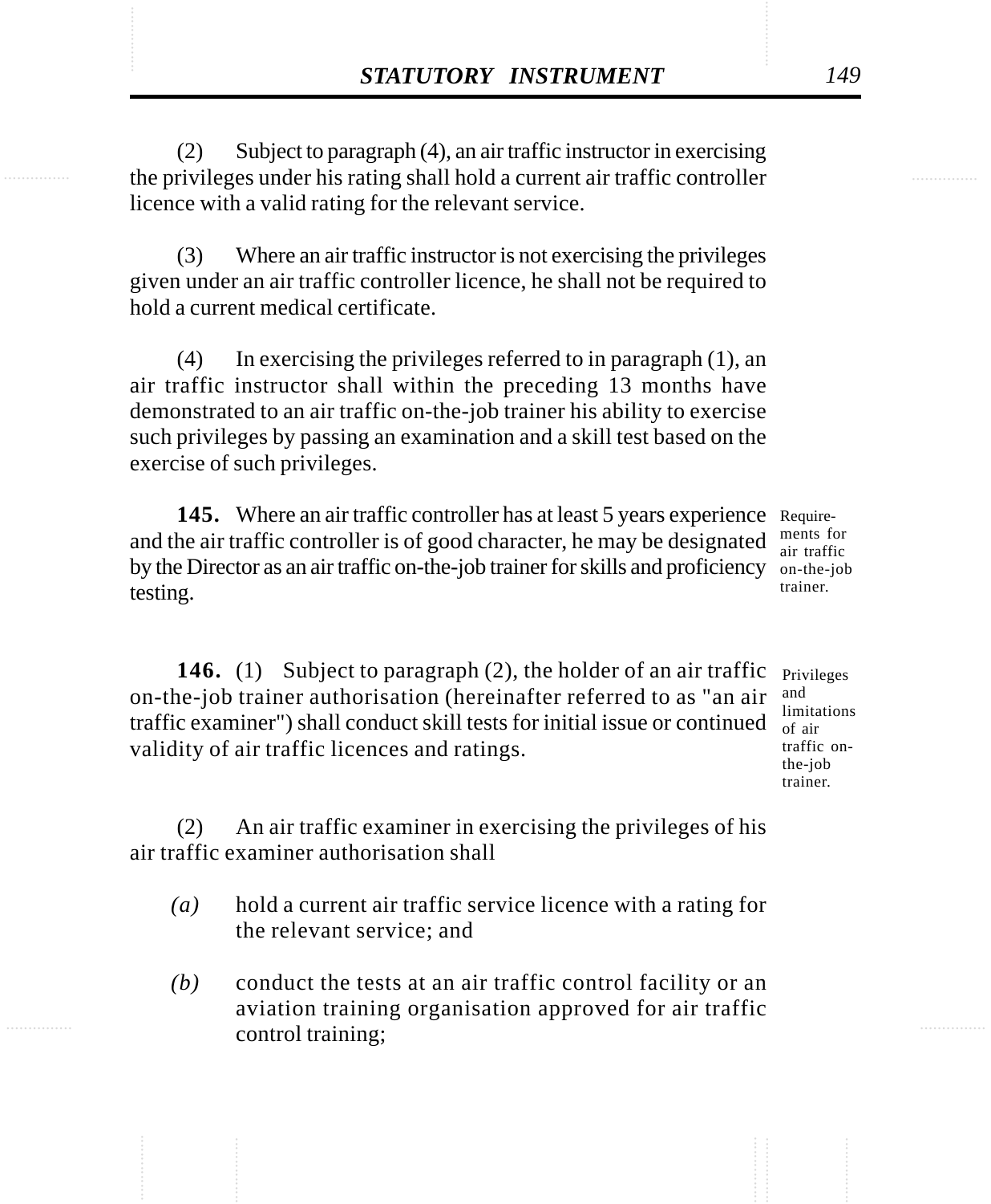(2) Subject to paragraph (4), an air traffic instructor in exercising the privileges under his rating shall hold a current air traffic controller licence with a valid rating for the relevant service.

(3) Where an air traffic instructor is not exercising the privileges given under an air traffic controller licence, he shall not be required to hold a current medical certificate.

(4) In exercising the privileges referred to in paragraph (1), an air traffic instructor shall within the preceding 13 months have demonstrated to an air traffic on-the-job trainer his ability to exercise such privileges by passing an examination and a skill test based on the exercise of such privileges.

Requirements for air traffic on-the-job trainer.

**145.** Where an air traffic controller has at least 5 years experience and the air traffic controller is of good character, he may be designated by the Director as an air traffic on-the-job trainer for skills and proficiency testing.

Privileges and limitations of air traffic on-the-job trainer.

**146.** (1) Subject to paragraph (2), the holder of an air traffic on-the-job trainer authorisation (hereinafter referred to as "an air traffic examiner") shall conduct skill tests for initial issue or continued validity of air traffic licences and ratings.

(2) An air traffic examiner in exercising the privileges of his air traffic examiner authorisation shall

*(a)* hold a current air traffic service licence with a rating for the relevant service; and

*(b)* conduct the tests at an air traffic control facility or an aviation training organisation approved for air traffic control training;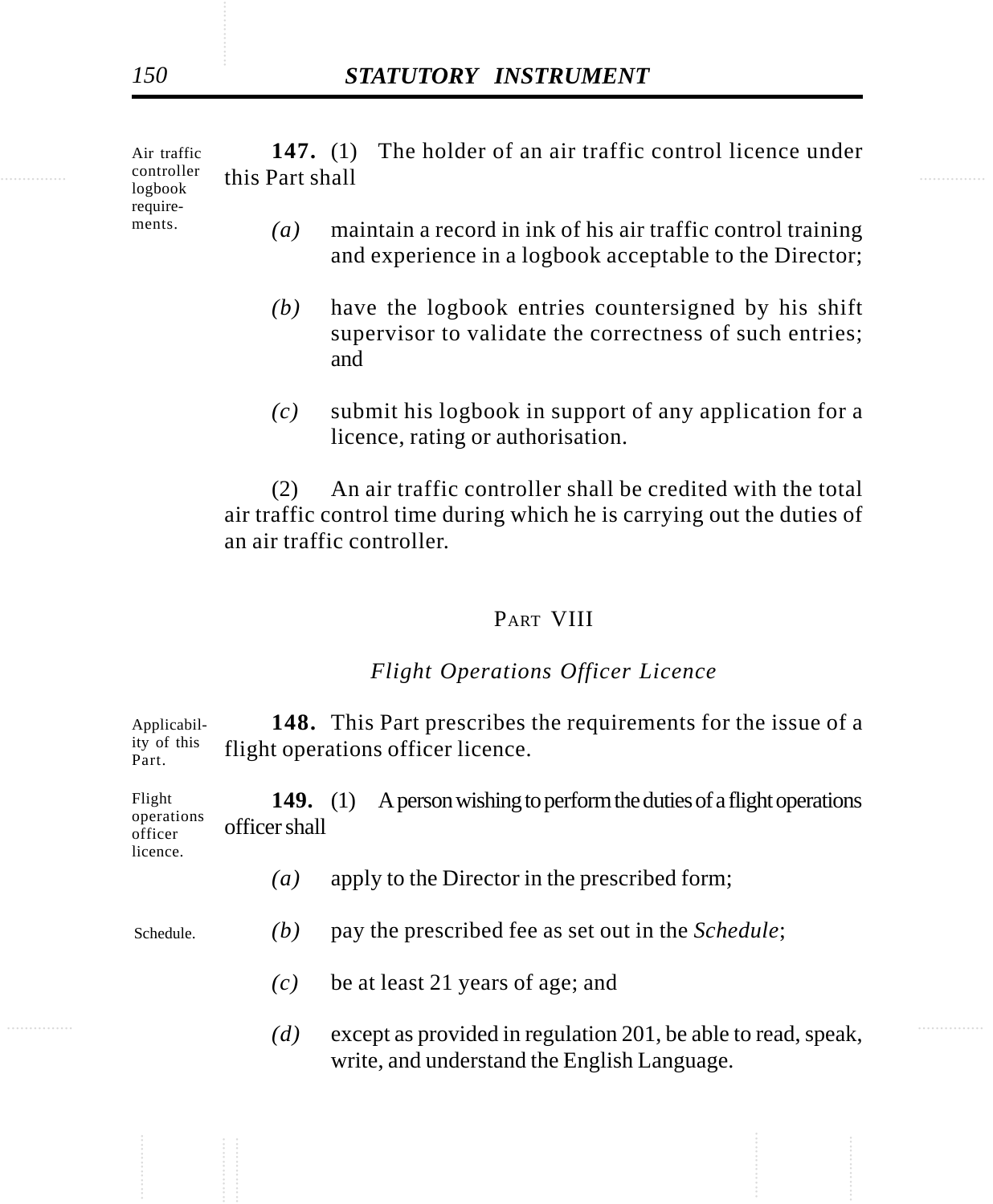Air traffic controller logbook requirements.

**147.** (1) The holder of an air traffic control licence under this Part shall

*(a)* maintain a record in ink of his air traffic control training and experience in a logbook acceptable to the Director;

*(b)* have the logbook entries countersigned by his shift supervisor to validate the correctness of such entries; and

*(c)* submit his logbook in support of any application for a licence, rating or authorisation.

(2) An air traffic controller shall be credited with the total air traffic control time during which he is carrying out the duties of an air traffic controller.

## PART VIII

### *Flight Operations Officer Licence*

Applicability of this Part.

**148.** This Part prescribes the requirements for the issue of a flight operations officer licence.

Flight operations officer licence.

**149.** (1) A person wishing to perform the duties of a flight operations officer shall

*(a)* apply to the Director in the prescribed form;

Schedule.

*(b)* pay the prescribed fee as set out in the *Schedule*;

*(c)* be at least 21 years of age; and

*(d)* except as provided in regulation 201, be able to read, speak, write, and understand the English Language.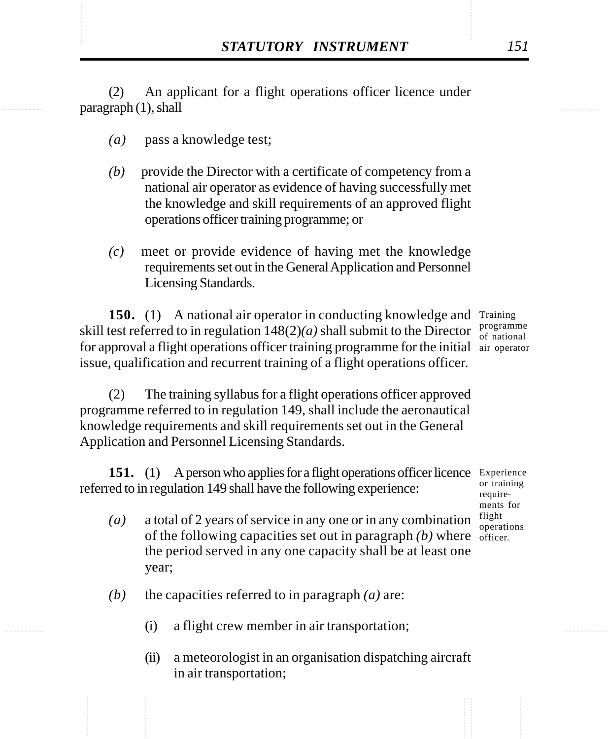(2) An applicant for a flight operations officer licence under paragraph (1), shall

*(a)* pass a knowledge test;

*(b)* provide the Director with a certificate of competency from a national air operator as evidence of having successfully met the knowledge and skill requirements of an approved flight operations officer training programme; or

*(c)* meet or provide evidence of having met the knowledge requirements set out in the General Application and Personnel Licensing Standards.

Training programme of national air operator

**150.** (1) A national air operator in conducting knowledge and skill test referred to in regulation 148(2)*(a)* shall submit to the Director for approval a flight operations officer training programme for the initial issue, qualification and recurrent training of a flight operations officer.

(2) The training syllabus for a flight operations officer approved programme referred to in regulation 149, shall include the aeronautical knowledge requirements and skill requirements set out in the General Application and Personnel Licensing Standards.

Experience or training requirements for flight operations officer.

**151.** (1) A person who applies for a flight operations officer licence referred to in regulation 149 shall have the following experience:

*(a)* a total of 2 years of service in any one or in any combination of the following capacities set out in paragraph *(b)* where the period served in any one capacity shall be at least one year;

*(b)* the capacities referred to in paragraph *(a)* are:

(i) a flight crew member in air transportation;

(ii) a meteorologist in an organisation dispatching aircraft in air transportation;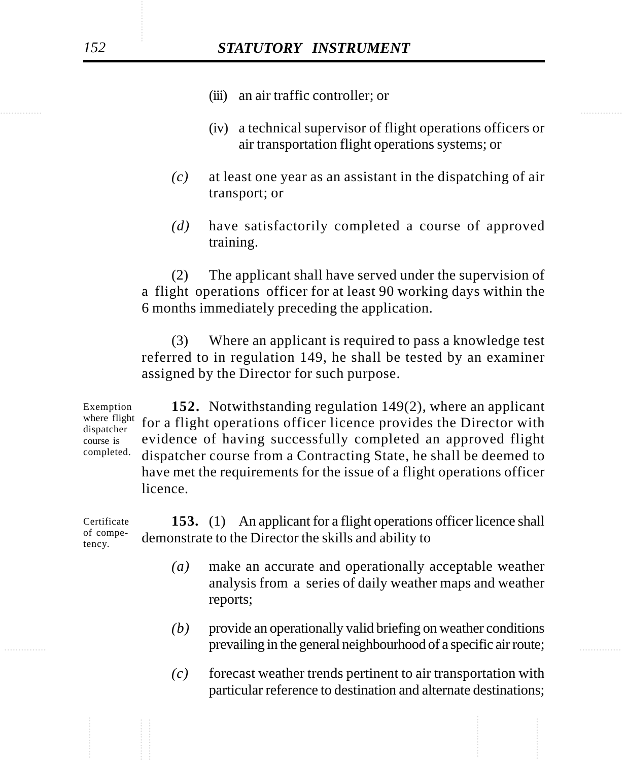(iii) an air traffic controller; or

(iv) a technical supervisor of flight operations officers or air transportation flight operations systems; or

*(c)* at least one year as an assistant in the dispatching of air transport; or

*(d)* have satisfactorily completed a course of approved training.

(2) The applicant shall have served under the supervision of a flight operations officer for at least 90 working days within the 6 months immediately preceding the application.

(3) Where an applicant is required to pass a knowledge test referred to in regulation 149, he shall be tested by an examiner assigned by the Director for such purpose.

Exemption where flight dispatcher course is completed.

**152.** Notwithstanding regulation 149(2), where an applicant for a flight operations officer licence provides the Director with evidence of having successfully completed an approved flight dispatcher course from a Contracting State, he shall be deemed to have met the requirements for the issue of a flight operations officer licence.

Certificate of competency.

**153.** (1) An applicant for a flight operations officer licence shall demonstrate to the Director the skills and ability to

*(a)* make an accurate and operationally acceptable weather analysis from a series of daily weather maps and weather reports;

*(b)* provide an operationally valid briefing on weather conditions prevailing in the general neighbourhood of a specific air route;

*(c)* forecast weather trends pertinent to air transportation with particular reference to destination and alternate destinations;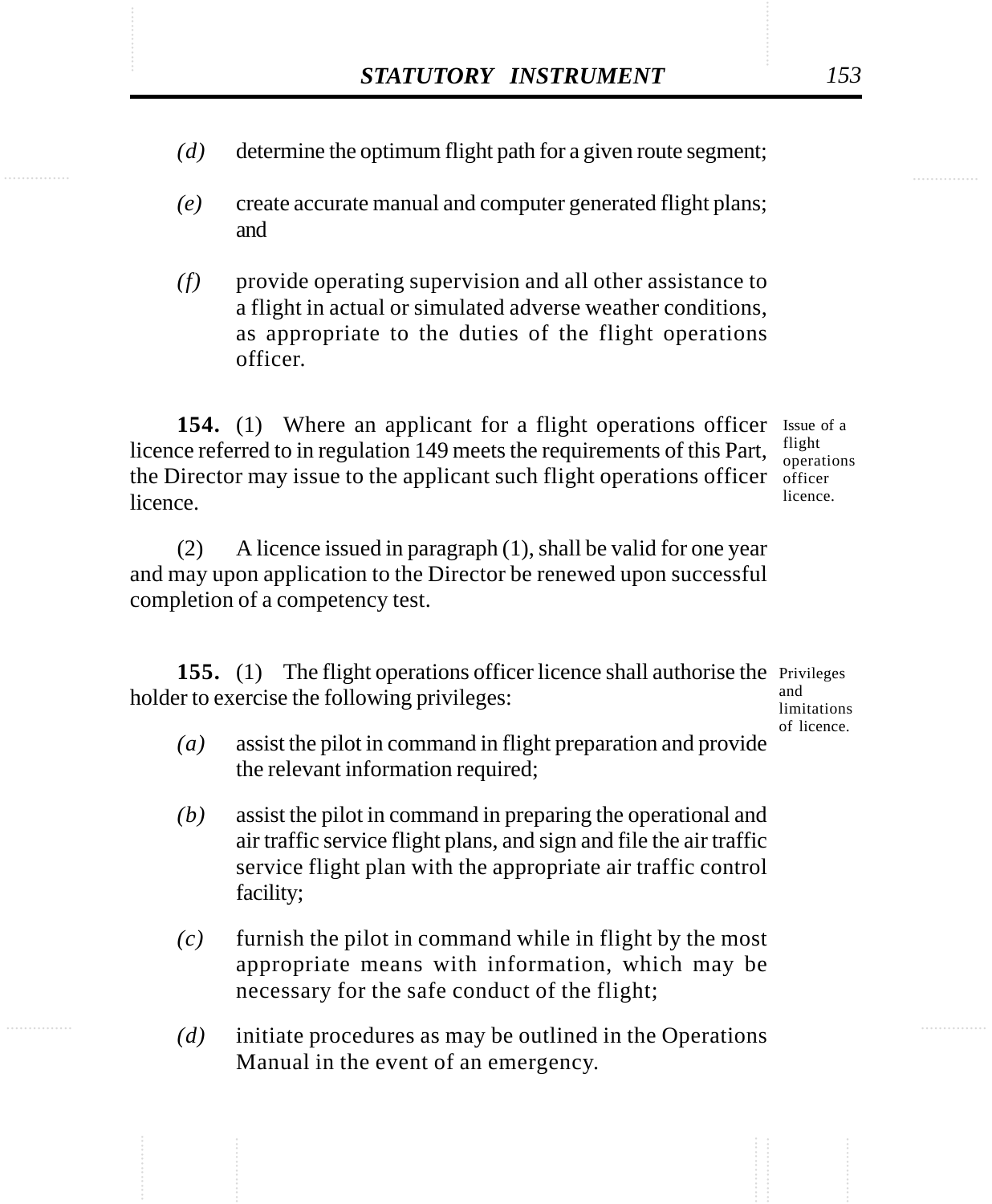*(d)* determine the optimum flight path for a given route segment;

*(e)* create accurate manual and computer generated flight plans; and

*(f)* provide operating supervision and all other assistance to a flight in actual or simulated adverse weather conditions, as appropriate to the duties of the flight operations officer.

Issue of a flight operations officer licence.

**154.** (1) Where an applicant for a flight operations officer licence referred to in regulation 149 meets the requirements of this Part, the Director may issue to the applicant such flight operations officer licence.

(2) A licence issued in paragraph (1), shall be valid for one year and may upon application to the Director be renewed upon successful completion of a competency test.

Privileges and limitations of licence.

**155.** (1) The flight operations officer licence shall authorise the holder to exercise the following privileges:

*(a)* assist the pilot in command in flight preparation and provide the relevant information required;

*(b)* assist the pilot in command in preparing the operational and air traffic service flight plans, and sign and file the air traffic service flight plan with the appropriate air traffic control facility;

*(c)* furnish the pilot in command while in flight by the most appropriate means with information, which may be necessary for the safe conduct of the flight;

*(d)* initiate procedures as may be outlined in the Operations Manual in the event of an emergency.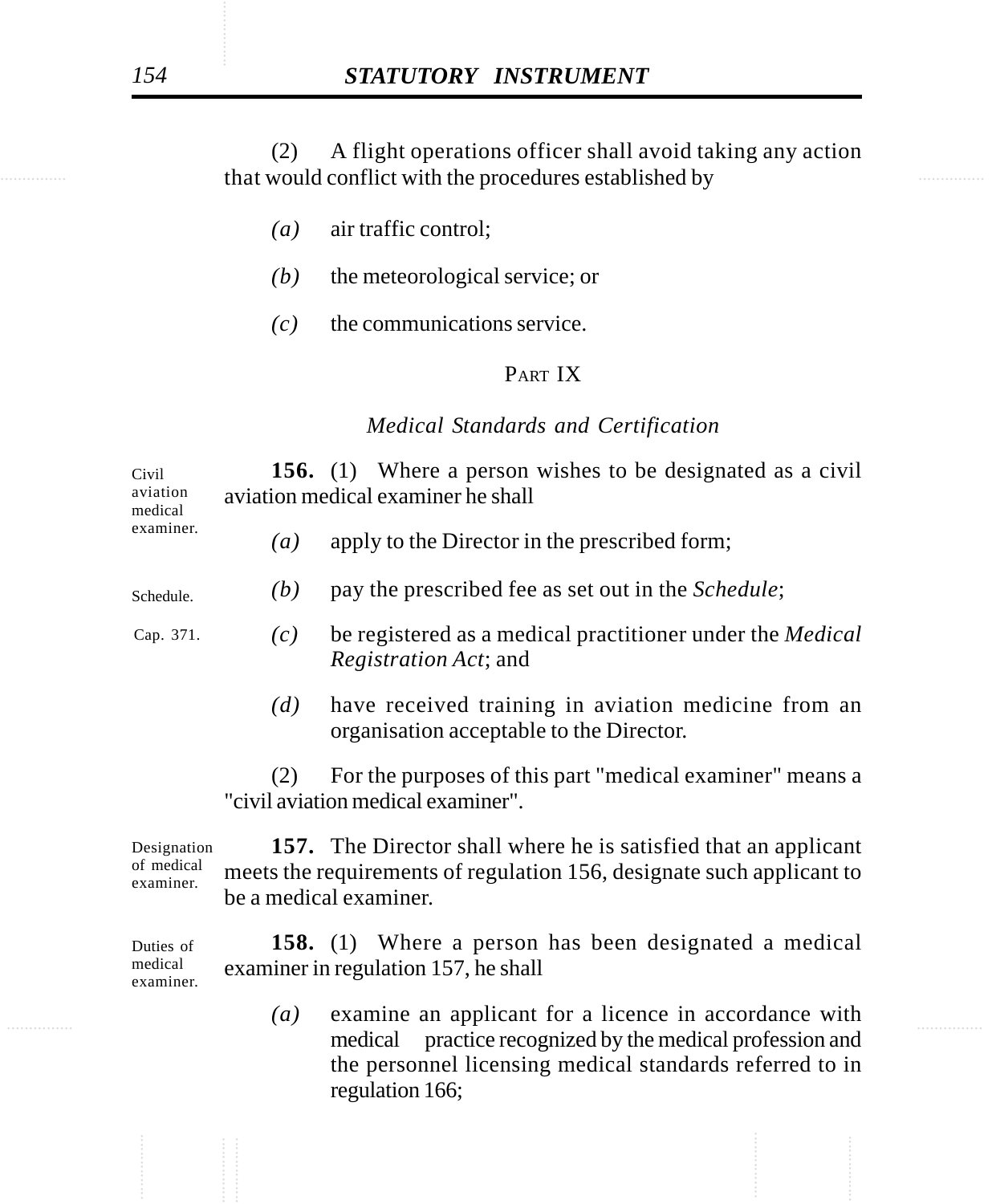(2) A flight operations officer shall avoid taking any action that would conflict with the procedures established by

*(a)* air traffic control;

*(b)* the meteorological service; or

*(c)* the communications service.

## PART IX

### *Medical Standards and Certification*

Civil aviation medical examiner.

**156.** (1) Where a person wishes to be designated as a civil aviation medical examiner he shall

*(a)* apply to the Director in the prescribed form;

Schedule.

*(b)* pay the prescribed fee as set out in the *Schedule*;

Cap. 371.

*(c)* be registered as a medical practitioner under the *Medical Registration Act*; and

*(d)* have received training in aviation medicine from an organisation acceptable to the Director.

(2) For the purposes of this part "medical examiner" means a "civil aviation medical examiner".

Designation of medical examiner.

**157.** The Director shall where he is satisfied that an applicant meets the requirements of regulation 156, designate such applicant to be a medical examiner.

Duties of medical examiner.

**158.** (1) Where a person has been designated a medical examiner in regulation 157, he shall

*(a)* examine an applicant for a licence in accordance with medical practice recognized by the medical profession and the personnel licensing medical standards referred to in regulation 166;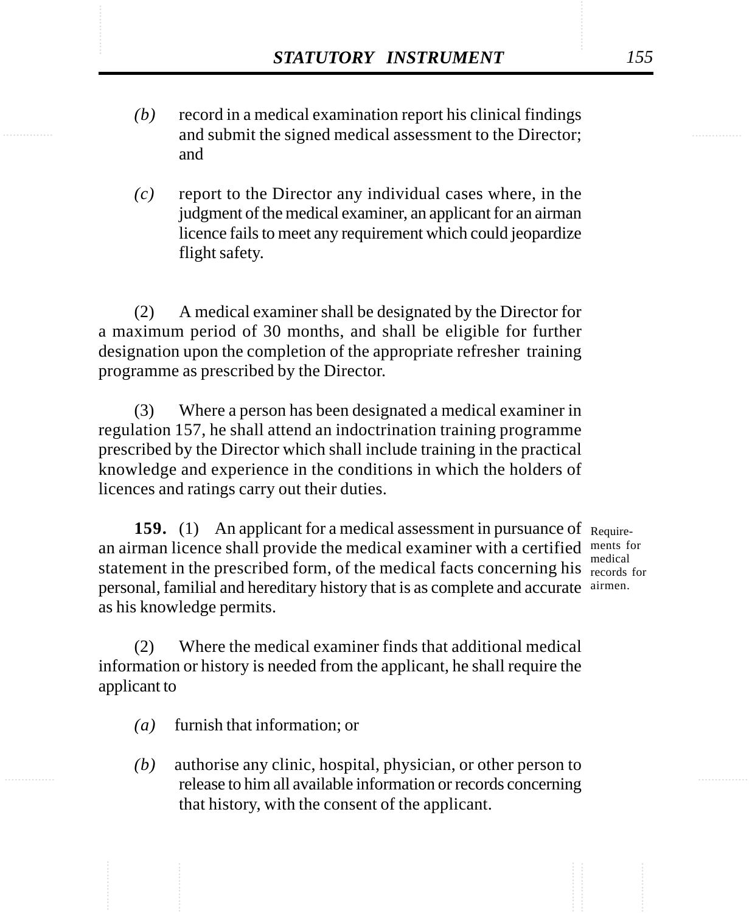(b) record in a medical examination report his clinical findings and submit the signed medical assessment to the Director; and

(c) report to the Director any individual cases where, in the judgment of the medical examiner, an applicant for an airman licence fails to meet any requirement which could jeopardize flight safety.

(2) A medical examiner shall be designated by the Director for a maximum period of 30 months, and shall be eligible for further designation upon the completion of the appropriate refresher training programme as prescribed by the Director.

(3) Where a person has been designated a medical examiner in regulation 157, he shall attend an indoctrination training programme prescribed by the Director which shall include training in the practical knowledge and experience in the conditions in which the holders of licences and ratings carry out their duties.

Requirements for medical records for airmen.

**159.** (1) An applicant for a medical assessment in pursuance of an airman licence shall provide the medical examiner with a certified statement in the prescribed form, of the medical facts concerning his personal, familial and hereditary history that is as complete and accurate as his knowledge permits.

(2) Where the medical examiner finds that additional medical information or history is needed from the applicant, he shall require the applicant to

(a) furnish that information; or

(b) authorise any clinic, hospital, physician, or other person to release to him all available information or records concerning that history, with the consent of the applicant.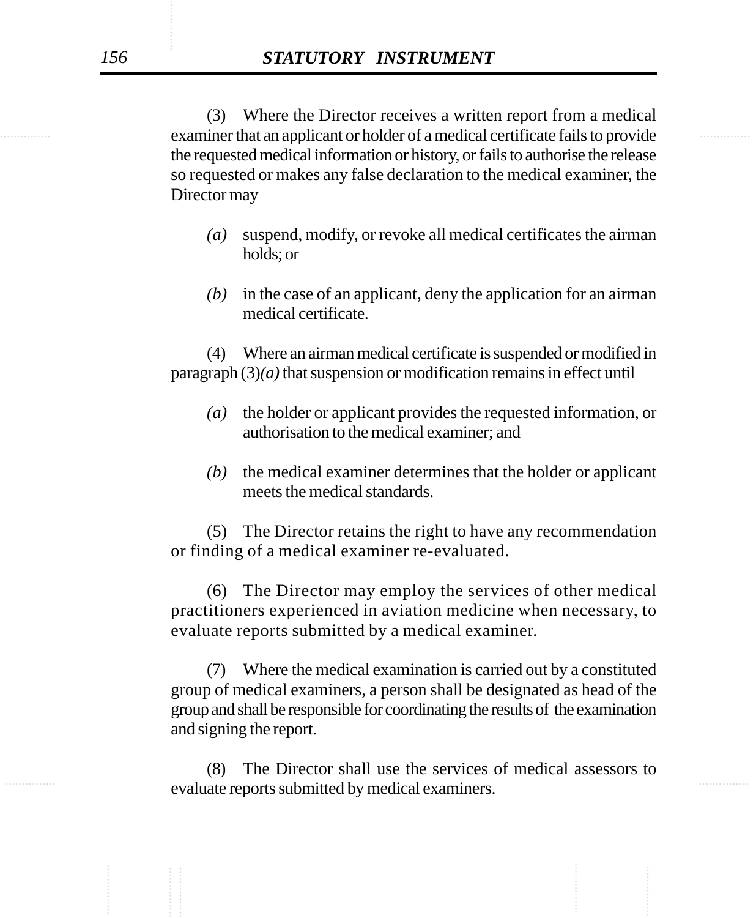(3) Where the Director receives a written report from a medical examiner that an applicant or holder of a medical certificate fails to provide the requested medical information or history, or fails to authorise the release so requested or makes any false declaration to the medical examiner, the Director may

*(a)* suspend, modify, or revoke all medical certificates the airman holds; or

*(b)* in the case of an applicant, deny the application for an airman medical certificate.

(4) Where an airman medical certificate is suspended or modified in paragraph (3)*(a)* that suspension or modification remains in effect until

*(a)* the holder or applicant provides the requested information, or authorisation to the medical examiner; and

*(b)* the medical examiner determines that the holder or applicant meets the medical standards.

(5) The Director retains the right to have any recommendation or finding of a medical examiner re-evaluated.

(6) The Director may employ the services of other medical practitioners experienced in aviation medicine when necessary, to evaluate reports submitted by a medical examiner.

(7) Where the medical examination is carried out by a constituted group of medical examiners, a person shall be designated as head of the group and shall be responsible for coordinating the results of the examination and signing the report.

(8) The Director shall use the services of medical assessors to evaluate reports submitted by medical examiners.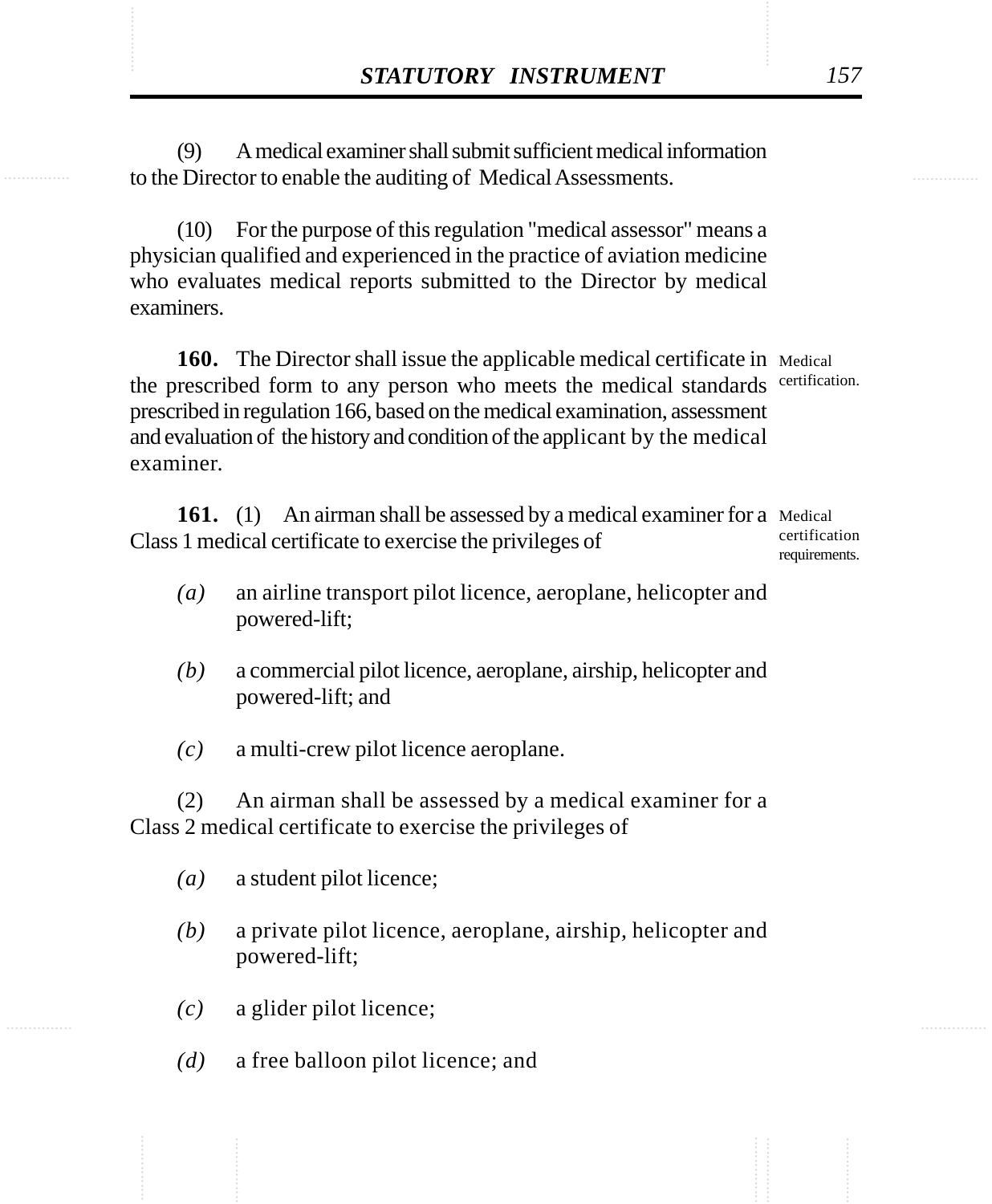(9) A medical examiner shall submit sufficient medical information to the Director to enable the auditing of Medical Assessments.

(10) For the purpose of this regulation "medical assessor" means a physician qualified and experienced in the practice of aviation medicine who evaluates medical reports submitted to the Director by medical examiners.

Medical certification.

**160.** The Director shall issue the applicable medical certificate in the prescribed form to any person who meets the medical standards prescribed in regulation 166, based on the medical examination, assessment and evaluation of the history and condition of the applicant by the medical examiner.

Medical certification requirements.

**161.** (1) An airman shall be assessed by a medical examiner for a Class 1 medical certificate to exercise the privileges of

*(a)* an airline transport pilot licence, aeroplane, helicopter and powered-lift;

*(b)* a commercial pilot licence, aeroplane, airship, helicopter and powered-lift; and

*(c)* a multi-crew pilot licence aeroplane.

(2) An airman shall be assessed by a medical examiner for a Class 2 medical certificate to exercise the privileges of

*(a)* a student pilot licence;

*(b)* a private pilot licence, aeroplane, airship, helicopter and powered-lift;

*(c)* a glider pilot licence;

*(d)* a free balloon pilot licence; and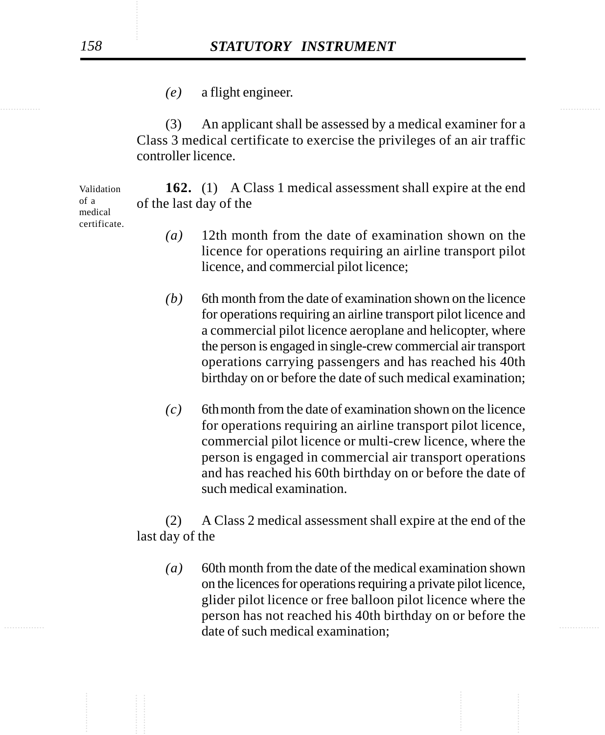*(e)* a flight engineer.

(3) An applicant shall be assessed by a medical examiner for a Class 3 medical certificate to exercise the privileges of an air traffic controller licence.

Validation of a medical certificate.

**162.** (1) A Class 1 medical assessment shall expire at the end of the last day of the

*(a)* 12th month from the date of examination shown on the licence for operations requiring an airline transport pilot licence, and commercial pilot licence;

*(b)* 6th month from the date of examination shown on the licence for operations requiring an airline transport pilot licence and a commercial pilot licence aeroplane and helicopter, where the person is engaged in single-crew commercial air transport operations carrying passengers and has reached his 40th birthday on or before the date of such medical examination;

*(c)* 6th month from the date of examination shown on the licence for operations requiring an airline transport pilot licence, commercial pilot licence or multi-crew licence, where the person is engaged in commercial air transport operations and has reached his 60th birthday on or before the date of such medical examination.

(2) A Class 2 medical assessment shall expire at the end of the last day of the

*(a)* 60th month from the date of the medical examination shown on the licences for operations requiring a private pilot licence, glider pilot licence or free balloon pilot licence where the person has not reached his 40th birthday on or before the date of such medical examination;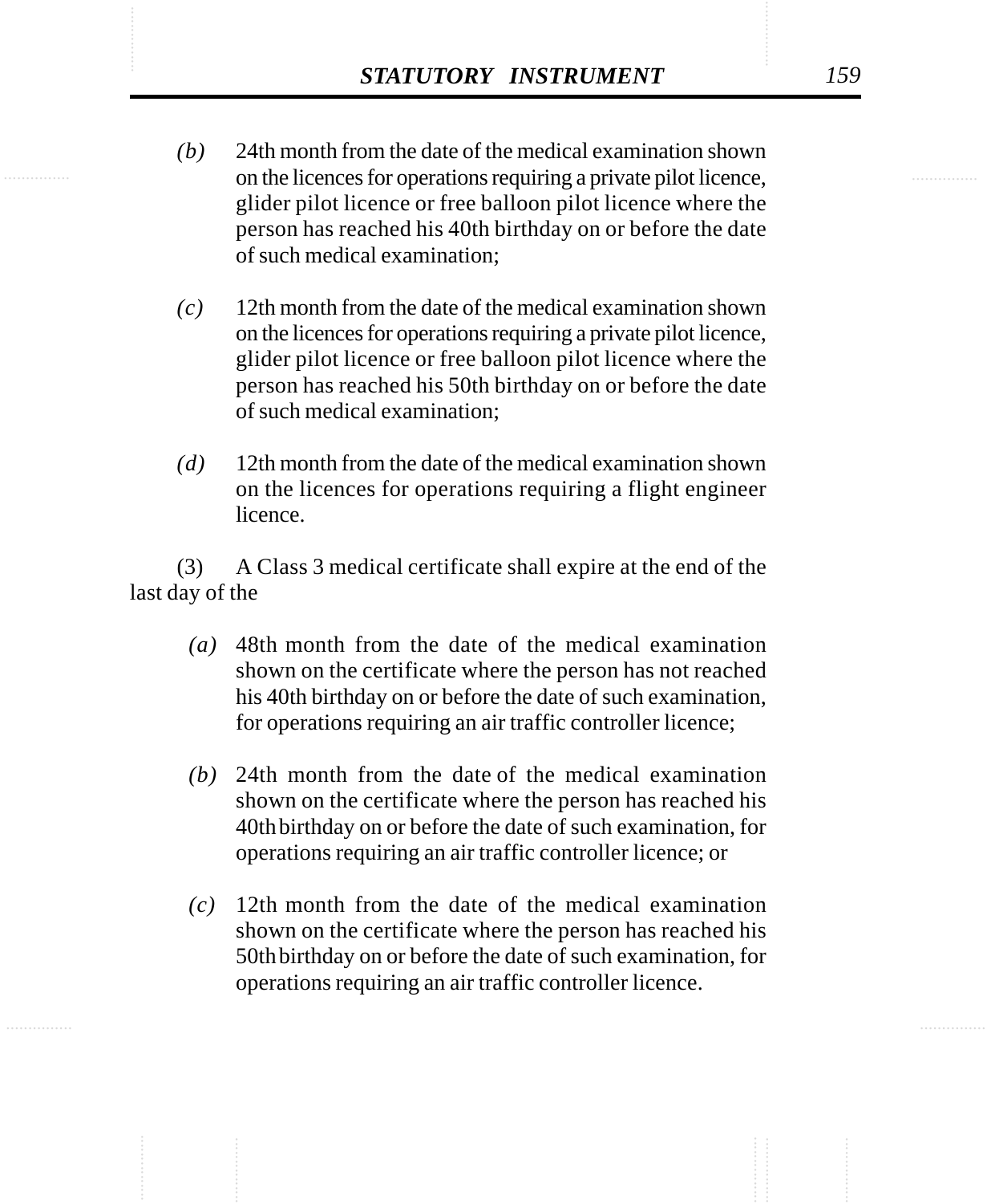*(b)* 24th month from the date of the medical examination shown on the licences for operations requiring a private pilot licence, glider pilot licence or free balloon pilot licence where the person has reached his 40th birthday on or before the date of such medical examination;

*(c)* 12th month from the date of the medical examination shown on the licences for operations requiring a private pilot licence, glider pilot licence or free balloon pilot licence where the person has reached his 50th birthday on or before the date of such medical examination;

*(d)* 12th month from the date of the medical examination shown on the licences for operations requiring a flight engineer licence.

(3) A Class 3 medical certificate shall expire at the end of the last day of the

*(a)* 48th month from the date of the medical examination shown on the certificate where the person has not reached his 40th birthday on or before the date of such examination, for operations requiring an air traffic controller licence;

*(b)* 24th month from the date of the medical examination shown on the certificate where the person has reached his 40th birthday on or before the date of such examination, for operations requiring an air traffic controller licence; or

*(c)* 12th month from the date of the medical examination shown on the certificate where the person has reached his 50th birthday on or before the date of such examination, for operations requiring an air traffic controller licence.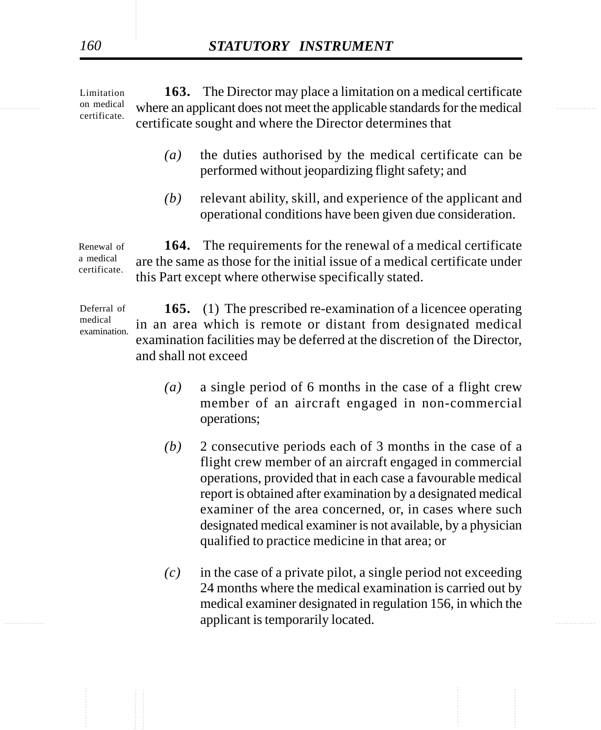Limitation on medical certificate.

**163.** The Director may place a limitation on a medical certificate where an applicant does not meet the applicable standards for the medical certificate sought and where the Director determines that

*(a)* the duties authorised by the medical certificate can be performed without jeopardizing flight safety; and

*(b)* relevant ability, skill, and experience of the applicant and operational conditions have been given due consideration.

Renewal of a medical certificate.

**164.** The requirements for the renewal of a medical certificate are the same as those for the initial issue of a medical certificate under this Part except where otherwise specifically stated.

Deferral of medical examination.

**165.** (1) The prescribed re-examination of a licencee operating in an area which is remote or distant from designated medical examination facilities may be deferred at the discretion of the Director, and shall not exceed

*(a)* a single period of 6 months in the case of a flight crew member of an aircraft engaged in non-commercial operations;

*(b)* 2 consecutive periods each of 3 months in the case of a flight crew member of an aircraft engaged in commercial operations, provided that in each case a favourable medical report is obtained after examination by a designated medical examiner of the area concerned, or, in cases where such designated medical examiner is not available, by a physician qualified to practice medicine in that area; or

*(c)* in the case of a private pilot, a single period not exceeding 24 months where the medical examination is carried out by medical examiner designated in regulation 156, in which the applicant is temporarily located.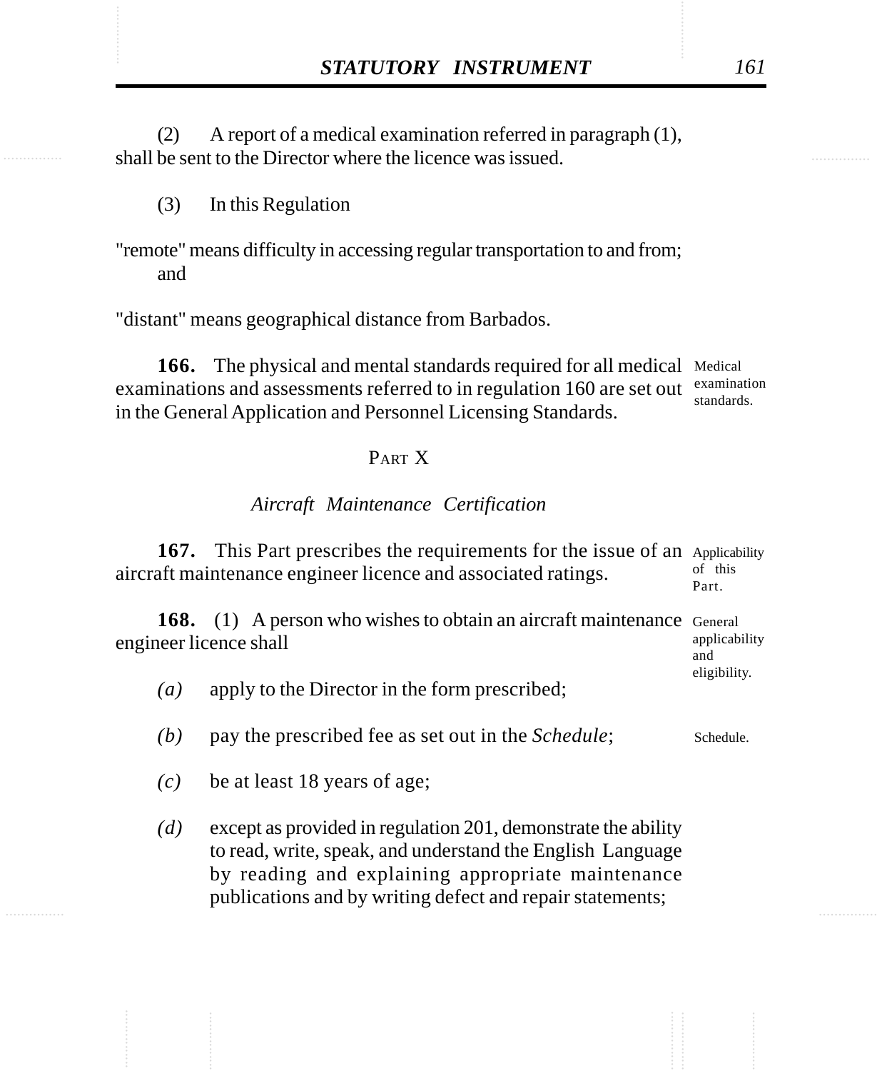(2) A report of a medical examination referred in paragraph (1), shall be sent to the Director where the licence was issued.

(3) In this Regulation

"remote" means difficulty in accessing regular transportation to and from; and

"distant" means geographical distance from Barbados.

Medical examination standards.

**166.** The physical and mental standards required for all medical examinations and assessments referred to in regulation 160 are set out in the General Application and Personnel Licensing Standards.

PART X

*Aircraft Maintenance Certification*

Applicability of this Part.

**167.** This Part prescribes the requirements for the issue of an aircraft maintenance engineer licence and associated ratings.

General applicability and eligibility.

**168.** (1) A person who wishes to obtain an aircraft maintenance engineer licence shall

*(a)* apply to the Director in the form prescribed;

*(b)* pay the prescribed fee as set out in the *Schedule*; (Schedule.)

*(c)* be at least 18 years of age;

*(d)* except as provided in regulation 201, demonstrate the ability to read, write, speak, and understand the English Language by reading and explaining appropriate maintenance publications and by writing defect and repair statements;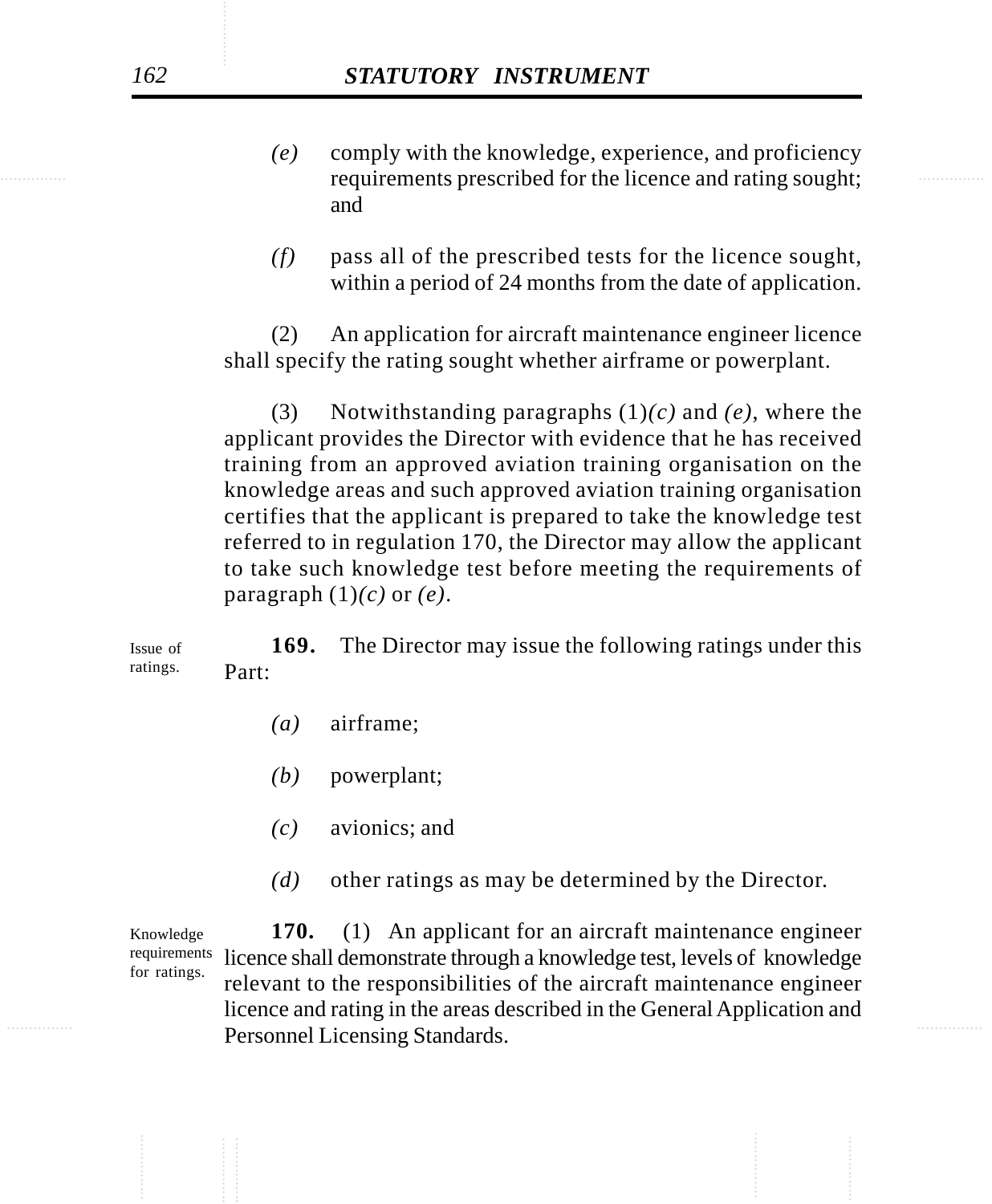*(e)* comply with the knowledge, experience, and proficiency requirements prescribed for the licence and rating sought; and

*(f)* pass all of the prescribed tests for the licence sought, within a period of 24 months from the date of application.

(2) An application for aircraft maintenance engineer licence shall specify the rating sought whether airframe or powerplant.

(3) Notwithstanding paragraphs (1)*(c)* and *(e)*, where the applicant provides the Director with evidence that he has received training from an approved aviation training organisation on the knowledge areas and such approved aviation training organisation certifies that the applicant is prepared to take the knowledge test referred to in regulation 170, the Director may allow the applicant to take such knowledge test before meeting the requirements of paragraph (1)*(c)* or *(e)*.

Issue of ratings.

**169.** The Director may issue the following ratings under this Part:

*(a)* airframe;

*(b)* powerplant;

*(c)* avionics; and

*(d)* other ratings as may be determined by the Director.

Knowledge requirements for ratings.

**170.** (1) An applicant for an aircraft maintenance engineer licence shall demonstrate through a knowledge test, levels of knowledge relevant to the responsibilities of the aircraft maintenance engineer licence and rating in the areas described in the General Application and Personnel Licensing Standards.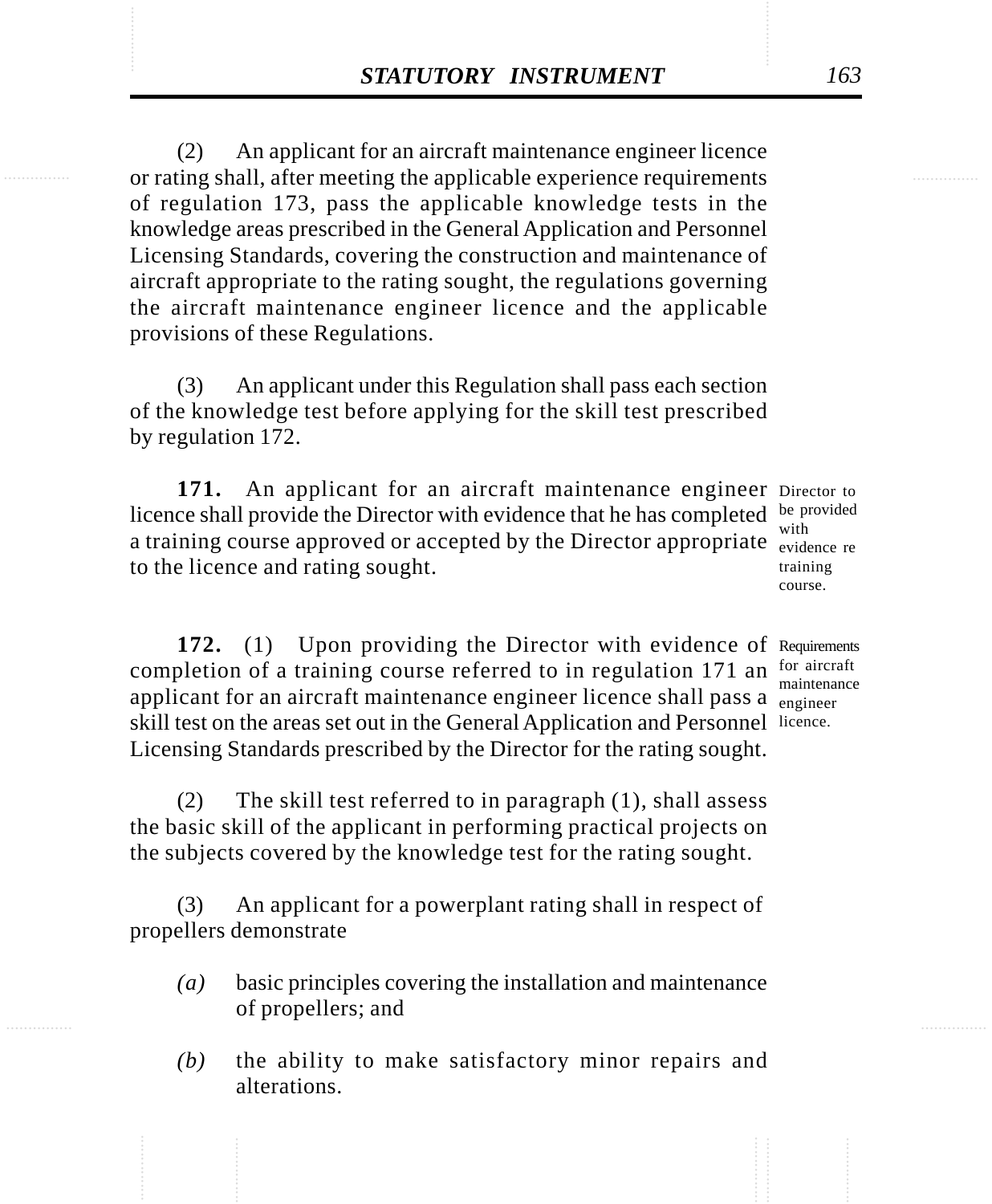(2) An applicant for an aircraft maintenance engineer licence or rating shall, after meeting the applicable experience requirements of regulation 173, pass the applicable knowledge tests in the knowledge areas prescribed in the General Application and Personnel Licensing Standards, covering the construction and maintenance of aircraft appropriate to the rating sought, the regulations governing the aircraft maintenance engineer licence and the applicable provisions of these Regulations.

(3) An applicant under this Regulation shall pass each section of the knowledge test before applying for the skill test prescribed by regulation 172.

*Director to be provided with evidence re training course.*

**171.** An applicant for an aircraft maintenance engineer licence shall provide the Director with evidence that he has completed a training course approved or accepted by the Director appropriate to the licence and rating sought.

*Requirements for aircraft maintenance engineer licence.*

**172.** (1) Upon providing the Director with evidence of completion of a training course referred to in regulation 171 an applicant for an aircraft maintenance engineer licence shall pass a skill test on the areas set out in the General Application and Personnel Licensing Standards prescribed by the Director for the rating sought.

(2) The skill test referred to in paragraph (1), shall assess the basic skill of the applicant in performing practical projects on the subjects covered by the knowledge test for the rating sought.

(3) An applicant for a powerplant rating shall in respect of propellers demonstrate

*(a)* basic principles covering the installation and maintenance of propellers; and

*(b)* the ability to make satisfactory minor repairs and alterations.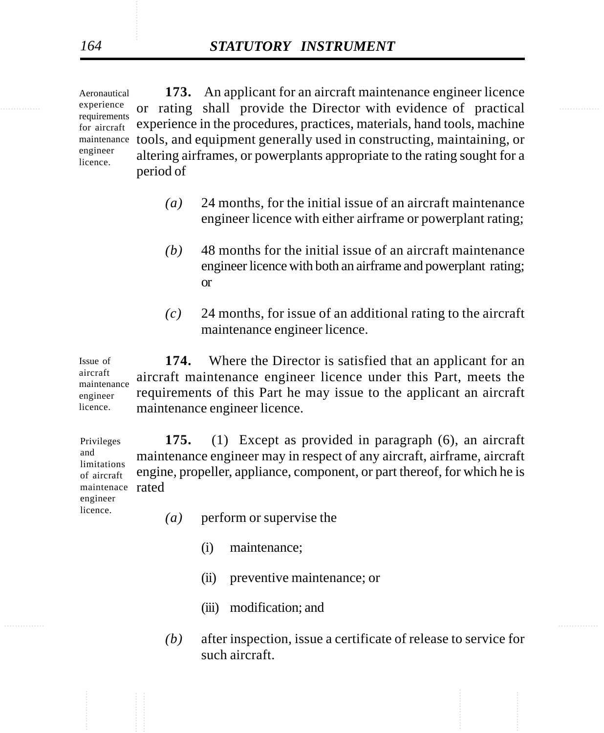Aeronautical experience requirements for aircraft maintenance engineer licence.

**173.** An applicant for an aircraft maintenance engineer licence or rating shall provide the Director with evidence of practical experience in the procedures, practices, materials, hand tools, machine tools, and equipment generally used in constructing, maintaining, or altering airframes, or powerplants appropriate to the rating sought for a period of

*(a)* 24 months, for the initial issue of an aircraft maintenance engineer licence with either airframe or powerplant rating;

*(b)* 48 months for the initial issue of an aircraft maintenance engineer licence with both an airframe and powerplant rating; or

*(c)* 24 months, for issue of an additional rating to the aircraft maintenance engineer licence.

Issue of aircraft maintenance engineer licence.

**174.** Where the Director is satisfied that an applicant for an aircraft maintenance engineer licence under this Part, meets the requirements of this Part he may issue to the applicant an aircraft maintenance engineer licence.

Privileges and limitations of aircraft maintenace engineer licence.

**175.** (1) Except as provided in paragraph (6), an aircraft maintenance engineer may in respect of any aircraft, airframe, aircraft engine, propeller, appliance, component, or part thereof, for which he is rated

*(a)* perform or supervise the

(i) maintenance;

(ii) preventive maintenance; or

(iii) modification; and

*(b)* after inspection, issue a certificate of release to service for such aircraft.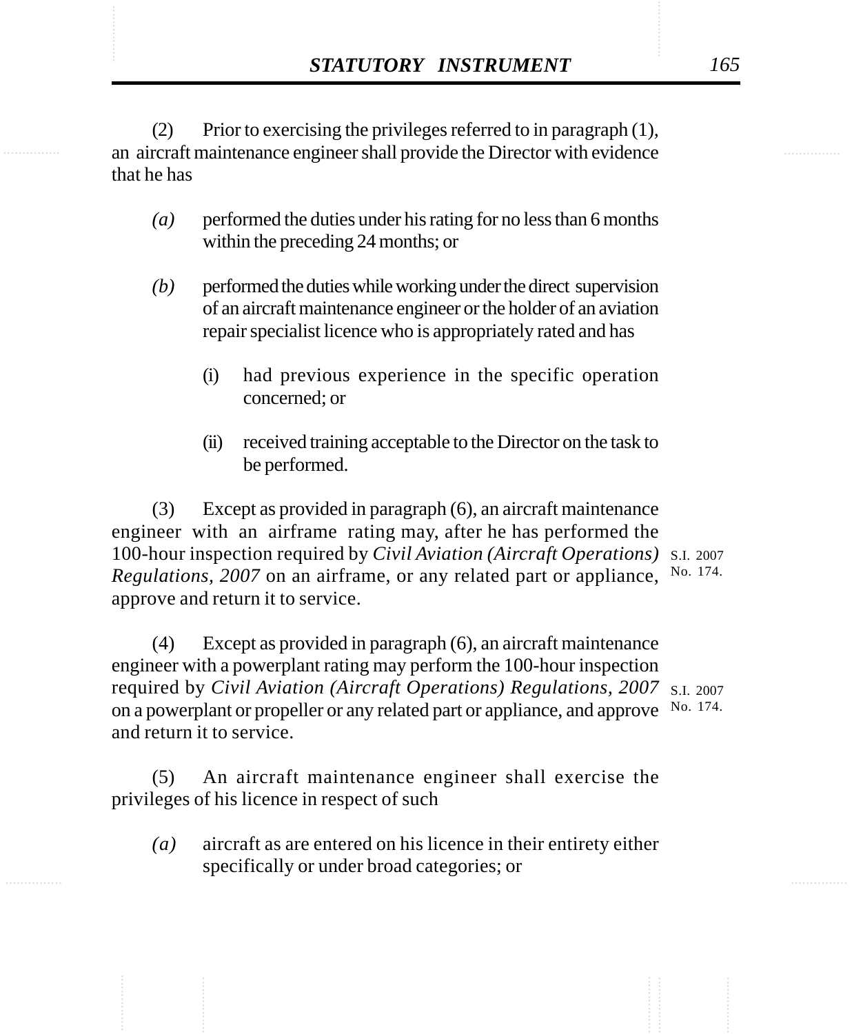(2) Prior to exercising the privileges referred to in paragraph (1), an aircraft maintenance engineer shall provide the Director with evidence that he has

*(a)* performed the duties under his rating for no less than 6 months within the preceding 24 months; or

*(b)* performed the duties while working under the direct supervision of an aircraft maintenance engineer or the holder of an aviation repair specialist licence who is appropriately rated and has

(i) had previous experience in the specific operation concerned; or

(ii) received training acceptable to the Director on the task to be performed.

(3) Except as provided in paragraph (6), an aircraft maintenance engineer with an airframe rating may, after he has performed the 100-hour inspection required by *Civil Aviation (Aircraft Operations) Regulations, 2007* on an airframe, or any related part or appliance, approve and return it to service.

S.I. 2007 No. 174.

(4) Except as provided in paragraph (6), an aircraft maintenance engineer with a powerplant rating may perform the 100-hour inspection required by *Civil Aviation (Aircraft Operations) Regulations, 2007* on a powerplant or propeller or any related part or appliance, and approve and return it to service.

S.I. 2007 No. 174.

(5) An aircraft maintenance engineer shall exercise the privileges of his licence in respect of such

*(a)* aircraft as are entered on his licence in their entirety either specifically or under broad categories; or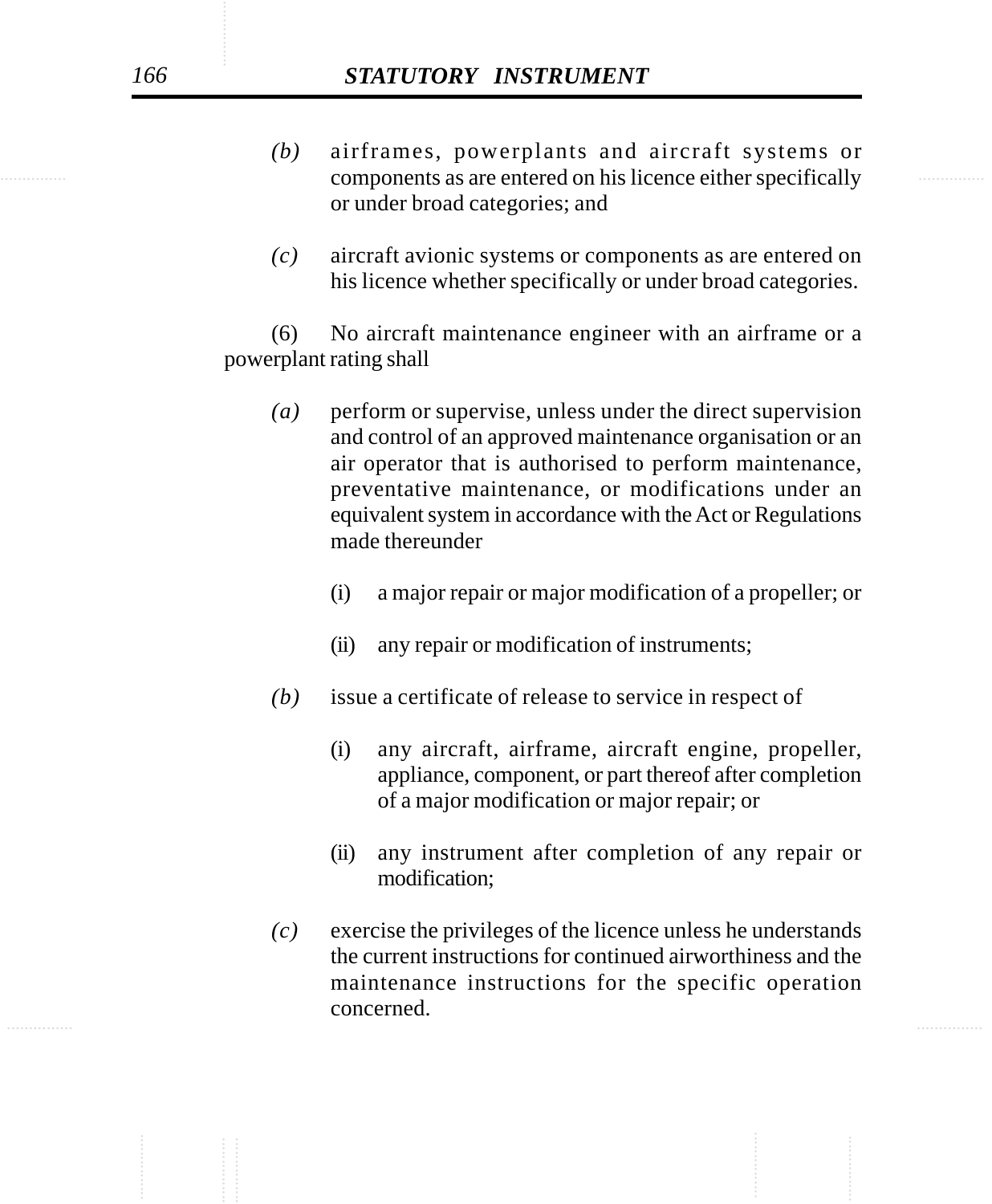*(b)* airframes, powerplants and aircraft systems or components as are entered on his licence either specifically or under broad categories; and

*(c)* aircraft avionic systems or components as are entered on his licence whether specifically or under broad categories.

(6) No aircraft maintenance engineer with an airframe or a powerplant rating shall

*(a)* perform or supervise, unless under the direct supervision and control of an approved maintenance organisation or an air operator that is authorised to perform maintenance, preventative maintenance, or modifications under an equivalent system in accordance with the Act or Regulations made thereunder

(i) a major repair or major modification of a propeller; or

(ii) any repair or modification of instruments;

*(b)* issue a certificate of release to service in respect of

(i) any aircraft, airframe, aircraft engine, propeller, appliance, component, or part thereof after completion of a major modification or major repair; or

(ii) any instrument after completion of any repair or modification;

*(c)* exercise the privileges of the licence unless he understands the current instructions for continued airworthiness and the maintenance instructions for the specific operation concerned.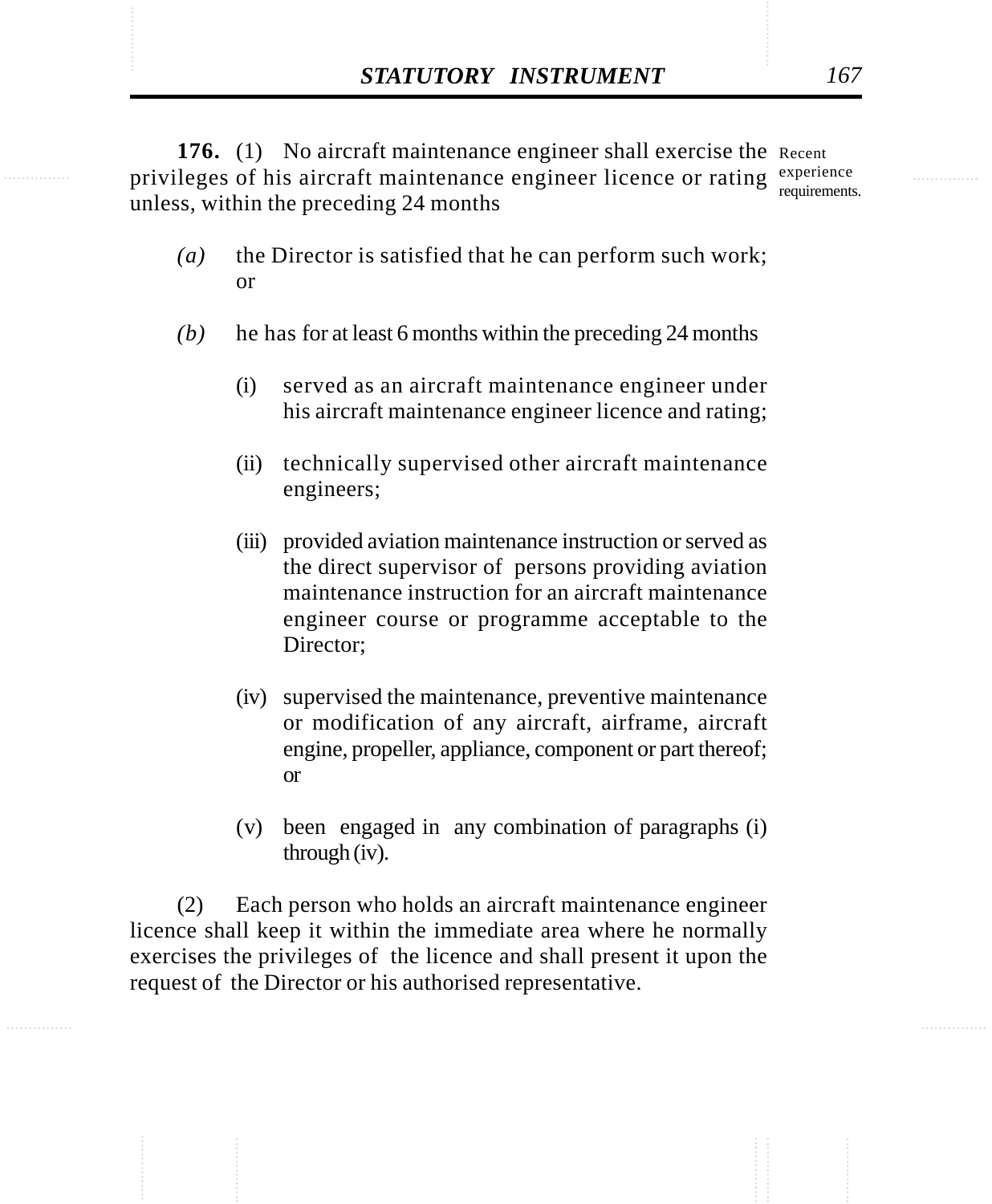**176.** (1) No aircraft maintenance engineer shall exercise the privileges of his aircraft maintenance engineer licence or rating unless, within the preceding 24 months

Recent experience requirements.

*(a)* the Director is satisfied that he can perform such work; or

*(b)* he has for at least 6 months within the preceding 24 months

(i) served as an aircraft maintenance engineer under his aircraft maintenance engineer licence and rating;

(ii) technically supervised other aircraft maintenance engineers;

(iii) provided aviation maintenance instruction or served as the direct supervisor of persons providing aviation maintenance instruction for an aircraft maintenance engineer course or programme acceptable to the Director;

(iv) supervised the maintenance, preventive maintenance or modification of any aircraft, airframe, aircraft engine, propeller, appliance, component or part thereof; or

(v) been engaged in any combination of paragraphs (i) through (iv).

(2) Each person who holds an aircraft maintenance engineer licence shall keep it within the immediate area where he normally exercises the privileges of the licence and shall present it upon the request of the Director or his authorised representative.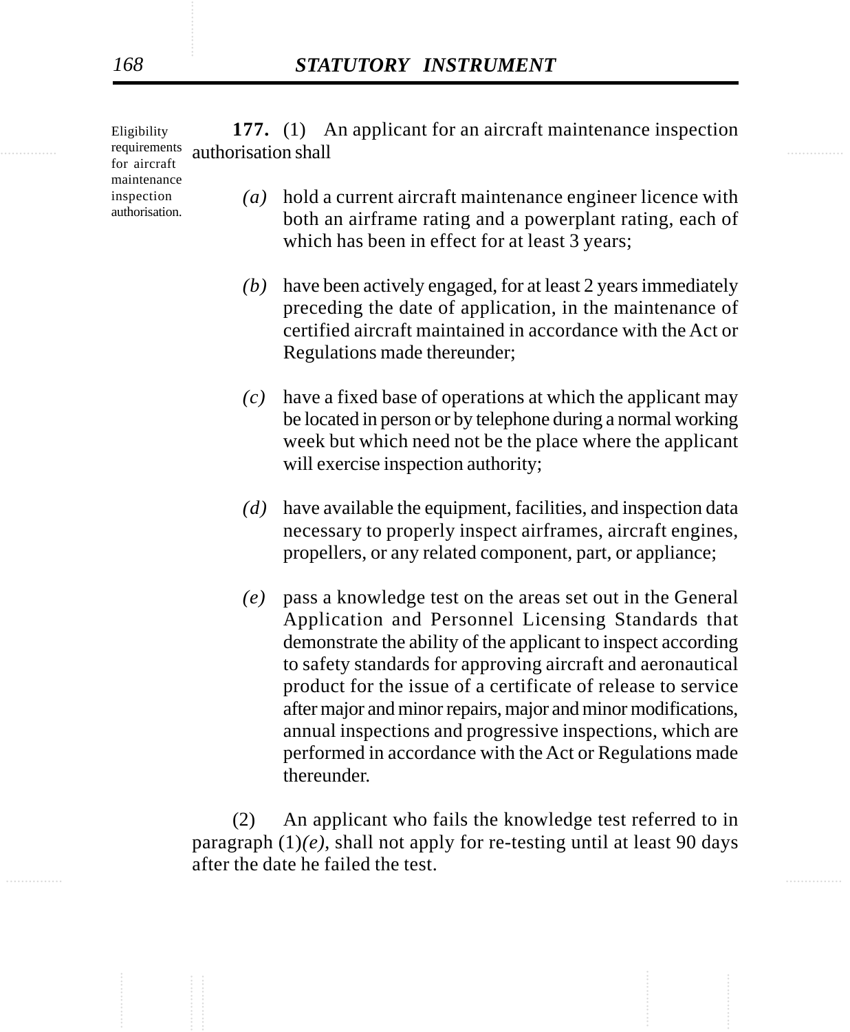Eligibility requirements for aircraft maintenance inspection authorisation.

**177.** (1) An applicant for an aircraft maintenance inspection authorisation shall

*(a)* hold a current aircraft maintenance engineer licence with both an airframe rating and a powerplant rating, each of which has been in effect for at least 3 years;

*(b)* have been actively engaged, for at least 2 years immediately preceding the date of application, in the maintenance of certified aircraft maintained in accordance with the Act or Regulations made thereunder;

*(c)* have a fixed base of operations at which the applicant may be located in person or by telephone during a normal working week but which need not be the place where the applicant will exercise inspection authority;

*(d)* have available the equipment, facilities, and inspection data necessary to properly inspect airframes, aircraft engines, propellers, or any related component, part, or appliance;

*(e)* pass a knowledge test on the areas set out in the General Application and Personnel Licensing Standards that demonstrate the ability of the applicant to inspect according to safety standards for approving aircraft and aeronautical product for the issue of a certificate of release to service after major and minor repairs, major and minor modifications, annual inspections and progressive inspections, which are performed in accordance with the Act or Regulations made thereunder.

(2) An applicant who fails the knowledge test referred to in paragraph (1)*(e)*, shall not apply for re-testing until at least 90 days after the date he failed the test.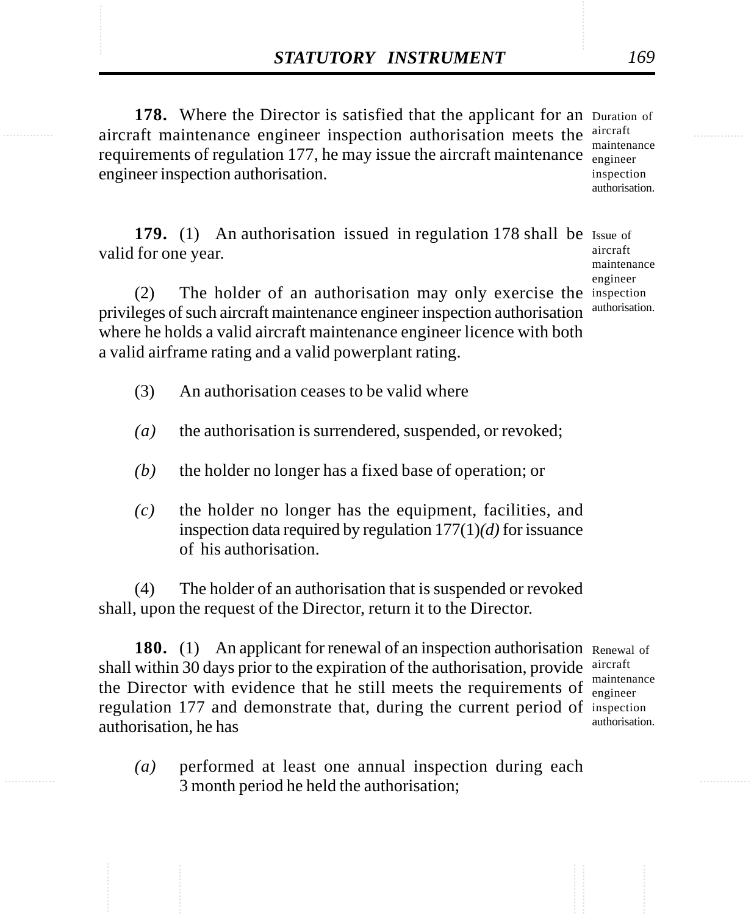**178.** Where the Director is satisfied that the applicant for an aircraft maintenance engineer inspection authorisation meets the requirements of regulation 177, he may issue the aircraft maintenance engineer inspection authorisation.

*Duration of aircraft maintenance engineer inspection authorisation.*

**179.** (1) An authorisation issued in regulation 178 shall be valid for one year.

*Issue of aircraft maintenance engineer inspection authorisation.*

(2) The holder of an authorisation may only exercise the privileges of such aircraft maintenance engineer inspection authorisation where he holds a valid aircraft maintenance engineer licence with both a valid airframe rating and a valid powerplant rating.

(3) An authorisation ceases to be valid where

*(a)* the authorisation is surrendered, suspended, or revoked;

*(b)* the holder no longer has a fixed base of operation; or

*(c)* the holder no longer has the equipment, facilities, and inspection data required by regulation 177(1)*(d)* for issuance of his authorisation.

(4) The holder of an authorisation that is suspended or revoked shall, upon the request of the Director, return it to the Director.

**180.** (1) An applicant for renewal of an inspection authorisation shall within 30 days prior to the expiration of the authorisation, provide the Director with evidence that he still meets the requirements of regulation 177 and demonstrate that, during the current period of authorisation, he has

*Renewal of aircraft maintenance engineer inspection authorisation.*

*(a)* performed at least one annual inspection during each 3 month period he held the authorisation;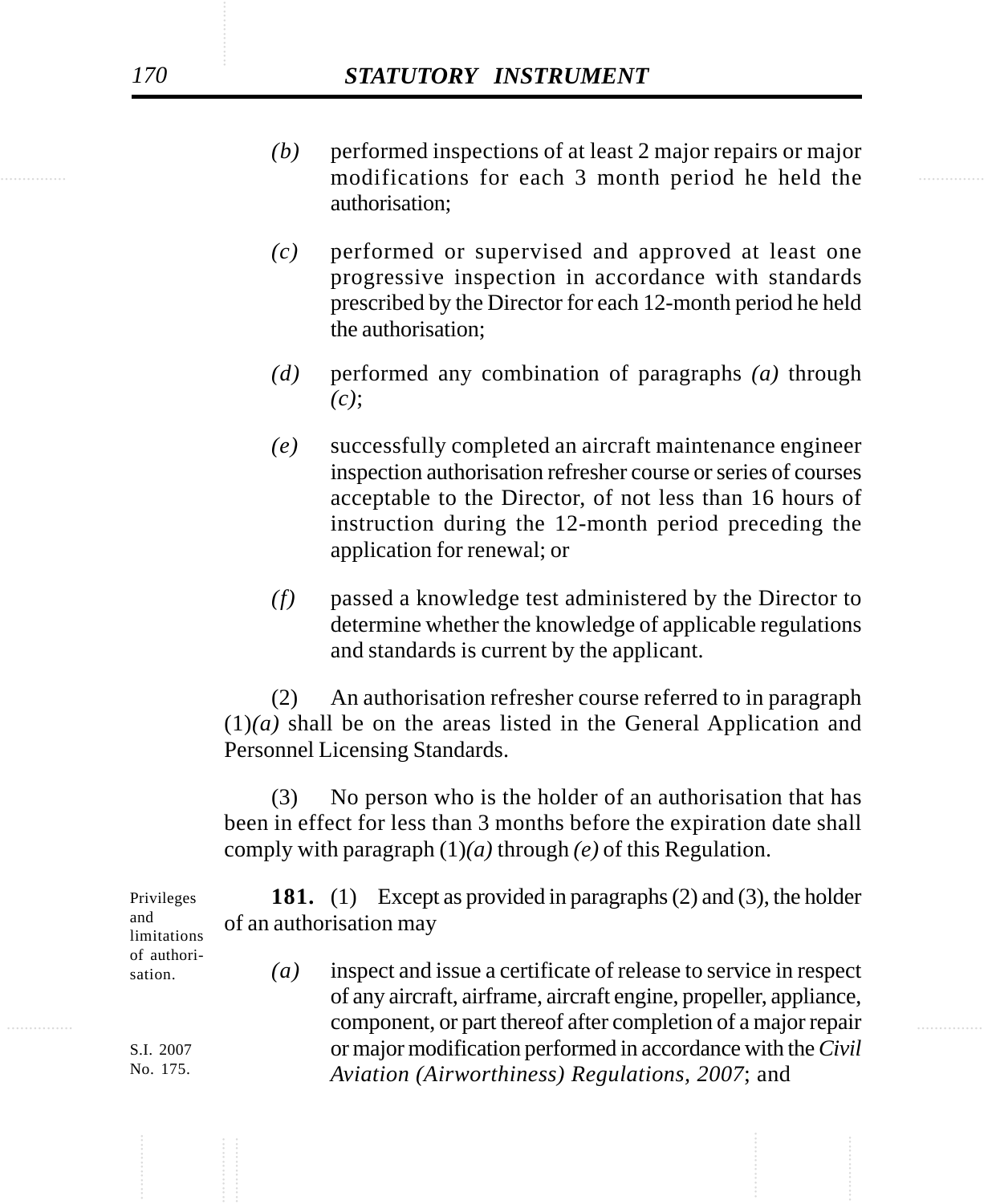*(b)* performed inspections of at least 2 major repairs or major modifications for each 3 month period he held the authorisation;

*(c)* performed or supervised and approved at least one progressive inspection in accordance with standards prescribed by the Director for each 12-month period he held the authorisation;

*(d)* performed any combination of paragraphs *(a)* through *(c)*;

*(e)* successfully completed an aircraft maintenance engineer inspection authorisation refresher course or series of courses acceptable to the Director, of not less than 16 hours of instruction during the 12-month period preceding the application for renewal; or

*(f)* passed a knowledge test administered by the Director to determine whether the knowledge of applicable regulations and standards is current by the applicant.

(2) An authorisation refresher course referred to in paragraph (1)*(a)* shall be on the areas listed in the General Application and Personnel Licensing Standards.

(3) No person who is the holder of an authorisation that has been in effect for less than 3 months before the expiration date shall comply with paragraph (1)*(a)* through *(e)* of this Regulation.

Privileges and limitations of authorisation.

**181.** (1) Except as provided in paragraphs (2) and (3), the holder of an authorisation may

*(a)* inspect and issue a certificate of release to service in respect of any aircraft, airframe, aircraft engine, propeller, appliance, component, or part thereof after completion of a major repair or major modification performed in accordance with the *Civil Aviation (Airworthiness) Regulations, 2007*; and

S.I. 2007 No. 175.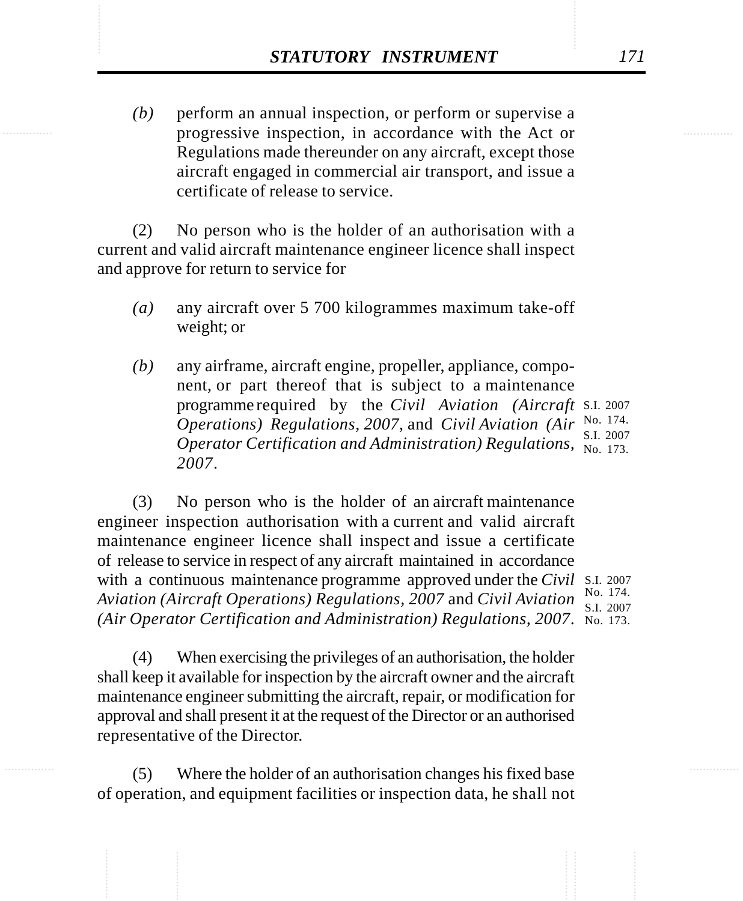*(b)* perform an annual inspection, or perform or supervise a progressive inspection, in accordance with the Act or Regulations made thereunder on any aircraft, except those aircraft engaged in commercial air transport, and issue a certificate of release to service.

(2) No person who is the holder of an authorisation with a current and valid aircraft maintenance engineer licence shall inspect and approve for return to service for

*(a)* any aircraft over 5 700 kilogrammes maximum take-off weight; or

*(b)* any airframe, aircraft engine, propeller, appliance, component, or part thereof that is subject to a maintenance programme required by the *Civil Aviation (Aircraft Operations) Regulations, 2007*, and *Civil Aviation (Air Operator Certification and Administration) Regulations, 2007*.

S.I. 2007 No. 174.
S.I. 2007 No. 173.

(3) No person who is the holder of an aircraft maintenance engineer inspection authorisation with a current and valid aircraft maintenance engineer licence shall inspect and issue a certificate of release to service in respect of any aircraft maintained in accordance with a continuous maintenance programme approved under the *Civil Aviation (Aircraft Operations) Regulations, 2007* and *Civil Aviation (Air Operator Certification and Administration) Regulations, 2007*.

S.I. 2007 No. 174.
S.I. 2007 No. 173.

(4) When exercising the privileges of an authorisation, the holder shall keep it available for inspection by the aircraft owner and the aircraft maintenance engineer submitting the aircraft, repair, or modification for approval and shall present it at the request of the Director or an authorised representative of the Director.

(5) Where the holder of an authorisation changes his fixed base of operation, and equipment facilities or inspection data, he shall not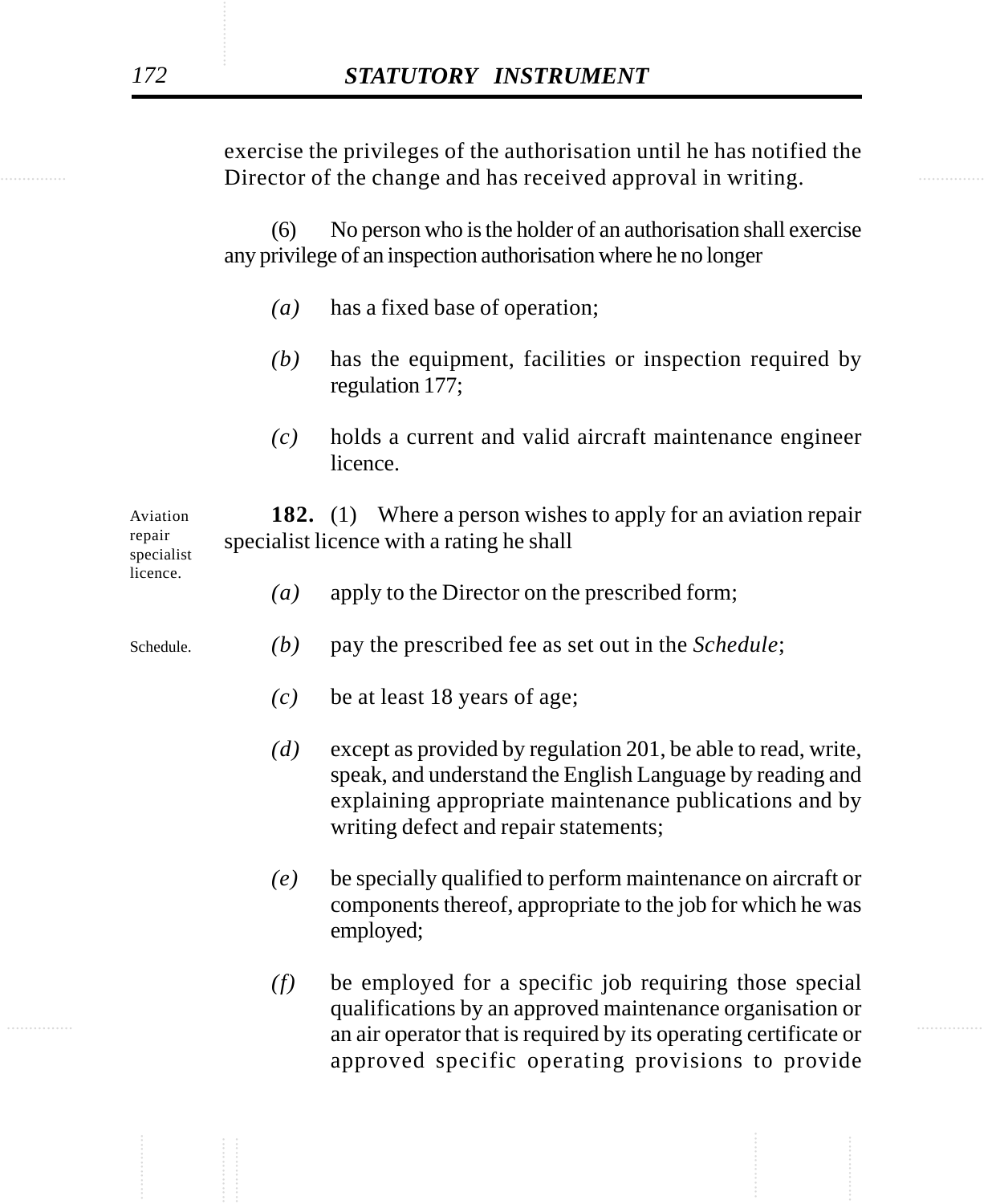exercise the privileges of the authorisation until he has notified the Director of the change and has received approval in writing.

(6) No person who is the holder of an authorisation shall exercise any privilege of an inspection authorisation where he no longer

*(a)* has a fixed base of operation;

*(b)* has the equipment, facilities or inspection required by regulation 177;

*(c)* holds a current and valid aircraft maintenance engineer licence.

Aviation repair specialist licence.

**182.** (1) Where a person wishes to apply for an aviation repair specialist licence with a rating he shall

*(a)* apply to the Director on the prescribed form;

Schedule.

*(b)* pay the prescribed fee as set out in the *Schedule*;

*(c)* be at least 18 years of age;

*(d)* except as provided by regulation 201, be able to read, write, speak, and understand the English Language by reading and explaining appropriate maintenance publications and by writing defect and repair statements;

*(e)* be specially qualified to perform maintenance on aircraft or components thereof, appropriate to the job for which he was employed;

*(f)* be employed for a specific job requiring those special qualifications by an approved maintenance organisation or an air operator that is required by its operating certificate or approved specific operating provisions to provide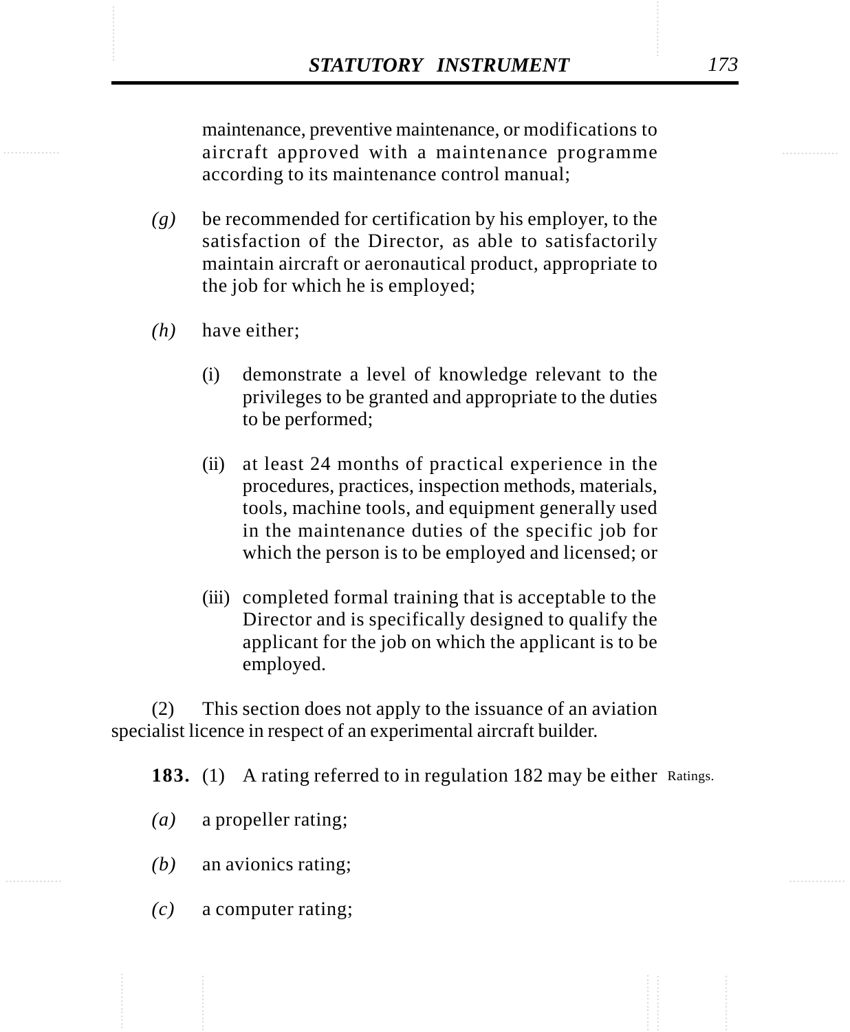maintenance, preventive maintenance, or modifications to aircraft approved with a maintenance programme according to its maintenance control manual;

*(g)* be recommended for certification by his employer, to the satisfaction of the Director, as able to satisfactorily maintain aircraft or aeronautical product, appropriate to the job for which he is employed;

*(h)* have either;

(i) demonstrate a level of knowledge relevant to the privileges to be granted and appropriate to the duties to be performed;

(ii) at least 24 months of practical experience in the procedures, practices, inspection methods, materials, tools, machine tools, and equipment generally used in the maintenance duties of the specific job for which the person is to be employed and licensed; or

(iii) completed formal training that is acceptable to the Director and is specifically designed to qualify the applicant for the job on which the applicant is to be employed.

(2) This section does not apply to the issuance of an aviation specialist licence in respect of an experimental aircraft builder.

**183.** (1) A rating referred to in regulation 182 may be either — Ratings.

*(a)* a propeller rating;

*(b)* an avionics rating;

*(c)* a computer rating;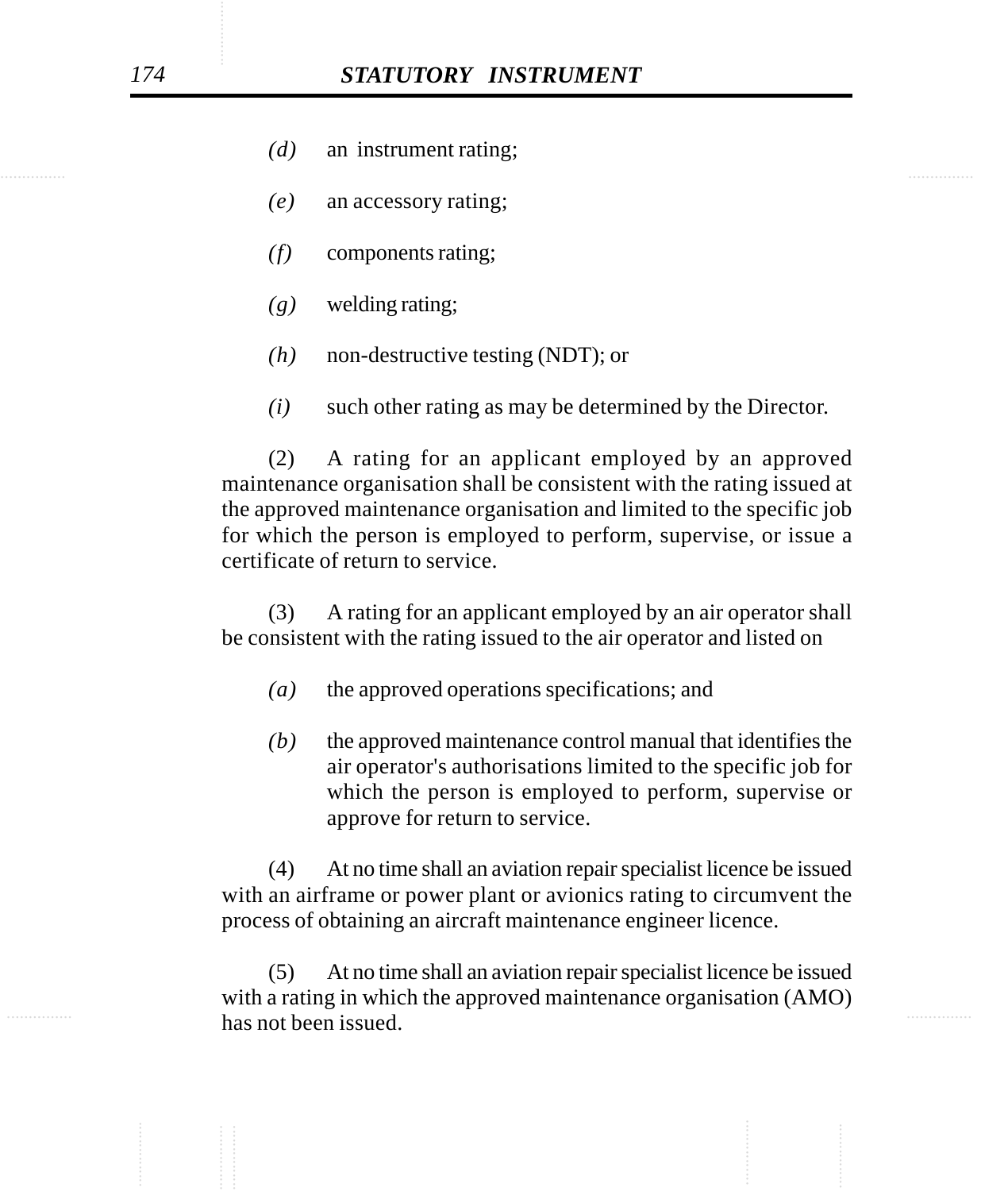*(d)* an instrument rating;

*(e)* an accessory rating;

*(f)* components rating;

*(g)* welding rating;

*(h)* non-destructive testing (NDT); or

*(i)* such other rating as may be determined by the Director.

(2) A rating for an applicant employed by an approved maintenance organisation shall be consistent with the rating issued at the approved maintenance organisation and limited to the specific job for which the person is employed to perform, supervise, or issue a certificate of return to service.

(3) A rating for an applicant employed by an air operator shall be consistent with the rating issued to the air operator and listed on

*(a)* the approved operations specifications; and

*(b)* the approved maintenance control manual that identifies the air operator's authorisations limited to the specific job for which the person is employed to perform, supervise or approve for return to service.

(4) At no time shall an aviation repair specialist licence be issued with an airframe or power plant or avionics rating to circumvent the process of obtaining an aircraft maintenance engineer licence.

(5) At no time shall an aviation repair specialist licence be issued with a rating in which the approved maintenance organisation (AMO) has not been issued.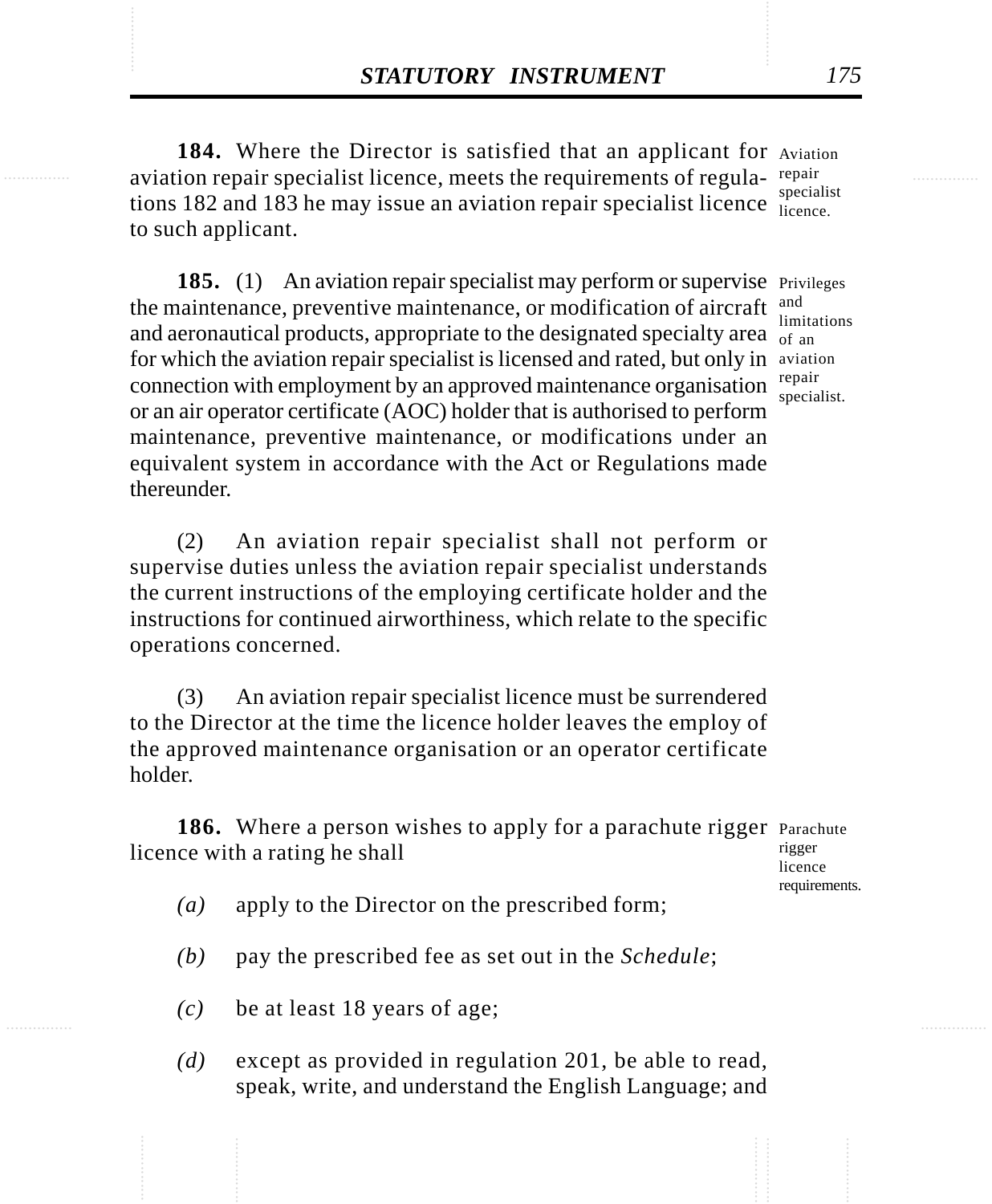**184.** Where the Director is satisfied that an applicant for aviation repair specialist licence, meets the requirements of regulations 182 and 183 he may issue an aviation repair specialist licence to such applicant.

Aviation repair specialist licence.

**185.** (1) An aviation repair specialist may perform or supervise the maintenance, preventive maintenance, or modification of aircraft and aeronautical products, appropriate to the designated specialty area for which the aviation repair specialist is licensed and rated, but only in connection with employment by an approved maintenance organisation or an air operator certificate (AOC) holder that is authorised to perform maintenance, preventive maintenance, or modifications under an equivalent system in accordance with the Act or Regulations made thereunder.

Privileges and limitations of an aviation repair specialist.

(2) An aviation repair specialist shall not perform or supervise duties unless the aviation repair specialist understands the current instructions of the employing certificate holder and the instructions for continued airworthiness, which relate to the specific operations concerned.

(3) An aviation repair specialist licence must be surrendered to the Director at the time the licence holder leaves the employ of the approved maintenance organisation or an operator certificate holder.

**186.** Where a person wishes to apply for a parachute rigger licence with a rating he shall

Parachute rigger licence requirements.

*(a)* apply to the Director on the prescribed form;

*(b)* pay the prescribed fee as set out in the *Schedule*;

*(c)* be at least 18 years of age;

*(d)* except as provided in regulation 201, be able to read, speak, write, and understand the English Language; and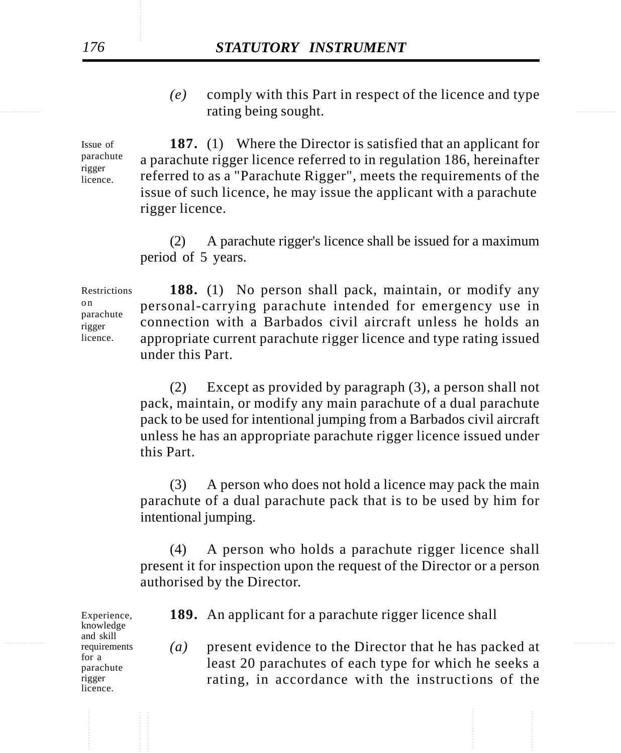*(e)* comply with this Part in respect of the licence and type rating being sought.

Issue of parachute rigger licence.

**187.** (1) Where the Director is satisfied that an applicant for a parachute rigger licence referred to in regulation 186, hereinafter referred to as a "Parachute Rigger", meets the requirements of the issue of such licence, he may issue the applicant with a parachute rigger licence.

(2) A parachute rigger's licence shall be issued for a maximum period of 5 years.

Restrictions on parachute rigger licence.

**188.** (1) No person shall pack, maintain, or modify any personal-carrying parachute intended for emergency use in connection with a Barbados civil aircraft unless he holds an appropriate current parachute rigger licence and type rating issued under this Part.

(2) Except as provided by paragraph (3), a person shall not pack, maintain, or modify any main parachute of a dual parachute pack to be used for intentional jumping from a Barbados civil aircraft unless he has an appropriate parachute rigger licence issued under this Part.

(3) A person who does not hold a licence may pack the main parachute of a dual parachute pack that is to be used by him for intentional jumping.

(4) A person who holds a parachute rigger licence shall present it for inspection upon the request of the Director or a person authorised by the Director.

Experience, knowledge and skill requirements for a parachute rigger licence.

**189.** An applicant for a parachute rigger licence shall

*(a)* present evidence to the Director that he has packed at least 20 parachutes of each type for which he seeks a rating, in accordance with the instructions of the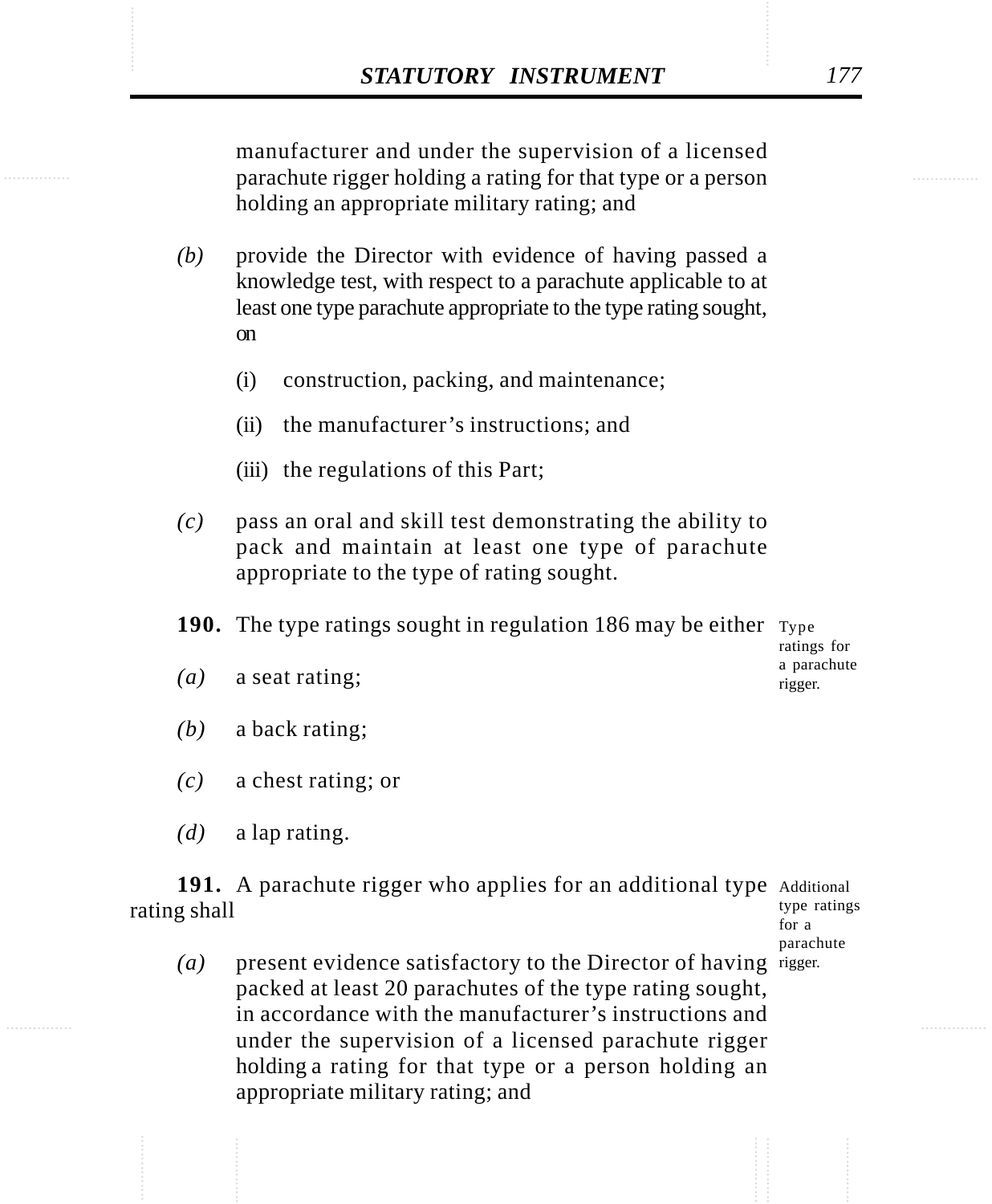manufacturer and under the supervision of a licensed parachute rigger holding a rating for that type or a person holding an appropriate military rating; and

*(b)* provide the Director with evidence of having passed a knowledge test, with respect to a parachute applicable to at least one type parachute appropriate to the type rating sought, on

(i) construction, packing, and maintenance;

(ii) the manufacturer's instructions; and

(iii) the regulations of this Part;

*(c)* pass an oral and skill test demonstrating the ability to pack and maintain at least one type of parachute appropriate to the type of rating sought.

Type ratings for a parachute rigger.

**190.** The type ratings sought in regulation 186 may be either

*(a)* a seat rating;

*(b)* a back rating;

*(c)* a chest rating; or

*(d)* a lap rating.

Additional type ratings for a parachute rigger.

**191.** A parachute rigger who applies for an additional type rating shall

*(a)* present evidence satisfactory to the Director of having packed at least 20 parachutes of the type rating sought, in accordance with the manufacturer's instructions and under the supervision of a licensed parachute rigger holding a rating for that type or a person holding an appropriate military rating; and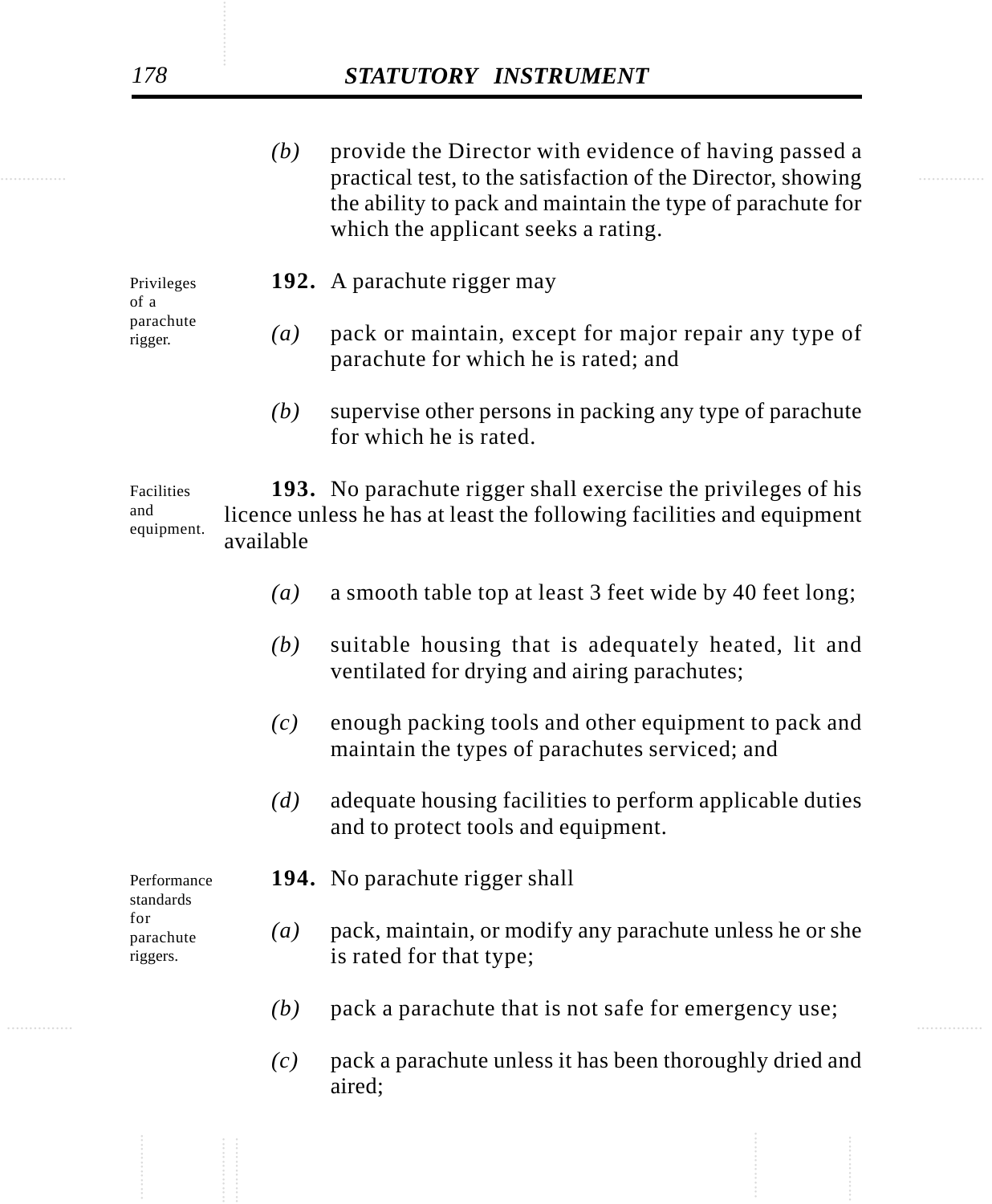*(b)* provide the Director with evidence of having passed a practical test, to the satisfaction of the Director, showing the ability to pack and maintain the type of parachute for which the applicant seeks a rating.

Privileges of a parachute rigger.

**192.** A parachute rigger may

*(a)* pack or maintain, except for major repair any type of parachute for which he is rated; and

*(b)* supervise other persons in packing any type of parachute for which he is rated.

Facilities and equipment.

**193.** No parachute rigger shall exercise the privileges of his licence unless he has at least the following facilities and equipment available

*(a)* a smooth table top at least 3 feet wide by 40 feet long;

*(b)* suitable housing that is adequately heated, lit and ventilated for drying and airing parachutes;

*(c)* enough packing tools and other equipment to pack and maintain the types of parachutes serviced; and

*(d)* adequate housing facilities to perform applicable duties and to protect tools and equipment.

Performance standards for parachute riggers.

**194.** No parachute rigger shall

*(a)* pack, maintain, or modify any parachute unless he or she is rated for that type;

*(b)* pack a parachute that is not safe for emergency use;

*(c)* pack a parachute unless it has been thoroughly dried and aired;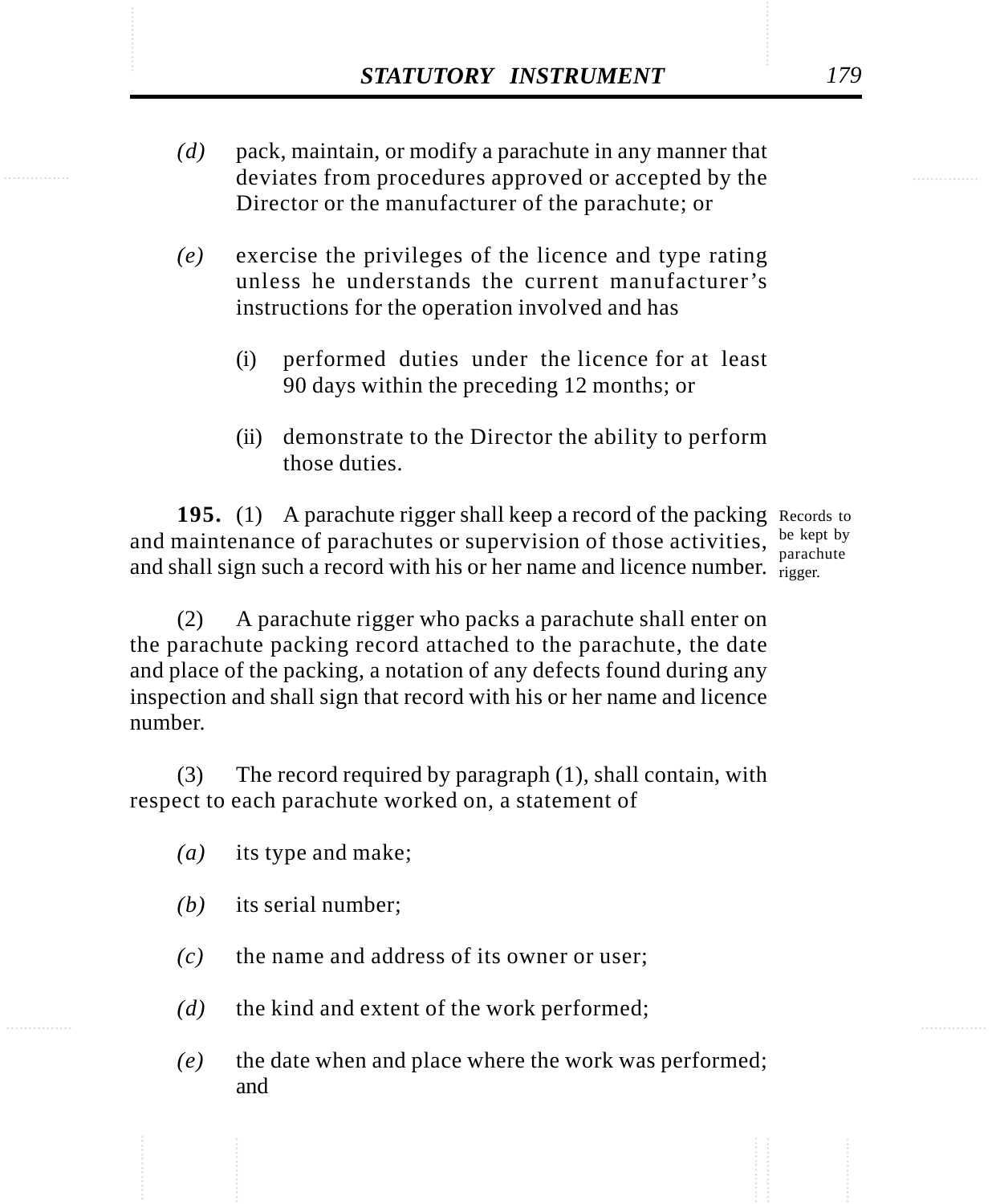*(d)* pack, maintain, or modify a parachute in any manner that deviates from procedures approved or accepted by the Director or the manufacturer of the parachute; or

*(e)* exercise the privileges of the licence and type rating unless he understands the current manufacturer's instructions for the operation involved and has

(i) performed duties under the licence for at least 90 days within the preceding 12 months; or

(ii) demonstrate to the Director the ability to perform those duties.

**195.** (1) A parachute rigger shall keep a record of the packing and maintenance of parachutes or supervision of those activities, and shall sign such a record with his or her name and licence number.

Records to be kept by parachute rigger.

(2) A parachute rigger who packs a parachute shall enter on the parachute packing record attached to the parachute, the date and place of the packing, a notation of any defects found during any inspection and shall sign that record with his or her name and licence number.

(3) The record required by paragraph (1), shall contain, with respect to each parachute worked on, a statement of

*(a)* its type and make;

*(b)* its serial number;

*(c)* the name and address of its owner or user;

*(d)* the kind and extent of the work performed;

*(e)* the date when and place where the work was performed; and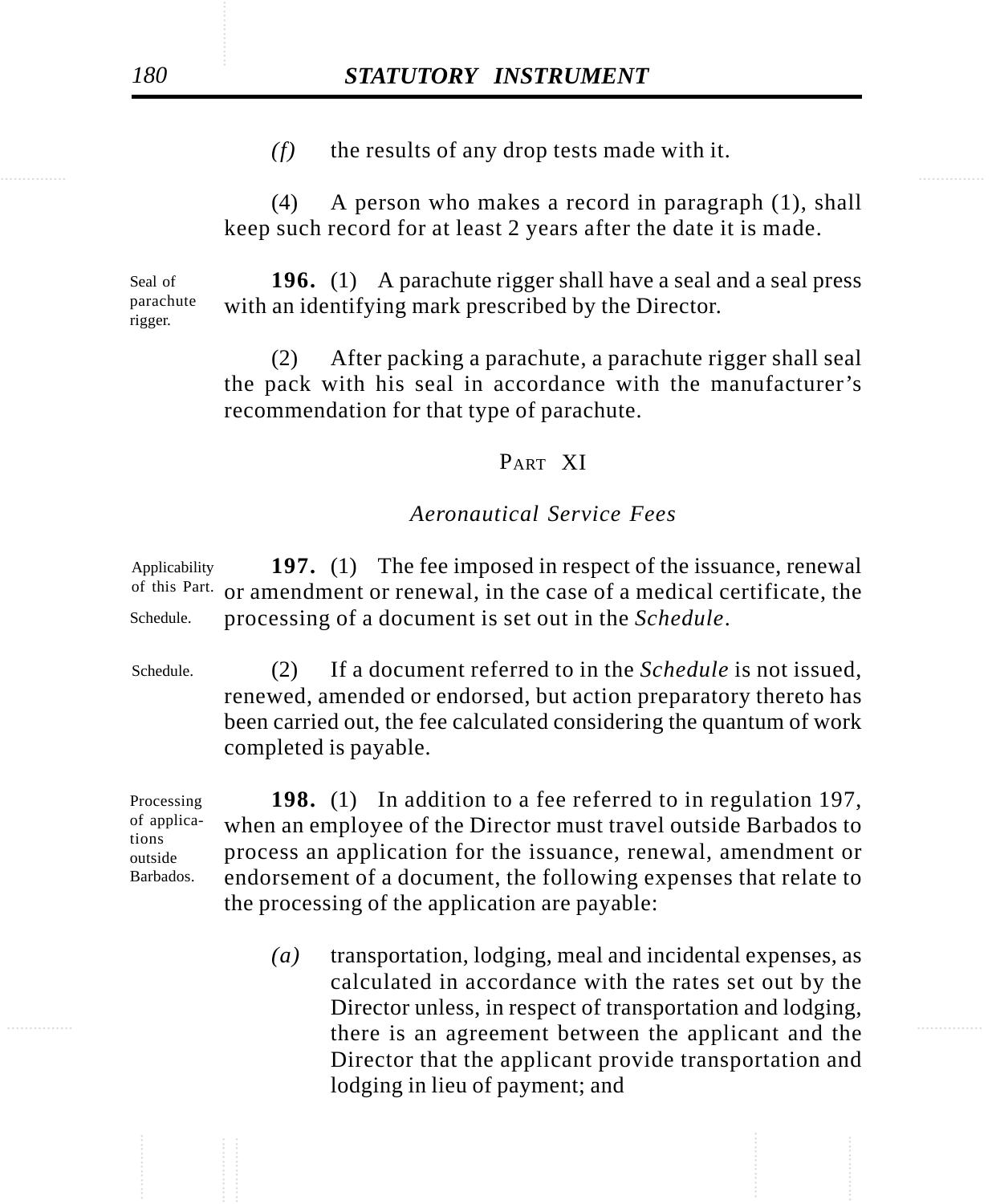*(f)* the results of any drop tests made with it.

(4) A person who makes a record in paragraph (1), shall keep such record for at least 2 years after the date it is made.

Seal of parachute rigger.

**196.** (1) A parachute rigger shall have a seal and a seal press with an identifying mark prescribed by the Director.

(2) After packing a parachute, a parachute rigger shall seal the pack with his seal in accordance with the manufacturer's recommendation for that type of parachute.

## PART XI

### *Aeronautical Service Fees*

Applicability of this Part.

Schedule.

**197.** (1) The fee imposed in respect of the issuance, renewal or amendment or renewal, in the case of a medical certificate, the processing of a document is set out in the *Schedule*.

Schedule.

(2) If a document referred to in the *Schedule* is not issued, renewed, amended or endorsed, but action preparatory thereto has been carried out, the fee calculated considering the quantum of work completed is payable.

Processing of applications outside Barbados.

**198.** (1) In addition to a fee referred to in regulation 197, when an employee of the Director must travel outside Barbados to process an application for the issuance, renewal, amendment or endorsement of a document, the following expenses that relate to the processing of the application are payable:

*(a)* transportation, lodging, meal and incidental expenses, as calculated in accordance with the rates set out by the Director unless, in respect of transportation and lodging, there is an agreement between the applicant and the Director that the applicant provide transportation and lodging in lieu of payment; and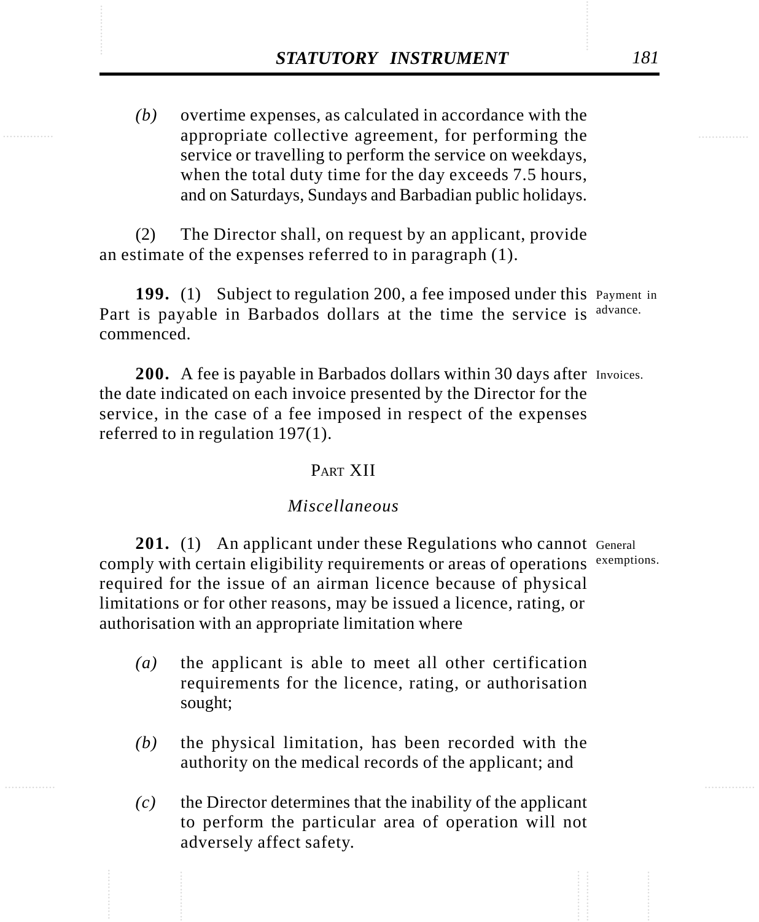*(b)* overtime expenses, as calculated in accordance with the appropriate collective agreement, for performing the service or travelling to perform the service on weekdays, when the total duty time for the day exceeds 7.5 hours, and on Saturdays, Sundays and Barbadian public holidays.

(2) The Director shall, on request by an applicant, provide an estimate of the expenses referred to in paragraph (1).

**199.** (1) Subject to regulation 200, a fee imposed under this Part is payable in Barbados dollars at the time the service is commenced.

Payment in advance.

**200.** A fee is payable in Barbados dollars within 30 days after the date indicated on each invoice presented by the Director for the service, in the case of a fee imposed in respect of the expenses referred to in regulation 197(1).

Invoices.

## PART XII

### *Miscellaneous*

**201.** (1) An applicant under these Regulations who cannot comply with certain eligibility requirements or areas of operations required for the issue of an airman licence because of physical limitations or for other reasons, may be issued a licence, rating, or authorisation with an appropriate limitation where

General exemptions.

*(a)* the applicant is able to meet all other certification requirements for the licence, rating, or authorisation sought;

*(b)* the physical limitation, has been recorded with the authority on the medical records of the applicant; and

*(c)* the Director determines that the inability of the applicant to perform the particular area of operation will not adversely affect safety.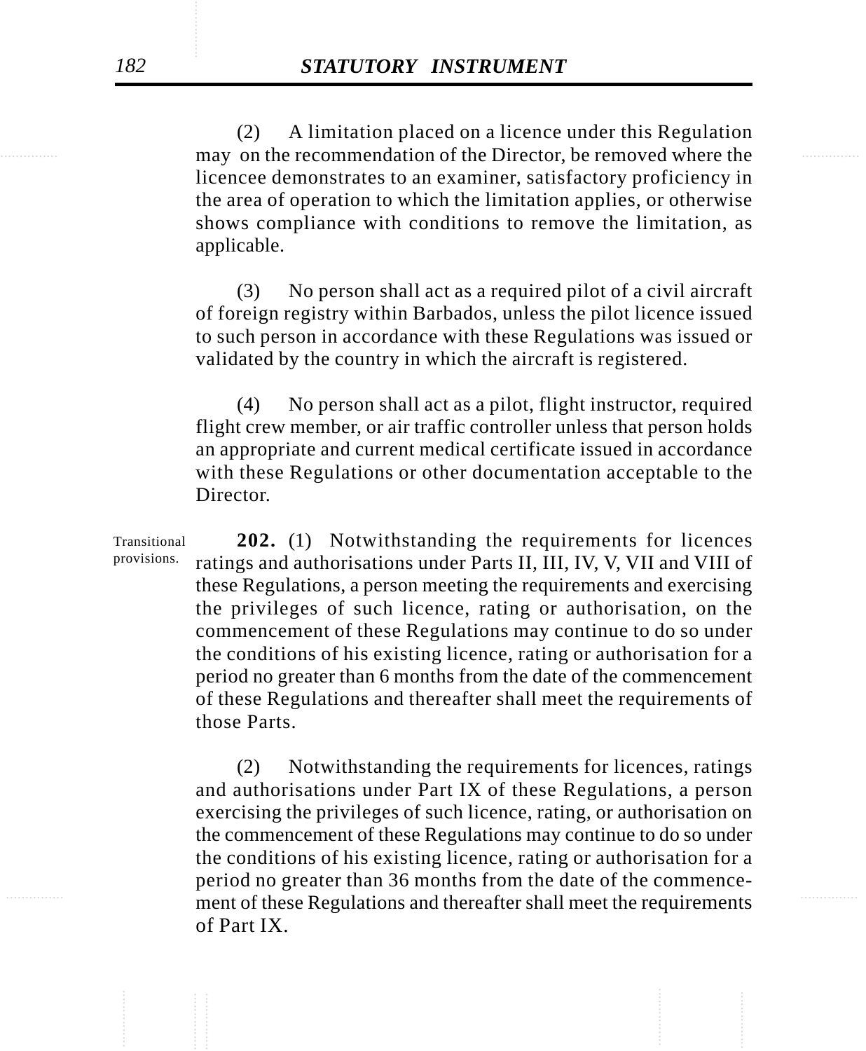(2) A limitation placed on a licence under this Regulation may on the recommendation of the Director, be removed where the licencee demonstrates to an examiner, satisfactory proficiency in the area of operation to which the limitation applies, or otherwise shows compliance with conditions to remove the limitation, as applicable.

(3) No person shall act as a required pilot of a civil aircraft of foreign registry within Barbados, unless the pilot licence issued to such person in accordance with these Regulations was issued or validated by the country in which the aircraft is registered.

(4) No person shall act as a pilot, flight instructor, required flight crew member, or air traffic controller unless that person holds an appropriate and current medical certificate issued in accordance with these Regulations or other documentation acceptable to the Director.

Transitional provisions.

**202.** (1) Notwithstanding the requirements for licences ratings and authorisations under Parts II, III, IV, V, VII and VIII of these Regulations, a person meeting the requirements and exercising the privileges of such licence, rating or authorisation, on the commencement of these Regulations may continue to do so under the conditions of his existing licence, rating or authorisation for a period no greater than 6 months from the date of the commencement of these Regulations and thereafter shall meet the requirements of those Parts.

(2) Notwithstanding the requirements for licences, ratings and authorisations under Part IX of these Regulations, a person exercising the privileges of such licence, rating, or authorisation on the commencement of these Regulations may continue to do so under the conditions of his existing licence, rating or authorisation for a period no greater than 36 months from the date of the commencement of these Regulations and thereafter shall meet the requirements of Part IX.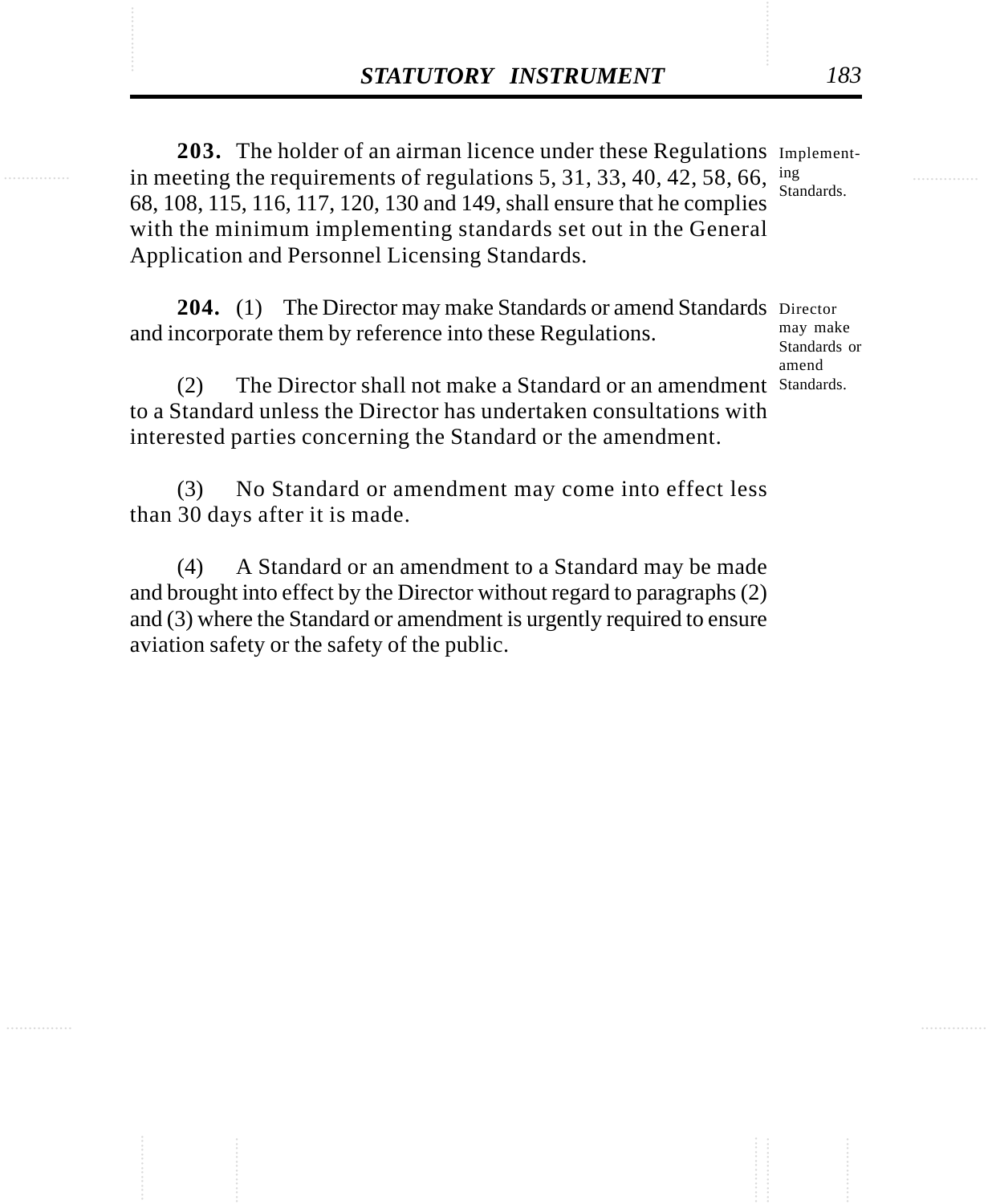**203.** The holder of an airman licence under these Regulations in meeting the requirements of regulations 5, 31, 33, 40, 42, 58, 66, 68, 108, 115, 116, 117, 120, 130 and 149, shall ensure that he complies with the minimum implementing standards set out in the General Application and Personnel Licensing Standards.

Implementing Standards.

**204.** (1) The Director may make Standards or amend Standards and incorporate them by reference into these Regulations.

Director may make Standards or amend Standards.

(2) The Director shall not make a Standard or an amendment to a Standard unless the Director has undertaken consultations with interested parties concerning the Standard or the amendment.

(3) No Standard or amendment may come into effect less than 30 days after it is made.

(4) A Standard or an amendment to a Standard may be made and brought into effect by the Director without regard to paragraphs (2) and (3) where the Standard or amendment is urgently required to ensure aviation safety or the safety of the public.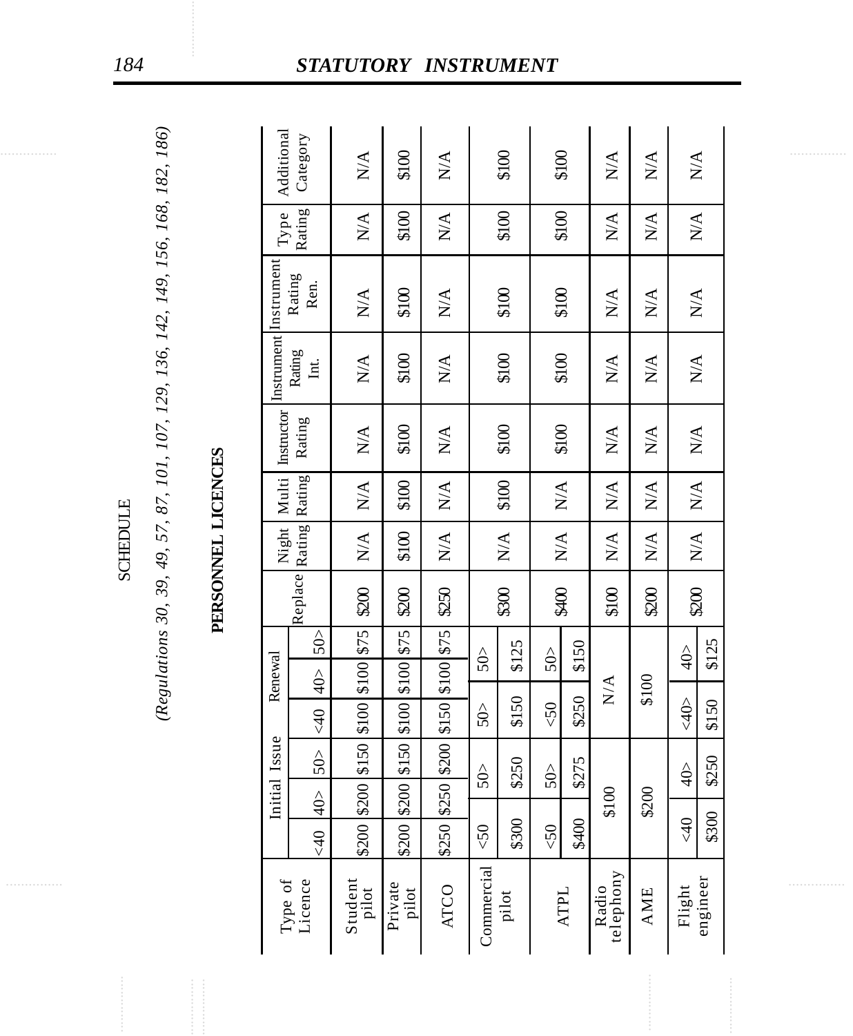SCHEDULE

*(Regulations 30, 39, 49, 57, 87, 101, 107, 129, 136, 142, 149, 156, 168, 182, 186)*

**PERSONNEL LICENCES**

| Type of Licence | Initial Issue | | | Renewal | | | Replace | Night Rating | Multi Rating | Instructor Rating | Instrument Rating Int. | Instrument Rating Ren. | Type Rating | Additional Category |
|---|---|---|---|---|---|---|---|---|---|---|---|---|---|---|
| | <40 | 40> | 50> | <40 | 40> | 50> | | | | | | | | |
| Student pilot | $200 | $200 | $150 | $100 | $100 | $75 | $200 | N/A | N/A | N/A | N/A | N/A | N/A | N/A |
| Private pilot | $200 | $200 | $150 | $100 | $100 | $75 | $200 | $100 | $100 | $100 | $100 | $100 | $100 | $100 |
| ATCO | $250 | $250 | $200 | $150 | $100 | $75 | $250 | N/A | N/A | N/A | N/A | N/A | N/A | N/A |
| Commercial pilot | <50 | | 50> | 50> | | 50> | $300 | N/A | $100 | $100 | $100 | $100 | $100 | $100 |
| | $300 | | $250 | $150 | | $125 | | | | | | | | |
| ATPL | <50 | | 50> | <50 | | 50> | $400 | N/A | N/A | $100 | $100 | $100 | $100 | $100 |
| | $400 | | $275 | $250 | | $150 | | | | | | | | |
| Radio telephony | $100 | | | N/A | | | $100 | N/A | N/A | N/A | N/A | N/A | N/A | N/A |
| AME | $200 | | | $100 | | | $200 | N/A | N/A | N/A | N/A | N/A | N/A | N/A |
| Flight engineer | <40 | 40> | | <40> | 40> | | $200 | N/A | N/A | N/A | N/A | N/A | N/A | N/A |
| | $300 | $250 | | $150 | $125 | | | | | | | | | |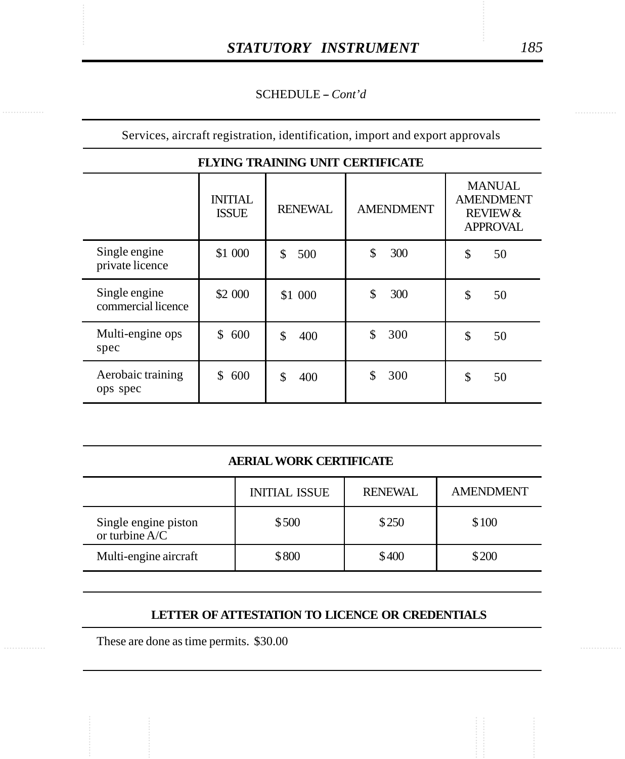SCHEDULE – *Cont'd*

Services, aircraft registration, identification, import and export approvals

**FLYING TRAINING UNIT CERTIFICATE**

| | INITIAL ISSUE | RENEWAL | AMENDMENT | MANUAL AMENDMENT REVIEW & APPROVAL |
|---|---|---|---|---|
| Single engine private licence | $1 000 | $ 500 | $ 300 | $ 50 |
| Single engine commercial licence | $2 000 | $1 000 | $ 300 | $ 50 |
| Multi-engine ops spec | $ 600 | $ 400 | $ 300 | $ 50 |
| Aerobaic training ops spec | $ 600 | $ 400 | $ 300 | $ 50 |

**AERIAL WORK CERTIFICATE**

| | INITIAL ISSUE | RENEWAL | AMENDMENT |
|---|---|---|---|
| Single engine piston or turbine A/C | $500 | $250 | $100 |
| Multi-engine aircraft | $800 | $400 | $200 |

**LETTER OF ATTESTATION TO LICENCE OR CREDENTIALS**

These are done as time permits. $30.00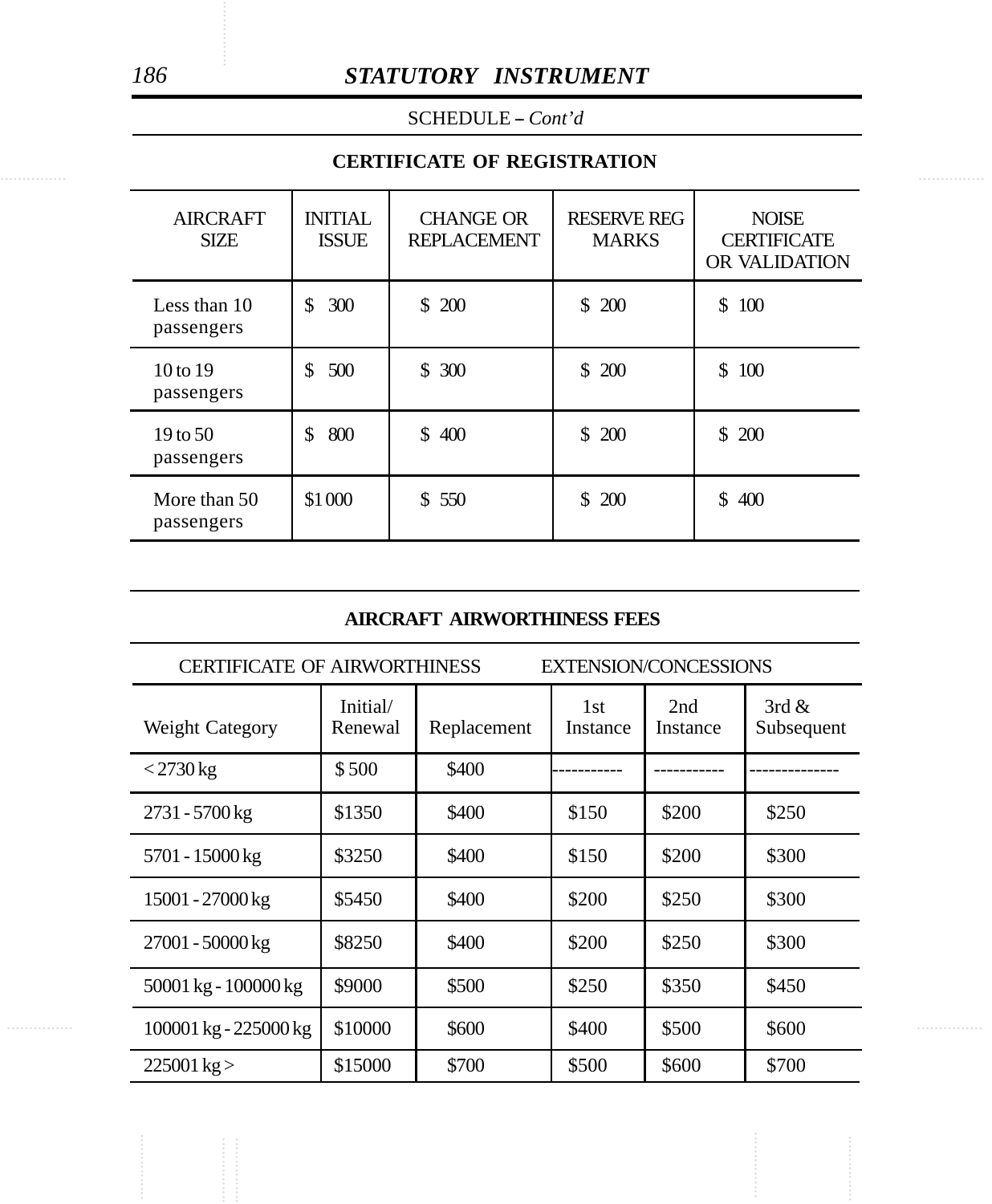SCHEDULE – *Cont'd*

## CERTIFICATE OF REGISTRATION

| AIRCRAFT SIZE | INITIAL ISSUE | CHANGE OR REPLACEMENT | RESERVE REG MARKS | NOISE CERTIFICATE OR VALIDATION |
|---|---|---|---|---|
| Less than 10 passengers | $ 300 | $ 200 | $ 200 | $ 100 |
| 10 to 19 passengers | $ 500 | $ 300 | $ 200 | $ 100 |
| 19 to 50 passengers | $ 800 | $ 400 | $ 200 | $ 200 |
| More than 50 passengers | $1 000 | $ 550 | $ 200 | $ 400 |

## AIRCRAFT AIRWORTHINESS FEES

| CERTIFICATE OF AIRWORTHINESS | | | EXTENSION/CONCESSIONS | | |
|---|---|---|---|---|---|
| Weight Category | Initial/ Renewal | Replacement | 1st Instance | 2nd Instance | 3rd & Subsequent |
| < 2730 kg | $ 500 | $400 | ----------- | ----------- | -------------- |
| 2731 - 5700 kg | $1350 | $400 | $150 | $200 | $250 |
| 5701 - 15000 kg | $3250 | $400 | $150 | $200 | $300 |
| 15001 - 27000 kg | $5450 | $400 | $200 | $250 | $300 |
| 27001 - 50000 kg | $8250 | $400 | $200 | $250 | $300 |
| 50001 kg - 100000 kg | $9000 | $500 | $250 | $350 | $450 |
| 100001 kg - 225000 kg | $10000 | $600 | $400 | $500 | $600 |
| 225001 kg > | $15000 | $700 | $500 | $600 | $700 |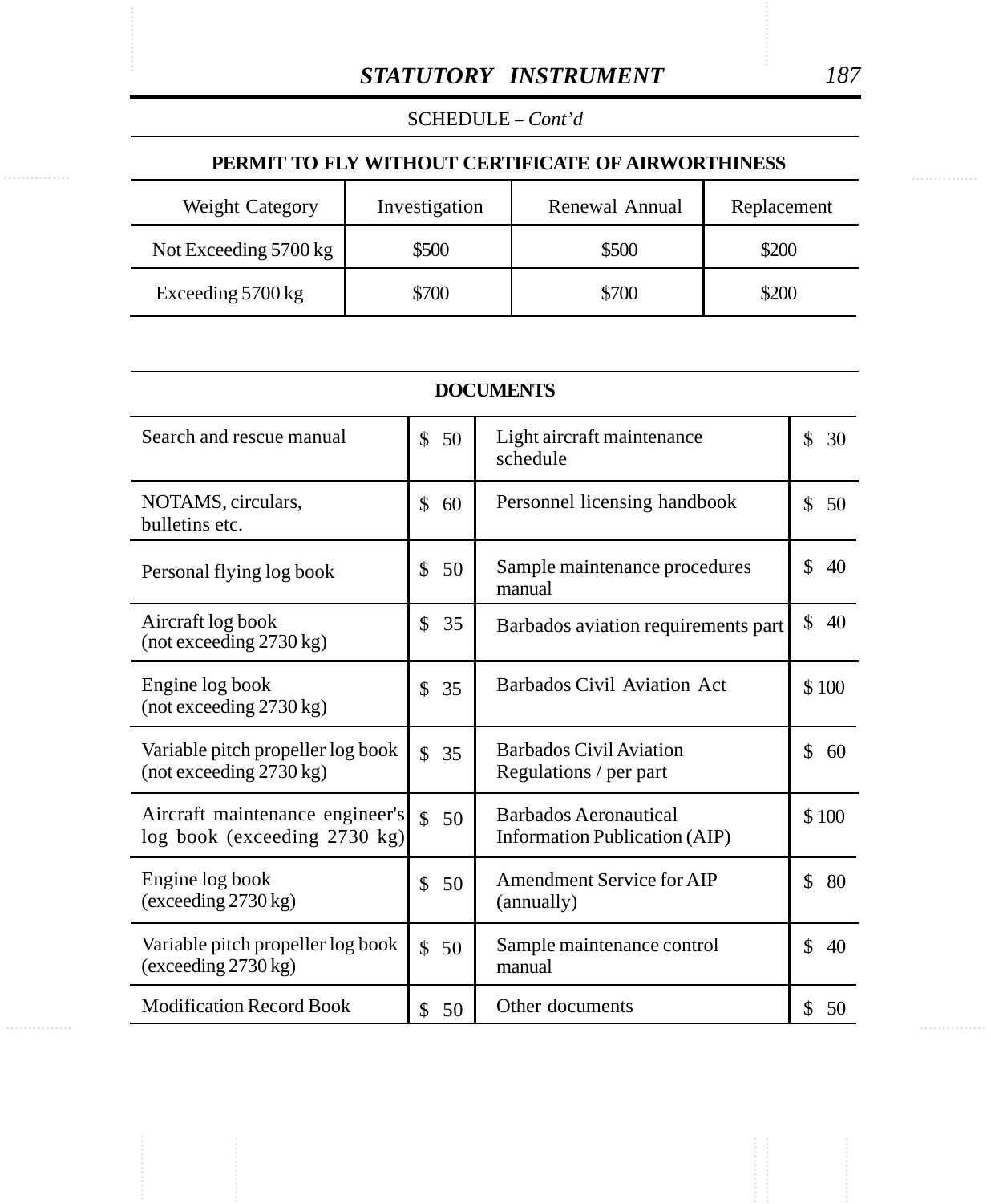SCHEDULE – *Cont'd*

**PERMIT TO FLY WITHOUT CERTIFICATE OF AIRWORTHINESS**

| Weight Category | Investigation | Renewal Annual | Replacement |
|---|---|---|---|
| Not Exceeding 5700 kg | $500 | $500 | $200 |
| Exceeding 5700 kg | $700 | $700 | $200 |

**DOCUMENTS**

| | | | |
|---|---|---|---|
| Search and rescue manual | $ 50 | Light aircraft maintenance schedule | $ 30 |
| NOTAMS, circulars, bulletins etc. | $ 60 | Personnel licensing handbook | $ 50 |
| Personal flying log book | $ 50 | Sample maintenance procedures manual | $ 40 |
| Aircraft log book (not exceeding 2730 kg) | $ 35 | Barbados aviation requirements part | $ 40 |
| Engine log book (not exceeding 2730 kg) | $ 35 | Barbados Civil Aviation Act | $ 100 |
| Variable pitch propeller log book (not exceeding 2730 kg) | $ 35 | Barbados Civil Aviation Regulations / per part | $ 60 |
| Aircraft maintenance engineer's log book (exceeding 2730 kg) | $ 50 | Barbados Aeronautical Information Publication (AIP) | $ 100 |
| Engine log book (exceeding 2730 kg) | $ 50 | Amendment Service for AIP (annually) | $ 80 |
| Variable pitch propeller log book (exceeding 2730 kg) | $ 50 | Sample maintenance control manual | $ 40 |
| Modification Record Book | $ 50 | Other documents | $ 50 |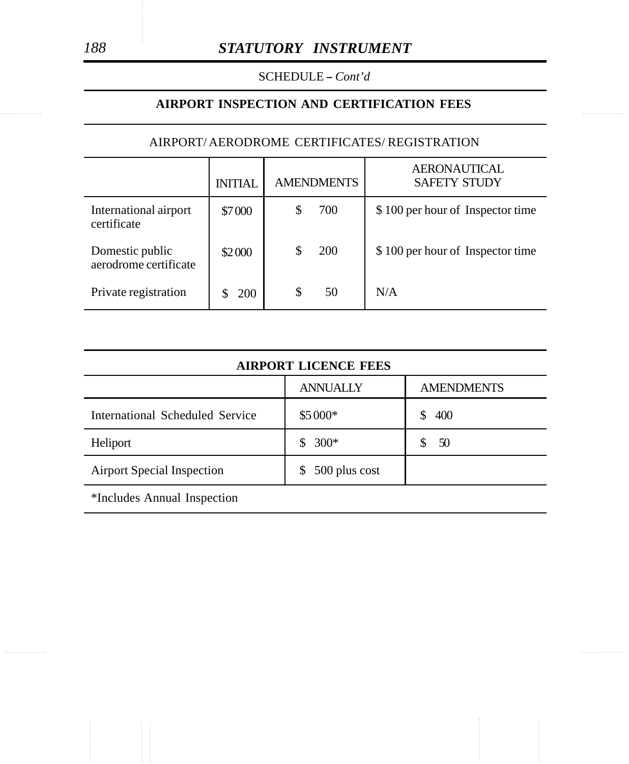SCHEDULE – *Cont'd*

## AIRPORT INSPECTION AND CERTIFICATION FEES

AIRPORT/ AERODROME CERTIFICATES/ REGISTRATION

| | INITIAL | AMENDMENTS | AERONAUTICAL SAFETY STUDY |
|---|---|---|---|
| International airport certificate | $7 000 | $ 700 | $ 100 per hour of Inspector time |
| Domestic public aerodrome certificate | $2 000 | $ 200 | $ 100 per hour of Inspector time |
| Private registration | $ 200 | $ 50 | N/A |

## AIRPORT LICENCE FEES

| | ANNUALLY | AMENDMENTS |
|---|---|---|
| International Scheduled Service | $5 000* | $ 400 |
| Heliport | $ 300* | $ 50 |
| Airport Special Inspection | $ 500 plus cost | |

*Includes Annual Inspection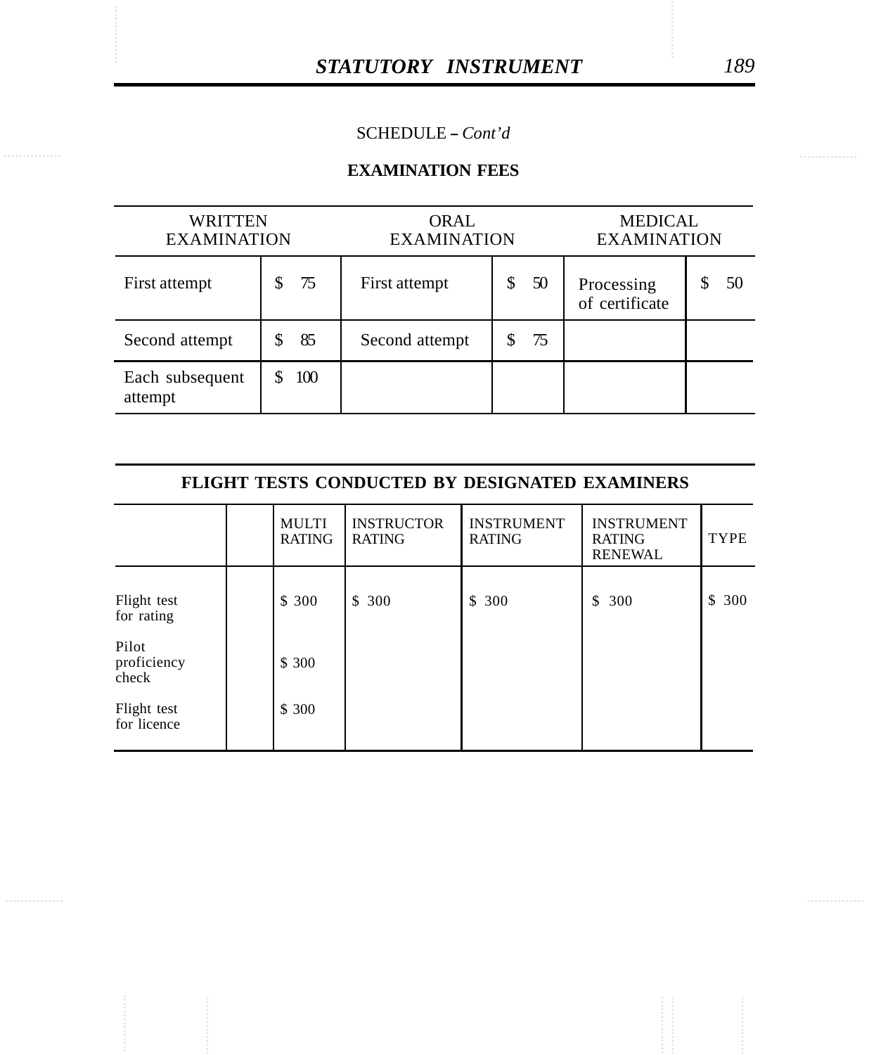SCHEDULE – *Cont'd*

**EXAMINATION FEES**

| WRITTEN EXAMINATION | | ORAL EXAMINATION | | MEDICAL EXAMINATION | |
|---|---|---|---|---|---|
| First attempt | $ 75 | First attempt | $ 50 | Processing of certificate | $ 50 |
| Second attempt | $ 85 | Second attempt | $ 75 | | |
| Each subsequent attempt | $ 100 | | | | |

**FLIGHT TESTS CONDUCTED BY DESIGNATED EXAMINERS**

| | | MULTI RATING | INSTRUCTOR RATING | INSTRUMENT RATING | INSTRUMENT RATING RENEWAL | TYPE |
|---|---|---|---|---|---|---|
| Flight test for rating | | $ 300 | $ 300 | $ 300 | $ 300 | $ 300 |
| Pilot proficiency check | | $ 300 | | | | |
| Flight test for licence | | $ 300 | | | | |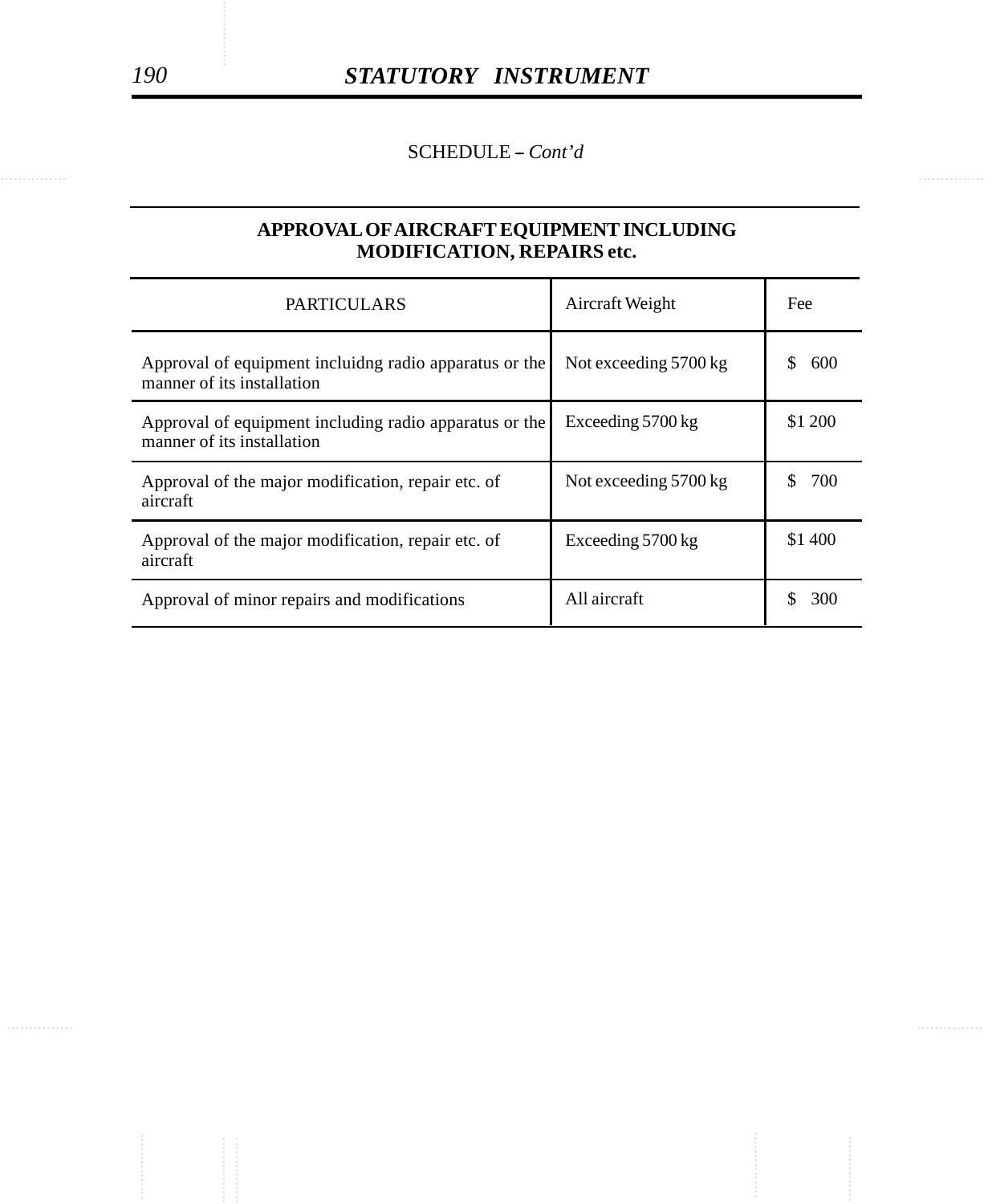SCHEDULE – *Cont'd*

**APPROVAL OF AIRCRAFT EQUIPMENT INCLUDING MODIFICATION, REPAIRS etc.**

| PARTICULARS | Aircraft Weight | Fee |
|---|---|---|
| Approval of equipment incluidng radio apparatus or the manner of its installation | Not exceeding 5700 kg | $ 600 |
| Approval of equipment including radio apparatus or the manner of its installation | Exceeding 5700 kg | $1 200 |
| Approval of the major modification, repair etc. of aircraft | Not exceeding 5700 kg | $ 700 |
| Approval of the major modification, repair etc. of aircraft | Exceeding 5700 kg | $1 400 |
| Approval of minor repairs and modifications | All aircraft | $ 300 |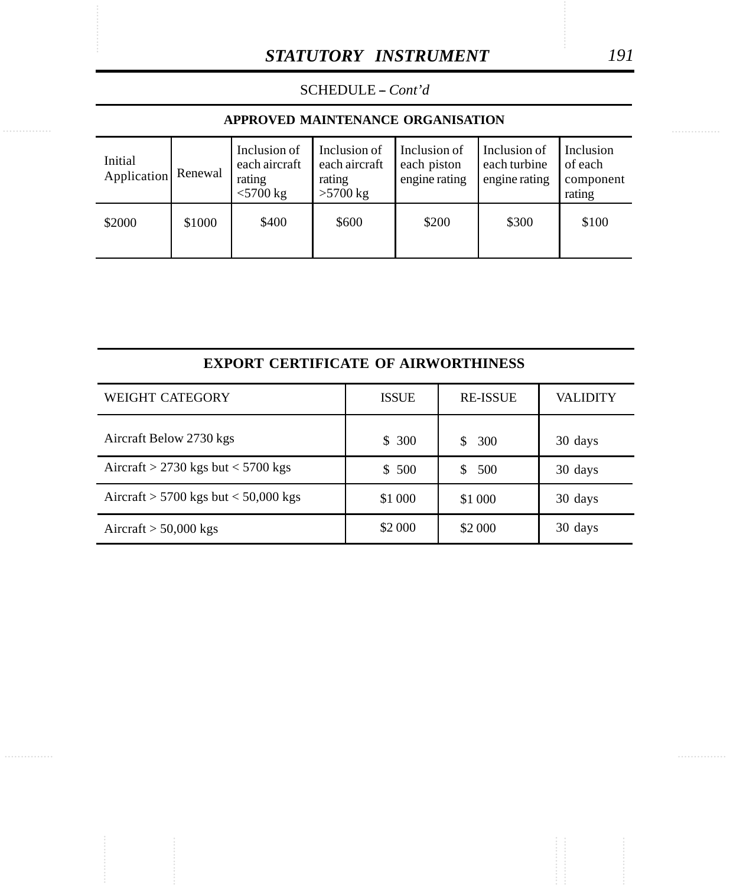SCHEDULE – *Cont'd*

**APPROVED MAINTENANCE ORGANISATION**

| Initial Application | Renewal | Inclusion of each aircraft rating <5700 kg | Inclusion of each aircraft rating >5700 kg | Inclusion of each piston engine rating | Inclusion of each turbine engine rating | Inclusion of each component rating |
|---|---|---|---|---|---|---|
| $2000 | $1000 | $400 | $600 | $200 | $300 | $100 |

**EXPORT CERTIFICATE OF AIRWORTHINESS**

| WEIGHT CATEGORY | ISSUE | RE-ISSUE | VALIDITY |
|---|---|---|---|
| Aircraft Below 2730 kgs | $ 300 | $ 300 | 30 days |
| Aircraft > 2730 kgs but < 5700 kgs | $ 500 | $ 500 | 30 days |
| Aircraft > 5700 kgs but < 50,000 kgs | $1 000 | $1 000 | 30 days |
| Aircraft > 50,000 kgs | $2 000 | $2 000 | 30 days |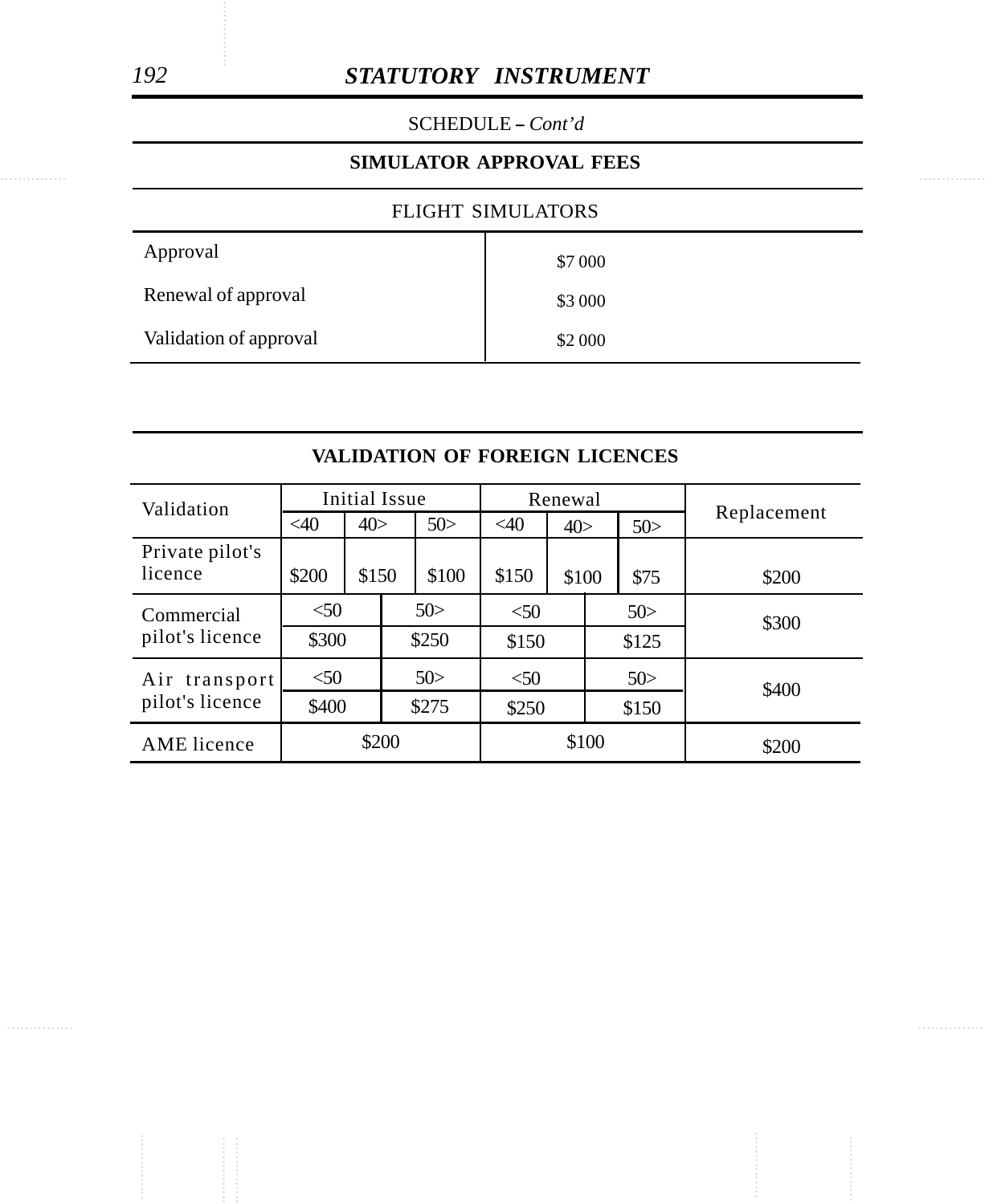SCHEDULE – *Cont'd*

## SIMULATOR APPROVAL FEES

### FLIGHT SIMULATORS

| Approval | $7 000 |
|---|---|
| Renewal of approval | $3 000 |
| Validation of approval | $2 000 |

## VALIDATION OF FOREIGN LICENCES

| Validation | Initial Issue | | | Renewal | | | Replacement |
|---|---|---|---|---|---|---|---|
| | <40 | 40> | 50> | <40 | 40> | 50> | |
| Private pilot's licence | $200 | $150 | $100 | $150 | $100 | $75 | $200 |
| Commercial pilot's licence | <50: $300 | | 50>: $250 | <50: $150 | | 50>: $125 | $300 |
| Air transport pilot's licence | <50: $400 | | 50>: $275 | <50: $250 | | 50>: $150 | $400 |
| AME licence | $200 | | | $100 | | | $200 |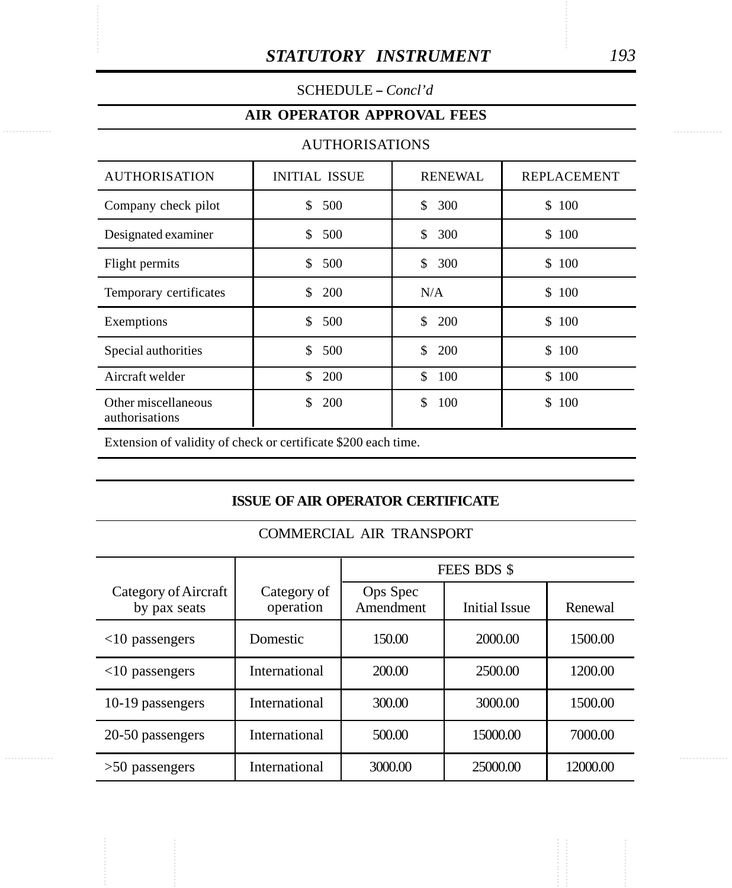SCHEDULE – *Concl'd*

## AIR OPERATOR APPROVAL FEES

AUTHORISATIONS

| AUTHORISATION | INITIAL ISSUE | RENEWAL | REPLACEMENT |
|---|---|---|---|
| Company check pilot | $ 500 | $ 300 | $ 100 |
| Designated examiner | $ 500 | $ 300 | $ 100 |
| Flight permits | $ 500 | $ 300 | $ 100 |
| Temporary certificates | $ 200 | N/A | $ 100 |
| Exemptions | $ 500 | $ 200 | $ 100 |
| Special authorities | $ 500 | $ 200 | $ 100 |
| Aircraft welder | $ 200 | $ 100 | $ 100 |
| Other miscellaneous authorisations | $ 200 | $ 100 | $ 100 |

Extension of validity of check or certificate $200 each time.

## ISSUE OF AIR OPERATOR CERTIFICATE

COMMERCIAL AIR TRANSPORT

| Category of Aircraft by pax seats | Category of operation | FEES BDS $ | | |
|---|---|---|---|---|
| | | Ops Spec Amendment | Initial Issue | Renewal |
| <10 passengers | Domestic | 150.00 | 2000.00 | 1500.00 |
| <10 passengers | International | 200.00 | 2500.00 | 1200.00 |
| 10-19 passengers | International | 300.00 | 3000.00 | 1500.00 |
| 20-50 passengers | International | 500.00 | 15000.00 | 7000.00 |
| >50 passengers | International | 3000.00 | 25000.00 | 12000.00 |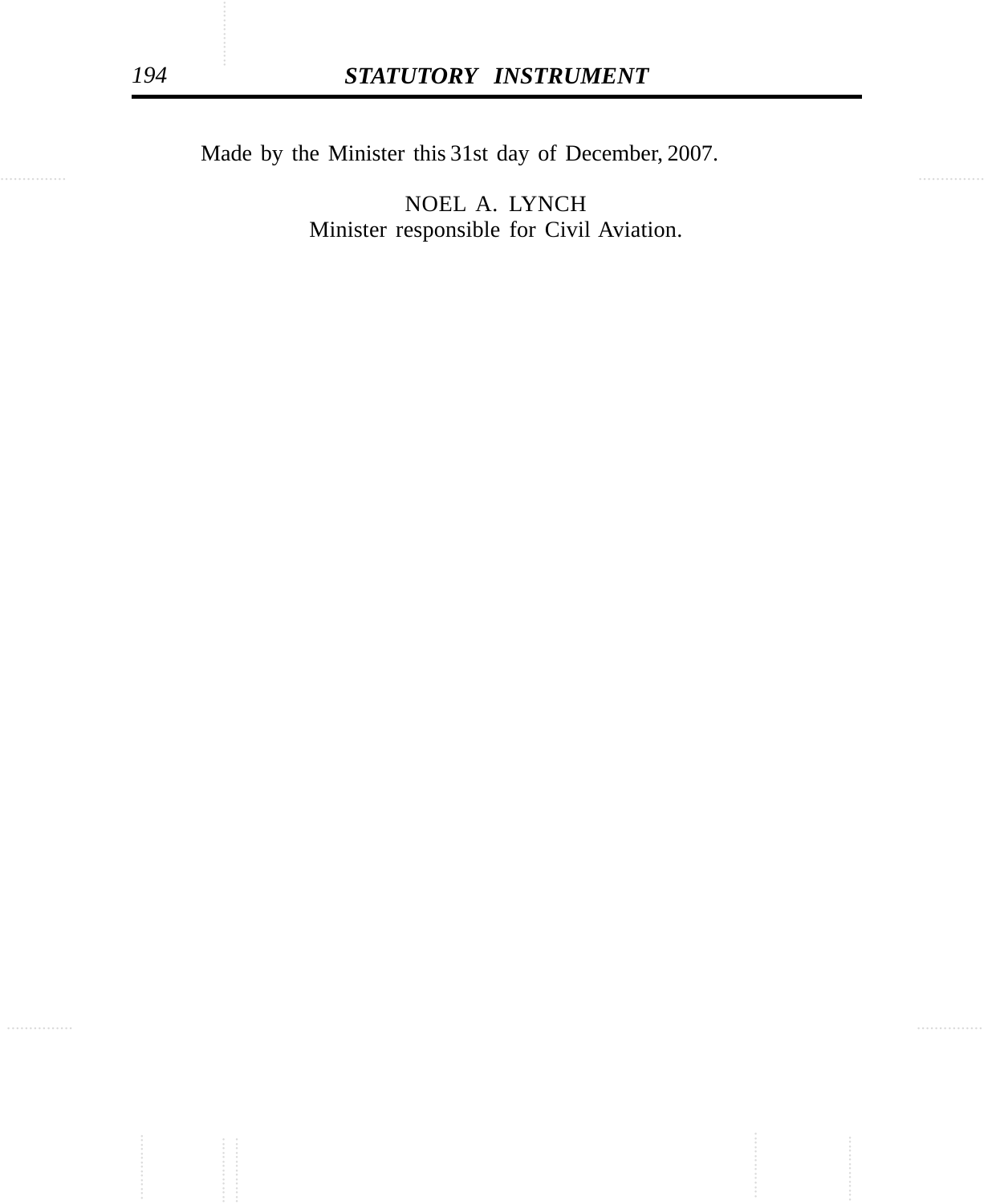Made by the Minister this 31st day of December, 2007.

NOEL A. LYNCH
Minister responsible for Civil Aviation.